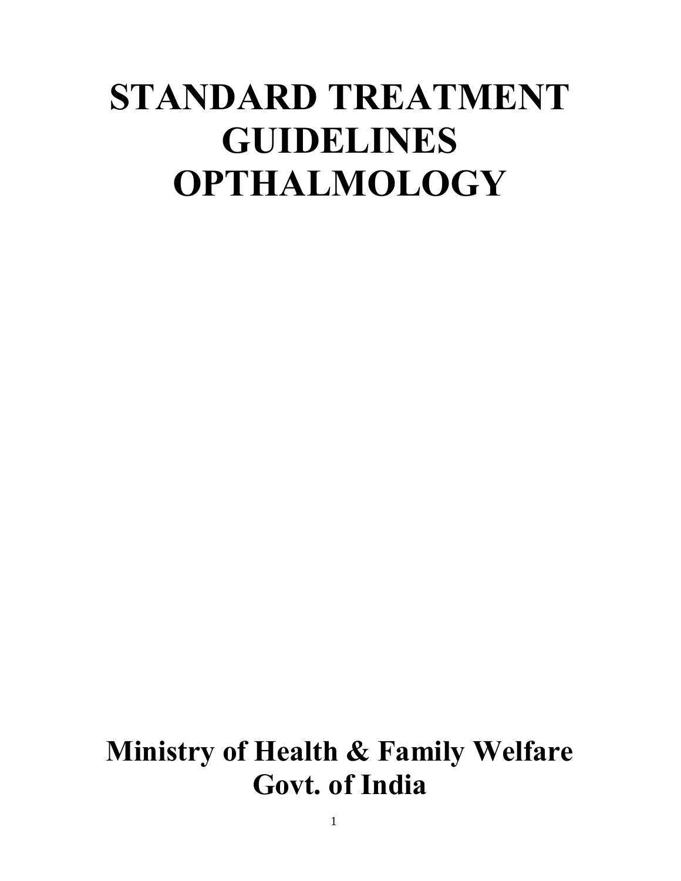# STANDARD TREATMENT GUIDELINES OPTHALMOLOGY

**Ministry of Health & Family Welfare**
**Govt. of India**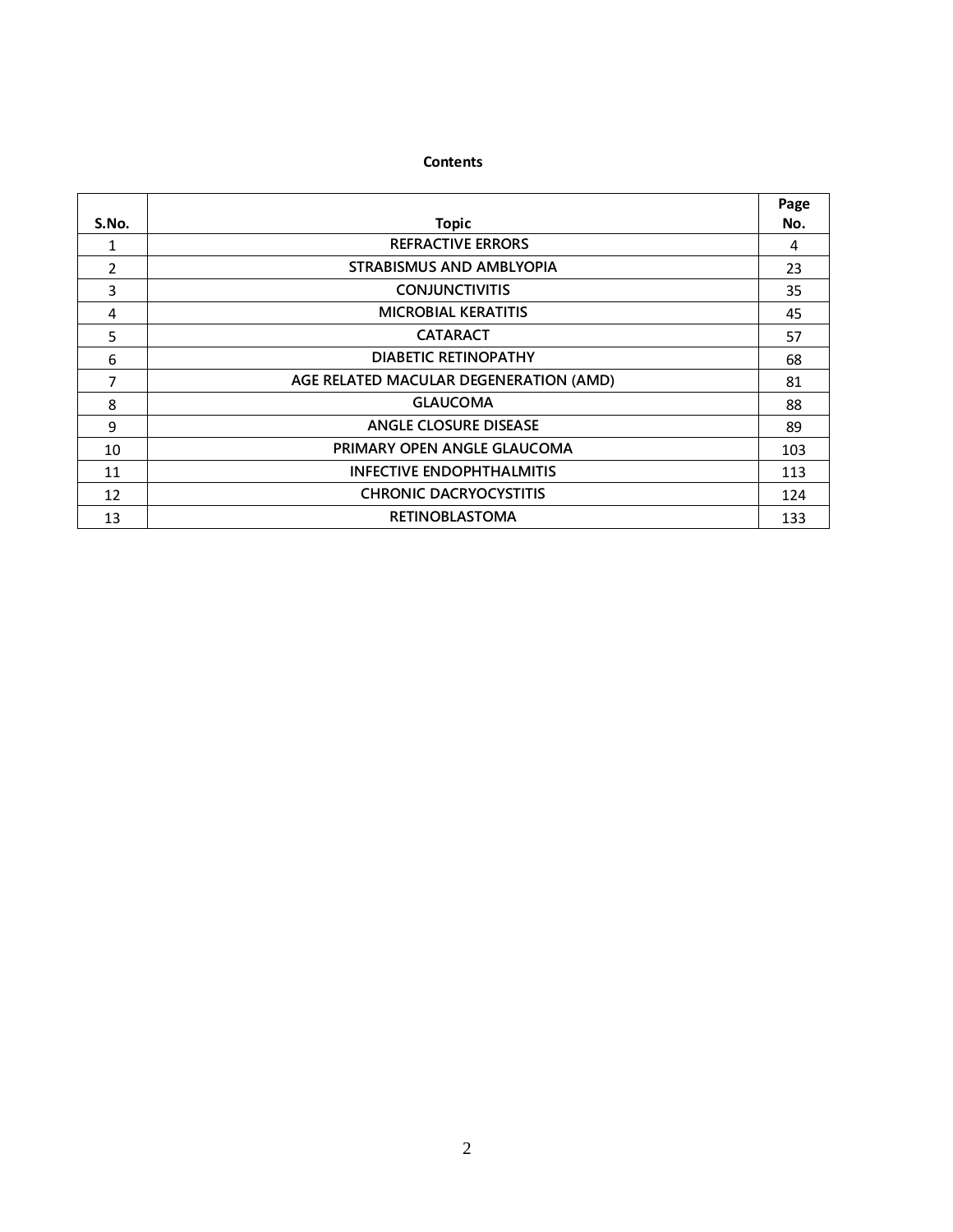**Contents**

| S.No. | Topic | Page No. |
|---|---|---|
| 1 | REFRACTIVE ERRORS | 4 |
| 2 | STRABISMUS AND AMBLYOPIA | 23 |
| 3 | CONJUNCTIVITIS | 35 |
| 4 | MICROBIAL KERATITIS | 45 |
| 5 | CATARACT | 57 |
| 6 | DIABETIC RETINOPATHY | 68 |
| 7 | AGE RELATED MACULAR DEGENERATION (AMD) | 81 |
| 8 | GLAUCOMA | 88 |
| 9 | ANGLE CLOSURE DISEASE | 89 |
| 10 | PRIMARY OPEN ANGLE GLAUCOMA | 103 |
| 11 | INFECTIVE ENDOPHTHALMITIS | 113 |
| 12 | CHRONIC DACRYOCYSTITIS | 124 |
| 13 | RETINOBLASTOMA | 133 |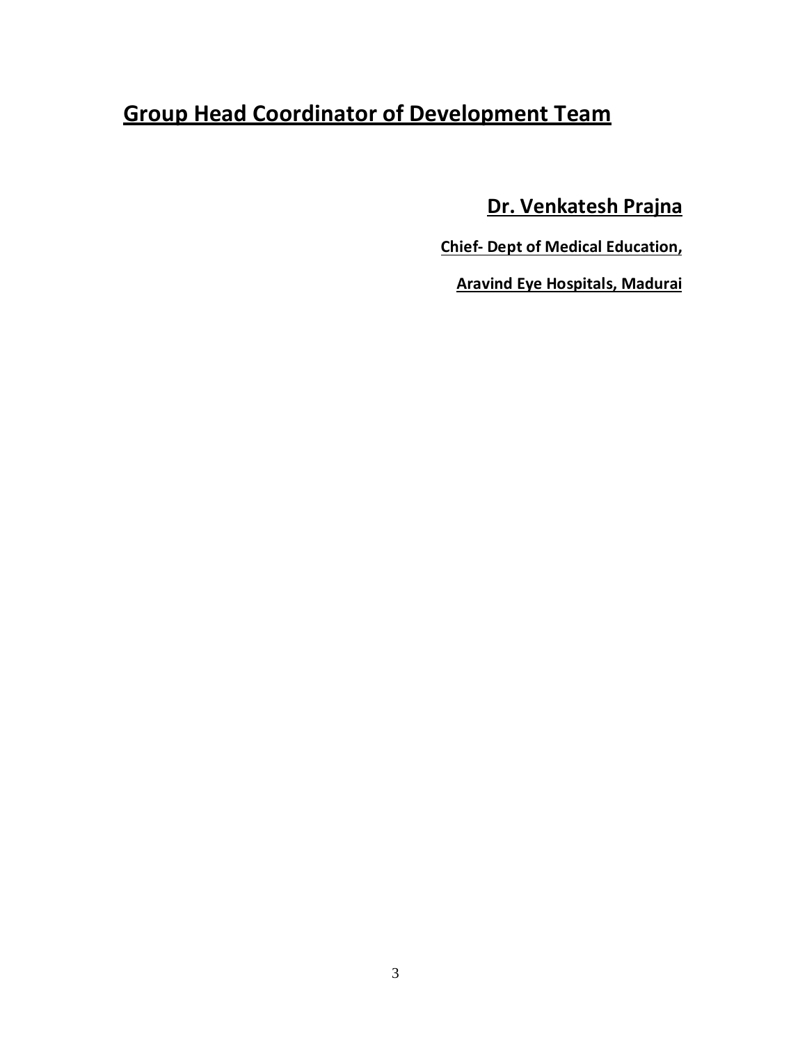# Group Head Coordinator of Development Team

**Dr. Venkatesh Prajna**

**Chief- Dept of Medical Education,**

**Aravind Eye Hospitals, Madurai**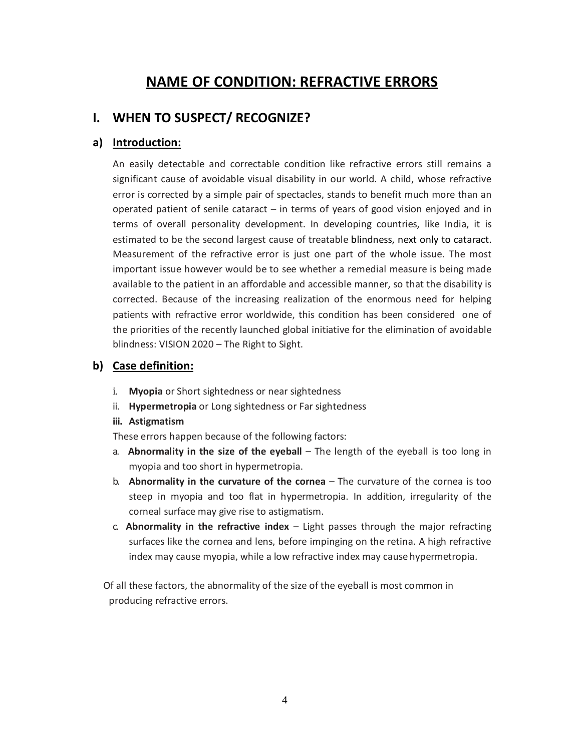# NAME OF CONDITION: REFRACTIVE ERRORS

## I. WHEN TO SUSPECT/ RECOGNIZE?

### a) Introduction:

An easily detectable and correctable condition like refractive errors still remains a significant cause of avoidable visual disability in our world. A child, whose refractive error is corrected by a simple pair of spectacles, stands to benefit much more than an operated patient of senile cataract – in terms of years of good vision enjoyed and in terms of overall personality development. In developing countries, like India, it is estimated to be the second largest cause of treatable blindness, next only to cataract. Measurement of the refractive error is just one part of the whole issue. The most important issue however would be to see whether a remedial measure is being made available to the patient in an affordable and accessible manner, so that the disability is corrected. Because of the increasing realization of the enormous need for helping patients with refractive error worldwide, this condition has been considered one of the priorities of the recently launched global initiative for the elimination of avoidable blindness: VISION 2020 – The Right to Sight.

### b) Case definition:

i. **Myopia** or Short sightedness or near sightedness
ii. **Hypermetropia** or Long sightedness or Far sightedness
iii. **Astigmatism**

These errors happen because of the following factors:

a. **Abnormality in the size of the eyeball** – The length of the eyeball is too long in myopia and too short in hypermetropia.
b. **Abnormality in the curvature of the cornea** – The curvature of the cornea is too steep in myopia and too flat in hypermetropia. In addition, irregularity of the corneal surface may give rise to astigmatism.
c. **Abnormality in the refractive index** – Light passes through the major refracting surfaces like the cornea and lens, before impinging on the retina. A high refractive index may cause myopia, while a low refractive index may cause hypermetropia.

Of all these factors, the abnormality of the size of the eyeball is most common in producing refractive errors.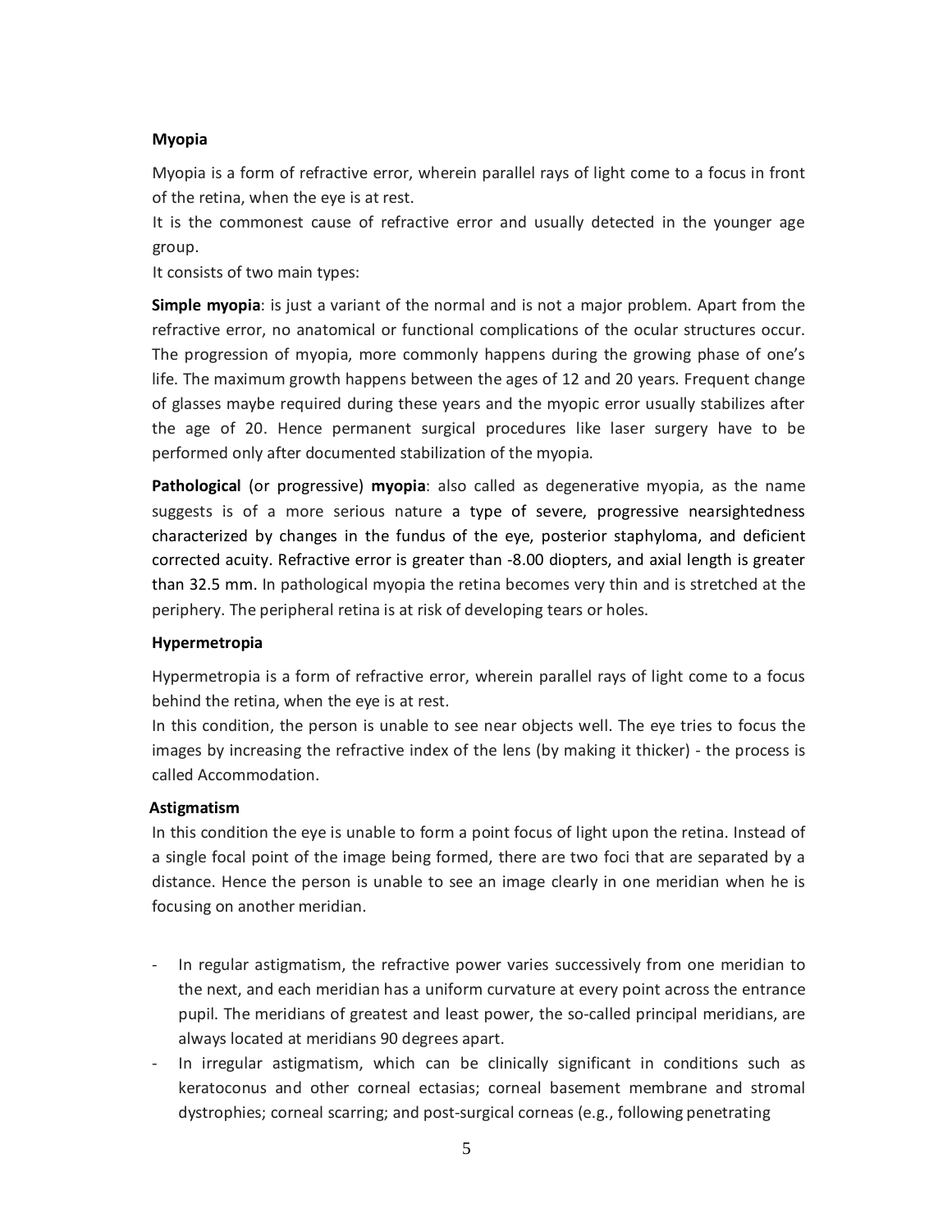**Myopia**

Myopia is a form of refractive error, wherein parallel rays of light come to a focus in front of the retina, when the eye is at rest.
It is the commonest cause of refractive error and usually detected in the younger age group.
It consists of two main types:

**Simple myopia**: is just a variant of the normal and is not a major problem. Apart from the refractive error, no anatomical or functional complications of the ocular structures occur. The progression of myopia, more commonly happens during the growing phase of one's life. The maximum growth happens between the ages of 12 and 20 years. Frequent change of glasses maybe required during these years and the myopic error usually stabilizes after the age of 20. Hence permanent surgical procedures like laser surgery have to be performed only after documented stabilization of the myopia.

**Pathological** (or progressive) **myopia**: also called as degenerative myopia, as the name suggests is of a more serious nature a type of severe, progressive nearsightedness characterized by changes in the fundus of the eye, posterior staphyloma, and deficient corrected acuity. Refractive error is greater than -8.00 diopters, and axial length is greater than 32.5 mm. In pathological myopia the retina becomes very thin and is stretched at the periphery. The peripheral retina is at risk of developing tears or holes.

**Hypermetropia**

Hypermetropia is a form of refractive error, wherein parallel rays of light come to a focus behind the retina, when the eye is at rest.
In this condition, the person is unable to see near objects well. The eye tries to focus the images by increasing the refractive index of the lens (by making it thicker) - the process is called Accommodation.

**Astigmatism**

In this condition the eye is unable to form a point focus of light upon the retina. Instead of a single focal point of the image being formed, there are two foci that are separated by a distance. Hence the person is unable to see an image clearly in one meridian when he is focusing on another meridian.

- In regular astigmatism, the refractive power varies successively from one meridian to the next, and each meridian has a uniform curvature at every point across the entrance pupil. The meridians of greatest and least power, the so-called principal meridians, are always located at meridians 90 degrees apart.
- In irregular astigmatism, which can be clinically significant in conditions such as keratoconus and other corneal ectasias; corneal basement membrane and stromal dystrophies; corneal scarring; and post-surgical corneas (e.g., following penetrating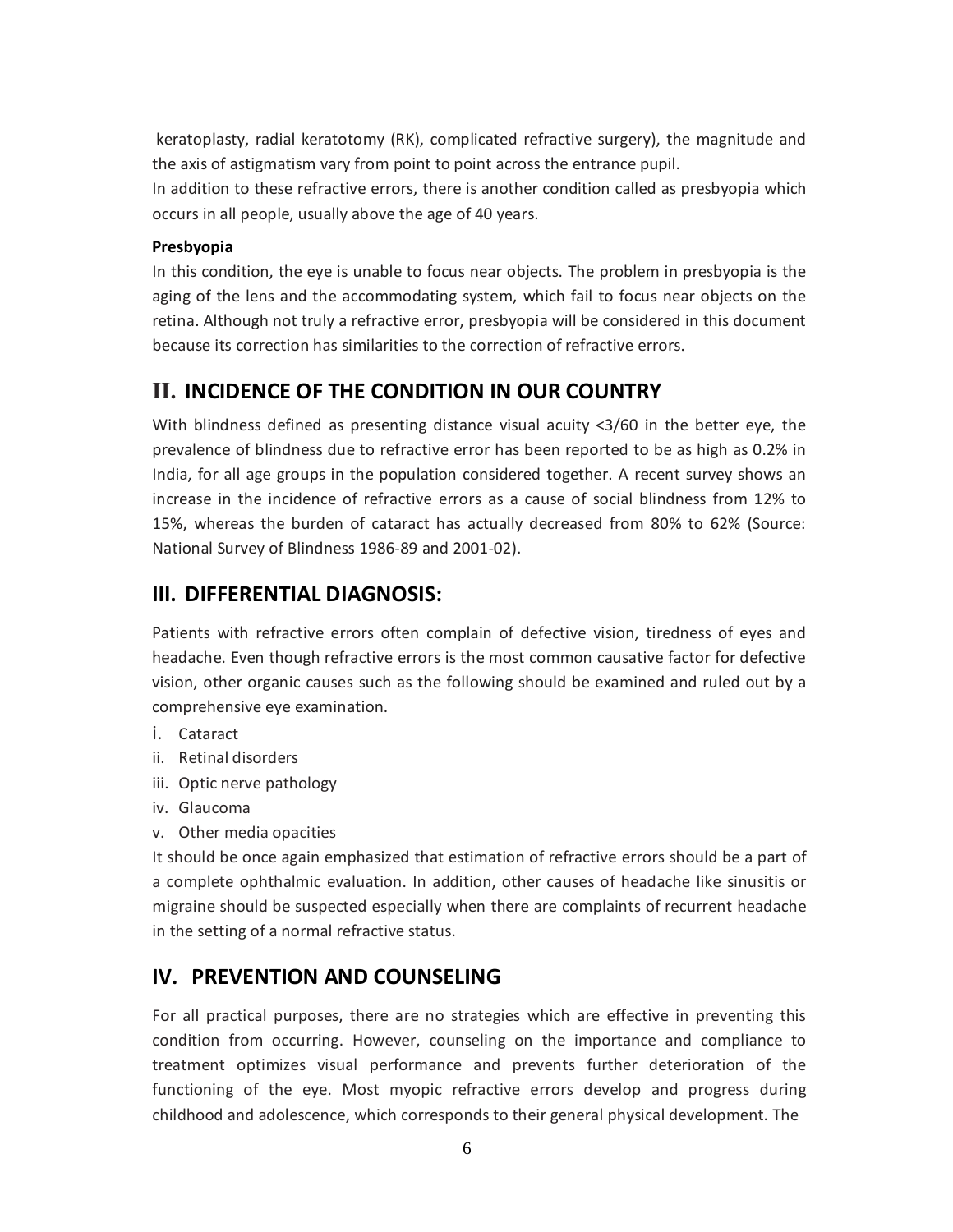keratoplasty, radial keratotomy (RK), complicated refractive surgery), the magnitude and the axis of astigmatism vary from point to point across the entrance pupil.

In addition to these refractive errors, there is another condition called as presbyopia which occurs in all people, usually above the age of 40 years.

**Presbyopia**

In this condition, the eye is unable to focus near objects. The problem in presbyopia is the aging of the lens and the accommodating system, which fail to focus near objects on the retina. Although not truly a refractive error, presbyopia will be considered in this document because its correction has similarities to the correction of refractive errors.

## II. INCIDENCE OF THE CONDITION IN OUR COUNTRY

With blindness defined as presenting distance visual acuity <3/60 in the better eye, the prevalence of blindness due to refractive error has been reported to be as high as 0.2% in India, for all age groups in the population considered together. A recent survey shows an increase in the incidence of refractive errors as a cause of social blindness from 12% to 15%, whereas the burden of cataract has actually decreased from 80% to 62% (Source: National Survey of Blindness 1986-89 and 2001-02).

## III. DIFFERENTIAL DIAGNOSIS:

Patients with refractive errors often complain of defective vision, tiredness of eyes and headache. Even though refractive errors is the most common causative factor for defective vision, other organic causes such as the following should be examined and ruled out by a comprehensive eye examination.

i. Cataract
ii. Retinal disorders
iii. Optic nerve pathology
iv. Glaucoma
v. Other media opacities

It should be once again emphasized that estimation of refractive errors should be a part of a complete ophthalmic evaluation. In addition, other causes of headache like sinusitis or migraine should be suspected especially when there are complaints of recurrent headache in the setting of a normal refractive status.

## IV. PREVENTION AND COUNSELING

For all practical purposes, there are no strategies which are effective in preventing this condition from occurring. However, counseling on the importance and compliance to treatment optimizes visual performance and prevents further deterioration of the functioning of the eye. Most myopic refractive errors develop and progress during childhood and adolescence, which corresponds to their general physical development. The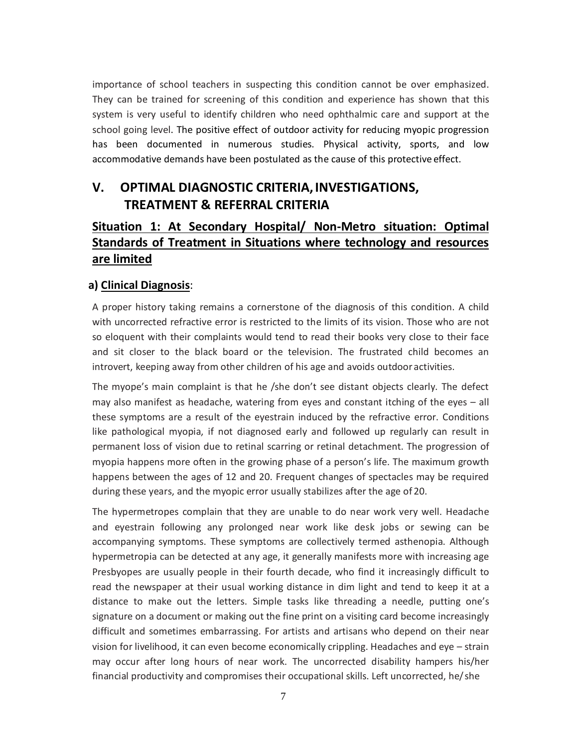importance of school teachers in suspecting this condition cannot be over emphasized. They can be trained for screening of this condition and experience has shown that this system is very useful to identify children who need ophthalmic care and support at the school going level. The positive effect of outdoor activity for reducing myopic progression has been documented in numerous studies. Physical activity, sports, and low accommodative demands have been postulated as the cause of this protective effect.

## V. OPTIMAL DIAGNOSTIC CRITERIA, INVESTIGATIONS, TREATMENT & REFERRAL CRITERIA

### Situation 1: At Secondary Hospital/ Non-Metro situation: Optimal Standards of Treatment in Situations where technology and resources are limited

#### a) Clinical Diagnosis:

A proper history taking remains a cornerstone of the diagnosis of this condition. A child with uncorrected refractive error is restricted to the limits of its vision. Those who are not so eloquent with their complaints would tend to read their books very close to their face and sit closer to the black board or the television. The frustrated child becomes an introvert, keeping away from other children of his age and avoids outdoor activities.

The myope's main complaint is that he /she don't see distant objects clearly. The defect may also manifest as headache, watering from eyes and constant itching of the eyes – all these symptoms are a result of the eyestrain induced by the refractive error. Conditions like pathological myopia, if not diagnosed early and followed up regularly can result in permanent loss of vision due to retinal scarring or retinal detachment. The progression of myopia happens more often in the growing phase of a person's life. The maximum growth happens between the ages of 12 and 20. Frequent changes of spectacles may be required during these years, and the myopic error usually stabilizes after the age of 20.

The hypermetropes complain that they are unable to do near work very well. Headache and eyestrain following any prolonged near work like desk jobs or sewing can be accompanying symptoms. These symptoms are collectively termed asthenopia. Although hypermetropia can be detected at any age, it generally manifests more with increasing age Presbyopes are usually people in their fourth decade, who find it increasingly difficult to read the newspaper at their usual working distance in dim light and tend to keep it at a distance to make out the letters. Simple tasks like threading a needle, putting one's signature on a document or making out the fine print on a visiting card become increasingly difficult and sometimes embarrassing. For artists and artisans who depend on their near vision for livelihood, it can even become economically crippling. Headaches and eye – strain may occur after long hours of near work. The uncorrected disability hampers his/her financial productivity and compromises their occupational skills. Left uncorrected, he/ she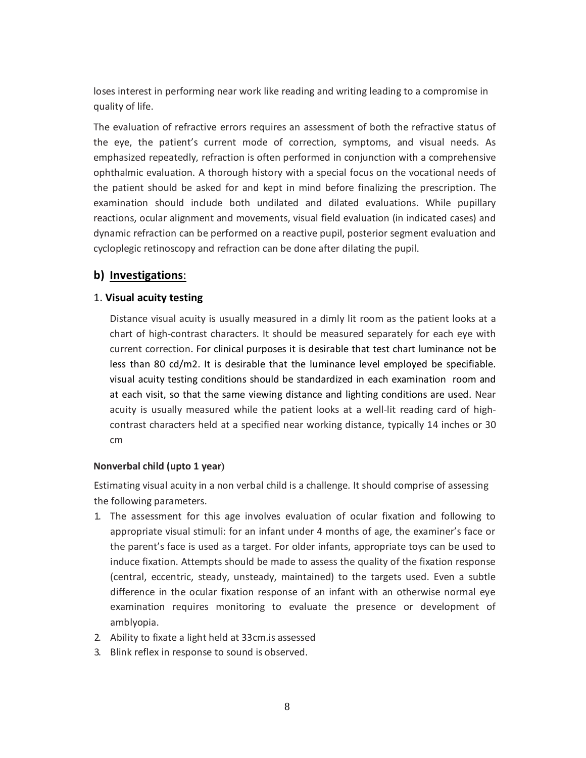loses interest in performing near work like reading and writing leading to a compromise in quality of life.

The evaluation of refractive errors requires an assessment of both the refractive status of the eye, the patient's current mode of correction, symptoms, and visual needs. As emphasized repeatedly, refraction is often performed in conjunction with a comprehensive ophthalmic evaluation. A thorough history with a special focus on the vocational needs of the patient should be asked for and kept in mind before finalizing the prescription. The examination should include both undilated and dilated evaluations. While pupillary reactions, ocular alignment and movements, visual field evaluation (in indicated cases) and dynamic refraction can be performed on a reactive pupil, posterior segment evaluation and cycloplegic retinoscopy and refraction can be done after dilating the pupil.

## b) <u>Investigations</u>:

### 1. Visual acuity testing

Distance visual acuity is usually measured in a dimly lit room as the patient looks at a chart of high-contrast characters. It should be measured separately for each eye with current correction. For clinical purposes it is desirable that test chart luminance not be less than 80 cd/m2. It is desirable that the luminance level employed be specifiable. visual acuity testing conditions should be standardized in each examination room and at each visit, so that the same viewing distance and lighting conditions are used. Near acuity is usually measured while the patient looks at a well-lit reading card of high-contrast characters held at a specified near working distance, typically 14 inches or 30 cm

#### Nonverbal child (upto 1 year)

Estimating visual acuity in a non verbal child is a challenge. It should comprise of assessing the following parameters.

1. The assessment for this age involves evaluation of ocular fixation and following to appropriate visual stimuli: for an infant under 4 months of age, the examiner's face or the parent's face is used as a target. For older infants, appropriate toys can be used to induce fixation. Attempts should be made to assess the quality of the fixation response (central, eccentric, steady, unsteady, maintained) to the targets used. Even a subtle difference in the ocular fixation response of an infant with an otherwise normal eye examination requires monitoring to evaluate the presence or development of amblyopia.
2. Ability to fixate a light held at 33cm.is assessed
3. Blink reflex in response to sound is observed.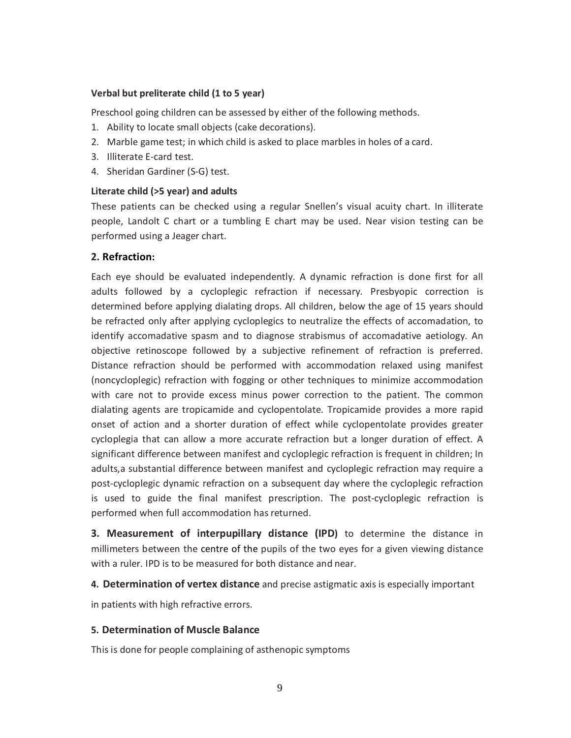**Verbal but preliterate child (1 to 5 year)**

Preschool going children can be assessed by either of the following methods.

1. Ability to locate small objects (cake decorations).
2. Marble game test; in which child is asked to place marbles in holes of a card.
3. Illiterate E-card test.
4. Sheridan Gardiner (S-G) test.

**Literate child (>5 year) and adults**

These patients can be checked using a regular Snellen's visual acuity chart. In illiterate people, Landolt C chart or a tumbling E chart may be used. Near vision testing can be performed using a Jeager chart.

### 2. Refraction:

Each eye should be evaluated independently. A dynamic refraction is done first for all adults followed by a cycloplegic refraction if necessary. Presbyopic correction is determined before applying dialating drops. All children, below the age of 15 years should be refracted only after applying cycloplegics to neutralize the effects of accomadation, to identify accomadative spasm and to diagnose strabismus of accomadative aetiology. An objective retinoscope followed by a subjective refinement of refraction is preferred. Distance refraction should be performed with accommodation relaxed using manifest (noncycloplegic) refraction with fogging or other techniques to minimize accommodation with care not to provide excess minus power correction to the patient. The common dialating agents are tropicamide and cyclopentolate. Tropicamide provides a more rapid onset of action and a shorter duration of effect while cyclopentolate provides greater cycloplegia that can allow a more accurate refraction but a longer duration of effect. A significant difference between manifest and cycloplegic refraction is frequent in children; In adults,a substantial difference between manifest and cycloplegic refraction may require a post-cycloplegic dynamic refraction on a subsequent day where the cycloplegic refraction is used to guide the final manifest prescription. The post-cycloplegic refraction is performed when full accommodation has returned.

**3. Measurement of interpupillary distance (IPD)** to determine the distance in millimeters between the centre of the pupils of the two eyes for a given viewing distance with a ruler. IPD is to be measured for both distance and near.

**4. Determination of vertex distance** and precise astigmatic axis is especially important in patients with high refractive errors.

### 5. Determination of Muscle Balance

This is done for people complaining of asthenopic symptoms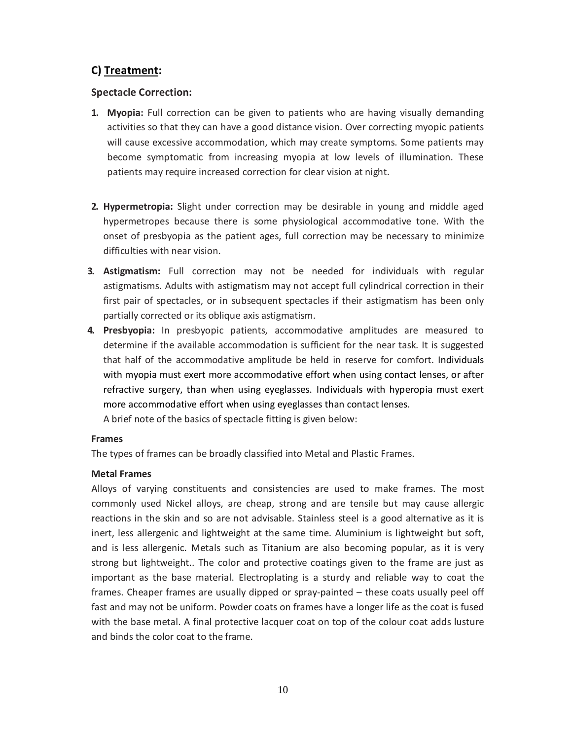## C) Treatment:

### Spectacle Correction:

1. **Myopia:** Full correction can be given to patients who are having visually demanding activities so that they can have a good distance vision. Over correcting myopic patients will cause excessive accommodation, which may create symptoms. Some patients may become symptomatic from increasing myopia at low levels of illumination. These patients may require increased correction for clear vision at night.

2. **Hypermetropia:** Slight under correction may be desirable in young and middle aged hypermetropes because there is some physiological accommodative tone. With the onset of presbyopia as the patient ages, full correction may be necessary to minimize difficulties with near vision.

3. **Astigmatism:** Full correction may not be needed for individuals with regular astigmatisms. Adults with astigmatism may not accept full cylindrical correction in their first pair of spectacles, or in subsequent spectacles if their astigmatism has been only partially corrected or its oblique axis astigmatism.

4. **Presbyopia:** In presbyopic patients, accommodative amplitudes are measured to determine if the available accommodation is sufficient for the near task. It is suggested that half of the accommodative amplitude be held in reserve for comfort. Individuals with myopia must exert more accommodative effort when using contact lenses, or after refractive surgery, than when using eyeglasses. Individuals with hyperopia must exert more accommodative effort when using eyeglasses than contact lenses.
   A brief note of the basics of spectacle fitting is given below:

**Frames**

The types of frames can be broadly classified into Metal and Plastic Frames.

**Metal Frames**

Alloys of varying constituents and consistencies are used to make frames. The most commonly used Nickel alloys, are cheap, strong and are tensile but may cause allergic reactions in the skin and so are not advisable. Stainless steel is a good alternative as it is inert, less allergenic and lightweight at the same time. Aluminium is lightweight but soft, and is less allergenic. Metals such as Titanium are also becoming popular, as it is very strong but lightweight.. The color and protective coatings given to the frame are just as important as the base material. Electroplating is a sturdy and reliable way to coat the frames. Cheaper frames are usually dipped or spray-painted – these coats usually peel off fast and may not be uniform. Powder coats on frames have a longer life as the coat is fused with the base metal. A final protective lacquer coat on top of the colour coat adds lusture and binds the color coat to the frame.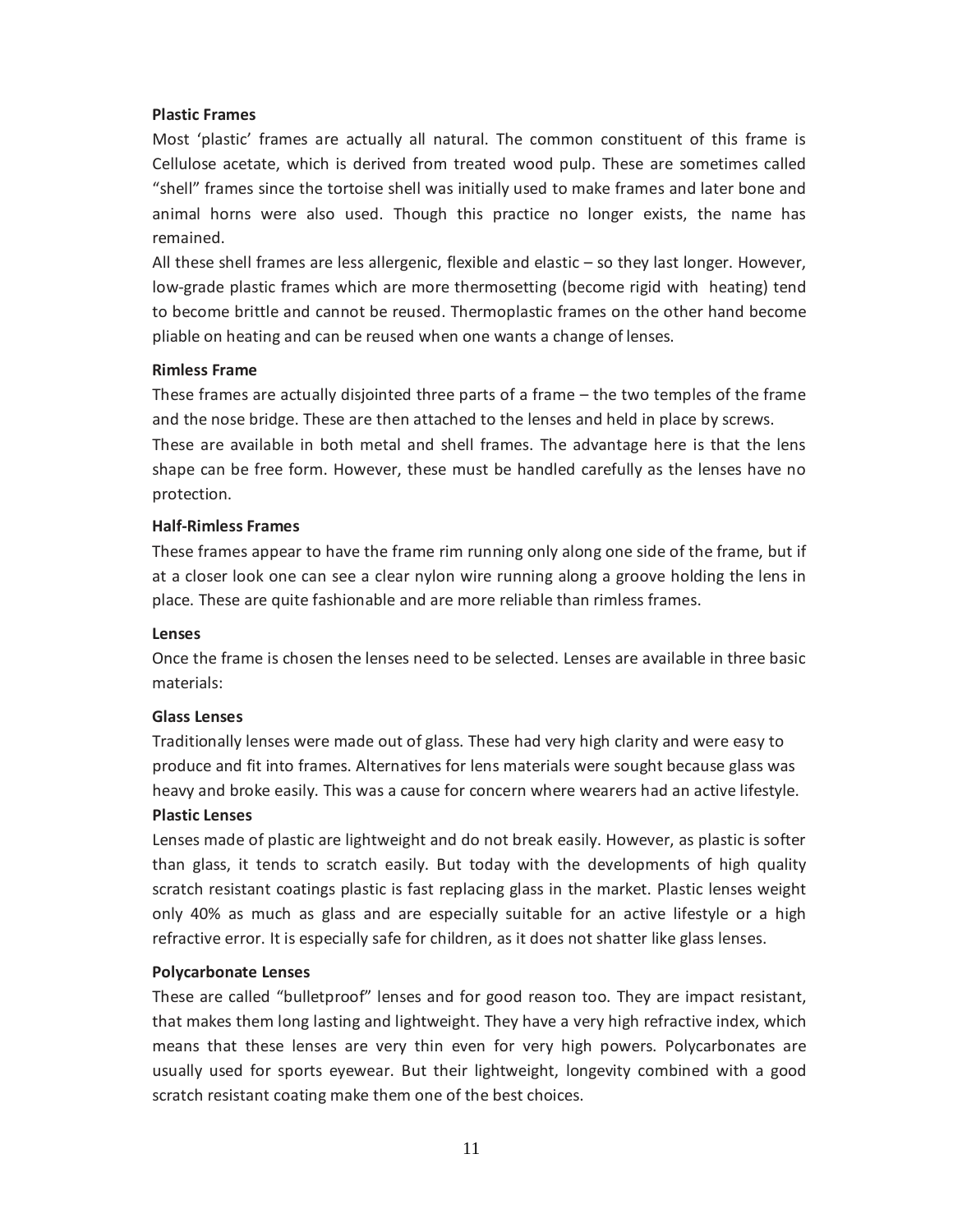**Plastic Frames**

Most 'plastic' frames are actually all natural. The common constituent of this frame is Cellulose acetate, which is derived from treated wood pulp. These are sometimes called "shell" frames since the tortoise shell was initially used to make frames and later bone and animal horns were also used. Though this practice no longer exists, the name has remained.

All these shell frames are less allergenic, flexible and elastic – so they last longer. However, low-grade plastic frames which are more thermosetting (become rigid with heating) tend to become brittle and cannot be reused. Thermoplastic frames on the other hand become pliable on heating and can be reused when one wants a change of lenses.

**Rimless Frame**

These frames are actually disjointed three parts of a frame – the two temples of the frame and the nose bridge. These are then attached to the lenses and held in place by screws.

These are available in both metal and shell frames. The advantage here is that the lens shape can be free form. However, these must be handled carefully as the lenses have no protection.

**Half-Rimless Frames**

These frames appear to have the frame rim running only along one side of the frame, but if at a closer look one can see a clear nylon wire running along a groove holding the lens in place. These are quite fashionable and are more reliable than rimless frames.

**Lenses**

Once the frame is chosen the lenses need to be selected. Lenses are available in three basic materials:

**Glass Lenses**

Traditionally lenses were made out of glass. These had very high clarity and were easy to produce and fit into frames. Alternatives for lens materials were sought because glass was heavy and broke easily. This was a cause for concern where wearers had an active lifestyle.

**Plastic Lenses**

Lenses made of plastic are lightweight and do not break easily. However, as plastic is softer than glass, it tends to scratch easily. But today with the developments of high quality scratch resistant coatings plastic is fast replacing glass in the market. Plastic lenses weight only 40% as much as glass and are especially suitable for an active lifestyle or a high refractive error. It is especially safe for children, as it does not shatter like glass lenses.

**Polycarbonate Lenses**

These are called "bulletproof" lenses and for good reason too. They are impact resistant, that makes them long lasting and lightweight. They have a very high refractive index, which means that these lenses are very thin even for very high powers. Polycarbonates are usually used for sports eyewear. But their lightweight, longevity combined with a good scratch resistant coating make them one of the best choices.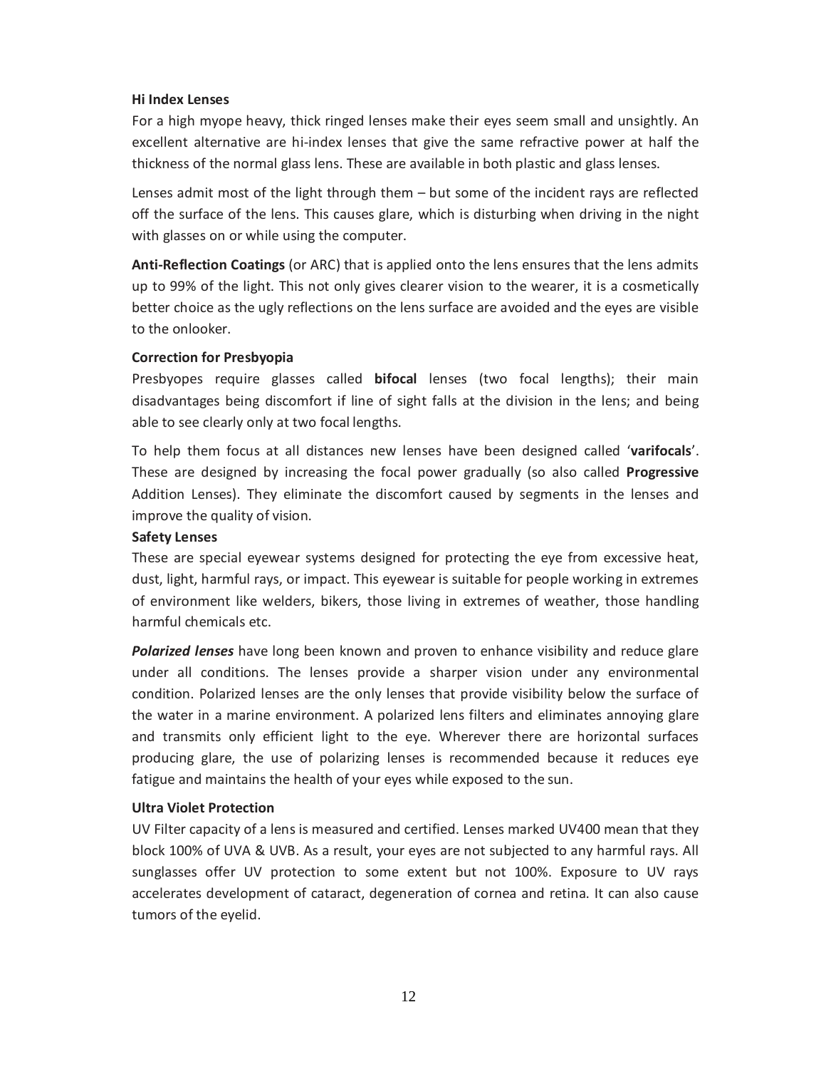### Hi Index Lenses

For a high myope heavy, thick ringed lenses make their eyes seem small and unsightly. An excellent alternative are hi-index lenses that give the same refractive power at half the thickness of the normal glass lens. These are available in both plastic and glass lenses.

Lenses admit most of the light through them – but some of the incident rays are reflected off the surface of the lens. This causes glare, which is disturbing when driving in the night with glasses on or while using the computer.

**Anti-Reflection Coatings** (or ARC) that is applied onto the lens ensures that the lens admits up to 99% of the light. This not only gives clearer vision to the wearer, it is a cosmetically better choice as the ugly reflections on the lens surface are avoided and the eyes are visible to the onlooker.

### Correction for Presbyopia

Presbyopes require glasses called **bifocal** lenses (two focal lengths); their main disadvantages being discomfort if line of sight falls at the division in the lens; and being able to see clearly only at two focal lengths.

To help them focus at all distances new lenses have been designed called '**varifocals**'. These are designed by increasing the focal power gradually (so also called **Progressive** Addition Lenses). They eliminate the discomfort caused by segments in the lenses and improve the quality of vision.

### Safety Lenses

These are special eyewear systems designed for protecting the eye from excessive heat, dust, light, harmful rays, or impact. This eyewear is suitable for people working in extremes of environment like welders, bikers, those living in extremes of weather, those handling harmful chemicals etc.

***Polarized lenses*** have long been known and proven to enhance visibility and reduce glare under all conditions. The lenses provide a sharper vision under any environmental condition. Polarized lenses are the only lenses that provide visibility below the surface of the water in a marine environment. A polarized lens filters and eliminates annoying glare and transmits only efficient light to the eye. Wherever there are horizontal surfaces producing glare, the use of polarizing lenses is recommended because it reduces eye fatigue and maintains the health of your eyes while exposed to the sun.

### Ultra Violet Protection

UV Filter capacity of a lens is measured and certified. Lenses marked UV400 mean that they block 100% of UVA & UVB. As a result, your eyes are not subjected to any harmful rays. All sunglasses offer UV protection to some extent but not 100%. Exposure to UV rays accelerates development of cataract, degeneration of cornea and retina. It can also cause tumors of the eyelid.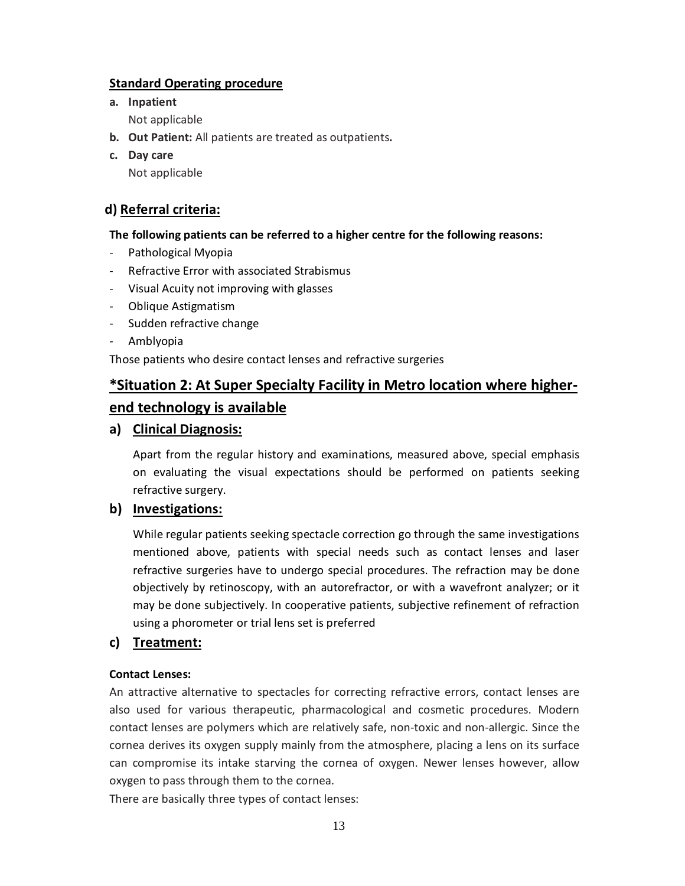**Standard Operating procedure**

**a. Inpatient**

Not applicable

**b. Out Patient:** All patients are treated as outpatients**.**

**c. Day care**

Not applicable

## d) Referral criteria:

**The following patients can be referred to a higher centre for the following reasons:**

- Pathological Myopia
- Refractive Error with associated Strabismus
- Visual Acuity not improving with glasses
- Oblique Astigmatism
- Sudden refractive change
- Amblyopia

Those patients who desire contact lenses and refractive surgeries

## *Situation 2: At Super Specialty Facility in Metro location where higher-end technology is available

### a) Clinical Diagnosis:

Apart from the regular history and examinations, measured above, special emphasis on evaluating the visual expectations should be performed on patients seeking refractive surgery.

### b) Investigations:

While regular patients seeking spectacle correction go through the same investigations mentioned above, patients with special needs such as contact lenses and laser refractive surgeries have to undergo special procedures. The refraction may be done objectively by retinoscopy, with an autorefractor, or with a wavefront analyzer; or it may be done subjectively. In cooperative patients, subjective refinement of refraction using a phorometer or trial lens set is preferred

### c) Treatment:

**Contact Lenses:**

An attractive alternative to spectacles for correcting refractive errors, contact lenses are also used for various therapeutic, pharmacological and cosmetic procedures. Modern contact lenses are polymers which are relatively safe, non-toxic and non-allergic. Since the cornea derives its oxygen supply mainly from the atmosphere, placing a lens on its surface can compromise its intake starving the cornea of oxygen. Newer lenses however, allow oxygen to pass through them to the cornea.

There are basically three types of contact lenses: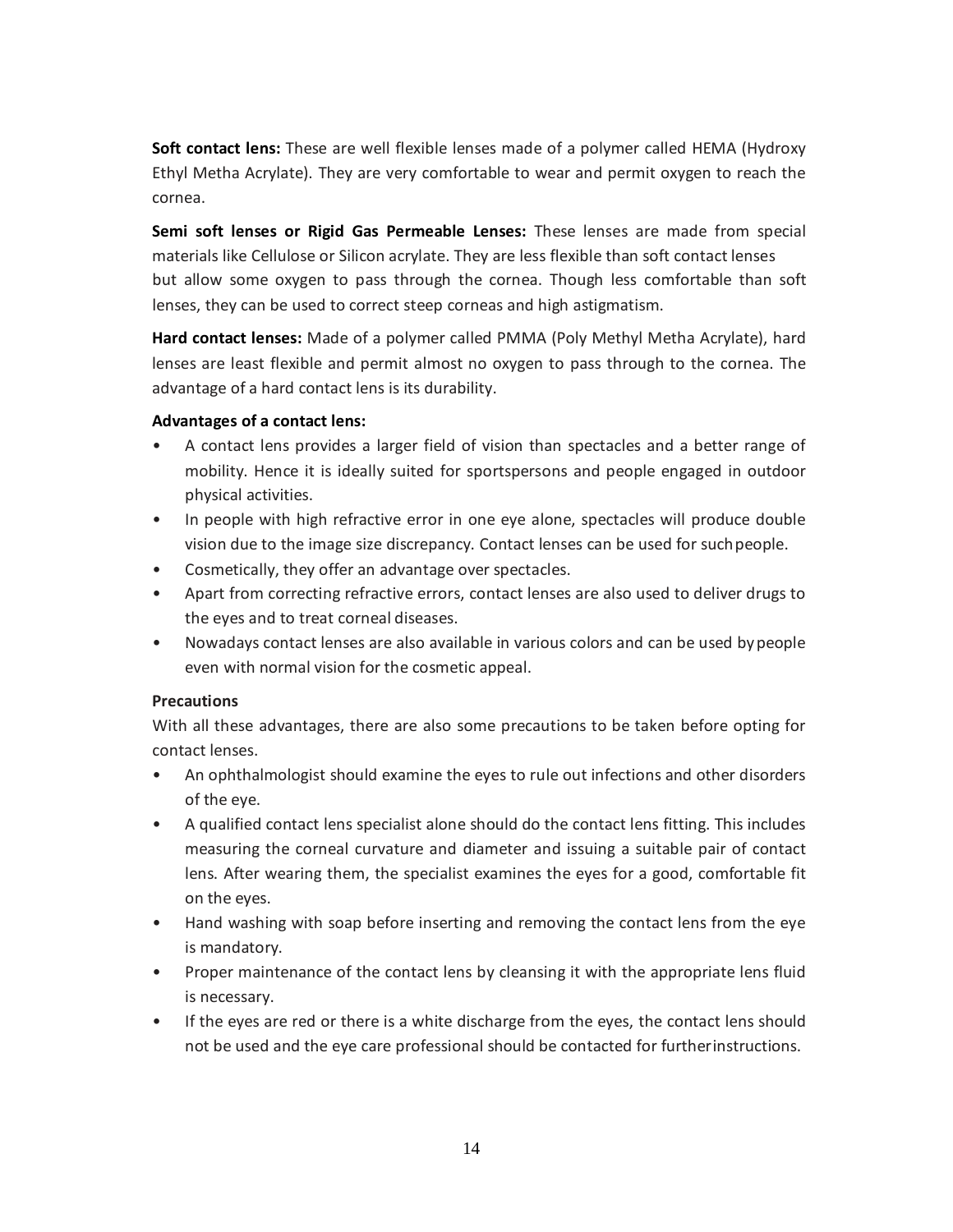**Soft contact lens:** These are well flexible lenses made of a polymer called HEMA (Hydroxy Ethyl Metha Acrylate). They are very comfortable to wear and permit oxygen to reach the cornea.

**Semi soft lenses or Rigid Gas Permeable Lenses:** These lenses are made from special materials like Cellulose or Silicon acrylate. They are less flexible than soft contact lenses but allow some oxygen to pass through the cornea. Though less comfortable than soft lenses, they can be used to correct steep corneas and high astigmatism.

**Hard contact lenses:** Made of a polymer called PMMA (Poly Methyl Metha Acrylate), hard lenses are least flexible and permit almost no oxygen to pass through to the cornea. The advantage of a hard contact lens is its durability.

**Advantages of a contact lens:**

- A contact lens provides a larger field of vision than spectacles and a better range of mobility. Hence it is ideally suited for sportspersons and people engaged in outdoor physical activities.
- In people with high refractive error in one eye alone, spectacles will produce double vision due to the image size discrepancy. Contact lenses can be used for such people.
- Cosmetically, they offer an advantage over spectacles.
- Apart from correcting refractive errors, contact lenses are also used to deliver drugs to the eyes and to treat corneal diseases.
- Nowadays contact lenses are also available in various colors and can be used by people even with normal vision for the cosmetic appeal.

**Precautions**

With all these advantages, there are also some precautions to be taken before opting for contact lenses.

- An ophthalmologist should examine the eyes to rule out infections and other disorders of the eye.
- A qualified contact lens specialist alone should do the contact lens fitting. This includes measuring the corneal curvature and diameter and issuing a suitable pair of contact lens. After wearing them, the specialist examines the eyes for a good, comfortable fit on the eyes.
- Hand washing with soap before inserting and removing the contact lens from the eye is mandatory.
- Proper maintenance of the contact lens by cleansing it with the appropriate lens fluid is necessary.
- If the eyes are red or there is a white discharge from the eyes, the contact lens should not be used and the eye care professional should be contacted for further instructions.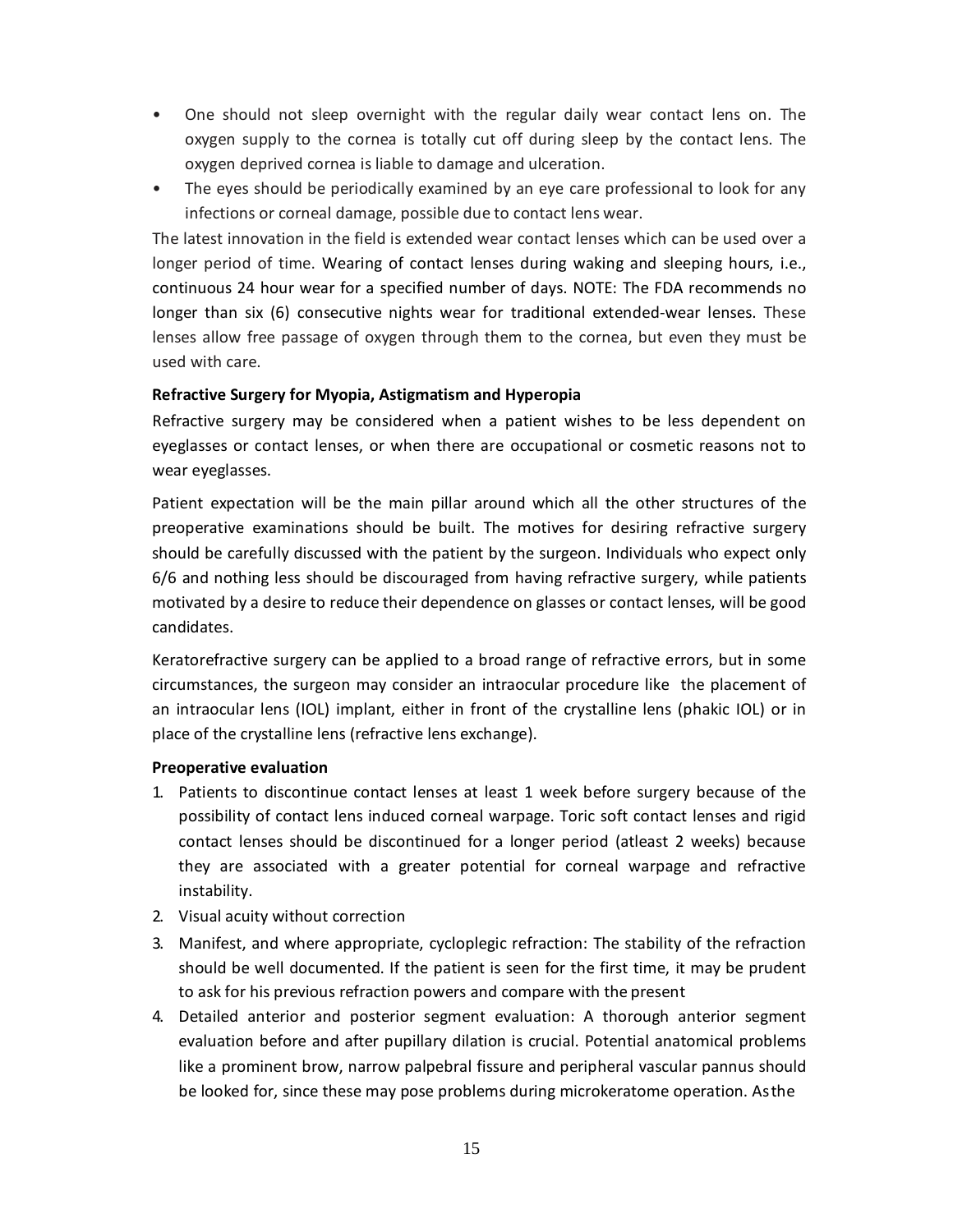- One should not sleep overnight with the regular daily wear contact lens on. The oxygen supply to the cornea is totally cut off during sleep by the contact lens. The oxygen deprived cornea is liable to damage and ulceration.
- The eyes should be periodically examined by an eye care professional to look for any infections or corneal damage, possible due to contact lens wear.

The latest innovation in the field is extended wear contact lenses which can be used over a longer period of time. Wearing of contact lenses during waking and sleeping hours, i.e., continuous 24 hour wear for a specified number of days. NOTE: The FDA recommends no longer than six (6) consecutive nights wear for traditional extended-wear lenses. These lenses allow free passage of oxygen through them to the cornea, but even they must be used with care.

**Refractive Surgery for Myopia, Astigmatism and Hyperopia**

Refractive surgery may be considered when a patient wishes to be less dependent on eyeglasses or contact lenses, or when there are occupational or cosmetic reasons not to wear eyeglasses.

Patient expectation will be the main pillar around which all the other structures of the preoperative examinations should be built. The motives for desiring refractive surgery should be carefully discussed with the patient by the surgeon. Individuals who expect only 6/6 and nothing less should be discouraged from having refractive surgery, while patients motivated by a desire to reduce their dependence on glasses or contact lenses, will be good candidates.

Keratorefractive surgery can be applied to a broad range of refractive errors, but in some circumstances, the surgeon may consider an intraocular procedure like the placement of an intraocular lens (IOL) implant, either in front of the crystalline lens (phakic IOL) or in place of the crystalline lens (refractive lens exchange).

**Preoperative evaluation**

1. Patients to discontinue contact lenses at least 1 week before surgery because of the possibility of contact lens induced corneal warpage. Toric soft contact lenses and rigid contact lenses should be discontinued for a longer period (atleast 2 weeks) because they are associated with a greater potential for corneal warpage and refractive instability.
2. Visual acuity without correction
3. Manifest, and where appropriate, cycloplegic refraction: The stability of the refraction should be well documented. If the patient is seen for the first time, it may be prudent to ask for his previous refraction powers and compare with the present
4. Detailed anterior and posterior segment evaluation: A thorough anterior segment evaluation before and after pupillary dilation is crucial. Potential anatomical problems like a prominent brow, narrow palpebral fissure and peripheral vascular pannus should be looked for, since these may pose problems during microkeratome operation. As the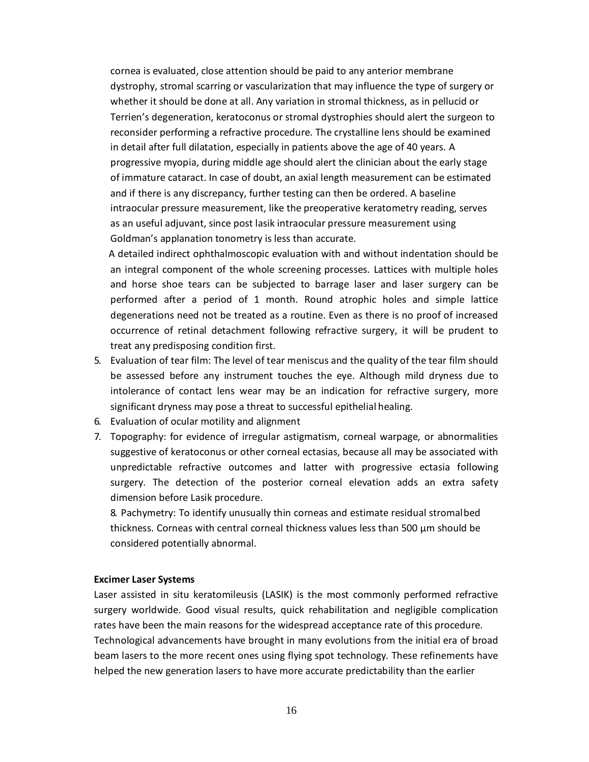cornea is evaluated, close attention should be paid to any anterior membrane dystrophy, stromal scarring or vascularization that may influence the type of surgery or whether it should be done at all. Any variation in stromal thickness, as in pellucid or Terrien's degeneration, keratoconus or stromal dystrophies should alert the surgeon to reconsider performing a refractive procedure. The crystalline lens should be examined in detail after full dilatation, especially in patients above the age of 40 years. A progressive myopia, during middle age should alert the clinician about the early stage of immature cataract. In case of doubt, an axial length measurement can be estimated and if there is any discrepancy, further testing can then be ordered. A baseline intraocular pressure measurement, like the preoperative keratometry reading, serves as an useful adjuvant, since post lasik intraocular pressure measurement using Goldman's applanation tonometry is less than accurate.

A detailed indirect ophthalmoscopic evaluation with and without indentation should be an integral component of the whole screening processes. Lattices with multiple holes and horse shoe tears can be subjected to barrage laser and laser surgery can be performed after a period of 1 month. Round atrophic holes and simple lattice degenerations need not be treated as a routine. Even as there is no proof of increased occurrence of retinal detachment following refractive surgery, it will be prudent to treat any predisposing condition first.

5. Evaluation of tear film: The level of tear meniscus and the quality of the tear film should be assessed before any instrument touches the eye. Although mild dryness due to intolerance of contact lens wear may be an indication for refractive surgery, more significant dryness may pose a threat to successful epithelial healing.
6. Evaluation of ocular motility and alignment
7. Topography: for evidence of irregular astigmatism, corneal warpage, or abnormalities suggestive of keratoconus or other corneal ectasias, because all may be associated with unpredictable refractive outcomes and latter with progressive ectasia following surgery. The detection of the posterior corneal elevation adds an extra safety dimension before Lasik procedure.
8. Pachymetry: To identify unusually thin corneas and estimate residual stromalbed thickness. Corneas with central corneal thickness values less than 500 µm should be considered potentially abnormal.

**Excimer Laser Systems**

Laser assisted in situ keratomileusis (LASIK) is the most commonly performed refractive surgery worldwide. Good visual results, quick rehabilitation and negligible complication rates have been the main reasons for the widespread acceptance rate of this procedure. Technological advancements have brought in many evolutions from the initial era of broad beam lasers to the more recent ones using flying spot technology. These refinements have helped the new generation lasers to have more accurate predictability than the earlier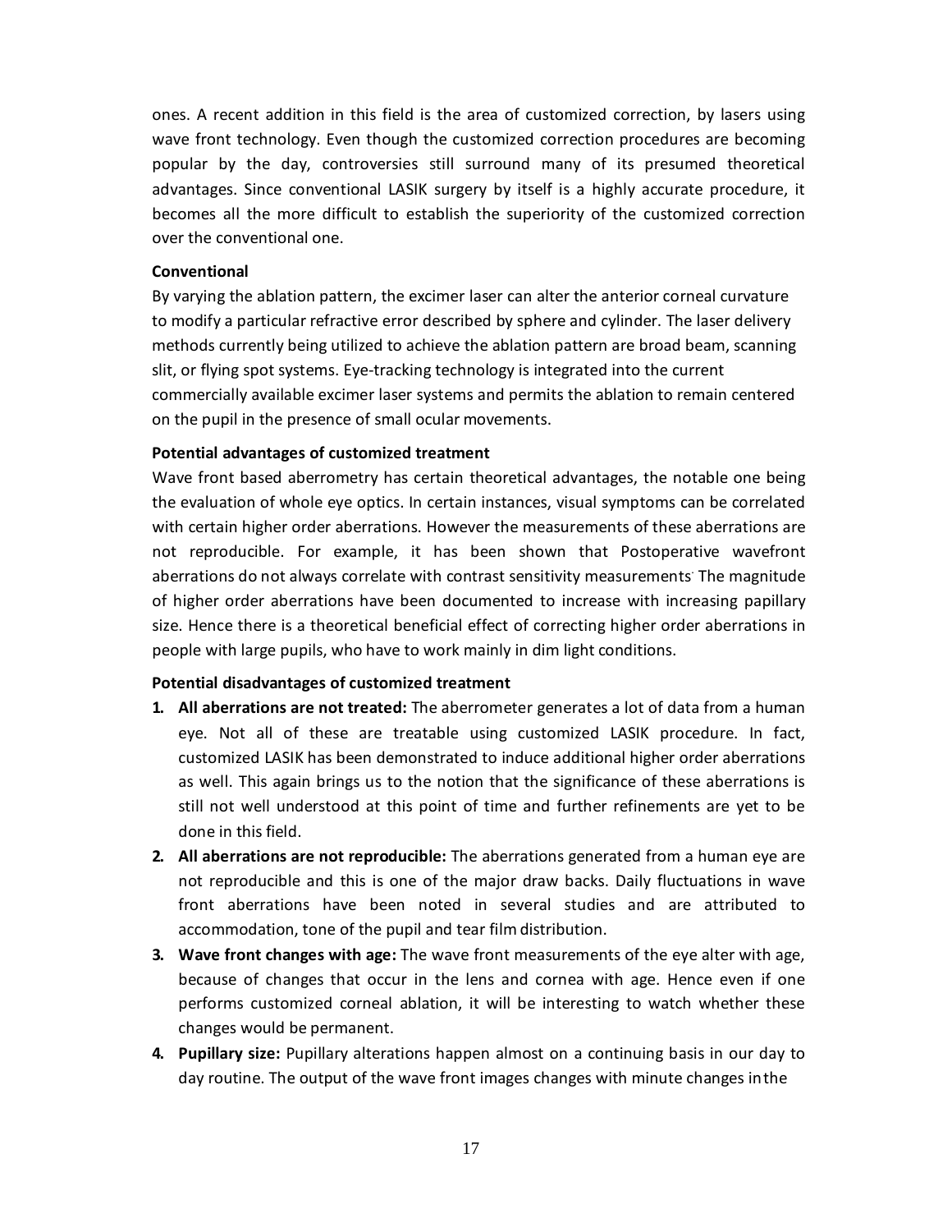ones. A recent addition in this field is the area of customized correction, by lasers using wave front technology. Even though the customized correction procedures are becoming popular by the day, controversies still surround many of its presumed theoretical advantages. Since conventional LASIK surgery by itself is a highly accurate procedure, it becomes all the more difficult to establish the superiority of the customized correction over the conventional one.

**Conventional**

By varying the ablation pattern, the excimer laser can alter the anterior corneal curvature to modify a particular refractive error described by sphere and cylinder. The laser delivery methods currently being utilized to achieve the ablation pattern are broad beam, scanning slit, or flying spot systems. Eye-tracking technology is integrated into the current commercially available excimer laser systems and permits the ablation to remain centered on the pupil in the presence of small ocular movements.

**Potential advantages of customized treatment**

Wave front based aberrometry has certain theoretical advantages, the notable one being the evaluation of whole eye optics. In certain instances, visual symptoms can be correlated with certain higher order aberrations. However the measurements of these aberrations are not reproducible. For example, it has been shown that Postoperative wavefront aberrations do not always correlate with contrast sensitivity measurements. The magnitude of higher order aberrations have been documented to increase with increasing papillary size. Hence there is a theoretical beneficial effect of correcting higher order aberrations in people with large pupils, who have to work mainly in dim light conditions.

**Potential disadvantages of customized treatment**

1. **All aberrations are not treated:** The aberrometer generates a lot of data from a human eye. Not all of these are treatable using customized LASIK procedure. In fact, customized LASIK has been demonstrated to induce additional higher order aberrations as well. This again brings us to the notion that the significance of these aberrations is still not well understood at this point of time and further refinements are yet to be done in this field.
2. **All aberrations are not reproducible:** The aberrations generated from a human eye are not reproducible and this is one of the major draw backs. Daily fluctuations in wave front aberrations have been noted in several studies and are attributed to accommodation, tone of the pupil and tear film distribution.
3. **Wave front changes with age:** The wave front measurements of the eye alter with age, because of changes that occur in the lens and cornea with age. Hence even if one performs customized corneal ablation, it will be interesting to watch whether these changes would be permanent.
4. **Pupillary size:** Pupillary alterations happen almost on a continuing basis in our day to day routine. The output of the wave front images changes with minute changes in the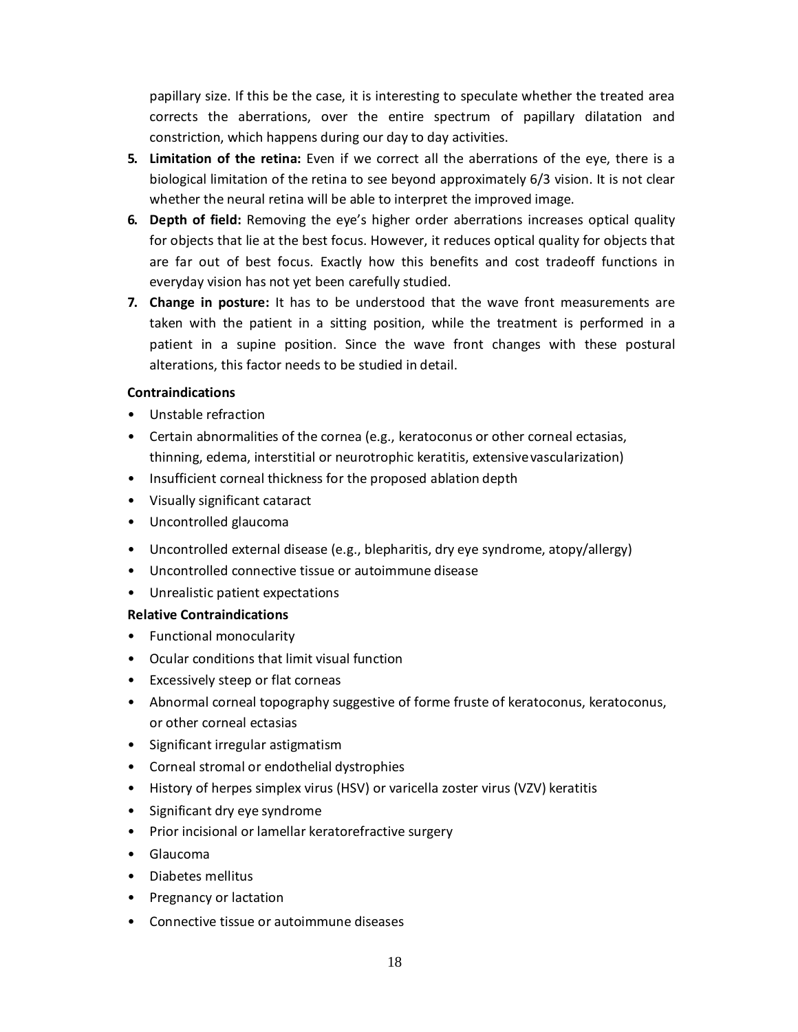papillary size. If this be the case, it is interesting to speculate whether the treated area corrects the aberrations, over the entire spectrum of papillary dilatation and constriction, which happens during our day to day activities.

5. **Limitation of the retina:** Even if we correct all the aberrations of the eye, there is a biological limitation of the retina to see beyond approximately 6/3 vision. It is not clear whether the neural retina will be able to interpret the improved image.
6. **Depth of field:** Removing the eye's higher order aberrations increases optical quality for objects that lie at the best focus. However, it reduces optical quality for objects that are far out of best focus. Exactly how this benefits and cost tradeoff functions in everyday vision has not yet been carefully studied.
7. **Change in posture:** It has to be understood that the wave front measurements are taken with the patient in a sitting position, while the treatment is performed in a patient in a supine position. Since the wave front changes with these postural alterations, this factor needs to be studied in detail.

**Contraindications**

- Unstable refraction
- Certain abnormalities of the cornea (e.g., keratoconus or other corneal ectasias, thinning, edema, interstitial or neurotrophic keratitis, extensive vascularization)
- Insufficient corneal thickness for the proposed ablation depth
- Visually significant cataract
- Uncontrolled glaucoma
- Uncontrolled external disease (e.g., blepharitis, dry eye syndrome, atopy/allergy)
- Uncontrolled connective tissue or autoimmune disease
- Unrealistic patient expectations

**Relative Contraindications**

- Functional monocularity
- Ocular conditions that limit visual function
- Excessively steep or flat corneas
- Abnormal corneal topography suggestive of forme fruste of keratoconus, keratoconus, or other corneal ectasias
- Significant irregular astigmatism
- Corneal stromal or endothelial dystrophies
- History of herpes simplex virus (HSV) or varicella zoster virus (VZV) keratitis
- Significant dry eye syndrome
- Prior incisional or lamellar keratorefractive surgery
- Glaucoma
- Diabetes mellitus
- Pregnancy or lactation
- Connective tissue or autoimmune diseases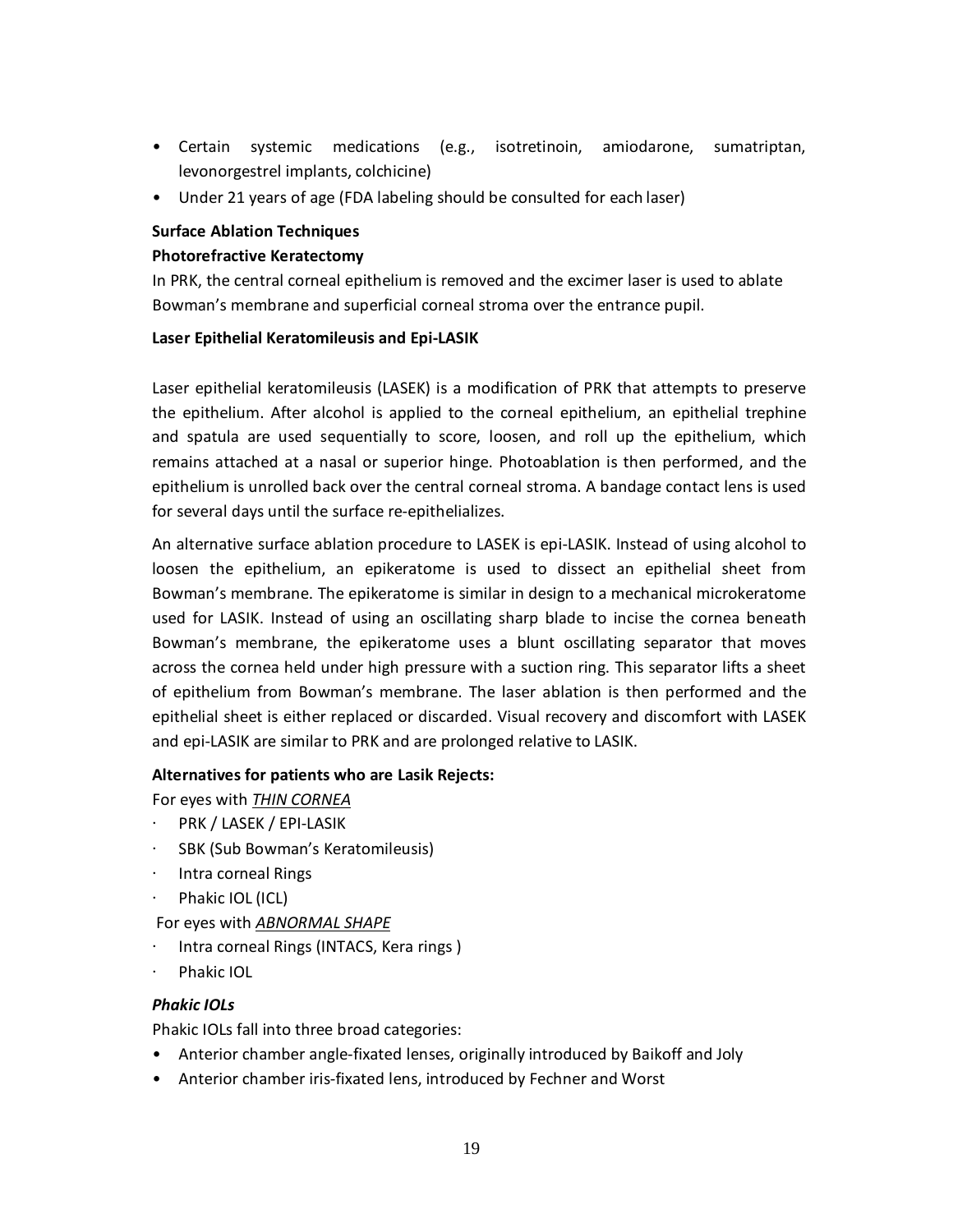- Certain systemic medications (e.g., isotretinoin, amiodarone, sumatriptan, levonorgestrel implants, colchicine)
- Under 21 years of age (FDA labeling should be consulted for each laser)

**Surface Ablation Techniques**

**Photorefractive Keratectomy**

In PRK, the central corneal epithelium is removed and the excimer laser is used to ablate Bowman's membrane and superficial corneal stroma over the entrance pupil.

**Laser Epithelial Keratomileusis and Epi-LASIK**

Laser epithelial keratomileusis (LASEK) is a modification of PRK that attempts to preserve the epithelium. After alcohol is applied to the corneal epithelium, an epithelial trephine and spatula are used sequentially to score, loosen, and roll up the epithelium, which remains attached at a nasal or superior hinge. Photoablation is then performed, and the epithelium is unrolled back over the central corneal stroma. A bandage contact lens is used for several days until the surface re-epithelializes.

An alternative surface ablation procedure to LASEK is epi-LASIK. Instead of using alcohol to loosen the epithelium, an epikeratome is used to dissect an epithelial sheet from Bowman's membrane. The epikeratome is similar in design to a mechanical microkeratome used for LASIK. Instead of using an oscillating sharp blade to incise the cornea beneath Bowman's membrane, the epikeratome uses a blunt oscillating separator that moves across the cornea held under high pressure with a suction ring. This separator lifts a sheet of epithelium from Bowman's membrane. The laser ablation is then performed and the epithelial sheet is either replaced or discarded. Visual recovery and discomfort with LASEK and epi-LASIK are similar to PRK and are prolonged relative to LASIK.

**Alternatives for patients who are Lasik Rejects:**

For eyes with ***THIN CORNEA***

- PRK / LASEK / EPI-LASIK
- SBK (Sub Bowman's Keratomileusis)
- Intra corneal Rings
- Phakic IOL (ICL)

For eyes with ***ABNORMAL SHAPE***

- Intra corneal Rings (INTACS, Kera rings )
- Phakic IOL

***Phakic IOLs***

Phakic IOLs fall into three broad categories:

- Anterior chamber angle-fixated lenses, originally introduced by Baikoff and Joly
- Anterior chamber iris-fixated lens, introduced by Fechner and Worst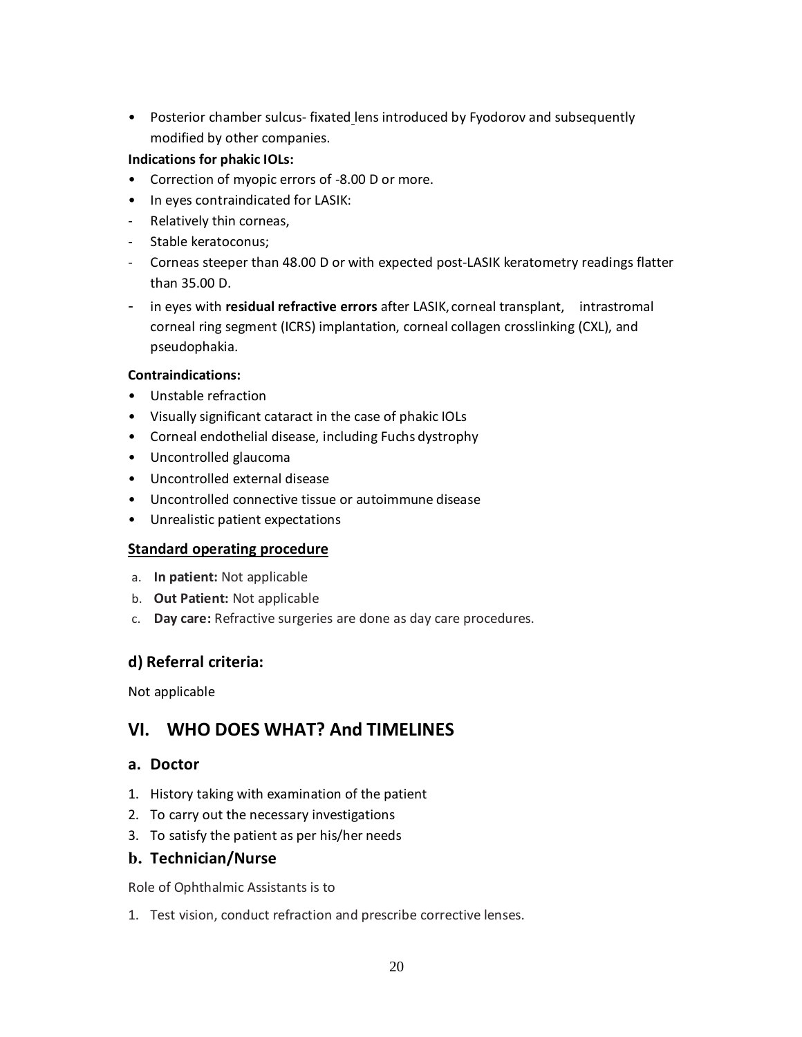- Posterior chamber sulcus- fixated lens introduced by Fyodorov and subsequently modified by other companies.

**Indications for phakic IOLs:**

- Correction of myopic errors of -8.00 D or more.
- In eyes contraindicated for LASIK:
  - Relatively thin corneas,
  - Stable keratoconus;
  - Corneas steeper than 48.00 D or with expected post-LASIK keratometry readings flatter than 35.00 D.
  - in eyes with **residual refractive errors** after LASIK, corneal transplant, intrastromal corneal ring segment (ICRS) implantation, corneal collagen crosslinking (CXL), and pseudophakia.

**Contraindications:**

- Unstable refraction
- Visually significant cataract in the case of phakic IOLs
- Corneal endothelial disease, including Fuchs dystrophy
- Uncontrolled glaucoma
- Uncontrolled external disease
- Uncontrolled connective tissue or autoimmune disease
- Unrealistic patient expectations

**Standard operating procedure**

a. **In patient:** Not applicable
b. **Out Patient:** Not applicable
c. **Day care:** Refractive surgeries are done as day care procedures.

### d) Referral criteria:

Not applicable

## VI. WHO DOES WHAT? And TIMELINES

### a. Doctor

1. History taking with examination of the patient
2. To carry out the necessary investigations
3. To satisfy the patient as per his/her needs

### b. Technician/Nurse

Role of Ophthalmic Assistants is to

1. Test vision, conduct refraction and prescribe corrective lenses.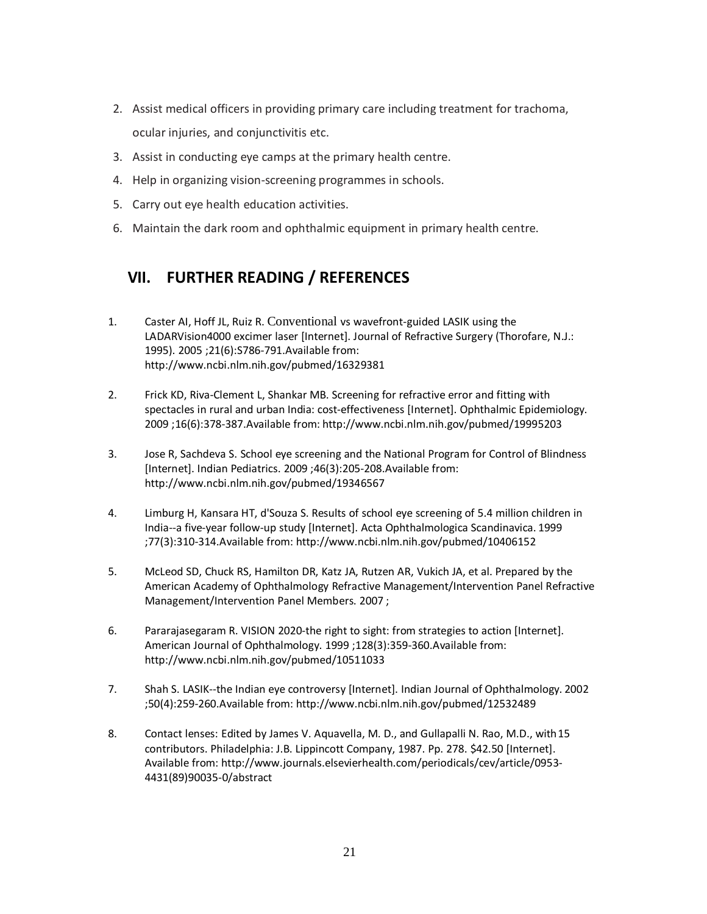2. Assist medical officers in providing primary care including treatment for trachoma, ocular injuries, and conjunctivitis etc.
3. Assist in conducting eye camps at the primary health centre.
4. Help in organizing vision-screening programmes in schools.
5. Carry out eye health education activities.
6. Maintain the dark room and ophthalmic equipment in primary health centre.

## VII. FURTHER READING / REFERENCES

1. Caster AI, Hoff JL, Ruiz R. Conventional vs wavefront-guided LASIK using the LADARVision4000 excimer laser [Internet]. Journal of Refractive Surgery (Thorofare, N.J.: 1995). 2005 ;21(6):S786-791.Available from: http://www.ncbi.nlm.nih.gov/pubmed/16329381

2. Frick KD, Riva-Clement L, Shankar MB. Screening for refractive error and fitting with spectacles in rural and urban India: cost-effectiveness [Internet]. Ophthalmic Epidemiology. 2009 ;16(6):378-387.Available from: http://www.ncbi.nlm.nih.gov/pubmed/19995203

3. Jose R, Sachdeva S. School eye screening and the National Program for Control of Blindness [Internet]. Indian Pediatrics. 2009 ;46(3):205-208.Available from: http://www.ncbi.nlm.nih.gov/pubmed/19346567

4. Limburg H, Kansara HT, d'Souza S. Results of school eye screening of 5.4 million children in India--a five-year follow-up study [Internet]. Acta Ophthalmologica Scandinavica. 1999 ;77(3):310-314.Available from: http://www.ncbi.nlm.nih.gov/pubmed/10406152

5. McLeod SD, Chuck RS, Hamilton DR, Katz JA, Rutzen AR, Vukich JA, et al. Prepared by the American Academy of Ophthalmology Refractive Management/Intervention Panel Refractive Management/Intervention Panel Members. 2007 ;

6. Pararajasegaram R. VISION 2020-the right to sight: from strategies to action [Internet]. American Journal of Ophthalmology. 1999 ;128(3):359-360.Available from: http://www.ncbi.nlm.nih.gov/pubmed/10511033

7. Shah S. LASIK--the Indian eye controversy [Internet]. Indian Journal of Ophthalmology. 2002 ;50(4):259-260.Available from: http://www.ncbi.nlm.nih.gov/pubmed/12532489

8. Contact lenses: Edited by James V. Aquavella, M. D., and Gullapalli N. Rao, M.D., with 15 contributors. Philadelphia: J.B. Lippincott Company, 1987. Pp. 278. $42.50 [Internet]. Available from: http://www.journals.elsevierhealth.com/periodicals/cev/article/0953-4431(89)90035-0/abstract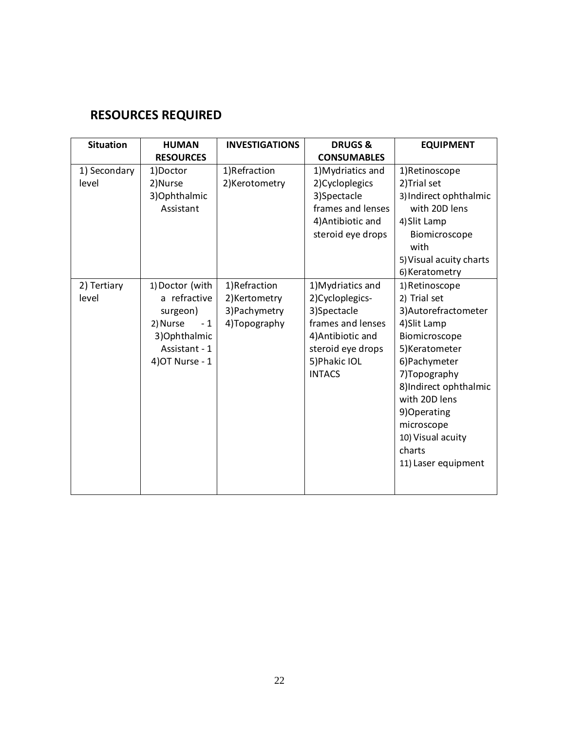## RESOURCES REQUIRED

| Situation | HUMAN RESOURCES | INVESTIGATIONS | DRUGS & CONSUMABLES | EQUIPMENT |
|---|---|---|---|---|
| 1) Secondary level | 1)Doctor<br>2)Nurse<br>3)Ophthalmic Assistant | 1)Refraction<br>2)Kerotometry | 1)Mydriatics and<br>2)Cycloplegics<br>3)Spectacle frames and lenses<br>4)Antibiotic and steroid eye drops | 1)Retinoscope<br>2)Trial set<br>3) Indirect ophthalmic with 20D lens<br>4) Slit Lamp Biomicroscope with<br>5) Visual acuity charts<br>6) Keratometry |
| 2) Tertiary level | 1) Doctor (with a refractive surgeon)<br>2) Nurse - 1<br>3)Ophthalmic Assistant - 1<br>4)OT Nurse - 1 | 1)Refraction<br>2)Kertometry<br>3)Pachymetry<br>4)Topography | 1)Mydriatics and<br>2)Cycloplegics-<br>3)Spectacle frames and lenses<br>4)Antibiotic and steroid eye drops<br>5)Phakic IOL INTACS | 1) Retinoscope<br>2) Trial set<br>3)Autorefractometer<br>4)Slit Lamp Biomicroscope<br>5)Keratometer<br>6)Pachymeter<br>7)Topography<br>8)Indirect ophthalmic with 20D lens<br>9)Operating microscope<br>10) Visual acuity charts<br>11) Laser equipment |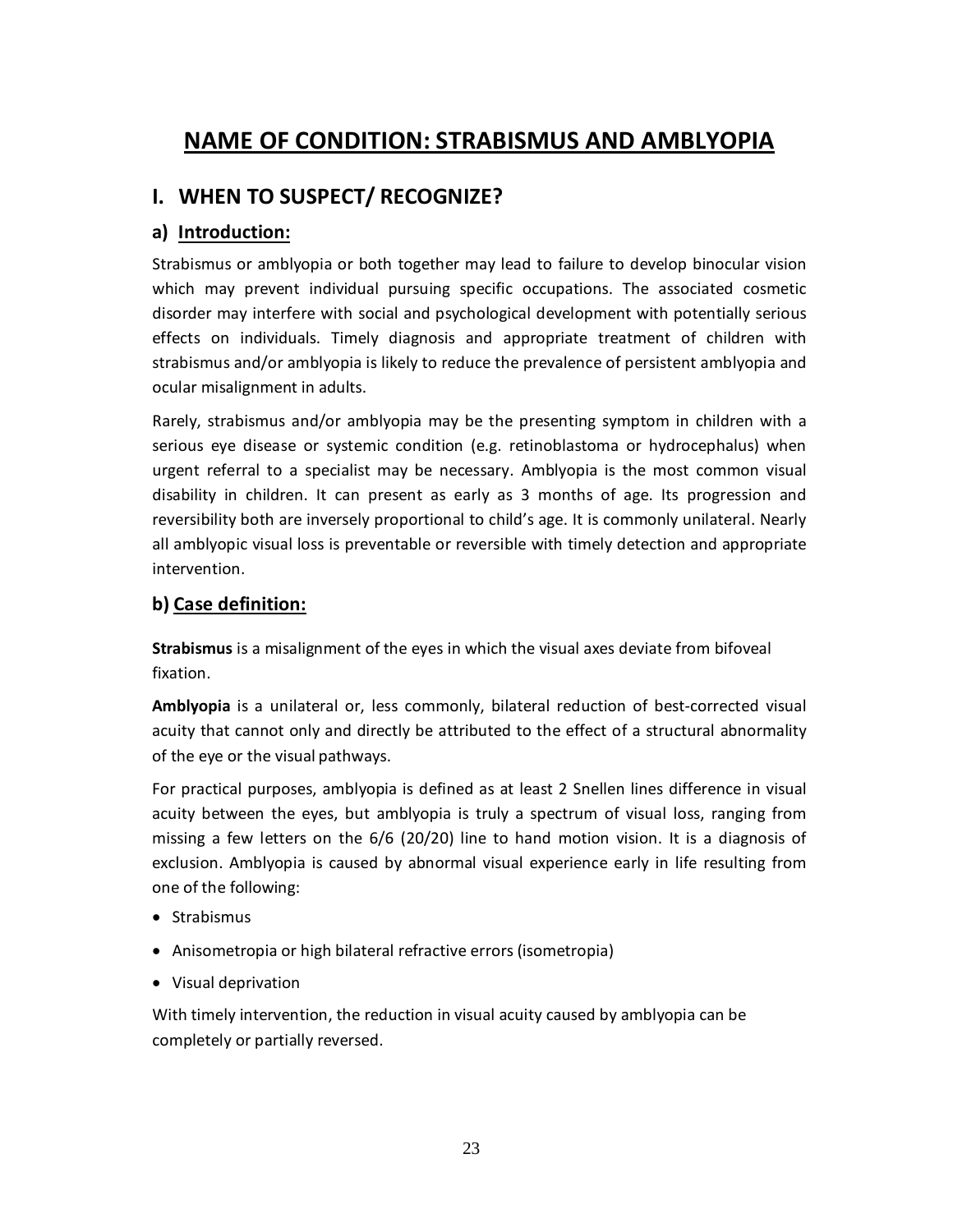# NAME OF CONDITION: STRABISMUS AND AMBLYOPIA

## I. WHEN TO SUSPECT/ RECOGNIZE?

### a) Introduction:

Strabismus or amblyopia or both together may lead to failure to develop binocular vision which may prevent individual pursuing specific occupations. The associated cosmetic disorder may interfere with social and psychological development with potentially serious effects on individuals. Timely diagnosis and appropriate treatment of children with strabismus and/or amblyopia is likely to reduce the prevalence of persistent amblyopia and ocular misalignment in adults.

Rarely, strabismus and/or amblyopia may be the presenting symptom in children with a serious eye disease or systemic condition (e.g. retinoblastoma or hydrocephalus) when urgent referral to a specialist may be necessary. Amblyopia is the most common visual disability in children. It can present as early as 3 months of age. Its progression and reversibility both are inversely proportional to child's age. It is commonly unilateral. Nearly all amblyopic visual loss is preventable or reversible with timely detection and appropriate intervention.

### b) Case definition:

**Strabismus** is a misalignment of the eyes in which the visual axes deviate from bifoveal fixation.

**Amblyopia** is a unilateral or, less commonly, bilateral reduction of best-corrected visual acuity that cannot only and directly be attributed to the effect of a structural abnormality of the eye or the visual pathways.

For practical purposes, amblyopia is defined as at least 2 Snellen lines difference in visual acuity between the eyes, but amblyopia is truly a spectrum of visual loss, ranging from missing a few letters on the 6/6 (20/20) line to hand motion vision. It is a diagnosis of exclusion. Amblyopia is caused by abnormal visual experience early in life resulting from one of the following:

- Strabismus
- Anisometropia or high bilateral refractive errors (isometropia)
- Visual deprivation

With timely intervention, the reduction in visual acuity caused by amblyopia can be completely or partially reversed.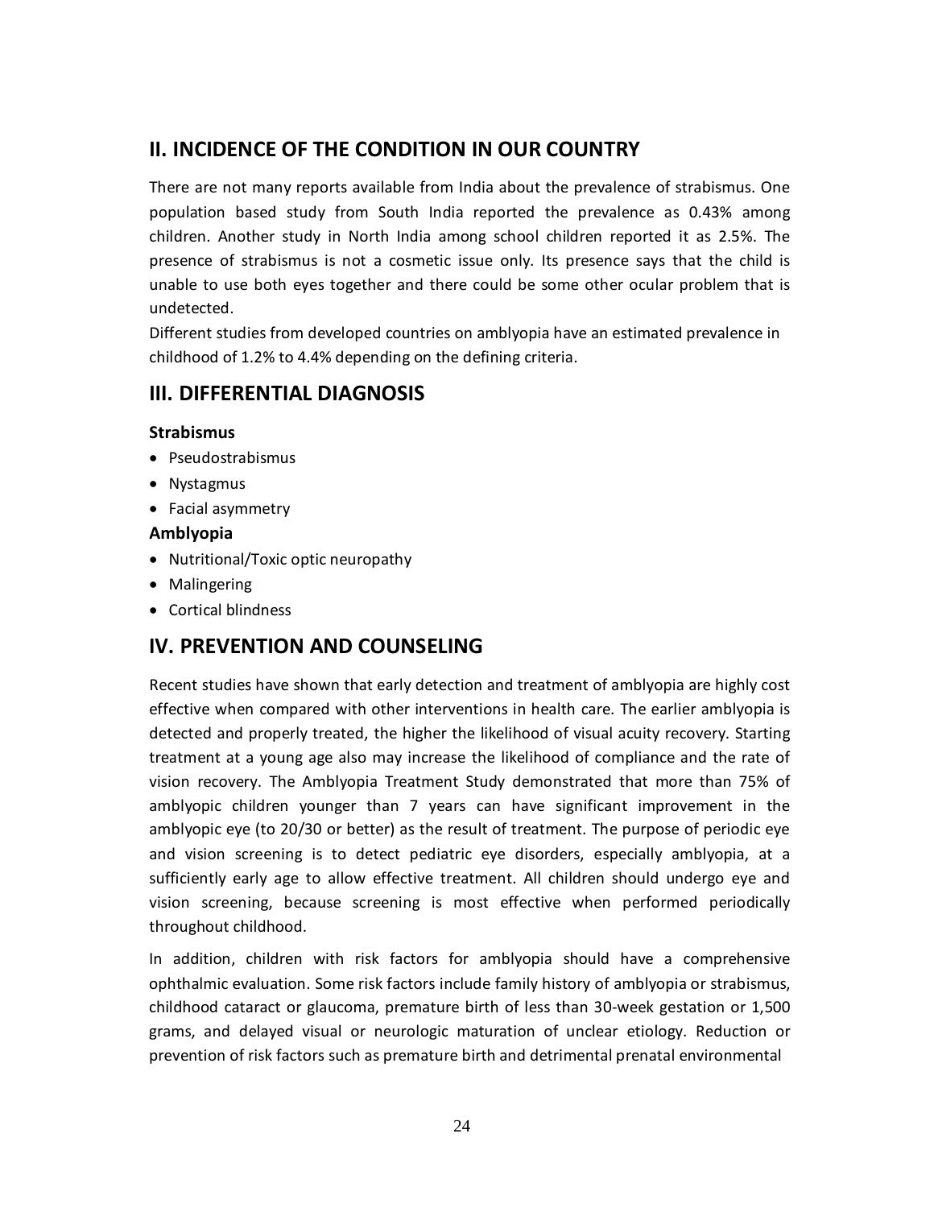## II. INCIDENCE OF THE CONDITION IN OUR COUNTRY

There are not many reports available from India about the prevalence of strabismus. One population based study from South India reported the prevalence as 0.43% among children. Another study in North India among school children reported it as 2.5%. The presence of strabismus is not a cosmetic issue only. Its presence says that the child is unable to use both eyes together and there could be some other ocular problem that is undetected.

Different studies from developed countries on amblyopia have an estimated prevalence in childhood of 1.2% to 4.4% depending on the defining criteria.

## III. DIFFERENTIAL DIAGNOSIS

**Strabismus**

- Pseudostrabismus
- Nystagmus
- Facial asymmetry

**Amblyopia**

- Nutritional/Toxic optic neuropathy
- Malingering
- Cortical blindness

## IV. PREVENTION AND COUNSELING

Recent studies have shown that early detection and treatment of amblyopia are highly cost effective when compared with other interventions in health care. The earlier amblyopia is detected and properly treated, the higher the likelihood of visual acuity recovery. Starting treatment at a young age also may increase the likelihood of compliance and the rate of vision recovery. The Amblyopia Treatment Study demonstrated that more than 75% of amblyopic children younger than 7 years can have significant improvement in the amblyopic eye (to 20/30 or better) as the result of treatment. The purpose of periodic eye and vision screening is to detect pediatric eye disorders, especially amblyopia, at a sufficiently early age to allow effective treatment. All children should undergo eye and vision screening, because screening is most effective when performed periodically throughout childhood.

In addition, children with risk factors for amblyopia should have a comprehensive ophthalmic evaluation. Some risk factors include family history of amblyopia or strabismus, childhood cataract or glaucoma, premature birth of less than 30-week gestation or 1,500 grams, and delayed visual or neurologic maturation of unclear etiology. Reduction or prevention of risk factors such as premature birth and detrimental prenatal environmental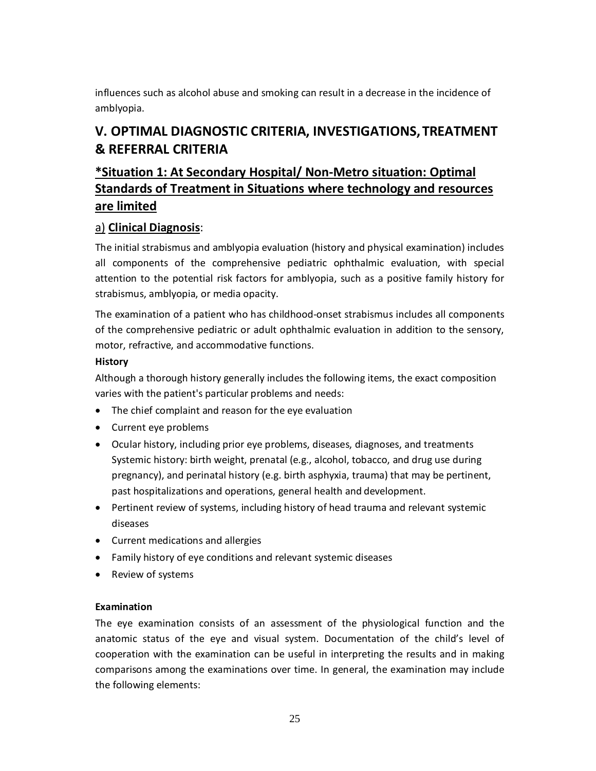influences such as alcohol abuse and smoking can result in a decrease in the incidence of amblyopia.

## V. OPTIMAL DIAGNOSTIC CRITERIA, INVESTIGATIONS, TREATMENT & REFERRAL CRITERIA

### *Situation 1: At Secondary Hospital/ Non-Metro situation: Optimal Standards of Treatment in Situations where technology and resources are limited

#### a) Clinical Diagnosis:

The initial strabismus and amblyopia evaluation (history and physical examination) includes all components of the comprehensive pediatric ophthalmic evaluation, with special attention to the potential risk factors for amblyopia, such as a positive family history for strabismus, amblyopia, or media opacity.

The examination of a patient who has childhood-onset strabismus includes all components of the comprehensive pediatric or adult ophthalmic evaluation in addition to the sensory, motor, refractive, and accommodative functions.

**History**

Although a thorough history generally includes the following items, the exact composition varies with the patient's particular problems and needs:

- The chief complaint and reason for the eye evaluation
- Current eye problems
- Ocular history, including prior eye problems, diseases, diagnoses, and treatments Systemic history: birth weight, prenatal (e.g., alcohol, tobacco, and drug use during pregnancy), and perinatal history (e.g. birth asphyxia, trauma) that may be pertinent, past hospitalizations and operations, general health and development.
- Pertinent review of systems, including history of head trauma and relevant systemic diseases
- Current medications and allergies
- Family history of eye conditions and relevant systemic diseases
- Review of systems

**Examination**

The eye examination consists of an assessment of the physiological function and the anatomic status of the eye and visual system. Documentation of the child's level of cooperation with the examination can be useful in interpreting the results and in making comparisons among the examinations over time. In general, the examination may include the following elements: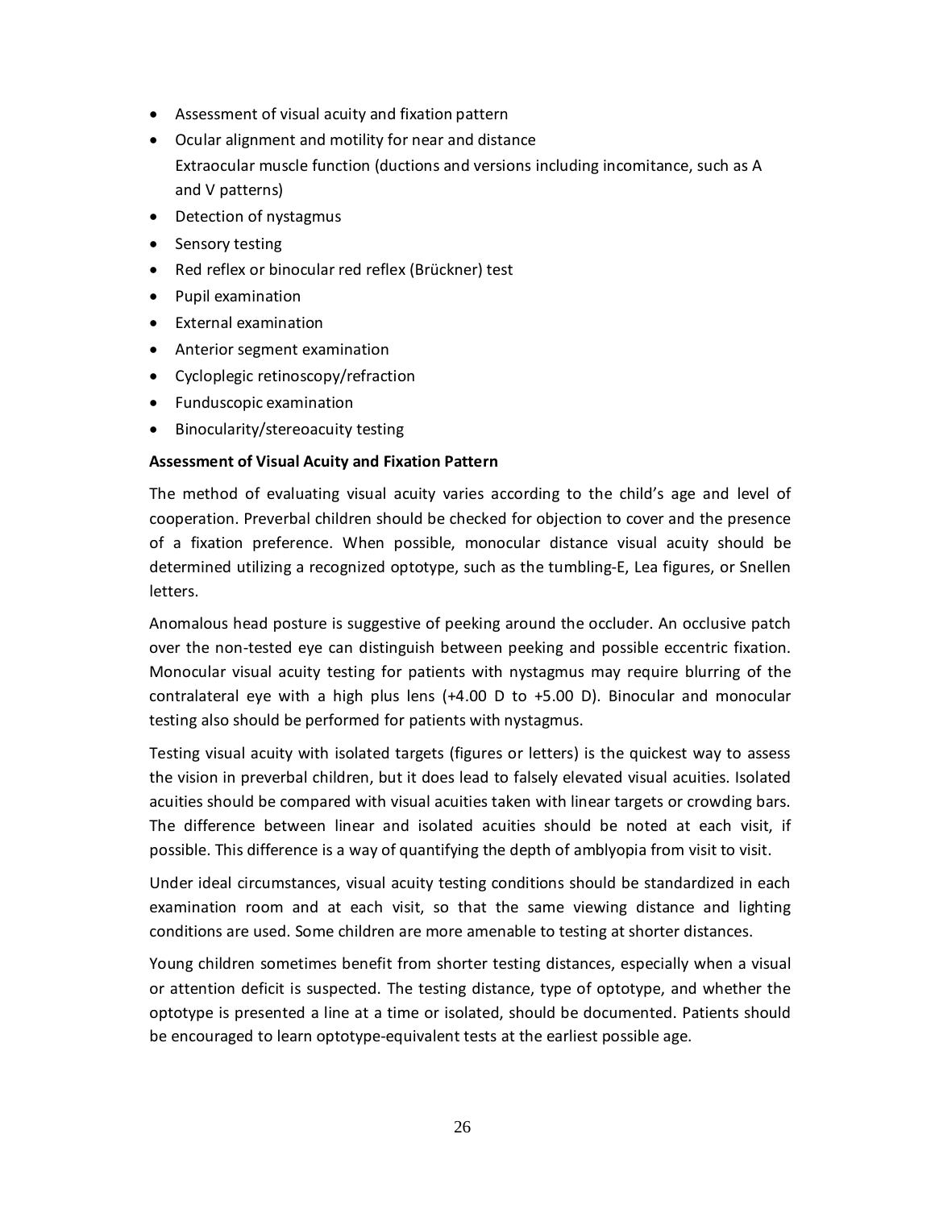- Assessment of visual acuity and fixation pattern
- Ocular alignment and motility for near and distance
  Extraocular muscle function (ductions and versions including incomitance, such as A and V patterns)
- Detection of nystagmus
- Sensory testing
- Red reflex or binocular red reflex (Brückner) test
- Pupil examination
- External examination
- Anterior segment examination
- Cycloplegic retinoscopy/refraction
- Funduscopic examination
- Binocularity/stereoacuity testing

**Assessment of Visual Acuity and Fixation Pattern**

The method of evaluating visual acuity varies according to the child's age and level of cooperation. Preverbal children should be checked for objection to cover and the presence of a fixation preference. When possible, monocular distance visual acuity should be determined utilizing a recognized optotype, such as the tumbling-E, Lea figures, or Snellen letters.

Anomalous head posture is suggestive of peeking around the occluder. An occlusive patch over the non-tested eye can distinguish between peeking and possible eccentric fixation. Monocular visual acuity testing for patients with nystagmus may require blurring of the contralateral eye with a high plus lens (+4.00 D to +5.00 D). Binocular and monocular testing also should be performed for patients with nystagmus.

Testing visual acuity with isolated targets (figures or letters) is the quickest way to assess the vision in preverbal children, but it does lead to falsely elevated visual acuities. Isolated acuities should be compared with visual acuities taken with linear targets or crowding bars. The difference between linear and isolated acuities should be noted at each visit, if possible. This difference is a way of quantifying the depth of amblyopia from visit to visit.

Under ideal circumstances, visual acuity testing conditions should be standardized in each examination room and at each visit, so that the same viewing distance and lighting conditions are used. Some children are more amenable to testing at shorter distances.

Young children sometimes benefit from shorter testing distances, especially when a visual or attention deficit is suspected. The testing distance, type of optotype, and whether the optotype is presented a line at a time or isolated, should be documented. Patients should be encouraged to learn optotype-equivalent tests at the earliest possible age.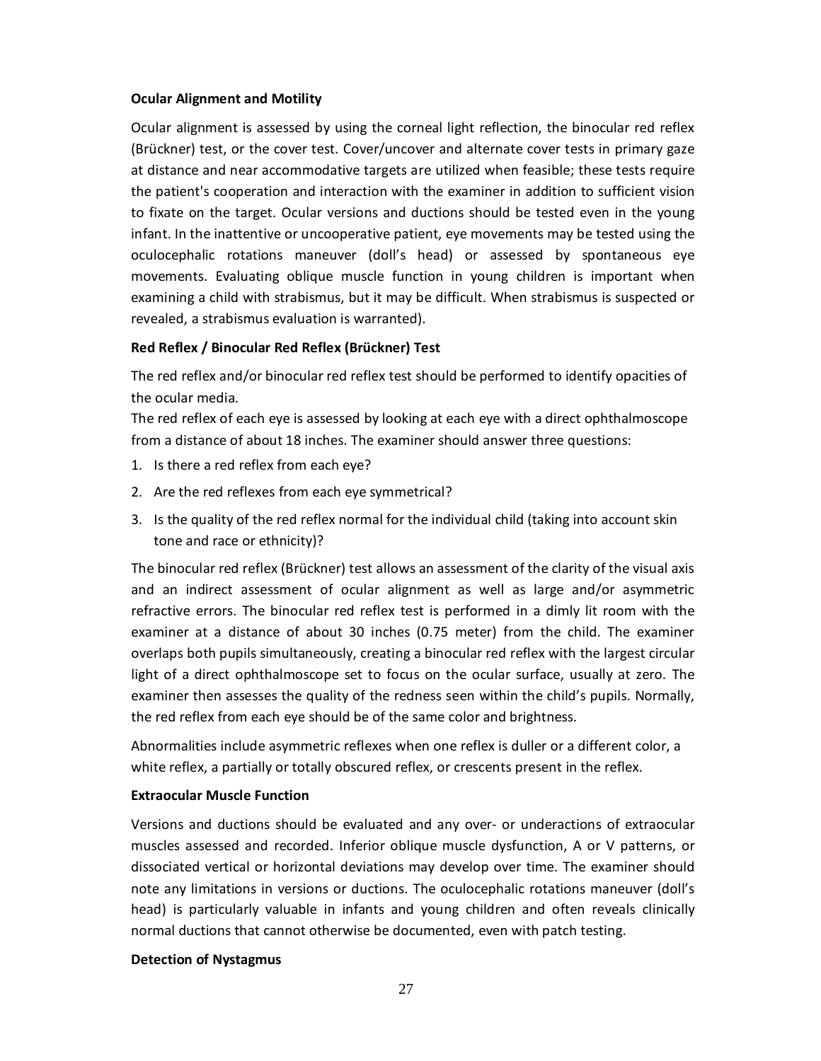**Ocular Alignment and Motility**

Ocular alignment is assessed by using the corneal light reflection, the binocular red reflex (Brückner) test, or the cover test. Cover/uncover and alternate cover tests in primary gaze at distance and near accommodative targets are utilized when feasible; these tests require the patient's cooperation and interaction with the examiner in addition to sufficient vision to fixate on the target. Ocular versions and ductions should be tested even in the young infant. In the inattentive or uncooperative patient, eye movements may be tested using the oculocephalic rotations maneuver (doll's head) or assessed by spontaneous eye movements. Evaluating oblique muscle function in young children is important when examining a child with strabismus, but it may be difficult. When strabismus is suspected or revealed, a strabismus evaluation is warranted).

**Red Reflex / Binocular Red Reflex (Brückner) Test**

The red reflex and/or binocular red reflex test should be performed to identify opacities of the ocular media.

The red reflex of each eye is assessed by looking at each eye with a direct ophthalmoscope from a distance of about 18 inches. The examiner should answer three questions:

1. Is there a red reflex from each eye?
2. Are the red reflexes from each eye symmetrical?
3. Is the quality of the red reflex normal for the individual child (taking into account skin tone and race or ethnicity)?

The binocular red reflex (Brückner) test allows an assessment of the clarity of the visual axis and an indirect assessment of ocular alignment as well as large and/or asymmetric refractive errors. The binocular red reflex test is performed in a dimly lit room with the examiner at a distance of about 30 inches (0.75 meter) from the child. The examiner overlaps both pupils simultaneously, creating a binocular red reflex with the largest circular light of a direct ophthalmoscope set to focus on the ocular surface, usually at zero. The examiner then assesses the quality of the redness seen within the child's pupils. Normally, the red reflex from each eye should be of the same color and brightness.

Abnormalities include asymmetric reflexes when one reflex is duller or a different color, a white reflex, a partially or totally obscured reflex, or crescents present in the reflex.

**Extraocular Muscle Function**

Versions and ductions should be evaluated and any over- or underactions of extraocular muscles assessed and recorded. Inferior oblique muscle dysfunction, A or V patterns, or dissociated vertical or horizontal deviations may develop over time. The examiner should note any limitations in versions or ductions. The oculocephalic rotations maneuver (doll's head) is particularly valuable in infants and young children and often reveals clinically normal ductions that cannot otherwise be documented, even with patch testing.

**Detection of Nystagmus**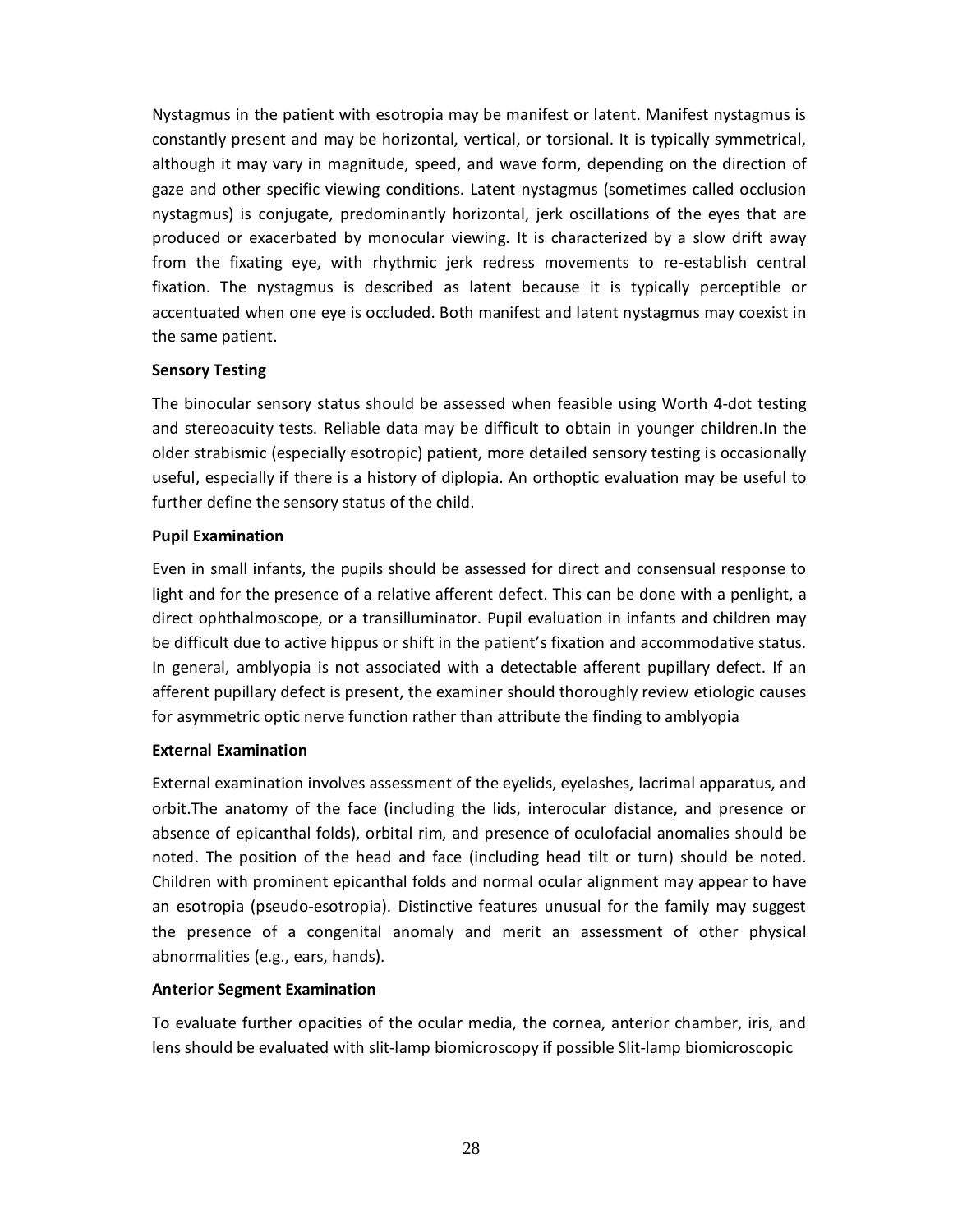Nystagmus in the patient with esotropia may be manifest or latent. Manifest nystagmus is constantly present and may be horizontal, vertical, or torsional. It is typically symmetrical, although it may vary in magnitude, speed, and wave form, depending on the direction of gaze and other specific viewing conditions. Latent nystagmus (sometimes called occlusion nystagmus) is conjugate, predominantly horizontal, jerk oscillations of the eyes that are produced or exacerbated by monocular viewing. It is characterized by a slow drift away from the fixating eye, with rhythmic jerk redress movements to re-establish central fixation. The nystagmus is described as latent because it is typically perceptible or accentuated when one eye is occluded. Both manifest and latent nystagmus may coexist in the same patient.

**Sensory Testing**

The binocular sensory status should be assessed when feasible using Worth 4-dot testing and stereoacuity tests. Reliable data may be difficult to obtain in younger children.In the older strabismic (especially esotropic) patient, more detailed sensory testing is occasionally useful, especially if there is a history of diplopia. An orthoptic evaluation may be useful to further define the sensory status of the child.

**Pupil Examination**

Even in small infants, the pupils should be assessed for direct and consensual response to light and for the presence of a relative afferent defect. This can be done with a penlight, a direct ophthalmoscope, or a transilluminator. Pupil evaluation in infants and children may be difficult due to active hippus or shift in the patient's fixation and accommodative status. In general, amblyopia is not associated with a detectable afferent pupillary defect. If an afferent pupillary defect is present, the examiner should thoroughly review etiologic causes for asymmetric optic nerve function rather than attribute the finding to amblyopia

**External Examination**

External examination involves assessment of the eyelids, eyelashes, lacrimal apparatus, and orbit.The anatomy of the face (including the lids, interocular distance, and presence or absence of epicanthal folds), orbital rim, and presence of oculofacial anomalies should be noted. The position of the head and face (including head tilt or turn) should be noted. Children with prominent epicanthal folds and normal ocular alignment may appear to have an esotropia (pseudo-esotropia). Distinctive features unusual for the family may suggest the presence of a congenital anomaly and merit an assessment of other physical abnormalities (e.g., ears, hands).

**Anterior Segment Examination**

To evaluate further opacities of the ocular media, the cornea, anterior chamber, iris, and lens should be evaluated with slit-lamp biomicroscopy if possible Slit-lamp biomicroscopic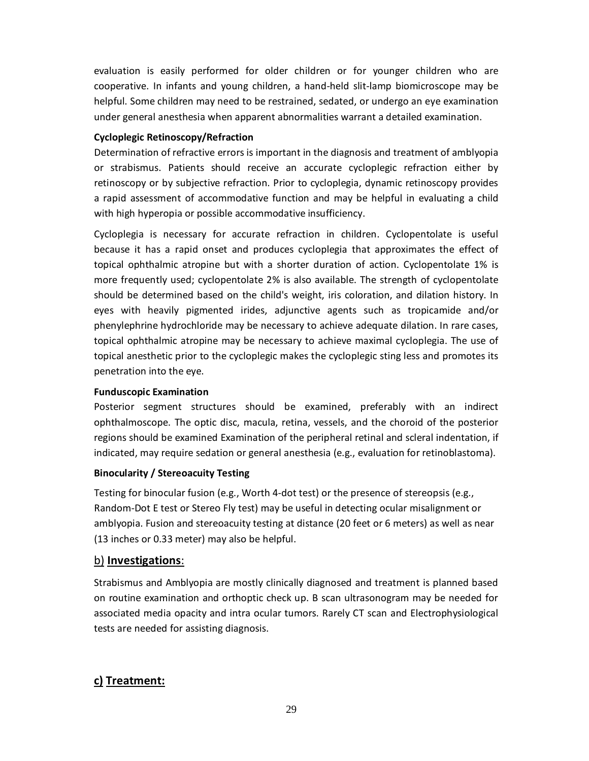evaluation is easily performed for older children or for younger children who are cooperative. In infants and young children, a hand-held slit-lamp biomicroscope may be helpful. Some children may need to be restrained, sedated, or undergo an eye examination under general anesthesia when apparent abnormalities warrant a detailed examination.

**Cycloplegic Retinoscopy/Refraction**

Determination of refractive errors is important in the diagnosis and treatment of amblyopia or strabismus. Patients should receive an accurate cycloplegic refraction either by retinoscopy or by subjective refraction. Prior to cycloplegia, dynamic retinoscopy provides a rapid assessment of accommodative function and may be helpful in evaluating a child with high hyperopia or possible accommodative insufficiency.

Cycloplegia is necessary for accurate refraction in children. Cyclopentolate is useful because it has a rapid onset and produces cycloplegia that approximates the effect of topical ophthalmic atropine but with a shorter duration of action. Cyclopentolate 1% is more frequently used; cyclopentolate 2% is also available. The strength of cyclopentolate should be determined based on the child's weight, iris coloration, and dilation history. In eyes with heavily pigmented irides, adjunctive agents such as tropicamide and/or phenylephrine hydrochloride may be necessary to achieve adequate dilation. In rare cases, topical ophthalmic atropine may be necessary to achieve maximal cycloplegia. The use of topical anesthetic prior to the cycloplegic makes the cycloplegic sting less and promotes its penetration into the eye.

**Funduscopic Examination**

Posterior segment structures should be examined, preferably with an indirect ophthalmoscope. The optic disc, macula, retina, vessels, and the choroid of the posterior regions should be examined Examination of the peripheral retinal and scleral indentation, if indicated, may require sedation or general anesthesia (e.g., evaluation for retinoblastoma).

**Binocularity / Stereoacuity Testing**

Testing for binocular fusion (e.g., Worth 4-dot test) or the presence of stereopsis (e.g., Random-Dot E test or Stereo Fly test) may be useful in detecting ocular misalignment or amblyopia. Fusion and stereoacuity testing at distance (20 feet or 6 meters) as well as near (13 inches or 0.33 meter) may also be helpful.

## b) **Investigations**:

Strabismus and Amblyopia are mostly clinically diagnosed and treatment is planned based on routine examination and orthoptic check up. B scan ultrasonogram may be needed for associated media opacity and intra ocular tumors. Rarely CT scan and Electrophysiological tests are needed for assisting diagnosis.

## c) Treatment: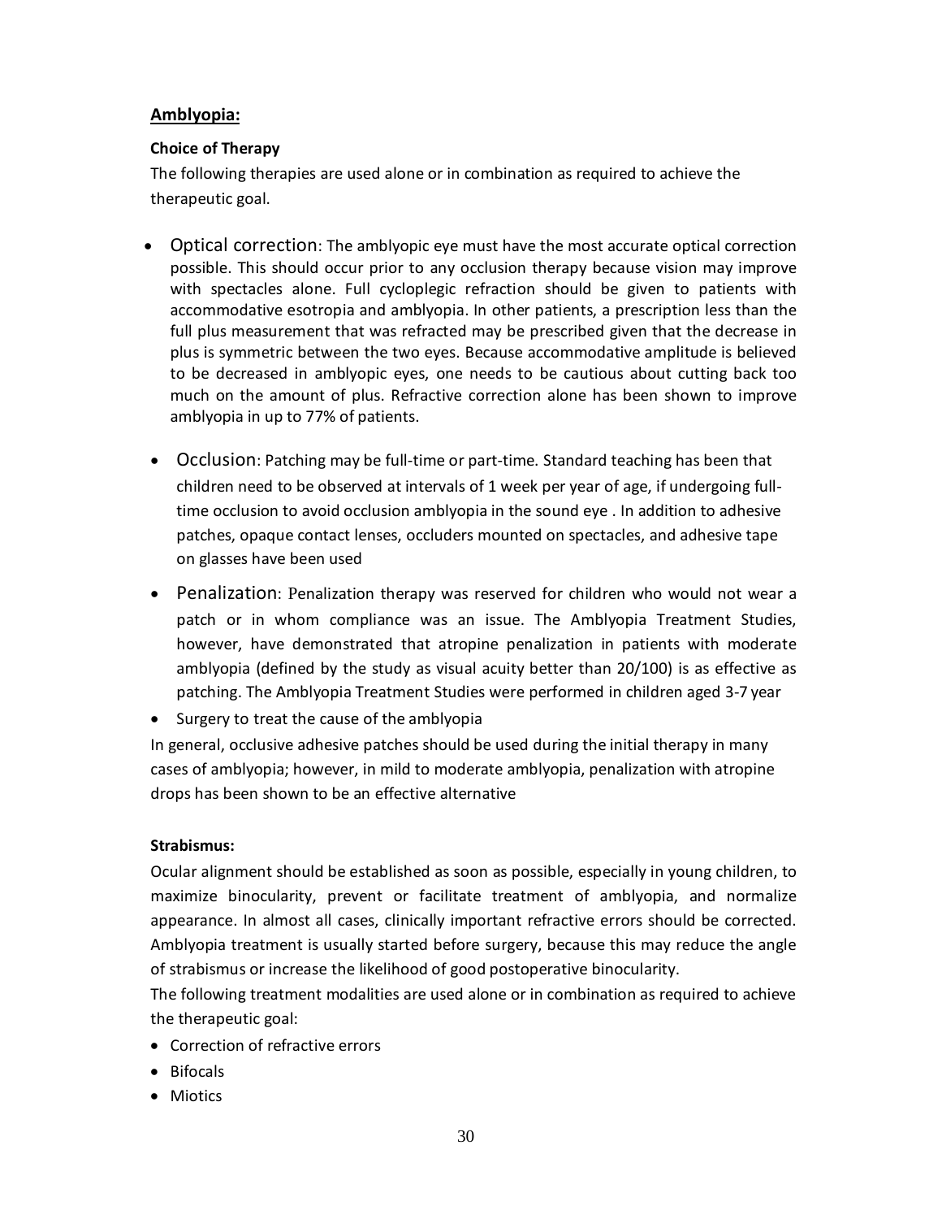## Amblyopia:

### Choice of Therapy

The following therapies are used alone or in combination as required to achieve the therapeutic goal.

- Optical correction: The amblyopic eye must have the most accurate optical correction possible. This should occur prior to any occlusion therapy because vision may improve with spectacles alone. Full cycloplegic refraction should be given to patients with accommodative esotropia and amblyopia. In other patients, a prescription less than the full plus measurement that was refracted may be prescribed given that the decrease in plus is symmetric between the two eyes. Because accommodative amplitude is believed to be decreased in amblyopic eyes, one needs to be cautious about cutting back too much on the amount of plus. Refractive correction alone has been shown to improve amblyopia in up to 77% of patients.
- Occlusion: Patching may be full-time or part-time. Standard teaching has been that children need to be observed at intervals of 1 week per year of age, if undergoing full-time occlusion to avoid occlusion amblyopia in the sound eye . In addition to adhesive patches, opaque contact lenses, occluders mounted on spectacles, and adhesive tape on glasses have been used
- Penalization: Penalization therapy was reserved for children who would not wear a patch or in whom compliance was an issue. The Amblyopia Treatment Studies, however, have demonstrated that atropine penalization in patients with moderate amblyopia (defined by the study as visual acuity better than 20/100) is as effective as patching. The Amblyopia Treatment Studies were performed in children aged 3-7 year
- Surgery to treat the cause of the amblyopia

In general, occlusive adhesive patches should be used during the initial therapy in many cases of amblyopia; however, in mild to moderate amblyopia, penalization with atropine drops has been shown to be an effective alternative

### Strabismus:

Ocular alignment should be established as soon as possible, especially in young children, to maximize binocularity, prevent or facilitate treatment of amblyopia, and normalize appearance. In almost all cases, clinically important refractive errors should be corrected. Amblyopia treatment is usually started before surgery, because this may reduce the angle of strabismus or increase the likelihood of good postoperative binocularity.

The following treatment modalities are used alone or in combination as required to achieve the therapeutic goal:

- Correction of refractive errors
- Bifocals
- Miotics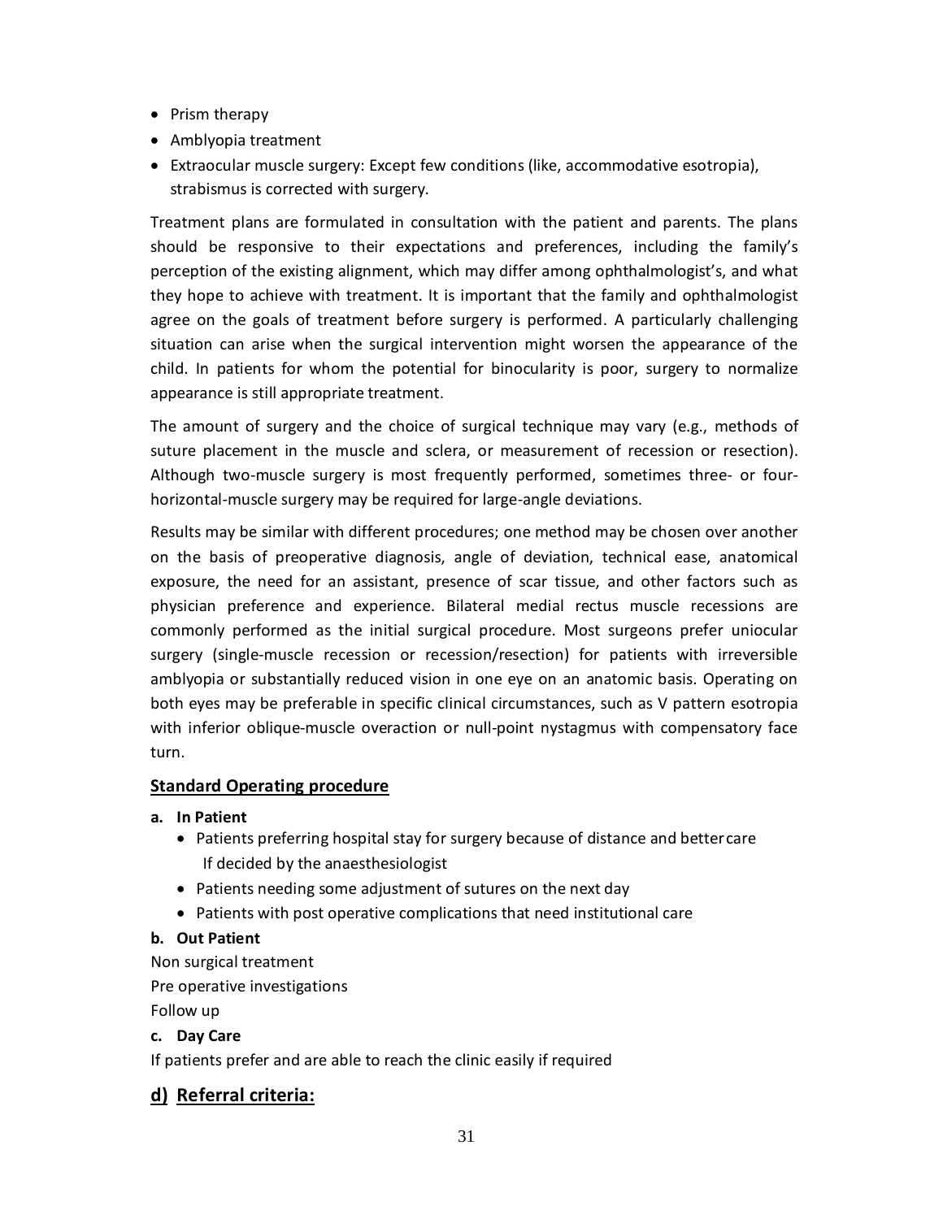- Prism therapy
- Amblyopia treatment
- Extraocular muscle surgery: Except few conditions (like, accommodative esotropia), strabismus is corrected with surgery.

Treatment plans are formulated in consultation with the patient and parents. The plans should be responsive to their expectations and preferences, including the family's perception of the existing alignment, which may differ among ophthalmologist's, and what they hope to achieve with treatment. It is important that the family and ophthalmologist agree on the goals of treatment before surgery is performed. A particularly challenging situation can arise when the surgical intervention might worsen the appearance of the child. In patients for whom the potential for binocularity is poor, surgery to normalize appearance is still appropriate treatment.

The amount of surgery and the choice of surgical technique may vary (e.g., methods of suture placement in the muscle and sclera, or measurement of recession or resection). Although two-muscle surgery is most frequently performed, sometimes three- or four-horizontal-muscle surgery may be required for large-angle deviations.

Results may be similar with different procedures; one method may be chosen over another on the basis of preoperative diagnosis, angle of deviation, technical ease, anatomical exposure, the need for an assistant, presence of scar tissue, and other factors such as physician preference and experience. Bilateral medial rectus muscle recessions are commonly performed as the initial surgical procedure. Most surgeons prefer uniocular surgery (single-muscle recession or recession/resection) for patients with irreversible amblyopia or substantially reduced vision in one eye on an anatomic basis. Operating on both eyes may be preferable in specific clinical circumstances, such as V pattern esotropia with inferior oblique-muscle overaction or null-point nystagmus with compensatory face turn.

**Standard Operating procedure**

**a. In Patient**

- Patients preferring hospital stay for surgery because of distance and better care
  If decided by the anaesthesiologist
- Patients needing some adjustment of sutures on the next day
- Patients with post operative complications that need institutional care

**b. Out Patient**

Non surgical treatment

Pre operative investigations

Follow up

**c. Day Care**

If patients prefer and are able to reach the clinic easily if required

## d) Referral criteria: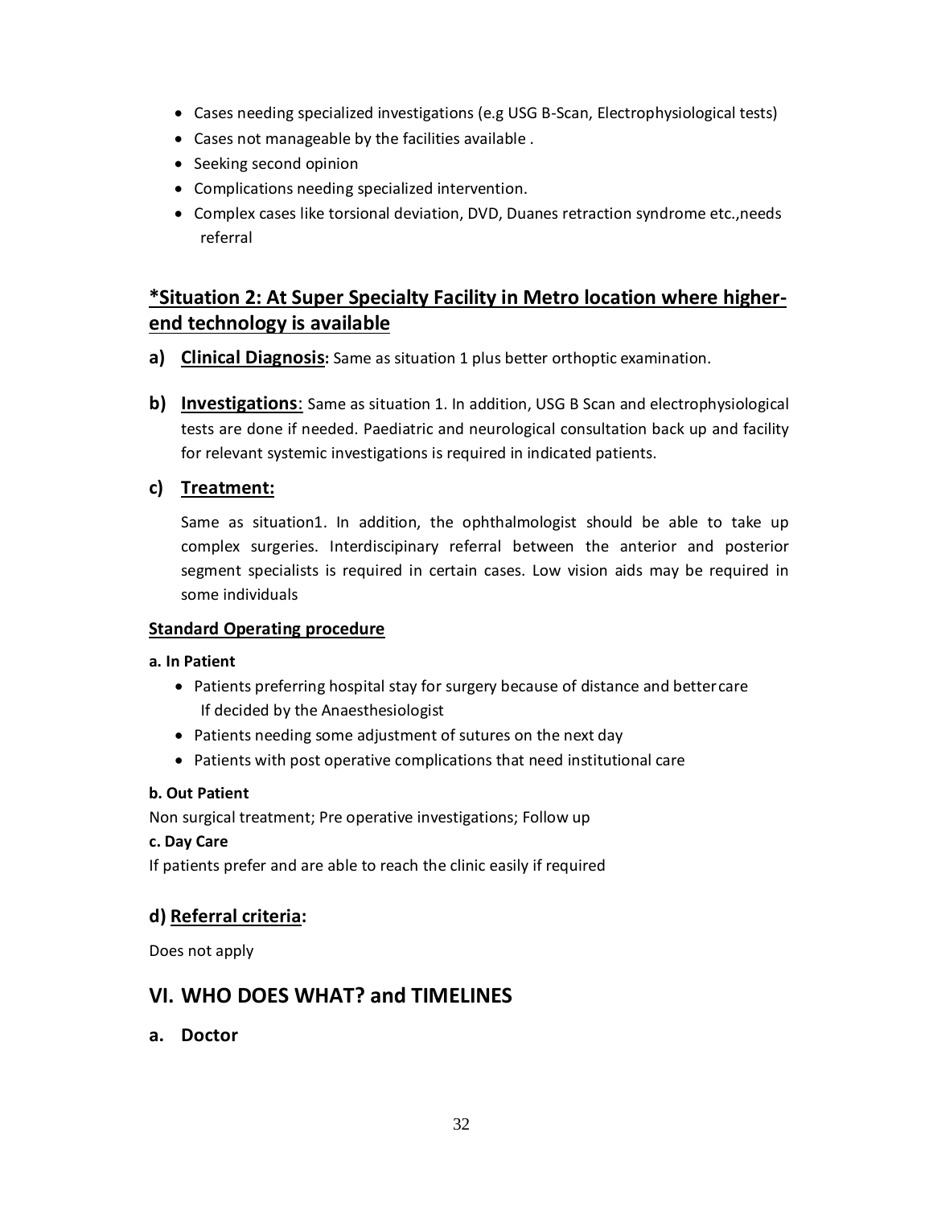- Cases needing specialized investigations (e.g USG B-Scan, Electrophysiological tests)
- Cases not manageable by the facilities available .
- Seeking second opinion
- Complications needing specialized intervention.
- Complex cases like torsional deviation, DVD, Duanes retraction syndrome etc.,needs referral

## *Situation 2: At Super Specialty Facility in Metro location where higher-end technology is available

**a) Clinical Diagnosis:** Same as situation 1 plus better orthoptic examination.

**b) Investigations**: Same as situation 1. In addition, USG B Scan and electrophysiological tests are done if needed. Paediatric and neurological consultation back up and facility for relevant systemic investigations is required in indicated patients.

**c) Treatment:**

Same as situation1. In addition, the ophthalmologist should be able to take up complex surgeries. Interdiscipinary referral between the anterior and posterior segment specialists is required in certain cases. Low vision aids may be required in some individuals

**Standard Operating procedure**

**a. In Patient**

- Patients preferring hospital stay for surgery because of distance and better care If decided by the Anaesthesiologist
- Patients needing some adjustment of sutures on the next day
- Patients with post operative complications that need institutional care

**b. Out Patient**

Non surgical treatment; Pre operative investigations; Follow up

**c. Day Care**

If patients prefer and are able to reach the clinic easily if required

### d) Referral criteria:

Does not apply

## VI. WHO DOES WHAT? and TIMELINES

### a. Doctor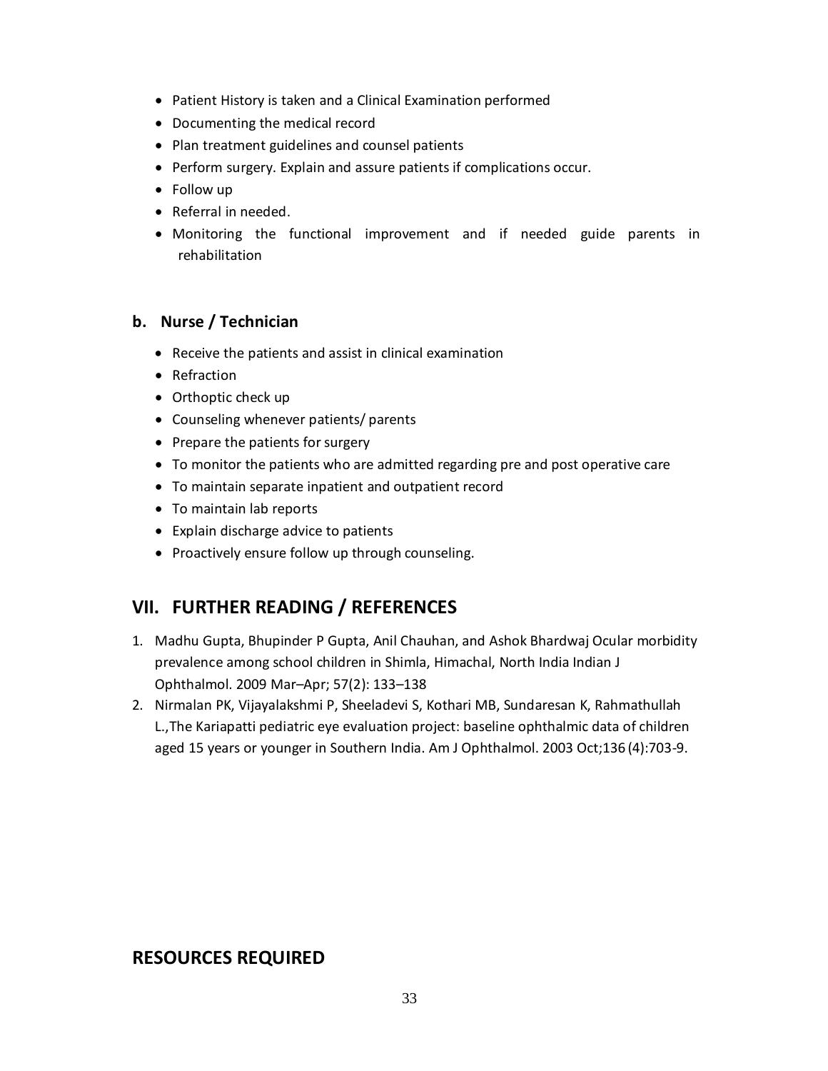- Patient History is taken and a Clinical Examination performed
- Documenting the medical record
- Plan treatment guidelines and counsel patients
- Perform surgery. Explain and assure patients if complications occur.
- Follow up
- Referral in needed.
- Monitoring the functional improvement and if needed guide parents in rehabilitation

### b. Nurse / Technician

- Receive the patients and assist in clinical examination
- Refraction
- Orthoptic check up
- Counseling whenever patients/ parents
- Prepare the patients for surgery
- To monitor the patients who are admitted regarding pre and post operative care
- To maintain separate inpatient and outpatient record
- To maintain lab reports
- Explain discharge advice to patients
- Proactively ensure follow up through counseling.

## VII. FURTHER READING / REFERENCES

1. Madhu Gupta, Bhupinder P Gupta, Anil Chauhan, and Ashok Bhardwaj Ocular morbidity prevalence among school children in Shimla, Himachal, North India Indian J Ophthalmol. 2009 Mar–Apr; 57(2): 133–138
2. Nirmalan PK, Vijayalakshmi P, Sheeladevi S, Kothari MB, Sundaresan K, Rahmathullah L.,The Kariapatti pediatric eye evaluation project: baseline ophthalmic data of children aged 15 years or younger in Southern India. Am J Ophthalmol. 2003 Oct;136(4):703-9.

## RESOURCES REQUIRED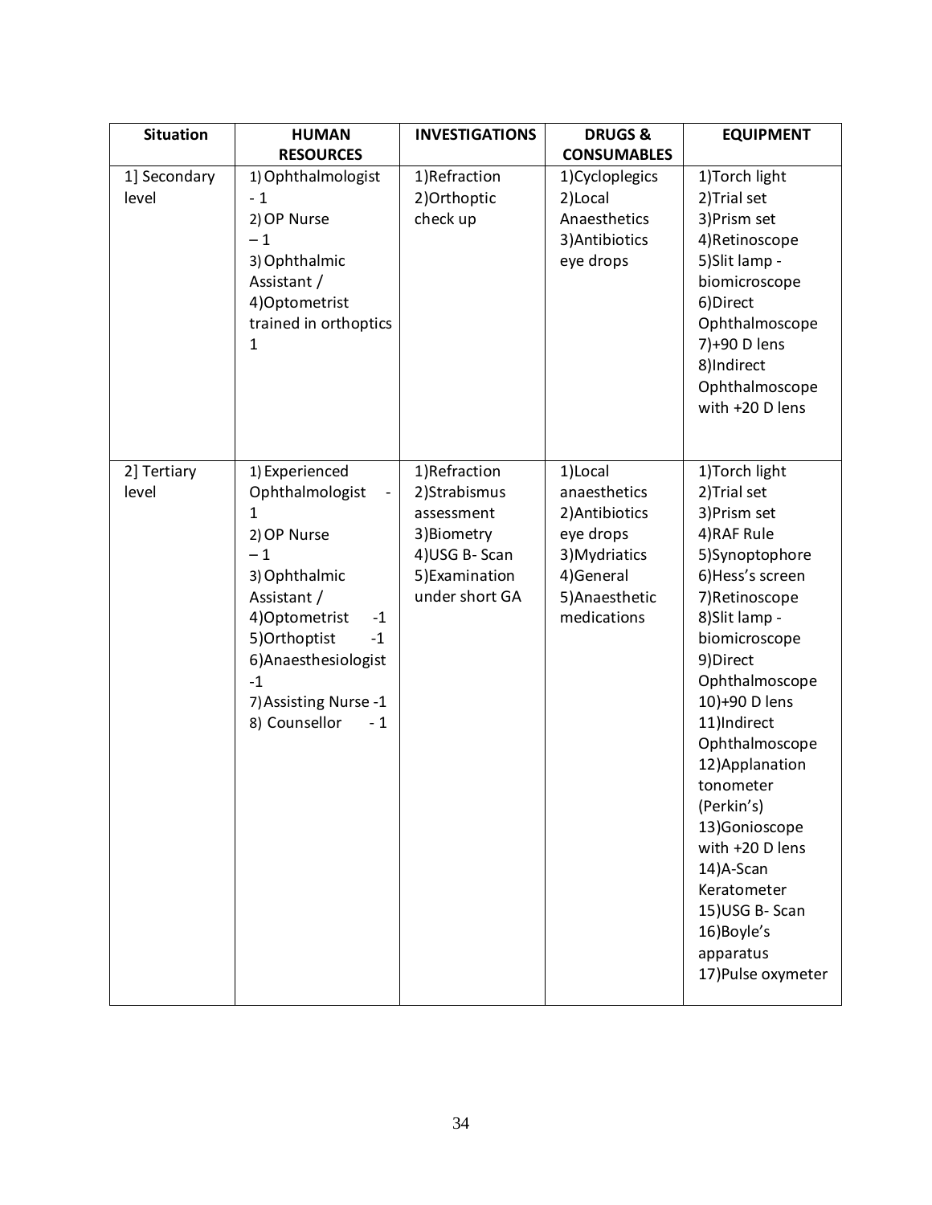| Situation | HUMAN RESOURCES | INVESTIGATIONS | DRUGS & CONSUMABLES | EQUIPMENT |
|---|---|---|---|---|
| 1] Secondary level | 1) Ophthalmologist - 1<br>2) OP Nurse – 1<br>3) Ophthalmic Assistant /<br>4)Optometrist trained in orthoptics 1 | 1)Refraction<br>2)Orthoptic check up | 1)Cycloplegics<br>2)Local Anaesthetics<br>3)Antibiotics eye drops | 1)Torch light<br>2)Trial set<br>3)Prism set<br>4)Retinoscope<br>5)Slit lamp - biomicroscope<br>6)Direct Ophthalmoscope<br>7)+90 D lens<br>8)Indirect Ophthalmoscope with +20 D lens |
| 2] Tertiary level | 1) Experienced Ophthalmologist - 1<br>2) OP Nurse – 1<br>3) Ophthalmic Assistant /<br>4)Optometrist -1<br>5)Orthoptist -1<br>6)Anaesthesiologist -1<br>7) Assisting Nurse -1<br>8) Counsellor - 1 | 1)Refraction<br>2)Strabismus assessment<br>3)Biometry<br>4)USG B- Scan<br>5)Examination under short GA | 1)Local anaesthetics<br>2)Antibiotics eye drops<br>3)Mydriatics<br>4)General<br>5)Anaesthetic medications | 1)Torch light<br>2)Trial set<br>3)Prism set<br>4)RAF Rule<br>5)Synoptophore<br>6)Hess's screen<br>7)Retinoscope<br>8)Slit lamp - biomicroscope<br>9)Direct Ophthalmoscope<br>10)+90 D lens<br>11)Indirect Ophthalmoscope<br>12)Applanation tonometer (Perkin's)<br>13)Gonioscope with +20 D lens<br>14)A-Scan Keratometer<br>15)USG B- Scan<br>16)Boyle's apparatus<br>17)Pulse oxymeter |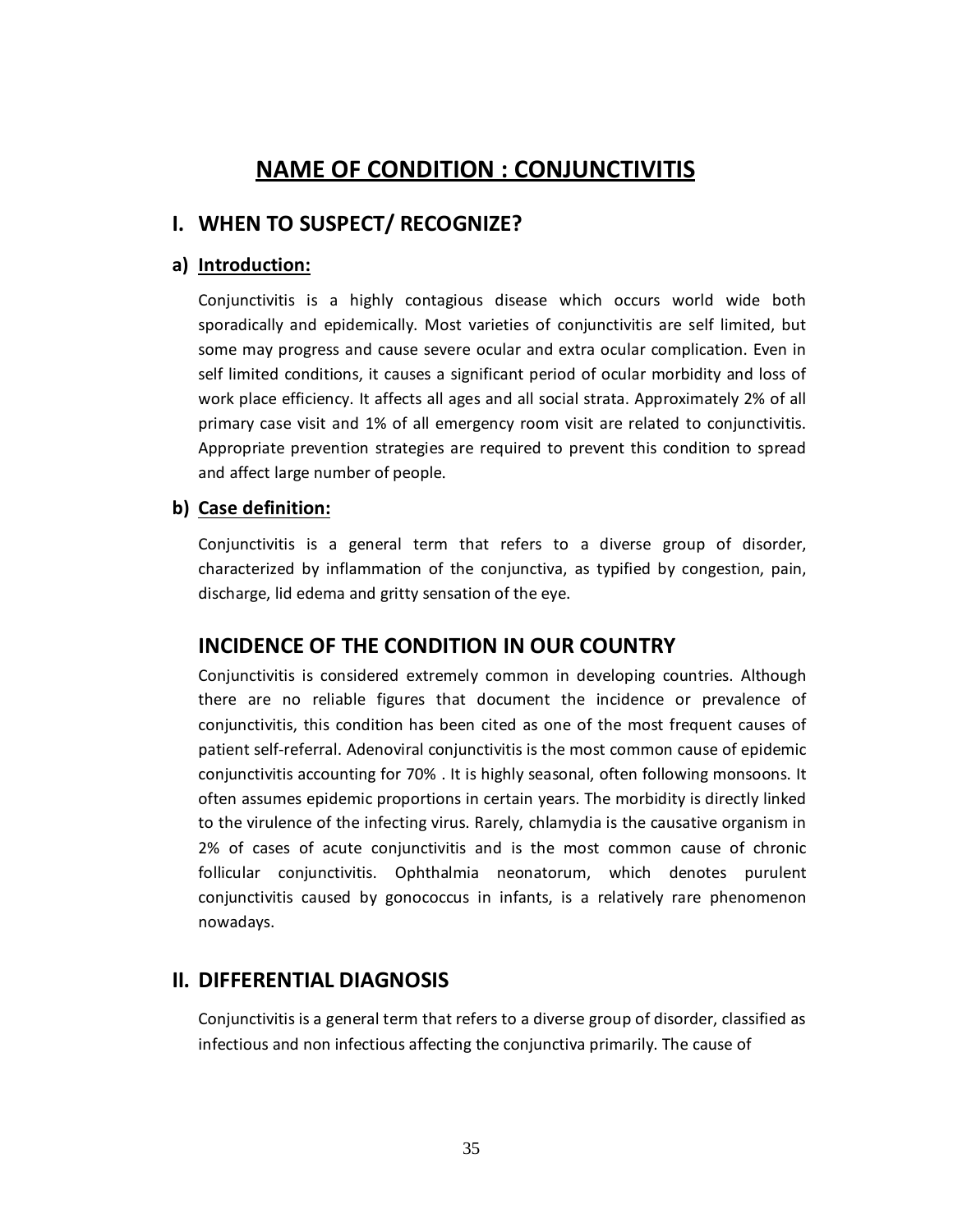# NAME OF CONDITION : CONJUNCTIVITIS

## I. WHEN TO SUSPECT/ RECOGNIZE?

### a) Introduction:

Conjunctivitis is a highly contagious disease which occurs world wide both sporadically and epidemically. Most varieties of conjunctivitis are self limited, but some may progress and cause severe ocular and extra ocular complication. Even in self limited conditions, it causes a significant period of ocular morbidity and loss of work place efficiency. It affects all ages and all social strata. Approximately 2% of all primary case visit and 1% of all emergency room visit are related to conjunctivitis. Appropriate prevention strategies are required to prevent this condition to spread and affect large number of people.

### b) Case definition:

Conjunctivitis is a general term that refers to a diverse group of disorder, characterized by inflammation of the conjunctiva, as typified by congestion, pain, discharge, lid edema and gritty sensation of the eye.

## INCIDENCE OF THE CONDITION IN OUR COUNTRY

Conjunctivitis is considered extremely common in developing countries. Although there are no reliable figures that document the incidence or prevalence of conjunctivitis, this condition has been cited as one of the most frequent causes of patient self-referral. Adenoviral conjunctivitis is the most common cause of epidemic conjunctivitis accounting for 70% . It is highly seasonal, often following monsoons. It often assumes epidemic proportions in certain years. The morbidity is directly linked to the virulence of the infecting virus. Rarely, chlamydia is the causative organism in 2% of cases of acute conjunctivitis and is the most common cause of chronic follicular conjunctivitis. Ophthalmia neonatorum, which denotes purulent conjunctivitis caused by gonococcus in infants, is a relatively rare phenomenon nowadays.

## II. DIFFERENTIAL DIAGNOSIS

Conjunctivitis is a general term that refers to a diverse group of disorder, classified as infectious and non infectious affecting the conjunctiva primarily. The cause of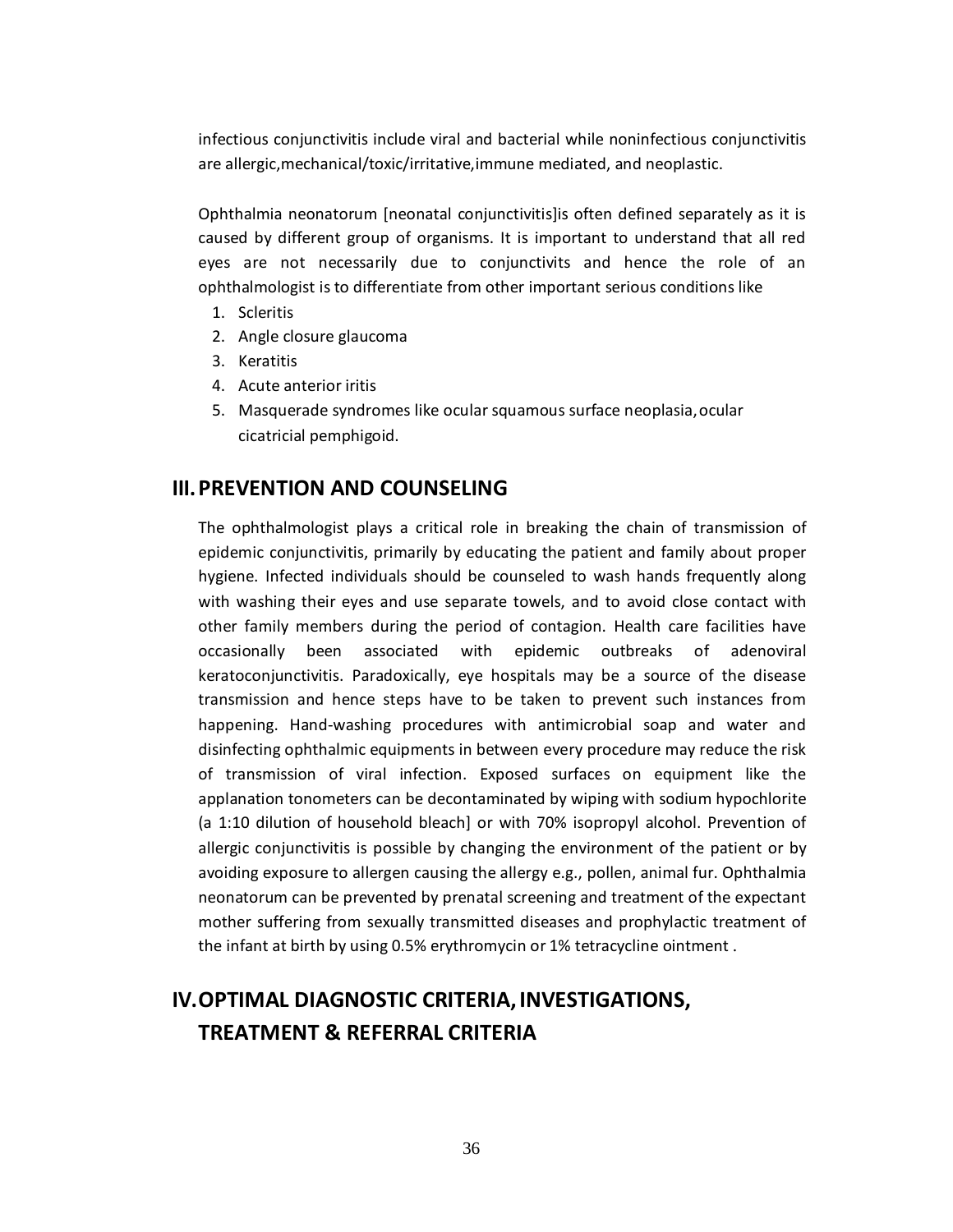infectious conjunctivitis include viral and bacterial while noninfectious conjunctivitis are allergic,mechanical/toxic/irritative,immune mediated, and neoplastic.

Ophthalmia neonatorum [neonatal conjunctivitis]is often defined separately as it is caused by different group of organisms. It is important to understand that all red eyes are not necessarily due to conjunctivits and hence the role of an ophthalmologist is to differentiate from other important serious conditions like

1. Scleritis
2. Angle closure glaucoma
3. Keratitis
4. Acute anterior iritis
5. Masquerade syndromes like ocular squamous surface neoplasia,ocular cicatricial pemphigoid.

## III. PREVENTION AND COUNSELING

The ophthalmologist plays a critical role in breaking the chain of transmission of epidemic conjunctivitis, primarily by educating the patient and family about proper hygiene. Infected individuals should be counseled to wash hands frequently along with washing their eyes and use separate towels, and to avoid close contact with other family members during the period of contagion. Health care facilities have occasionally been associated with epidemic outbreaks of adenoviral keratoconjunctivitis. Paradoxically, eye hospitals may be a source of the disease transmission and hence steps have to be taken to prevent such instances from happening. Hand-washing procedures with antimicrobial soap and water and disinfecting ophthalmic equipments in between every procedure may reduce the risk of transmission of viral infection. Exposed surfaces on equipment like the applanation tonometers can be decontaminated by wiping with sodium hypochlorite (a 1:10 dilution of household bleach] or with 70% isopropyl alcohol. Prevention of allergic conjunctivitis is possible by changing the environment of the patient or by avoiding exposure to allergen causing the allergy e.g., pollen, animal fur. Ophthalmia neonatorum can be prevented by prenatal screening and treatment of the expectant mother suffering from sexually transmitted diseases and prophylactic treatment of the infant at birth by using 0.5% erythromycin or 1% tetracycline ointment .

## IV. OPTIMAL DIAGNOSTIC CRITERIA, INVESTIGATIONS, TREATMENT & REFERRAL CRITERIA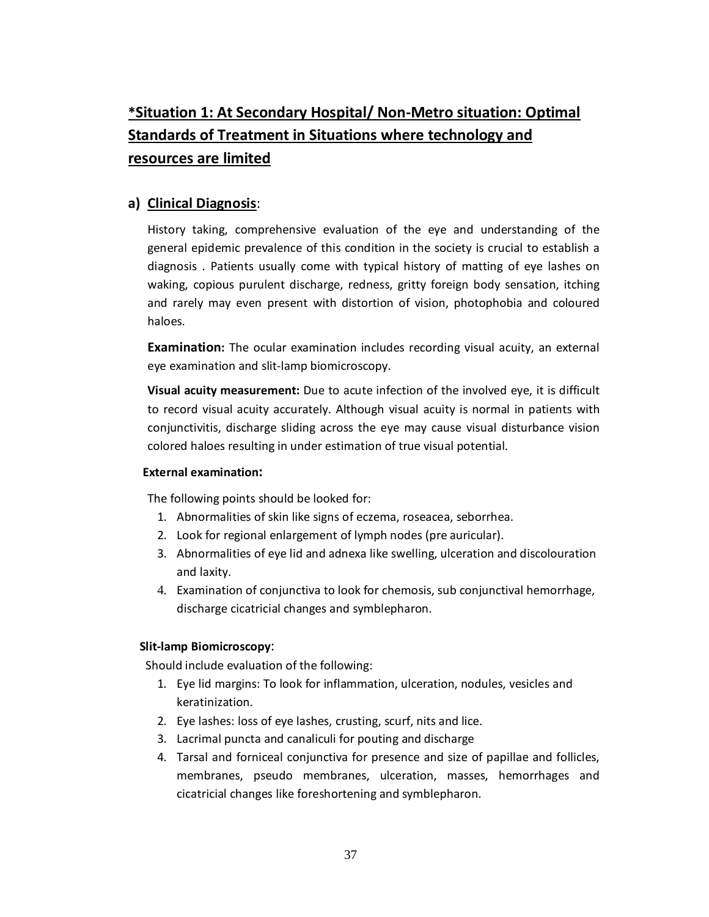## *Situation 1: At Secondary Hospital/ Non-Metro situation: Optimal Standards of Treatment in Situations where technology and resources are limited

### a) Clinical Diagnosis:

History taking, comprehensive evaluation of the eye and understanding of the general epidemic prevalence of this condition in the society is crucial to establish a diagnosis . Patients usually come with typical history of matting of eye lashes on waking, copious purulent discharge, redness, gritty foreign body sensation, itching and rarely may even present with distortion of vision, photophobia and coloured haloes.

**Examination:** The ocular examination includes recording visual acuity, an external eye examination and slit-lamp biomicroscopy.

**Visual acuity measurement:** Due to acute infection of the involved eye, it is difficult to record visual acuity accurately. Although visual acuity is normal in patients with conjunctivitis, discharge sliding across the eye may cause visual disturbance vision colored haloes resulting in under estimation of true visual potential.

**External examination:**

The following points should be looked for:

1. Abnormalities of skin like signs of eczema, roseacea, seborrhea.
2. Look for regional enlargement of lymph nodes (pre auricular).
3. Abnormalities of eye lid and adnexa like swelling, ulceration and discolouration and laxity.
4. Examination of conjunctiva to look for chemosis, sub conjunctival hemorrhage, discharge cicatricial changes and symblepharon.

**Slit-lamp Biomicroscopy**:

Should include evaluation of the following:

1. Eye lid margins: To look for inflammation, ulceration, nodules, vesicles and keratinization.
2. Eye lashes: loss of eye lashes, crusting, scurf, nits and lice.
3. Lacrimal puncta and canaliculi for pouting and discharge
4. Tarsal and forniceal conjunctiva for presence and size of papillae and follicles, membranes, pseudo membranes, ulceration, masses, hemorrhages and cicatricial changes like foreshortening and symblepharon.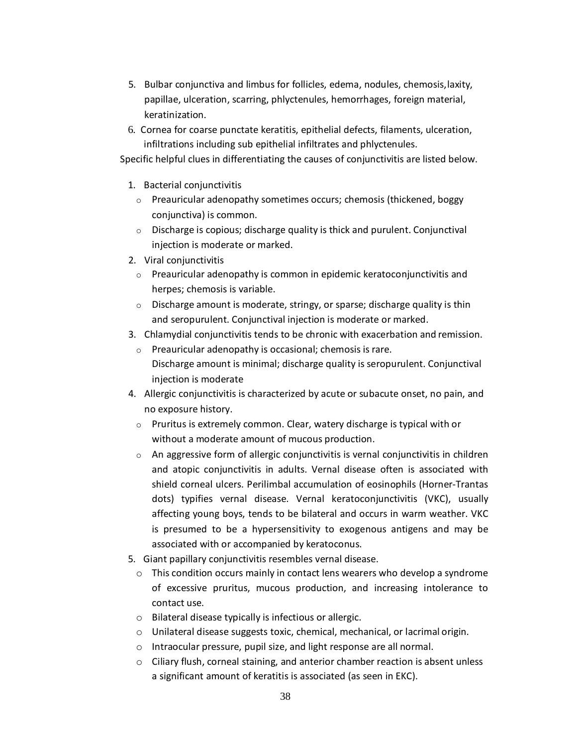5. Bulbar conjunctiva and limbus for follicles, edema, nodules, chemosis,laxity, papillae, ulceration, scarring, phlyctenules, hemorrhages, foreign material, keratinization.
6. Cornea for coarse punctate keratitis, epithelial defects, filaments, ulceration, infiltrations including sub epithelial infiltrates and phlyctenules.

Specific helpful clues in differentiating the causes of conjunctivitis are listed below.

1. Bacterial conjunctivitis
   - Preauricular adenopathy sometimes occurs; chemosis (thickened, boggy conjunctiva) is common.
   - Discharge is copious; discharge quality is thick and purulent. Conjunctival injection is moderate or marked.
2. Viral conjunctivitis
   - Preauricular adenopathy is common in epidemic keratoconjunctivitis and herpes; chemosis is variable.
   - Discharge amount is moderate, stringy, or sparse; discharge quality is thin and seropurulent. Conjunctival injection is moderate or marked.
3. Chlamydial conjunctivitis tends to be chronic with exacerbation and remission.
   - Preauricular adenopathy is occasional; chemosis is rare.
     Discharge amount is minimal; discharge quality is seropurulent. Conjunctival injection is moderate
4. Allergic conjunctivitis is characterized by acute or subacute onset, no pain, and no exposure history.
   - Pruritus is extremely common. Clear, watery discharge is typical with or without a moderate amount of mucous production.
   - An aggressive form of allergic conjunctivitis is vernal conjunctivitis in children and atopic conjunctivitis in adults. Vernal disease often is associated with shield corneal ulcers. Perilimbal accumulation of eosinophils (Horner-Trantas dots) typifies vernal disease. Vernal keratoconjunctivitis (VKC), usually affecting young boys, tends to be bilateral and occurs in warm weather. VKC is presumed to be a hypersensitivity to exogenous antigens and may be associated with or accompanied by keratoconus.
5. Giant papillary conjunctivitis resembles vernal disease.
   - This condition occurs mainly in contact lens wearers who develop a syndrome of excessive pruritus, mucous production, and increasing intolerance to contact use.
   - Bilateral disease typically is infectious or allergic.
   - Unilateral disease suggests toxic, chemical, mechanical, or lacrimal origin.
   - Intraocular pressure, pupil size, and light response are all normal.
   - Ciliary flush, corneal staining, and anterior chamber reaction is absent unless a significant amount of keratitis is associated (as seen in EKC).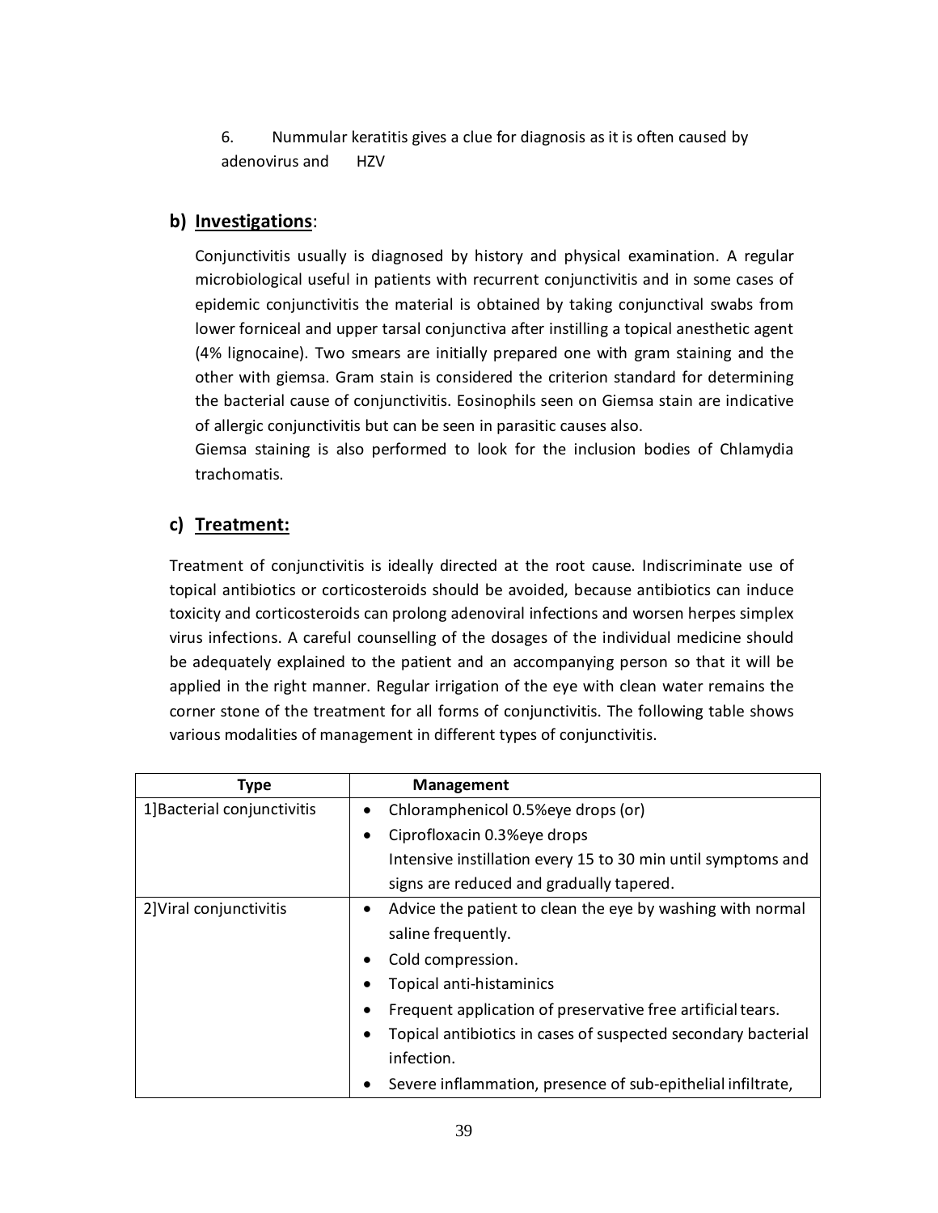6. Nummular keratitis gives a clue for diagnosis as it is often caused by adenovirus and HZV

## b) Investigations:

Conjunctivitis usually is diagnosed by history and physical examination. A regular microbiological useful in patients with recurrent conjunctivitis and in some cases of epidemic conjunctivitis the material is obtained by taking conjunctival swabs from lower forniceal and upper tarsal conjunctiva after instilling a topical anesthetic agent (4% lignocaine). Two smears are initially prepared one with gram staining and the other with giemsa. Gram stain is considered the criterion standard for determining the bacterial cause of conjunctivitis. Eosinophils seen on Giemsa stain are indicative of allergic conjunctivitis but can be seen in parasitic causes also.

Giemsa staining is also performed to look for the inclusion bodies of Chlamydia trachomatis.

## c) Treatment:

Treatment of conjunctivitis is ideally directed at the root cause. Indiscriminate use of topical antibiotics or corticosteroids should be avoided, because antibiotics can induce toxicity and corticosteroids can prolong adenoviral infections and worsen herpes simplex virus infections. A careful counselling of the dosages of the individual medicine should be adequately explained to the patient and an accompanying person so that it will be applied in the right manner. Regular irrigation of the eye with clean water remains the corner stone of the treatment for all forms of conjunctivitis. The following table shows various modalities of management in different types of conjunctivitis.

| Type | Management |
|---|---|
| 1]Bacterial conjunctivitis | • Chloramphenicol 0.5%eye drops (or)<br>• Ciprofloxacin 0.3%eye drops<br>Intensive instillation every 15 to 30 min until symptoms and signs are reduced and gradually tapered. |
| 2]Viral conjunctivitis | • Advice the patient to clean the eye by washing with normal saline frequently.<br>• Cold compression.<br>• Topical anti-histaminics<br>• Frequent application of preservative free artificial tears.<br>• Topical antibiotics in cases of suspected secondary bacterial infection.<br>• Severe inflammation, presence of sub-epithelial infiltrate, |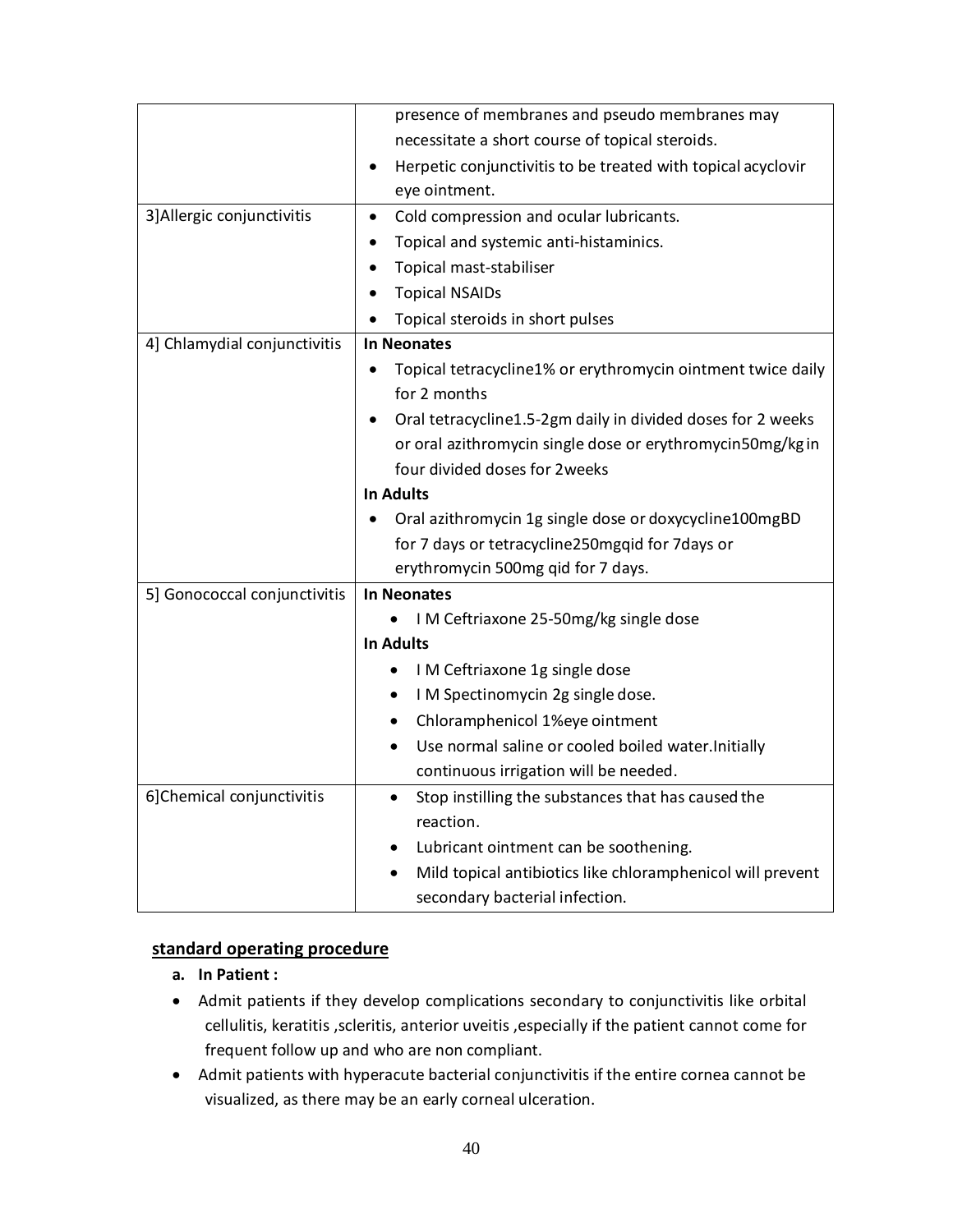| | |
|---|---|
| | presence of membranes and pseudo membranes may necessitate a short course of topical steroids.<br>• Herpetic conjunctivitis to be treated with topical acyclovir eye ointment. |
| 3]Allergic conjunctivitis | • Cold compression and ocular lubricants.<br>• Topical and systemic anti-histaminics.<br>• Topical mast-stabiliser<br>• Topical NSAIDs<br>• Topical steroids in short pulses |
| 4] Chlamydial conjunctivitis | **In Neonates**<br>• Topical tetracycline1% or erythromycin ointment twice daily for 2 months<br>• Oral tetracycline1.5-2gm daily in divided doses for 2 weeks or oral azithromycin single dose or erythromycin50mg/kg in four divided doses for 2weeks<br>**In Adults**<br>• Oral azithromycin 1g single dose or doxycycline100mgBD for 7 days or tetracycline250mgqid for 7days or erythromycin 500mg qid for 7 days. |
| 5] Gonococcal conjunctivitis | **In Neonates**<br>• I M Ceftriaxone 25-50mg/kg single dose<br>**In Adults**<br>• I M Ceftriaxone 1g single dose<br>• I M Spectinomycin 2g single dose.<br>• Chloramphenicol 1%eye ointment<br>• Use normal saline or cooled boiled water.Initially continuous irrigation will be needed. |
| 6]Chemical conjunctivitis | • Stop instilling the substances that has caused the reaction.<br>• Lubricant ointment can be soothening.<br>• Mild topical antibiotics like chloramphenicol will prevent secondary bacterial infection. |

**standard operating procedure**

**a. In Patient :**

- Admit patients if they develop complications secondary to conjunctivitis like orbital cellulitis, keratitis ,scleritis, anterior uveitis ,especially if the patient cannot come for frequent follow up and who are non compliant.
- Admit patients with hyperacute bacterial conjunctivitis if the entire cornea cannot be visualized, as there may be an early corneal ulceration.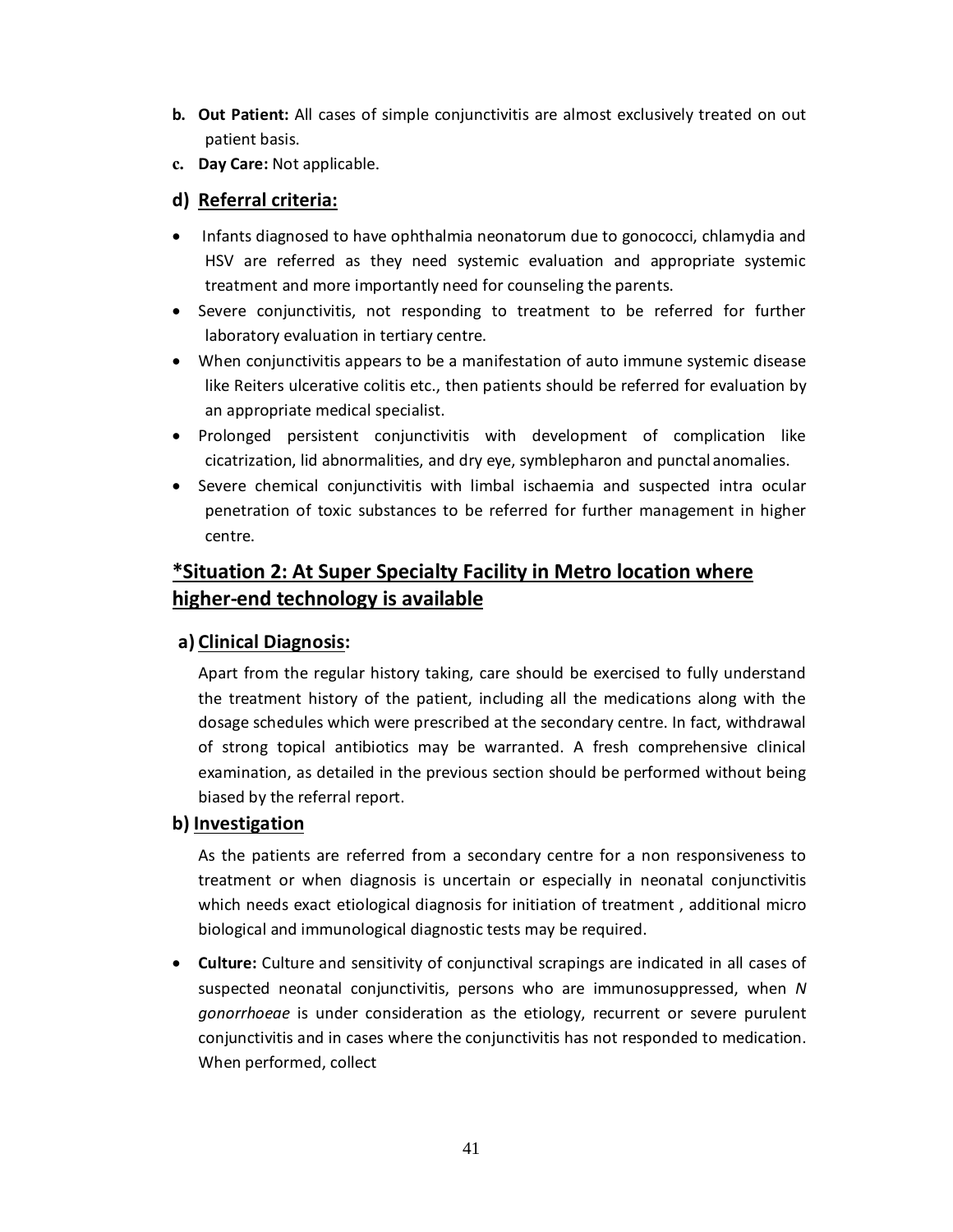**b. Out Patient:** All cases of simple conjunctivitis are almost exclusively treated on out patient basis.

**c. Day Care:** Not applicable.

### d) Referral criteria:

- Infants diagnosed to have ophthalmia neonatorum due to gonococci, chlamydia and HSV are referred as they need systemic evaluation and appropriate systemic treatment and more importantly need for counseling the parents.
- Severe conjunctivitis, not responding to treatment to be referred for further laboratory evaluation in tertiary centre.
- When conjunctivitis appears to be a manifestation of auto immune systemic disease like Reiters ulcerative colitis etc., then patients should be referred for evaluation by an appropriate medical specialist.
- Prolonged persistent conjunctivitis with development of complication like cicatrization, lid abnormalities, and dry eye, symblepharon and punctal anomalies.
- Severe chemical conjunctivitis with limbal ischaemia and suspected intra ocular penetration of toxic substances to be referred for further management in higher centre.

## *Situation 2: At Super Specialty Facility in Metro location where higher-end technology is available

### a) Clinical Diagnosis:

Apart from the regular history taking, care should be exercised to fully understand the treatment history of the patient, including all the medications along with the dosage schedules which were prescribed at the secondary centre. In fact, withdrawal of strong topical antibiotics may be warranted. A fresh comprehensive clinical examination, as detailed in the previous section should be performed without being biased by the referral report.

### b) Investigation

As the patients are referred from a secondary centre for a non responsiveness to treatment or when diagnosis is uncertain or especially in neonatal conjunctivitis which needs exact etiological diagnosis for initiation of treatment , additional micro biological and immunological diagnostic tests may be required.

- **Culture:** Culture and sensitivity of conjunctival scrapings are indicated in all cases of suspected neonatal conjunctivitis, persons who are immunosuppressed, when *N gonorrhoeae* is under consideration as the etiology, recurrent or severe purulent conjunctivitis and in cases where the conjunctivitis has not responded to medication. When performed, collect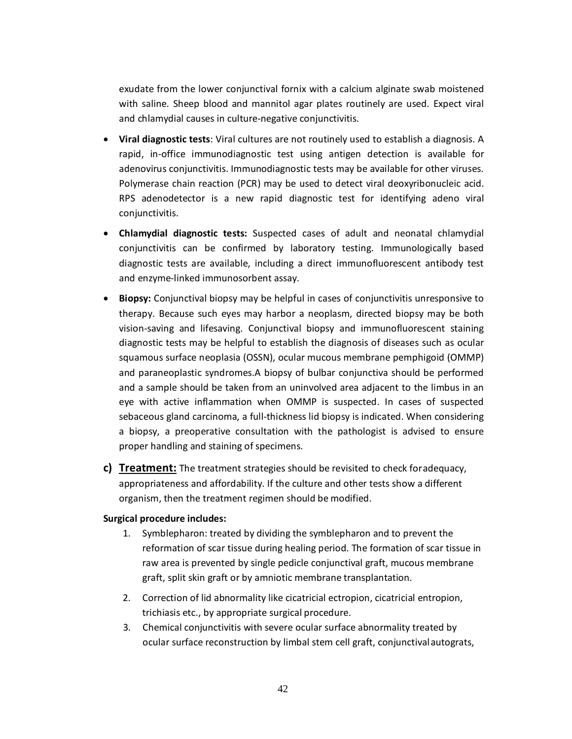exudate from the lower conjunctival fornix with a calcium alginate swab moistened with saline. Sheep blood and mannitol agar plates routinely are used. Expect viral and chlamydial causes in culture-negative conjunctivitis.

- **Viral diagnostic tests**: Viral cultures are not routinely used to establish a diagnosis. A rapid, in-office immunodiagnostic test using antigen detection is available for adenovirus conjunctivitis. Immunodiagnostic tests may be available for other viruses. Polymerase chain reaction (PCR) may be used to detect viral deoxyribonucleic acid. RPS adenodetector is a new rapid diagnostic test for identifying adeno viral conjunctivitis.
- **Chlamydial diagnostic tests:** Suspected cases of adult and neonatal chlamydial conjunctivitis can be confirmed by laboratory testing. Immunologically based diagnostic tests are available, including a direct immunofluorescent antibody test and enzyme-linked immunosorbent assay.
- **Biopsy:** Conjunctival biopsy may be helpful in cases of conjunctivitis unresponsive to therapy. Because such eyes may harbor a neoplasm, directed biopsy may be both vision-saving and lifesaving. Conjunctival biopsy and immunofluorescent staining diagnostic tests may be helpful to establish the diagnosis of diseases such as ocular squamous surface neoplasia (OSSN), ocular mucous membrane pemphigoid (OMMP) and paraneoplastic syndromes.A biopsy of bulbar conjunctiva should be performed and a sample should be taken from an uninvolved area adjacent to the limbus in an eye with active inflammation when OMMP is suspected. In cases of suspected sebaceous gland carcinoma, a full-thickness lid biopsy is indicated. When considering a biopsy, a preoperative consultation with the pathologist is advised to ensure proper handling and staining of specimens.

**c) <u>Treatment:</u>** The treatment strategies should be revisited to check foradequacy, appropriateness and affordability. If the culture and other tests show a different organism, then the treatment regimen should be modified.

**Surgical procedure includes:**

1. Symblepharon: treated by dividing the symblepharon and to prevent the reformation of scar tissue during healing period. The formation of scar tissue in raw area is prevented by single pedicle conjunctival graft, mucous membrane graft, split skin graft or by amniotic membrane transplantation.
2. Correction of lid abnormality like cicatricial ectropion, cicatricial entropion, trichiasis etc., by appropriate surgical procedure.
3. Chemical conjunctivitis with severe ocular surface abnormality treated by ocular surface reconstruction by limbal stem cell graft, conjunctival autograts,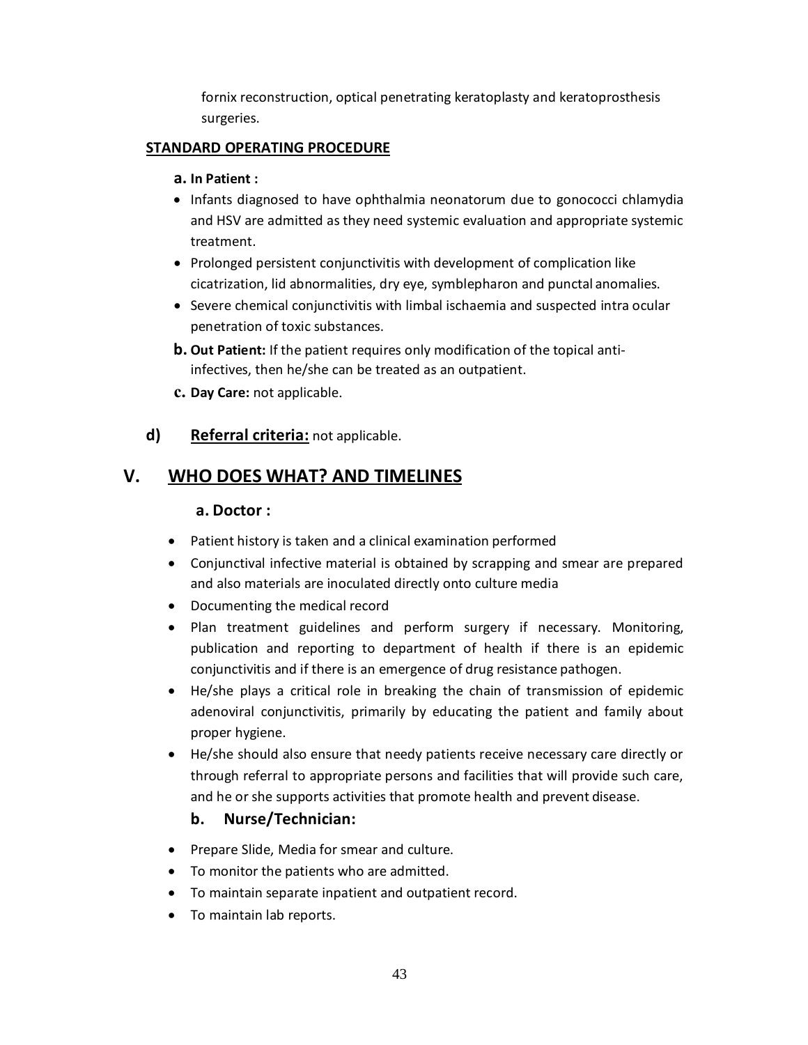fornix reconstruction, optical penetrating keratoplasty and keratoprosthesis surgeries.

**STANDARD OPERATING PROCEDURE**

**a. In Patient :**

- Infants diagnosed to have ophthalmia neonatorum due to gonococci chlamydia and HSV are admitted as they need systemic evaluation and appropriate systemic treatment.
- Prolonged persistent conjunctivitis with development of complication like cicatrization, lid abnormalities, dry eye, symblepharon and punctal anomalies.
- Severe chemical conjunctivitis with limbal ischaemia and suspected intra ocular penetration of toxic substances.

**b. Out Patient:** If the patient requires only modification of the topical anti-infectives, then he/she can be treated as an outpatient.

**c. Day Care:** not applicable.

**d) Referral criteria:** not applicable.

## V. WHO DOES WHAT? AND TIMELINES

### a. Doctor :

- Patient history is taken and a clinical examination performed
- Conjunctival infective material is obtained by scrapping and smear are prepared and also materials are inoculated directly onto culture media
- Documenting the medical record
- Plan treatment guidelines and perform surgery if necessary. Monitoring, publication and reporting to department of health if there is an epidemic conjunctivitis and if there is an emergence of drug resistance pathogen.
- He/she plays a critical role in breaking the chain of transmission of epidemic adenoviral conjunctivitis, primarily by educating the patient and family about proper hygiene.
- He/she should also ensure that needy patients receive necessary care directly or through referral to appropriate persons and facilities that will provide such care, and he or she supports activities that promote health and prevent disease.

### b. Nurse/Technician:

- Prepare Slide, Media for smear and culture.
- To monitor the patients who are admitted.
- To maintain separate inpatient and outpatient record.
- To maintain lab reports.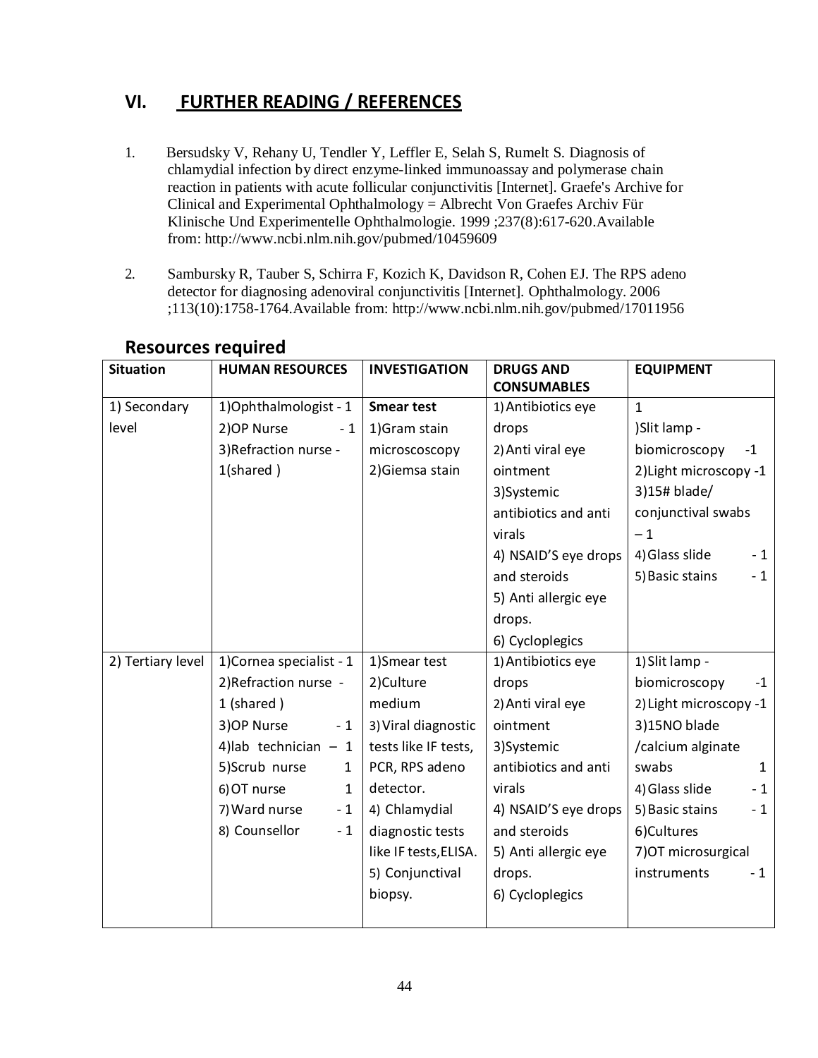## VI. FURTHER READING / REFERENCES

1. Bersudsky V, Rehany U, Tendler Y, Leffler E, Selah S, Rumelt S. Diagnosis of chlamydial infection by direct enzyme-linked immunoassay and polymerase chain reaction in patients with acute follicular conjunctivitis [Internet]. Graefe's Archive for Clinical and Experimental Ophthalmology = Albrecht Von Graefes Archiv Für Klinische Und Experimentelle Ophthalmologie. 1999 ;237(8):617-620.Available from: http://www.ncbi.nlm.nih.gov/pubmed/10459609

2. Sambursky R, Tauber S, Schirra F, Kozich K, Davidson R, Cohen EJ. The RPS adeno detector for diagnosing adenoviral conjunctivitis [Internet]. Ophthalmology. 2006 ;113(10):1758-1764.Available from: http://www.ncbi.nlm.nih.gov/pubmed/17011956

## Resources required

| Situation | HUMAN RESOURCES | INVESTIGATION | DRUGS AND CONSUMABLES | EQUIPMENT |
|---|---|---|---|---|
| 1) Secondary level | 1)Ophthalmologist - 1<br>2)OP Nurse - 1<br>3)Refraction nurse - 1(shared ) | **Smear test**<br>1)Gram stain microscoscopy<br>2)Giemsa stain | 1) Antibiotics eye drops<br>2) Anti viral eye ointment<br>3)Systemic antibiotics and anti virals<br>4) NSAID'S eye drops and steroids<br>5) Anti allergic eye drops.<br>6) Cycloplegics | 1 )Slit lamp - biomicroscopy -1<br>2)Light microscopy -1<br>3)15# blade/ conjunctival swabs – 1<br>4) Glass slide - 1<br>5) Basic stains - 1 |
| 2) Tertiary level | 1)Cornea specialist - 1<br>2)Refraction nurse - 1 (shared )<br>3)OP Nurse - 1<br>4)lab technician – 1<br>5)Scrub nurse 1<br>6) OT nurse 1<br>7) Ward nurse - 1<br>8) Counsellor - 1 | 1)Smear test<br>2)Culture medium<br>3) Viral diagnostic tests like IF tests, PCR, RPS adeno detector.<br>4) Chlamydial diagnostic tests like IF tests,ELISA.<br>5) Conjunctival biopsy. | 1) Antibiotics eye drops<br>2) Anti viral eye ointment<br>3)Systemic antibiotics and anti virals<br>4) NSAID'S eye drops and steroids<br>5) Anti allergic eye drops.<br>6) Cycloplegics | 1) Slit lamp - biomicroscopy -1<br>2) Light microscopy -1<br>3)15NO blade /calcium alginate swabs 1<br>4) Glass slide - 1<br>5) Basic stains - 1<br>6)Cultures<br>7)OT microsurgical instruments - 1 |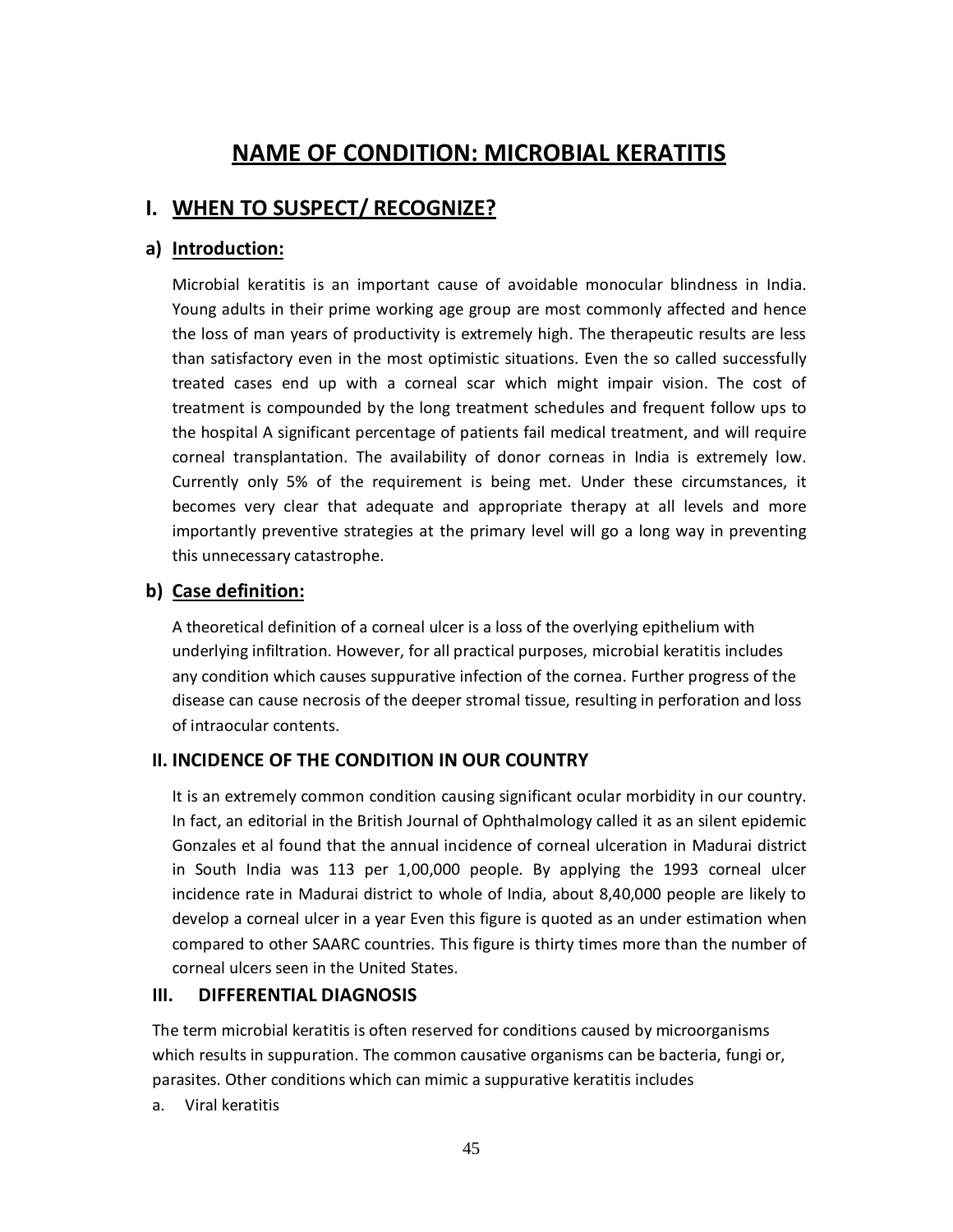# NAME OF CONDITION: MICROBIAL KERATITIS

## I. WHEN TO SUSPECT/ RECOGNIZE?

### a) Introduction:

Microbial keratitis is an important cause of avoidable monocular blindness in India. Young adults in their prime working age group are most commonly affected and hence the loss of man years of productivity is extremely high. The therapeutic results are less than satisfactory even in the most optimistic situations. Even the so called successfully treated cases end up with a corneal scar which might impair vision. The cost of treatment is compounded by the long treatment schedules and frequent follow ups to the hospital A significant percentage of patients fail medical treatment, and will require corneal transplantation. The availability of donor corneas in India is extremely low. Currently only 5% of the requirement is being met. Under these circumstances, it becomes very clear that adequate and appropriate therapy at all levels and more importantly preventive strategies at the primary level will go a long way in preventing this unnecessary catastrophe.

### b) Case definition:

A theoretical definition of a corneal ulcer is a loss of the overlying epithelium with underlying infiltration. However, for all practical purposes, microbial keratitis includes any condition which causes suppurative infection of the cornea. Further progress of the disease can cause necrosis of the deeper stromal tissue, resulting in perforation and loss of intraocular contents.

## II. INCIDENCE OF THE CONDITION IN OUR COUNTRY

It is an extremely common condition causing significant ocular morbidity in our country. In fact, an editorial in the British Journal of Ophthalmology called it as an silent epidemic Gonzales et al found that the annual incidence of corneal ulceration in Madurai district in South India was 113 per 1,00,000 people. By applying the 1993 corneal ulcer incidence rate in Madurai district to whole of India, about 8,40,000 people are likely to develop a corneal ulcer in a year Even this figure is quoted as an under estimation when compared to other SAARC countries. This figure is thirty times more than the number of corneal ulcers seen in the United States.

## III. DIFFERENTIAL DIAGNOSIS

The term microbial keratitis is often reserved for conditions caused by microorganisms which results in suppuration. The common causative organisms can be bacteria, fungi or, parasites. Other conditions which can mimic a suppurative keratitis includes

a. Viral keratitis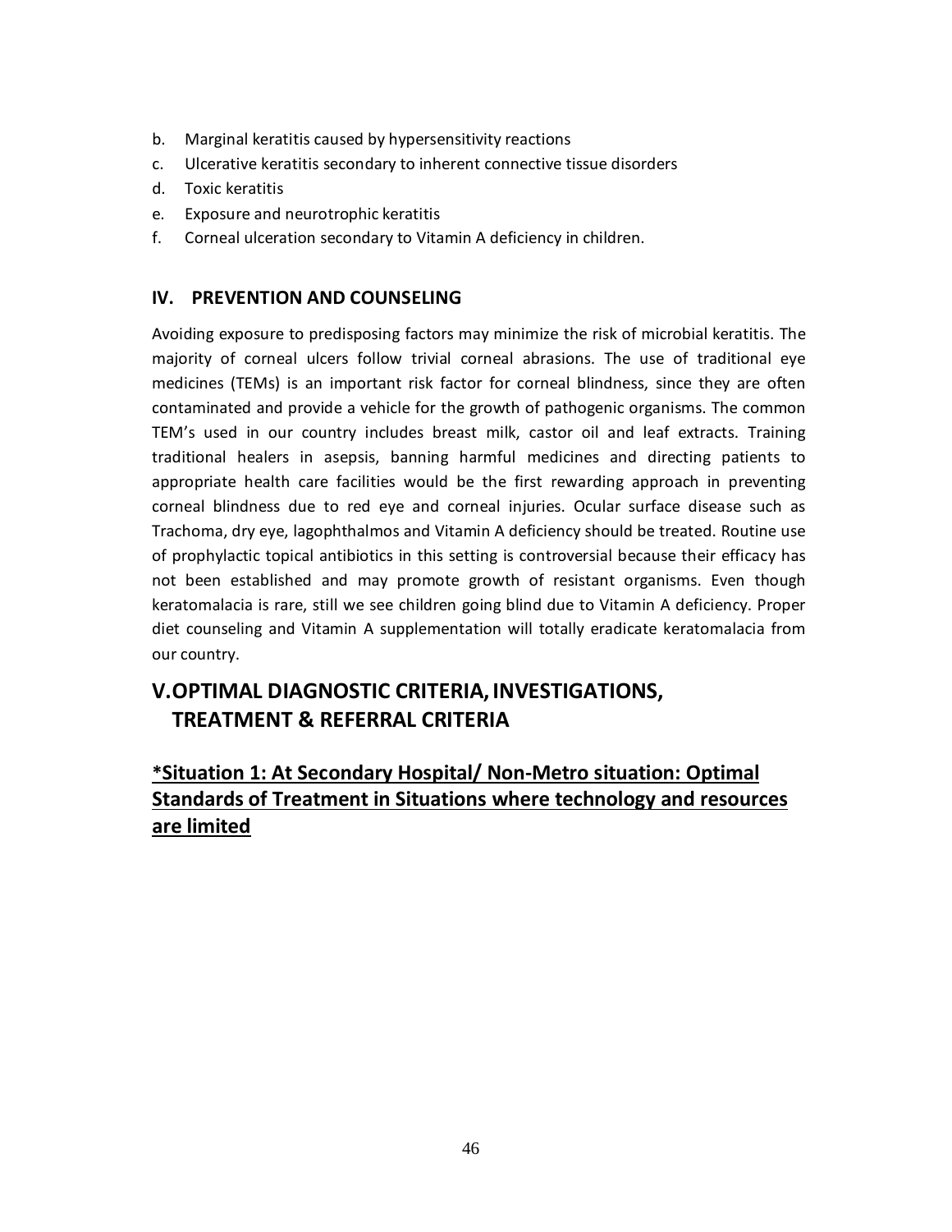b. Marginal keratitis caused by hypersensitivity reactions
c. Ulcerative keratitis secondary to inherent connective tissue disorders
d. Toxic keratitis
e. Exposure and neurotrophic keratitis
f. Corneal ulceration secondary to Vitamin A deficiency in children.

## IV. PREVENTION AND COUNSELING

Avoiding exposure to predisposing factors may minimize the risk of microbial keratitis. The majority of corneal ulcers follow trivial corneal abrasions. The use of traditional eye medicines (TEMs) is an important risk factor for corneal blindness, since they are often contaminated and provide a vehicle for the growth of pathogenic organisms. The common TEM's used in our country includes breast milk, castor oil and leaf extracts. Training traditional healers in asepsis, banning harmful medicines and directing patients to appropriate health care facilities would be the first rewarding approach in preventing corneal blindness due to red eye and corneal injuries. Ocular surface disease such as Trachoma, dry eye, lagophthalmos and Vitamin A deficiency should be treated. Routine use of prophylactic topical antibiotics in this setting is controversial because their efficacy has not been established and may promote growth of resistant organisms. Even though keratomalacia is rare, still we see children going blind due to Vitamin A deficiency. Proper diet counseling and Vitamin A supplementation will totally eradicate keratomalacia from our country.

# V. OPTIMAL DIAGNOSTIC CRITERIA, INVESTIGATIONS, TREATMENT & REFERRAL CRITERIA

## *Situation 1: At Secondary Hospital/ Non-Metro situation: Optimal Standards of Treatment in Situations where technology and resources are limited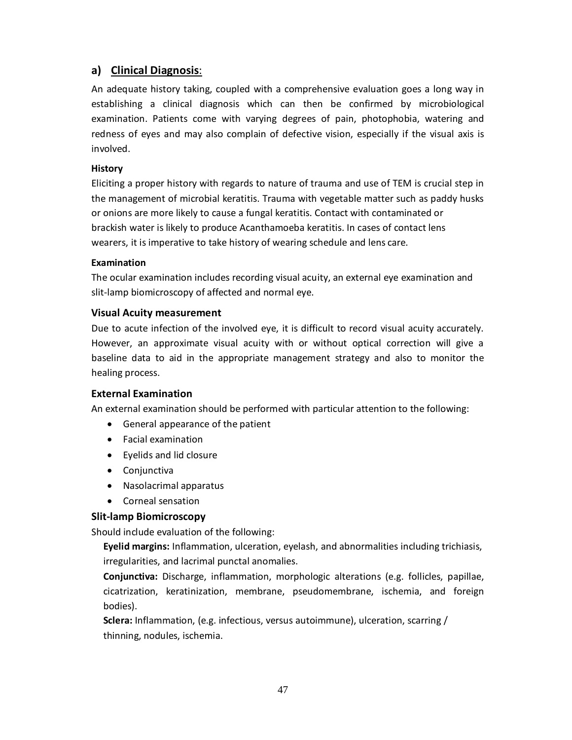## a) <u>Clinical Diagnosis</u>:

An adequate history taking, coupled with a comprehensive evaluation goes a long way in establishing a clinical diagnosis which can then be confirmed by microbiological examination. Patients come with varying degrees of pain, photophobia, watering and redness of eyes and may also complain of defective vision, especially if the visual axis is involved.

**History**

Eliciting a proper history with regards to nature of trauma and use of TEM is crucial step in the management of microbial keratitis. Trauma with vegetable matter such as paddy husks or onions are more likely to cause a fungal keratitis. Contact with contaminated or brackish water is likely to produce Acanthamoeba keratitis. In cases of contact lens wearers, it is imperative to take history of wearing schedule and lens care.

**Examination**

The ocular examination includes recording visual acuity, an external eye examination and slit-lamp biomicroscopy of affected and normal eye.

### Visual Acuity measurement

Due to acute infection of the involved eye, it is difficult to record visual acuity accurately. However, an approximate visual acuity with or without optical correction will give a baseline data to aid in the appropriate management strategy and also to monitor the healing process.

### External Examination

An external examination should be performed with particular attention to the following:

- General appearance of the patient
- Facial examination
- Eyelids and lid closure
- Conjunctiva
- Nasolacrimal apparatus
- Corneal sensation

### Slit-lamp Biomicroscopy

Should include evaluation of the following:

**Eyelid margins:** Inflammation, ulceration, eyelash, and abnormalities including trichiasis, irregularities, and lacrimal punctal anomalies.

**Conjunctiva:** Discharge, inflammation, morphologic alterations (e.g. follicles, papillae, cicatrization, keratinization, membrane, pseudomembrane, ischemia, and foreign bodies).

**Sclera:** Inflammation, (e.g. infectious, versus autoimmune), ulceration, scarring / thinning, nodules, ischemia.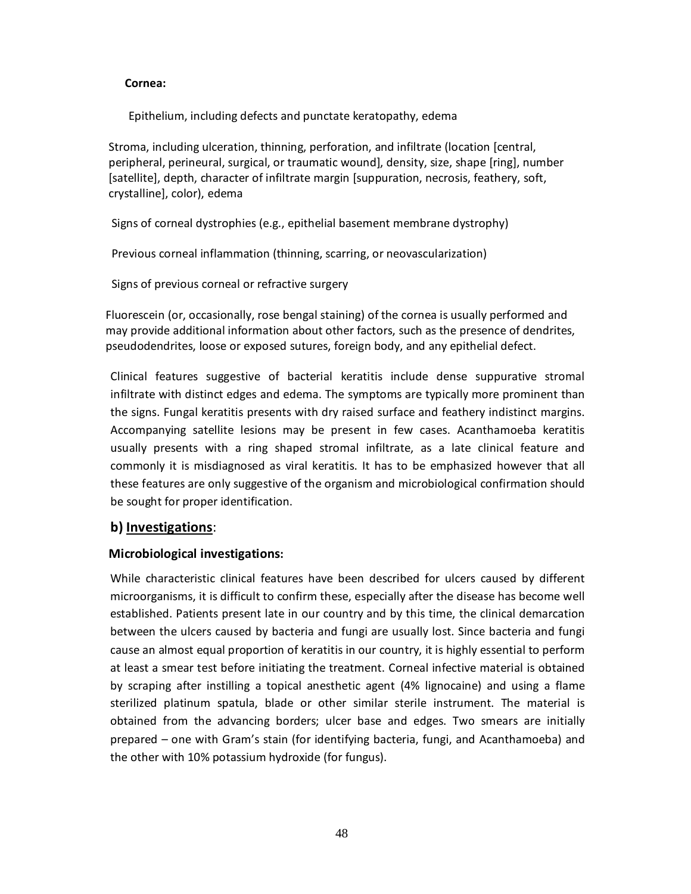**Cornea:**

Epithelium, including defects and punctate keratopathy, edema

Stroma, including ulceration, thinning, perforation, and infiltrate (location [central, peripheral, perineural, surgical, or traumatic wound], density, size, shape [ring], number [satellite], depth, character of infiltrate margin [suppuration, necrosis, feathery, soft, crystalline], color), edema

Signs of corneal dystrophies (e.g., epithelial basement membrane dystrophy)

Previous corneal inflammation (thinning, scarring, or neovascularization)

Signs of previous corneal or refractive surgery

Fluorescein (or, occasionally, rose bengal staining) of the cornea is usually performed and may provide additional information about other factors, such as the presence of dendrites, pseudodendrites, loose or exposed sutures, foreign body, and any epithelial defect.

Clinical features suggestive of bacterial keratitis include dense suppurative stromal infiltrate with distinct edges and edema. The symptoms are typically more prominent than the signs. Fungal keratitis presents with dry raised surface and feathery indistinct margins. Accompanying satellite lesions may be present in few cases. Acanthamoeba keratitis usually presents with a ring shaped stromal infiltrate, as a late clinical feature and commonly it is misdiagnosed as viral keratitis. It has to be emphasized however that all these features are only suggestive of the organism and microbiological confirmation should be sought for proper identification.

## b) Investigations:

**Microbiological investigations:**

While characteristic clinical features have been described for ulcers caused by different microorganisms, it is difficult to confirm these, especially after the disease has become well established. Patients present late in our country and by this time, the clinical demarcation between the ulcers caused by bacteria and fungi are usually lost. Since bacteria and fungi cause an almost equal proportion of keratitis in our country, it is highly essential to perform at least a smear test before initiating the treatment. Corneal infective material is obtained by scraping after instilling a topical anesthetic agent (4% lignocaine) and using a flame sterilized platinum spatula, blade or other similar sterile instrument. The material is obtained from the advancing borders; ulcer base and edges. Two smears are initially prepared – one with Gram's stain (for identifying bacteria, fungi, and Acanthamoeba) and the other with 10% potassium hydroxide (for fungus).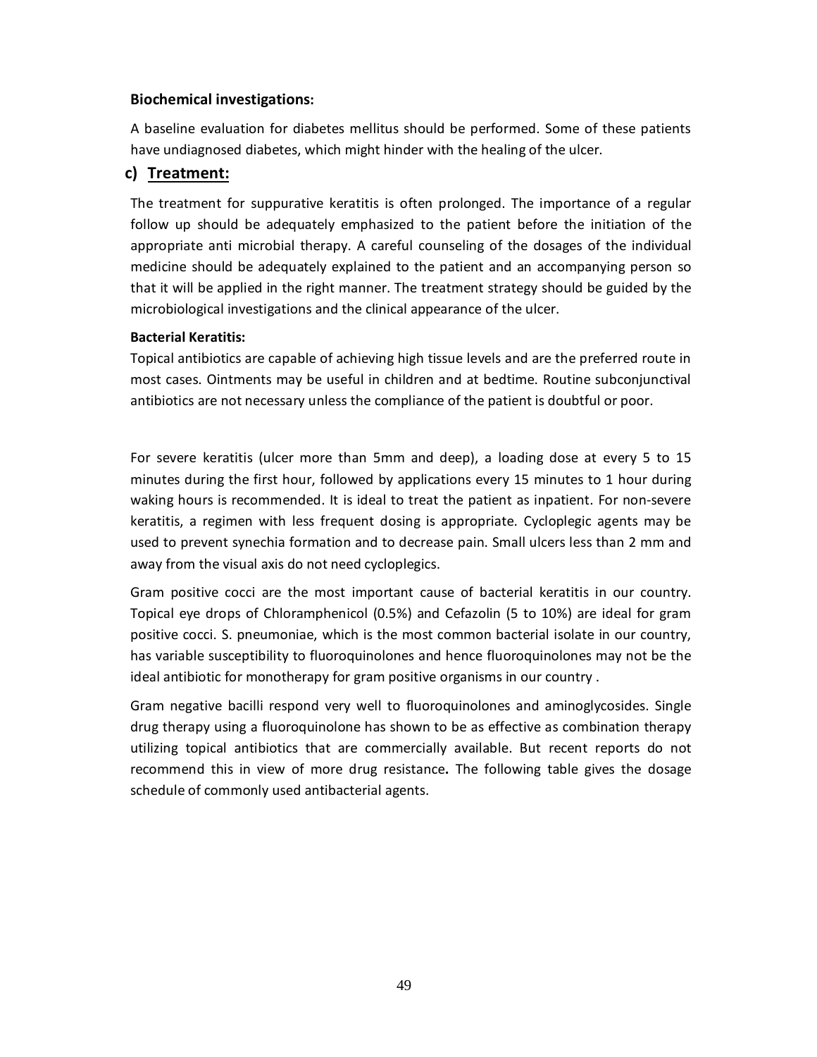**Biochemical investigations:**

A baseline evaluation for diabetes mellitus should be performed. Some of these patients have undiagnosed diabetes, which might hinder with the healing of the ulcer.

## c) Treatment:

The treatment for suppurative keratitis is often prolonged. The importance of a regular follow up should be adequately emphasized to the patient before the initiation of the appropriate anti microbial therapy. A careful counseling of the dosages of the individual medicine should be adequately explained to the patient and an accompanying person so that it will be applied in the right manner. The treatment strategy should be guided by the microbiological investigations and the clinical appearance of the ulcer.

**Bacterial Keratitis:**

Topical antibiotics are capable of achieving high tissue levels and are the preferred route in most cases. Ointments may be useful in children and at bedtime. Routine subconjunctival antibiotics are not necessary unless the compliance of the patient is doubtful or poor.

For severe keratitis (ulcer more than 5mm and deep), a loading dose at every 5 to 15 minutes during the first hour, followed by applications every 15 minutes to 1 hour during waking hours is recommended. It is ideal to treat the patient as inpatient. For non-severe keratitis, a regimen with less frequent dosing is appropriate. Cycloplegic agents may be used to prevent synechia formation and to decrease pain. Small ulcers less than 2 mm and away from the visual axis do not need cycloplegics.

Gram positive cocci are the most important cause of bacterial keratitis in our country. Topical eye drops of Chloramphenicol (0.5%) and Cefazolin (5 to 10%) are ideal for gram positive cocci. S. pneumoniae, which is the most common bacterial isolate in our country, has variable susceptibility to fluoroquinolones and hence fluoroquinolones may not be the ideal antibiotic for monotherapy for gram positive organisms in our country .

Gram negative bacilli respond very well to fluoroquinolones and aminoglycosides. Single drug therapy using a fluoroquinolone has shown to be as effective as combination therapy utilizing topical antibiotics that are commercially available. But recent reports do not recommend this in view of more drug resistance**.** The following table gives the dosage schedule of commonly used antibacterial agents.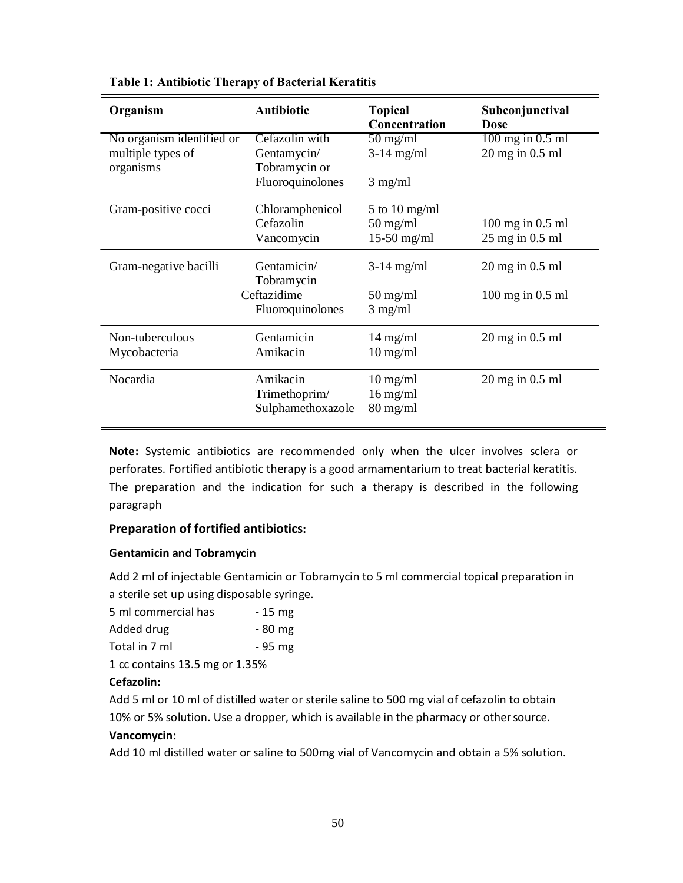**Table 1: Antibiotic Therapy of Bacterial Keratitis**

| Organism | Antibiotic | Topical Concentration | Subconjunctival Dose |
|---|---|---|---|
| No organism identified or multiple types of organisms | Cefazolin with | 50 mg/ml | 100 mg in 0.5 ml |
| | Gentamycin/ Tobramycin or | 3-14 mg/ml | 20 mg in 0.5 ml |
| | Fluoroquinolones | 3 mg/ml | |
| Gram-positive cocci | Chloramphenicol | 5 to 10 mg/ml | |
| | Cefazolin | 50 mg/ml | 100 mg in 0.5 ml |
| | Vancomycin | 15-50 mg/ml | 25 mg in 0.5 ml |
| Gram-negative bacilli | Gentamicin/ Tobramycin | 3-14 mg/ml | 20 mg in 0.5 ml |
| | Ceftazidime | 50 mg/ml | 100 mg in 0.5 ml |
| | Fluoroquinolones | 3 mg/ml | |
| Non-tuberculous Mycobacteria | Gentamicin | 14 mg/ml | 20 mg in 0.5 ml |
| | Amikacin | 10 mg/ml | |
| Nocardia | Amikacin | 10 mg/ml | 20 mg in 0.5 ml |
| | Trimethoprim/ | 16 mg/ml | |
| | Sulphamethoxazole | 80 mg/ml | |

**Note:** Systemic antibiotics are recommended only when the ulcer involves sclera or perforates. Fortified antibiotic therapy is a good armamentarium to treat bacterial keratitis. The preparation and the indication for such a therapy is described in the following paragraph

### Preparation of fortified antibiotics:

#### Gentamicin and Tobramycin

Add 2 ml of injectable Gentamicin or Tobramycin to 5 ml commercial topical preparation in a sterile set up using disposable syringe.

5 ml commercial has - 15 mg
Added drug - 80 mg
Total in 7 ml - 95 mg
1 cc contains 13.5 mg or 1.35%

**Cefazolin:**

Add 5 ml or 10 ml of distilled water or sterile saline to 500 mg vial of cefazolin to obtain 10% or 5% solution. Use a dropper, which is available in the pharmacy or other source.

**Vancomycin:**

Add 10 ml distilled water or saline to 500mg vial of Vancomycin and obtain a 5% solution.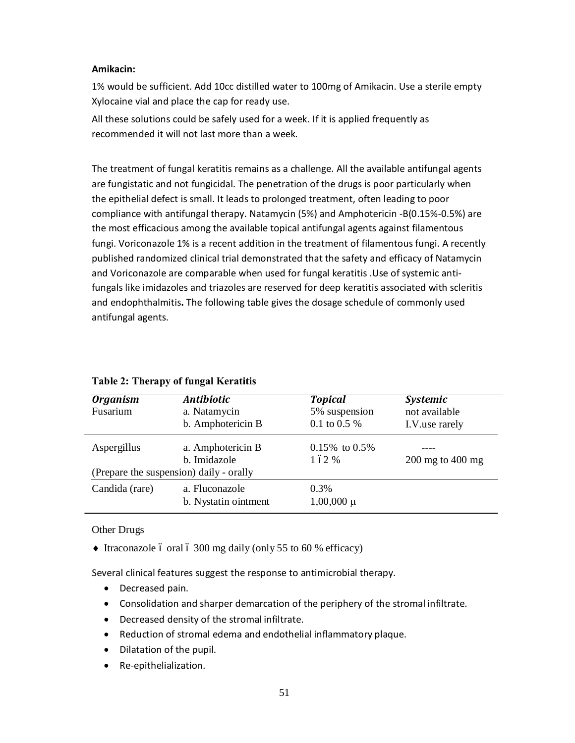**Amikacin:**

1% would be sufficient. Add 10cc distilled water to 100mg of Amikacin. Use a sterile empty Xylocaine vial and place the cap for ready use.

All these solutions could be safely used for a week. If it is applied frequently as recommended it will not last more than a week.

The treatment of fungal keratitis remains as a challenge. All the available antifungal agents are fungistatic and not fungicidal. The penetration of the drugs is poor particularly when the epithelial defect is small. It leads to prolonged treatment, often leading to poor compliance with antifungal therapy. Natamycin (5%) and Amphotericin -B(0.15%-0.5%) are the most efficacious among the available topical antifungal agents against filamentous fungi. Voriconazole 1% is a recent addition in the treatment of filamentous fungi. A recently published randomized clinical trial demonstrated that the safety and efficacy of Natamycin and Voriconazole are comparable when used for fungal keratitis .Use of systemic anti-fungals like imidazoles and triazoles are reserved for deep keratitis associated with scleritis and endophthalmitis**.** The following table gives the dosage schedule of commonly used antifungal agents.

**Table 2: Therapy of fungal Keratitis**

| *Organism* | *Antibiotic* | *Topical* | *Systemic* |
|---|---|---|---|
| Fusarium | a. Natamycin | 5% suspension | not available |
| | b. Amphotericin B | 0.1 to 0.5 % | I.V.use rarely |
| Aspergillus | a. Amphotericin B | 0.15% to 0.5% | ---- |
| | b. Imidazole | 1 – 2 % | 200 mg to 400 mg |
| (Prepare the suspension) daily - orally | | | |
| Candida (rare) | a. Fluconazole | 0.3% | |
| | b. Nystatin ointment | 1,00,000 μ | |

Other Drugs

♦ Itraconazole – oral – 300 mg daily (only 55 to 60 % efficacy)

Several clinical features suggest the response to antimicrobial therapy.

- Decreased pain.
- Consolidation and sharper demarcation of the periphery of the stromal infiltrate.
- Decreased density of the stromal infiltrate.
- Reduction of stromal edema and endothelial inflammatory plaque.
- Dilatation of the pupil.
- Re-epithelialization.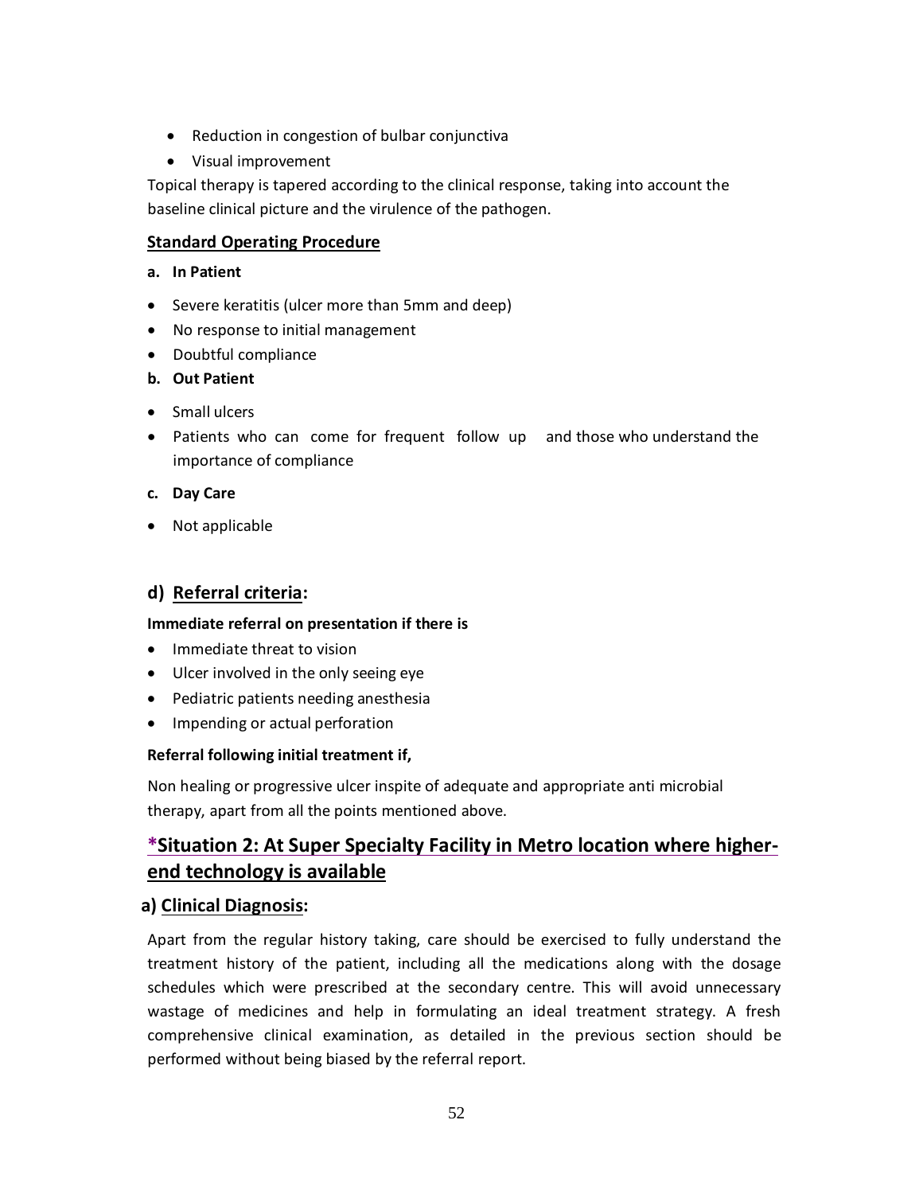- Reduction in congestion of bulbar conjunctiva
- Visual improvement

Topical therapy is tapered according to the clinical response, taking into account the baseline clinical picture and the virulence of the pathogen.

**Standard Operating Procedure**

**a. In Patient**

- Severe keratitis (ulcer more than 5mm and deep)
- No response to initial management
- Doubtful compliance

**b. Out Patient**

- Small ulcers
- Patients who can come for frequent follow up and those who understand the importance of compliance

**c. Day Care**

- Not applicable

## d) Referral criteria:

**Immediate referral on presentation if there is**

- Immediate threat to vision
- Ulcer involved in the only seeing eye
- Pediatric patients needing anesthesia
- Impending or actual perforation

**Referral following initial treatment if,**

Non healing or progressive ulcer inspite of adequate and appropriate anti microbial therapy, apart from all the points mentioned above.

## *Situation 2: At Super Specialty Facility in Metro location where higher-end technology is available

### a) Clinical Diagnosis:

Apart from the regular history taking, care should be exercised to fully understand the treatment history of the patient, including all the medications along with the dosage schedules which were prescribed at the secondary centre. This will avoid unnecessary wastage of medicines and help in formulating an ideal treatment strategy. A fresh comprehensive clinical examination, as detailed in the previous section should be performed without being biased by the referral report.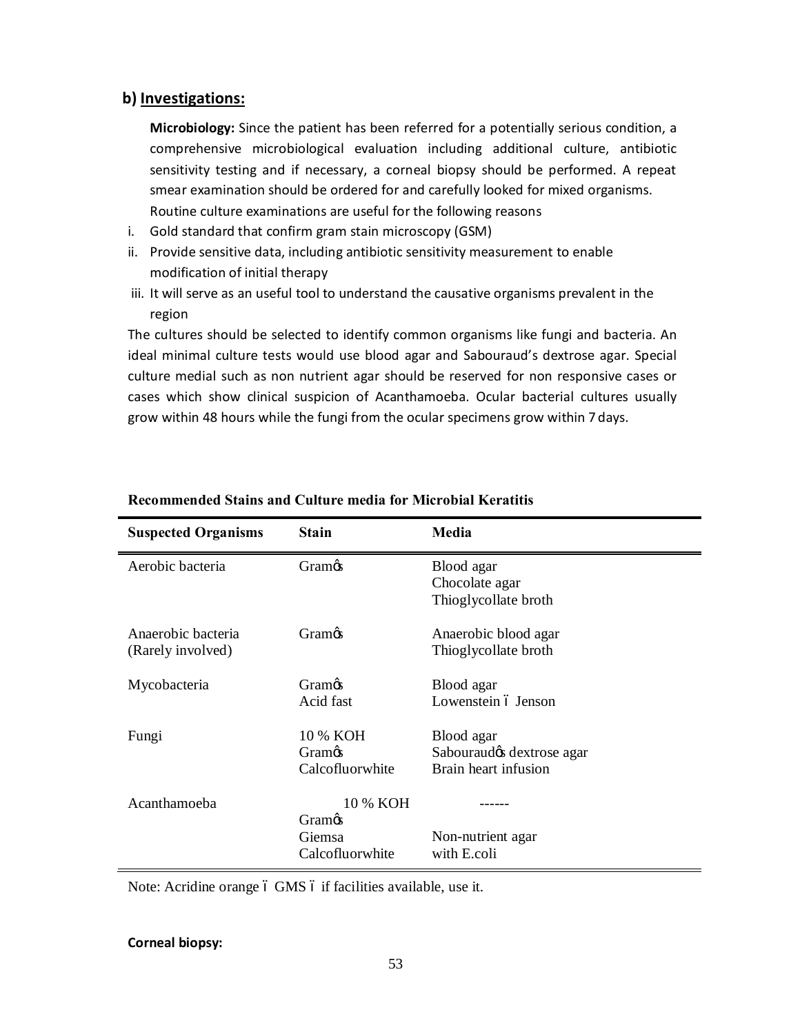## b) Investigations:

**Microbiology:** Since the patient has been referred for a potentially serious condition, a comprehensive microbiological evaluation including additional culture, antibiotic sensitivity testing and if necessary, a corneal biopsy should be performed. A repeat smear examination should be ordered for and carefully looked for mixed organisms. Routine culture examinations are useful for the following reasons

i. Gold standard that confirm gram stain microscopy (GSM)
ii. Provide sensitive data, including antibiotic sensitivity measurement to enable modification of initial therapy
iii. It will serve as an useful tool to understand the causative organisms prevalent in the region

The cultures should be selected to identify common organisms like fungi and bacteria. An ideal minimal culture tests would use blood agar and Sabouraud's dextrose agar. Special culture medial such as non nutrient agar should be reserved for non responsive cases or cases which show clinical suspicion of Acanthamoeba. Ocular bacterial cultures usually grow within 48 hours while the fungi from the ocular specimens grow within 7 days.

**Recommended Stains and Culture media for Microbial Keratitis**

| Suspected Organisms | Stain | Media |
|---|---|---|
| Aerobic bacteria | Gram's | Blood agar<br>Chocolate agar<br>Thioglycollate broth |
| Anaerobic bacteria (Rarely involved) | Gram's | Anaerobic blood agar<br>Thioglycollate broth |
| Mycobacteria | Gram's<br>Acid fast | Blood agar<br>Lowenstein – Jenson |
| Fungi | 10 % KOH<br>Gram's<br>Calcofluorwhite | Blood agar<br>Sabouraud's dextrose agar<br>Brain heart infusion |
| Acanthamoeba | 10 % KOH<br>Gram's<br>Giemsa<br>Calcofluorwhite | ------<br>Non-nutrient agar with E.coli |

Note: Acridine orange – GMS – if facilities available, use it.

**Corneal biopsy:**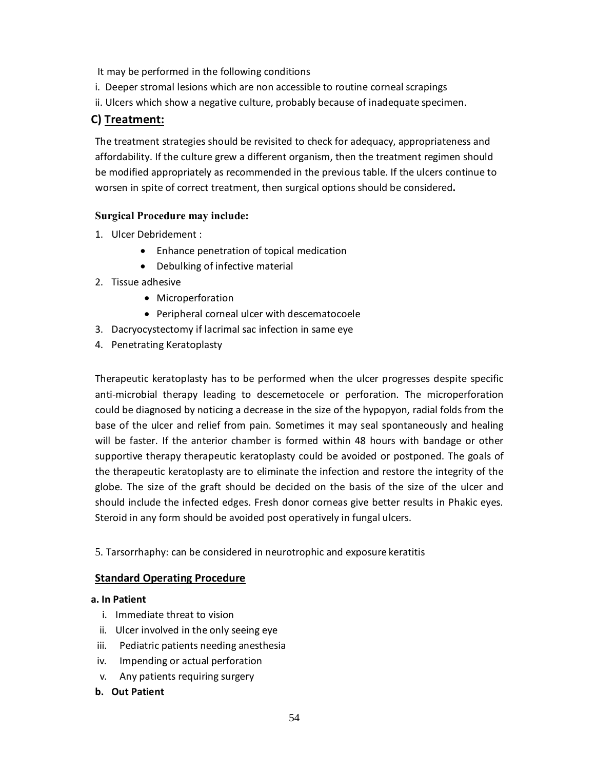It may be performed in the following conditions

i. Deeper stromal lesions which are non accessible to routine corneal scrapings

ii. Ulcers which show a negative culture, probably because of inadequate specimen.

## C) <u>Treatment:</u>

The treatment strategies should be revisited to check for adequacy, appropriateness and affordability. If the culture grew a different organism, then the treatment regimen should be modified appropriately as recommended in the previous table. If the ulcers continue to worsen in spite of correct treatment, then surgical options should be considered**.**

**Surgical Procedure may include:**

1. Ulcer Debridement :
    - Enhance penetration of topical medication
    - Debulking of infective material
2. Tissue adhesive
    - Microperforation
    - Peripheral corneal ulcer with descematocoele
3. Dacryocystectomy if lacrimal sac infection in same eye
4. Penetrating Keratoplasty

Therapeutic keratoplasty has to be performed when the ulcer progresses despite specific anti-microbial therapy leading to descemetocele or perforation. The microperforation could be diagnosed by noticing a decrease in the size of the hypopyon, radial folds from the base of the ulcer and relief from pain. Sometimes it may seal spontaneously and healing will be faster. If the anterior chamber is formed within 48 hours with bandage or other supportive therapy therapeutic keratoplasty could be avoided or postponed. The goals of the therapeutic keratoplasty are to eliminate the infection and restore the integrity of the globe. The size of the graft should be decided on the basis of the size of the ulcer and should include the infected edges. Fresh donor corneas give better results in Phakic eyes. Steroid in any form should be avoided post operatively in fungal ulcers.

5. Tarsorrhaphy: can be considered in neurotrophic and exposure keratitis

### <u>Standard Operating Procedure</u>

**a. In Patient**

i. Immediate threat to vision

ii. Ulcer involved in the only seeing eye

iii. Pediatric patients needing anesthesia

iv. Impending or actual perforation

v. Any patients requiring surgery

**b. Out Patient**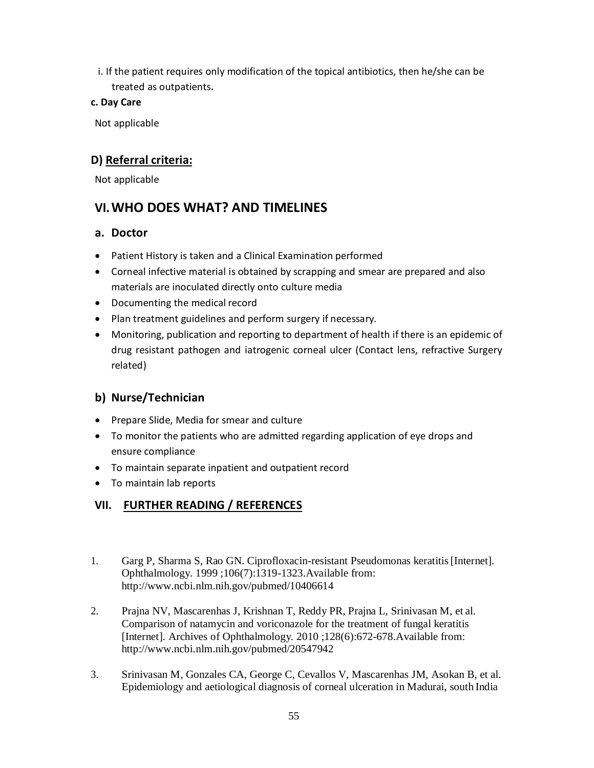i. If the patient requires only modification of the topical antibiotics, then he/she can be treated as outpatients**.**

**c. Day Care**

Not applicable

## D) Referral criteria:

Not applicable

## VI. WHO DOES WHAT? AND TIMELINES

### a. Doctor

- Patient History is taken and a Clinical Examination performed
- Corneal infective material is obtained by scrapping and smear are prepared and also materials are inoculated directly onto culture media
- Documenting the medical record
- Plan treatment guidelines and perform surgery if necessary.
- Monitoring, publication and reporting to department of health if there is an epidemic of drug resistant pathogen and iatrogenic corneal ulcer (Contact lens, refractive Surgery related)

### b) Nurse/Technician

- Prepare Slide, Media for smear and culture
- To monitor the patients who are admitted regarding application of eye drops and ensure compliance
- To maintain separate inpatient and outpatient record
- To maintain lab reports

## VII. FURTHER READING / REFERENCES

1. Garg P, Sharma S, Rao GN. Ciprofloxacin-resistant Pseudomonas keratitis [Internet]. Ophthalmology. 1999 ;106(7):1319-1323.Available from: http://www.ncbi.nlm.nih.gov/pubmed/10406614

2. Prajna NV, Mascarenhas J, Krishnan T, Reddy PR, Prajna L, Srinivasan M, et al. Comparison of natamycin and voriconazole for the treatment of fungal keratitis [Internet]. Archives of Ophthalmology. 2010 ;128(6):672-678.Available from: http://www.ncbi.nlm.nih.gov/pubmed/20547942

3. Srinivasan M, Gonzales CA, George C, Cevallos V, Mascarenhas JM, Asokan B, et al. Epidemiology and aetiological diagnosis of corneal ulceration in Madurai, south India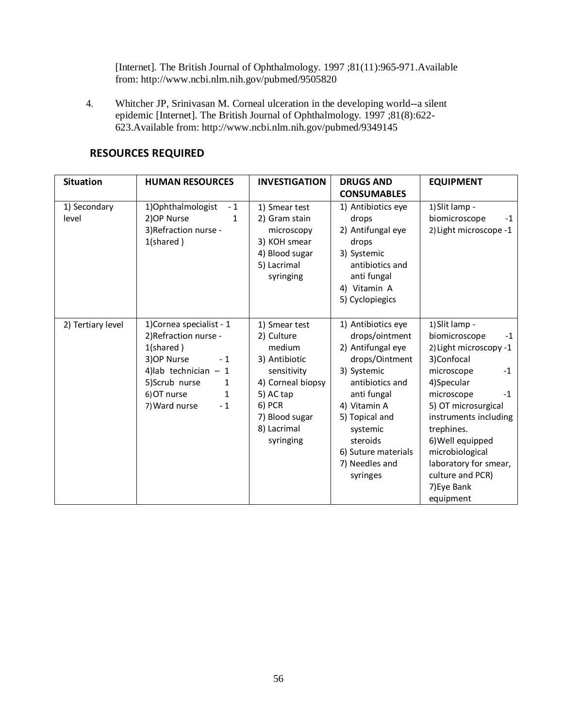[Internet]. The British Journal of Ophthalmology. 1997 ;81(11):965-971.Available from: http://www.ncbi.nlm.nih.gov/pubmed/9505820

4. Whitcher JP, Srinivasan M. Corneal ulceration in the developing world--a silent epidemic [Internet]. The British Journal of Ophthalmology. 1997 ;81(8):622-623.Available from: http://www.ncbi.nlm.nih.gov/pubmed/9349145

## RESOURCES REQUIRED

| Situation | HUMAN RESOURCES | INVESTIGATION | DRUGS AND CONSUMABLES | EQUIPMENT |
|---|---|---|---|---|
| 1) Secondary level | 1)Ophthalmologist - 1<br>2)OP Nurse 1<br>3)Refraction nurse - 1(shared ) | 1) Smear test<br>2) Gram stain microscopy<br>3) KOH smear<br>4) Blood sugar<br>5) Lacrimal syringing | 1) Antibiotics eye drops<br>2) Antifungal eye drops<br>3) Systemic antibiotics and anti fungal<br>4) Vitamin A<br>5) Cyclopiegics | 1) Slit lamp - biomicroscope -1<br>2) Light microscope -1 |
| 2) Tertiary level | 1)Cornea specialist - 1<br>2)Refraction nurse - 1(shared )<br>3)OP Nurse - 1<br>4)lab technician – 1<br>5)Scrub nurse 1<br>6) OT nurse 1<br>7) Ward nurse - 1 | 1) Smear test<br>2) Culture medium<br>3) Antibiotic sensitivity<br>4) Corneal biopsy<br>5) AC tap<br>6) PCR<br>7) Blood sugar<br>8) Lacrimal syringing | 1) Antibiotics eye drops/ointment<br>2) Antifungal eye drops/Ointment<br>3) Systemic antibiotics and anti fungal<br>4) Vitamin A<br>5) Topical and systemic steroids<br>6) Suture materials<br>7) Needles and syringes | 1) Slit lamp - biomicroscope -1<br>2) Light microscopy -1<br>3)Confocal microscope -1<br>4)Specular microscope -1<br>5) OT microsurgical instruments including trephines.<br>6) Well equipped microbiological laboratory for smear, culture and PCR)<br>7)Eye Bank equipment |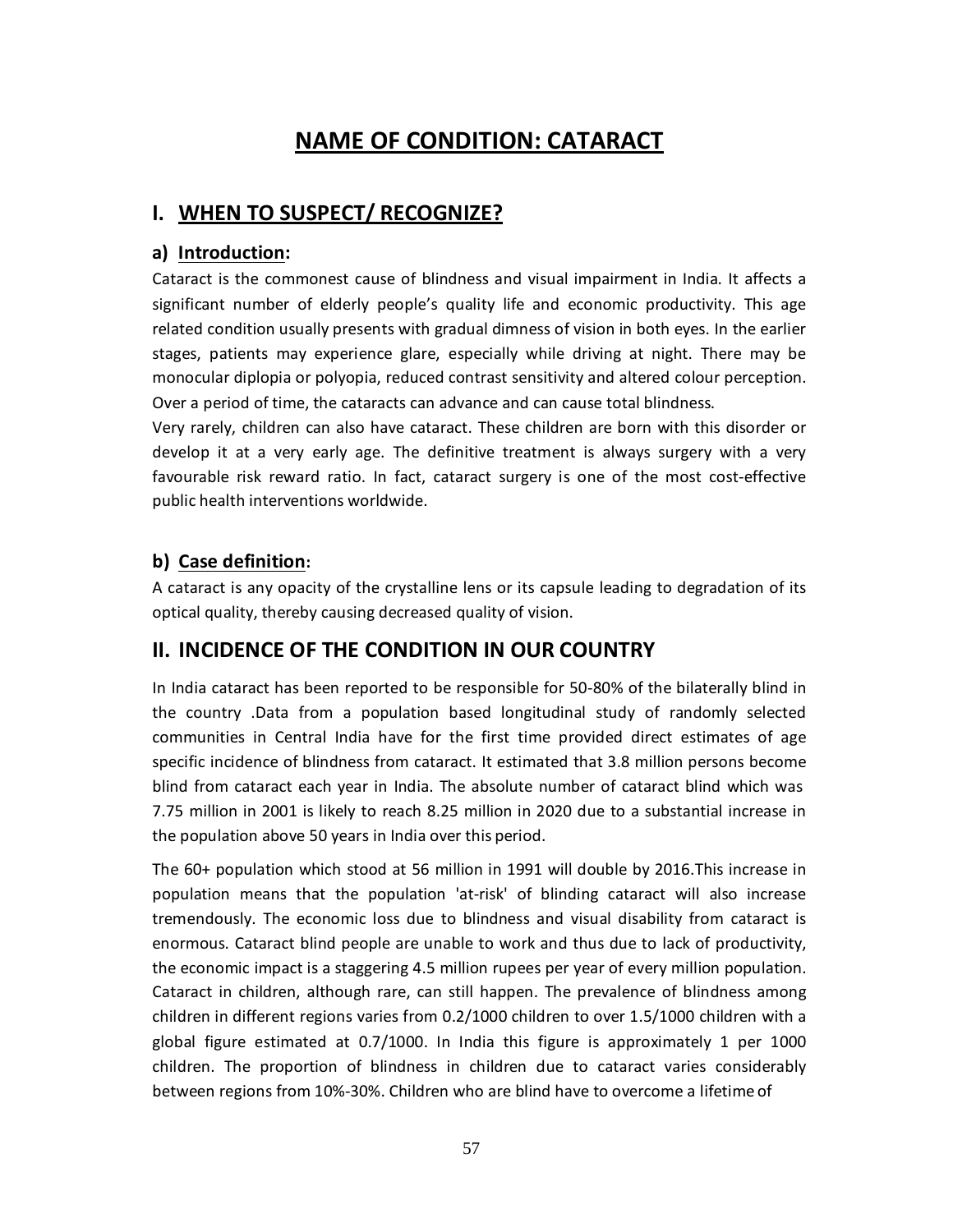# NAME OF CONDITION: CATARACT

## I. WHEN TO SUSPECT/ RECOGNIZE?

### a) Introduction:

Cataract is the commonest cause of blindness and visual impairment in India. It affects a significant number of elderly people's quality life and economic productivity. This age related condition usually presents with gradual dimness of vision in both eyes. In the earlier stages, patients may experience glare, especially while driving at night. There may be monocular diplopia or polyopia, reduced contrast sensitivity and altered colour perception. Over a period of time, the cataracts can advance and can cause total blindness.

Very rarely, children can also have cataract. These children are born with this disorder or develop it at a very early age. The definitive treatment is always surgery with a very favourable risk reward ratio. In fact, cataract surgery is one of the most cost-effective public health interventions worldwide.

### b) Case definition:

A cataract is any opacity of the crystalline lens or its capsule leading to degradation of its optical quality, thereby causing decreased quality of vision.

## II. INCIDENCE OF THE CONDITION IN OUR COUNTRY

In India cataract has been reported to be responsible for 50-80% of the bilaterally blind in the country .Data from a population based longitudinal study of randomly selected communities in Central India have for the first time provided direct estimates of age specific incidence of blindness from cataract. It estimated that 3.8 million persons become blind from cataract each year in India. The absolute number of cataract blind which was 7.75 million in 2001 is likely to reach 8.25 million in 2020 due to a substantial increase in the population above 50 years in India over this period.

The 60+ population which stood at 56 million in 1991 will double by 2016.This increase in population means that the population 'at-risk' of blinding cataract will also increase tremendously. The economic loss due to blindness and visual disability from cataract is enormous. Cataract blind people are unable to work and thus due to lack of productivity, the economic impact is a staggering 4.5 million rupees per year of every million population. Cataract in children, although rare, can still happen. The prevalence of blindness among children in different regions varies from 0.2/1000 children to over 1.5/1000 children with a global figure estimated at 0.7/1000. In India this figure is approximately 1 per 1000 children. The proportion of blindness in children due to cataract varies considerably between regions from 10%-30%. Children who are blind have to overcome a lifetime of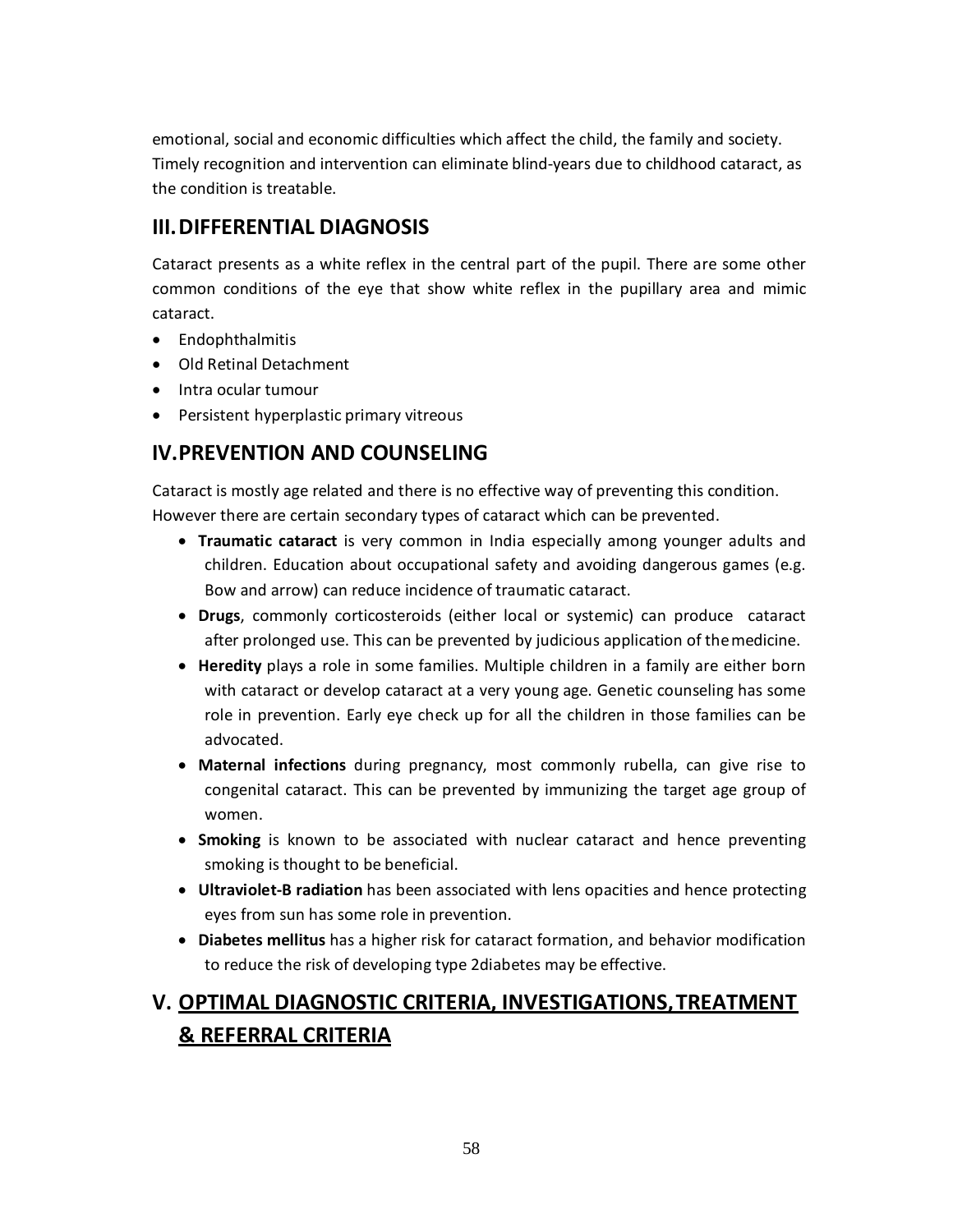emotional, social and economic difficulties which affect the child, the family and society. Timely recognition and intervention can eliminate blind-years due to childhood cataract, as the condition is treatable.

## III. DIFFERENTIAL DIAGNOSIS

Cataract presents as a white reflex in the central part of the pupil. There are some other common conditions of the eye that show white reflex in the pupillary area and mimic cataract.

- Endophthalmitis
- Old Retinal Detachment
- Intra ocular tumour
- Persistent hyperplastic primary vitreous

## IV. PREVENTION AND COUNSELING

Cataract is mostly age related and there is no effective way of preventing this condition. However there are certain secondary types of cataract which can be prevented.

- **Traumatic cataract** is very common in India especially among younger adults and children. Education about occupational safety and avoiding dangerous games (e.g. Bow and arrow) can reduce incidence of traumatic cataract.
- **Drugs**, commonly corticosteroids (either local or systemic) can produce cataract after prolonged use. This can be prevented by judicious application of the medicine.
- **Heredity** plays a role in some families. Multiple children in a family are either born with cataract or develop cataract at a very young age. Genetic counseling has some role in prevention. Early eye check up for all the children in those families can be advocated.
- **Maternal infections** during pregnancy, most commonly rubella, can give rise to congenital cataract. This can be prevented by immunizing the target age group of women.
- **Smoking** is known to be associated with nuclear cataract and hence preventing smoking is thought to be beneficial.
- **Ultraviolet-B radiation** has been associated with lens opacities and hence protecting eyes from sun has some role in prevention.
- **Diabetes mellitus** has a higher risk for cataract formation, and behavior modification to reduce the risk of developing type 2diabetes may be effective.

## V. OPTIMAL DIAGNOSTIC CRITERIA, INVESTIGATIONS, TREATMENT & REFERRAL CRITERIA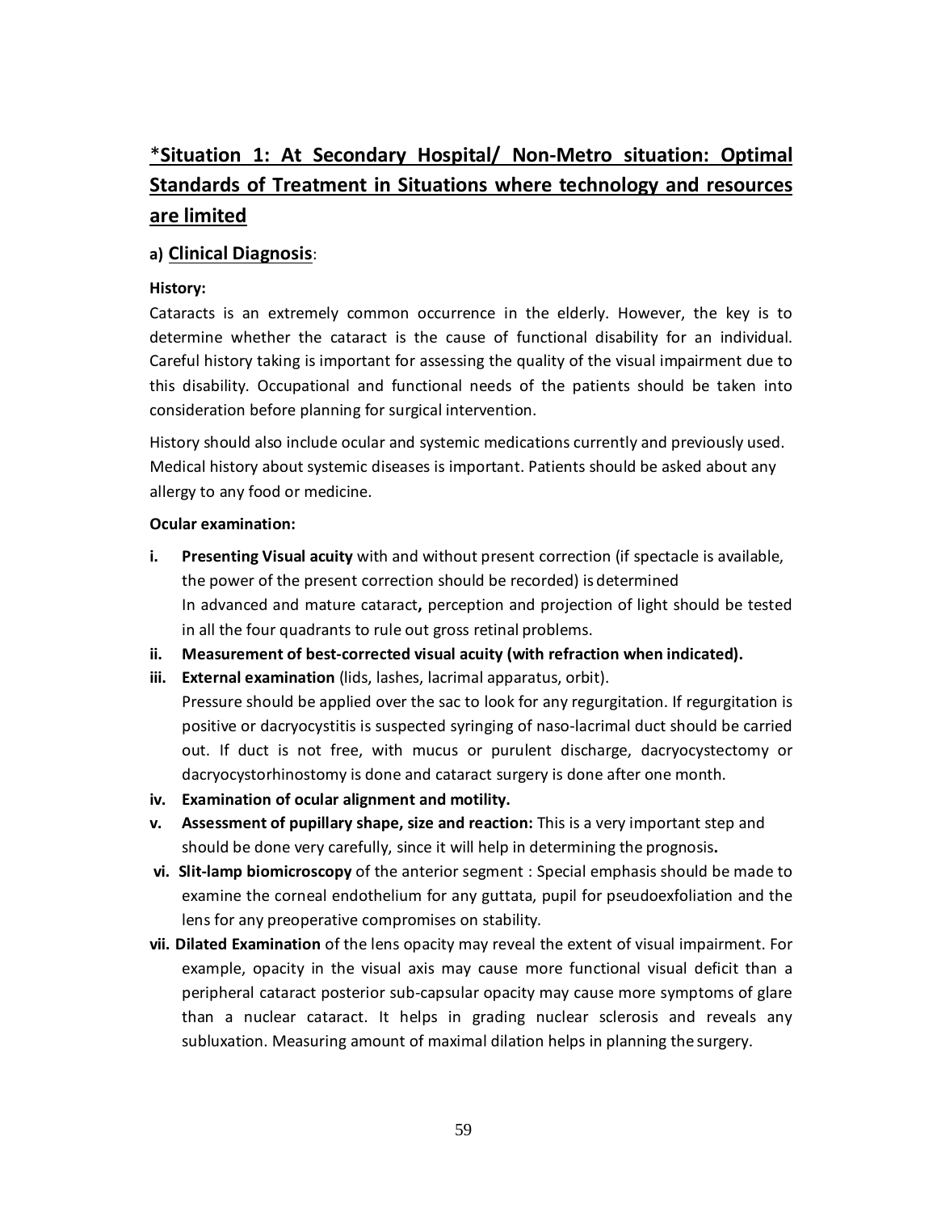## *Situation 1: At Secondary Hospital/ Non-Metro situation: Optimal Standards of Treatment in Situations where technology and resources are limited

### a) Clinical Diagnosis:

**History:**

Cataracts is an extremely common occurrence in the elderly. However, the key is to determine whether the cataract is the cause of functional disability for an individual. Careful history taking is important for assessing the quality of the visual impairment due to this disability. Occupational and functional needs of the patients should be taken into consideration before planning for surgical intervention.

History should also include ocular and systemic medications currently and previously used. Medical history about systemic diseases is important. Patients should be asked about any allergy to any food or medicine.

**Ocular examination:**

i. **Presenting Visual acuity** with and without present correction (if spectacle is available, the power of the present correction should be recorded) is determined
   In advanced and mature cataract**,** perception and projection of light should be tested in all the four quadrants to rule out gross retinal problems.
ii. **Measurement of best-corrected visual acuity (with refraction when indicated).**
iii. **External examination** (lids, lashes, lacrimal apparatus, orbit).
   Pressure should be applied over the sac to look for any regurgitation. If regurgitation is positive or dacryocystitis is suspected syringing of naso-lacrimal duct should be carried out. If duct is not free, with mucus or purulent discharge, dacryocystectomy or dacryocystorhinostomy is done and cataract surgery is done after one month.
iv. **Examination of ocular alignment and motility.**
v. **Assessment of pupillary shape, size and reaction:** This is a very important step and should be done very carefully, since it will help in determining the prognosis**.**
vi. **Slit-lamp biomicroscopy** of the anterior segment : Special emphasis should be made to examine the corneal endothelium for any guttata, pupil for pseudoexfoliation and the lens for any preoperative compromises on stability.
vii. **Dilated Examination** of the lens opacity may reveal the extent of visual impairment. For example, opacity in the visual axis may cause more functional visual deficit than a peripheral cataract posterior sub-capsular opacity may cause more symptoms of glare than a nuclear cataract. It helps in grading nuclear sclerosis and reveals any subluxation. Measuring amount of maximal dilation helps in planning the surgery.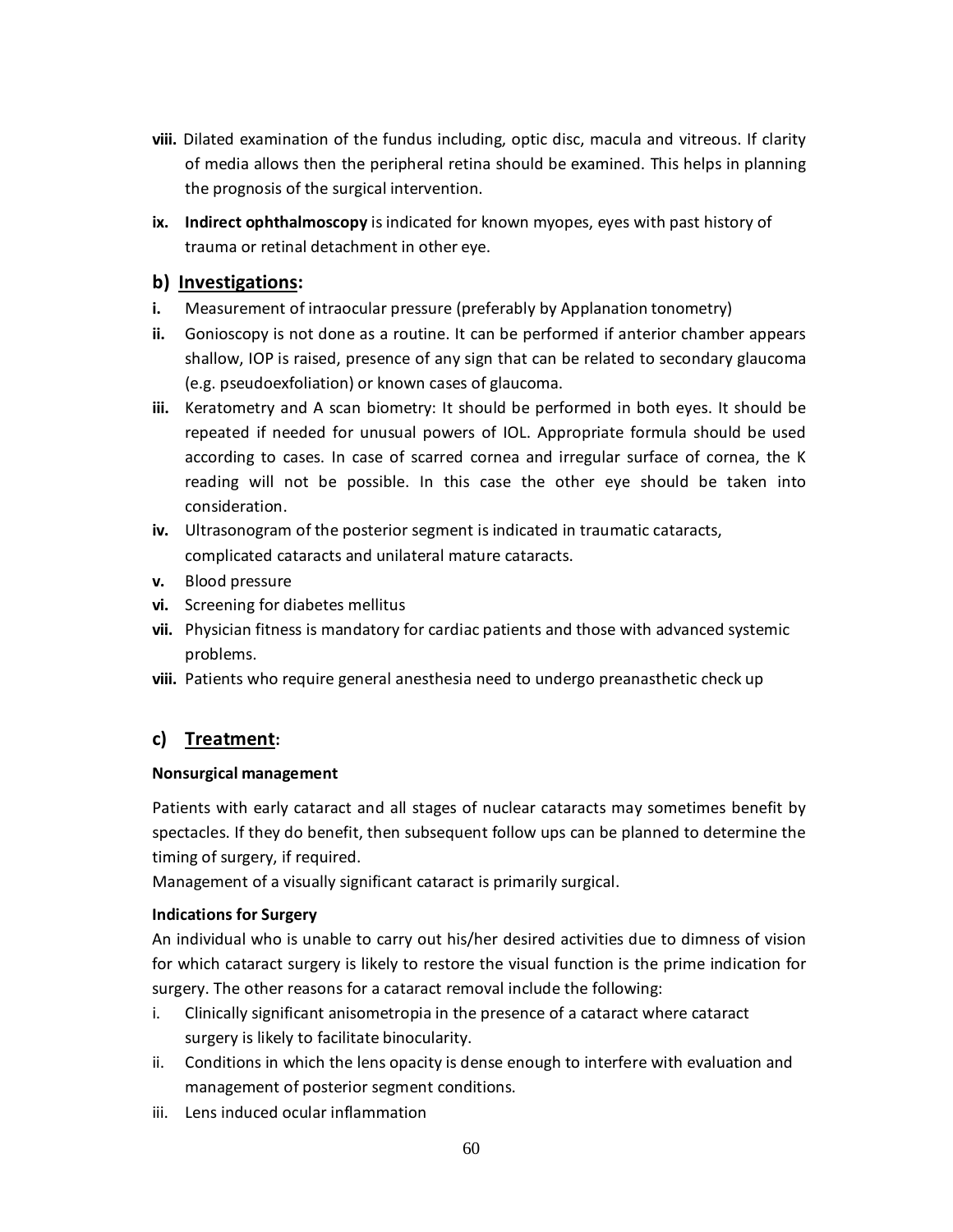**viii.** Dilated examination of the fundus including, optic disc, macula and vitreous. If clarity of media allows then the peripheral retina should be examined. This helps in planning the prognosis of the surgical intervention.

**ix.** **Indirect ophthalmoscopy** is indicated for known myopes, eyes with past history of trauma or retinal detachment in other eye.

## b) Investigations:

**i.** Measurement of intraocular pressure (preferably by Applanation tonometry)

**ii.** Gonioscopy is not done as a routine. It can be performed if anterior chamber appears shallow, IOP is raised, presence of any sign that can be related to secondary glaucoma (e.g. pseudoexfoliation) or known cases of glaucoma.

**iii.** Keratometry and A scan biometry: It should be performed in both eyes. It should be repeated if needed for unusual powers of IOL. Appropriate formula should be used according to cases. In case of scarred cornea and irregular surface of cornea, the K reading will not be possible. In this case the other eye should be taken into consideration.

**iv.** Ultrasonogram of the posterior segment is indicated in traumatic cataracts, complicated cataracts and unilateral mature cataracts.

**v.** Blood pressure

**vi.** Screening for diabetes mellitus

**vii.** Physician fitness is mandatory for cardiac patients and those with advanced systemic problems.

**viii.** Patients who require general anesthesia need to undergo preanasthetic check up

## c) Treatment:

**Nonsurgical management**

Patients with early cataract and all stages of nuclear cataracts may sometimes benefit by spectacles. If they do benefit, then subsequent follow ups can be planned to determine the timing of surgery, if required.

Management of a visually significant cataract is primarily surgical.

**Indications for Surgery**

An individual who is unable to carry out his/her desired activities due to dimness of vision for which cataract surgery is likely to restore the visual function is the prime indication for surgery. The other reasons for a cataract removal include the following:

i. Clinically significant anisometropia in the presence of a cataract where cataract surgery is likely to facilitate binocularity.

ii. Conditions in which the lens opacity is dense enough to interfere with evaluation and management of posterior segment conditions.

iii. Lens induced ocular inflammation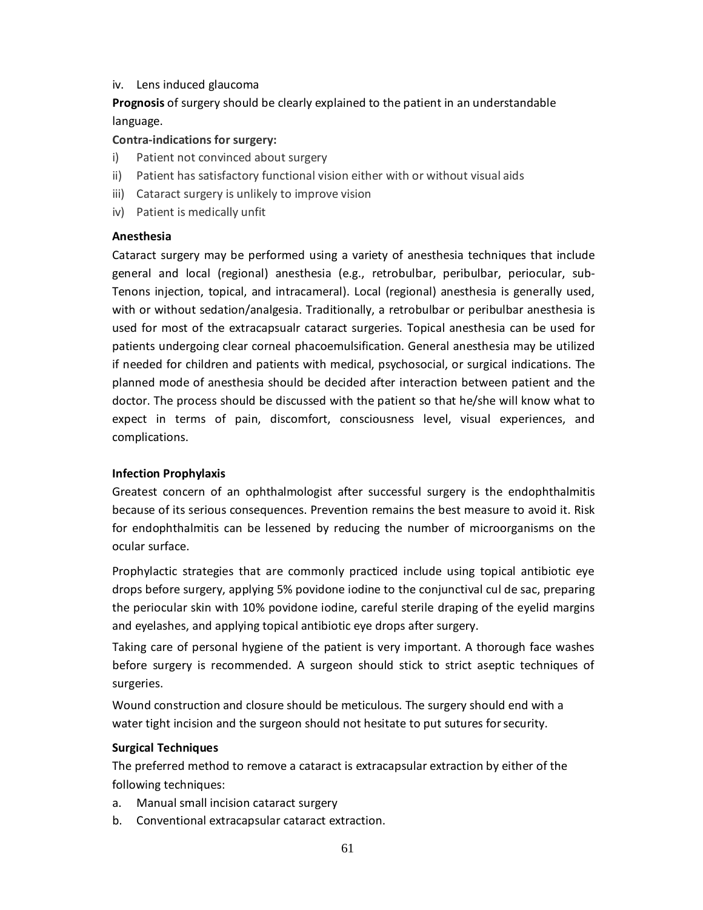iv. Lens induced glaucoma

**Prognosis** of surgery should be clearly explained to the patient in an understandable language.

**Contra-indications for surgery:**

i) Patient not convinced about surgery
ii) Patient has satisfactory functional vision either with or without visual aids
iii) Cataract surgery is unlikely to improve vision
iv) Patient is medically unfit

**Anesthesia**

Cataract surgery may be performed using a variety of anesthesia techniques that include general and local (regional) anesthesia (e.g., retrobulbar, peribulbar, periocular, sub-Tenons injection, topical, and intracameral). Local (regional) anesthesia is generally used, with or without sedation/analgesia. Traditionally, a retrobulbar or peribulbar anesthesia is used for most of the extracapsualr cataract surgeries. Topical anesthesia can be used for patients undergoing clear corneal phacoemulsification. General anesthesia may be utilized if needed for children and patients with medical, psychosocial, or surgical indications. The planned mode of anesthesia should be decided after interaction between patient and the doctor. The process should be discussed with the patient so that he/she will know what to expect in terms of pain, discomfort, consciousness level, visual experiences, and complications.

**Infection Prophylaxis**

Greatest concern of an ophthalmologist after successful surgery is the endophthalmitis because of its serious consequences. Prevention remains the best measure to avoid it. Risk for endophthalmitis can be lessened by reducing the number of microorganisms on the ocular surface.

Prophylactic strategies that are commonly practiced include using topical antibiotic eye drops before surgery, applying 5% povidone iodine to the conjunctival cul de sac, preparing the periocular skin with 10% povidone iodine, careful sterile draping of the eyelid margins and eyelashes, and applying topical antibiotic eye drops after surgery.

Taking care of personal hygiene of the patient is very important. A thorough face washes before surgery is recommended. A surgeon should stick to strict aseptic techniques of surgeries.

Wound construction and closure should be meticulous. The surgery should end with a water tight incision and the surgeon should not hesitate to put sutures for security.

**Surgical Techniques**

The preferred method to remove a cataract is extracapsular extraction by either of the following techniques:

a. Manual small incision cataract surgery
b. Conventional extracapsular cataract extraction.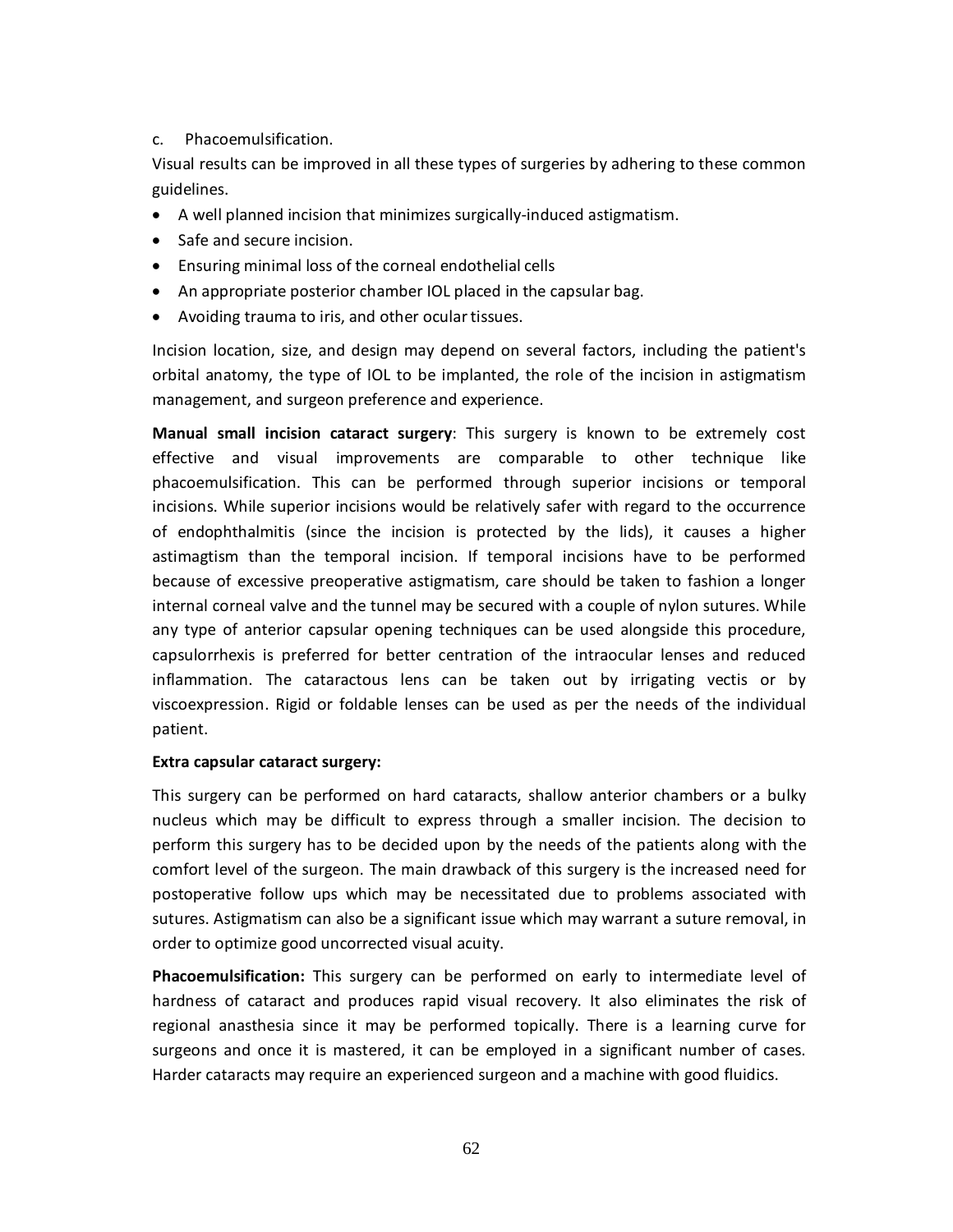c. Phacoemulsification.

Visual results can be improved in all these types of surgeries by adhering to these common guidelines.

- A well planned incision that minimizes surgically-induced astigmatism.
- Safe and secure incision.
- Ensuring minimal loss of the corneal endothelial cells
- An appropriate posterior chamber IOL placed in the capsular bag.
- Avoiding trauma to iris, and other ocular tissues.

Incision location, size, and design may depend on several factors, including the patient's orbital anatomy, the type of IOL to be implanted, the role of the incision in astigmatism management, and surgeon preference and experience.

**Manual small incision cataract surgery**: This surgery is known to be extremely cost effective and visual improvements are comparable to other technique like phacoemulsification. This can be performed through superior incisions or temporal incisions. While superior incisions would be relatively safer with regard to the occurrence of endophthalmitis (since the incision is protected by the lids), it causes a higher astimagtism than the temporal incision. If temporal incisions have to be performed because of excessive preoperative astigmatism, care should be taken to fashion a longer internal corneal valve and the tunnel may be secured with a couple of nylon sutures. While any type of anterior capsular opening techniques can be used alongside this procedure, capsulorrhexis is preferred for better centration of the intraocular lenses and reduced inflammation. The cataractous lens can be taken out by irrigating vectis or by viscoexpression. Rigid or foldable lenses can be used as per the needs of the individual patient.

**Extra capsular cataract surgery:**

This surgery can be performed on hard cataracts, shallow anterior chambers or a bulky nucleus which may be difficult to express through a smaller incision. The decision to perform this surgery has to be decided upon by the needs of the patients along with the comfort level of the surgeon. The main drawback of this surgery is the increased need for postoperative follow ups which may be necessitated due to problems associated with sutures. Astigmatism can also be a significant issue which may warrant a suture removal, in order to optimize good uncorrected visual acuity.

**Phacoemulsification:** This surgery can be performed on early to intermediate level of hardness of cataract and produces rapid visual recovery. It also eliminates the risk of regional anasthesia since it may be performed topically. There is a learning curve for surgeons and once it is mastered, it can be employed in a significant number of cases. Harder cataracts may require an experienced surgeon and a machine with good fluidics.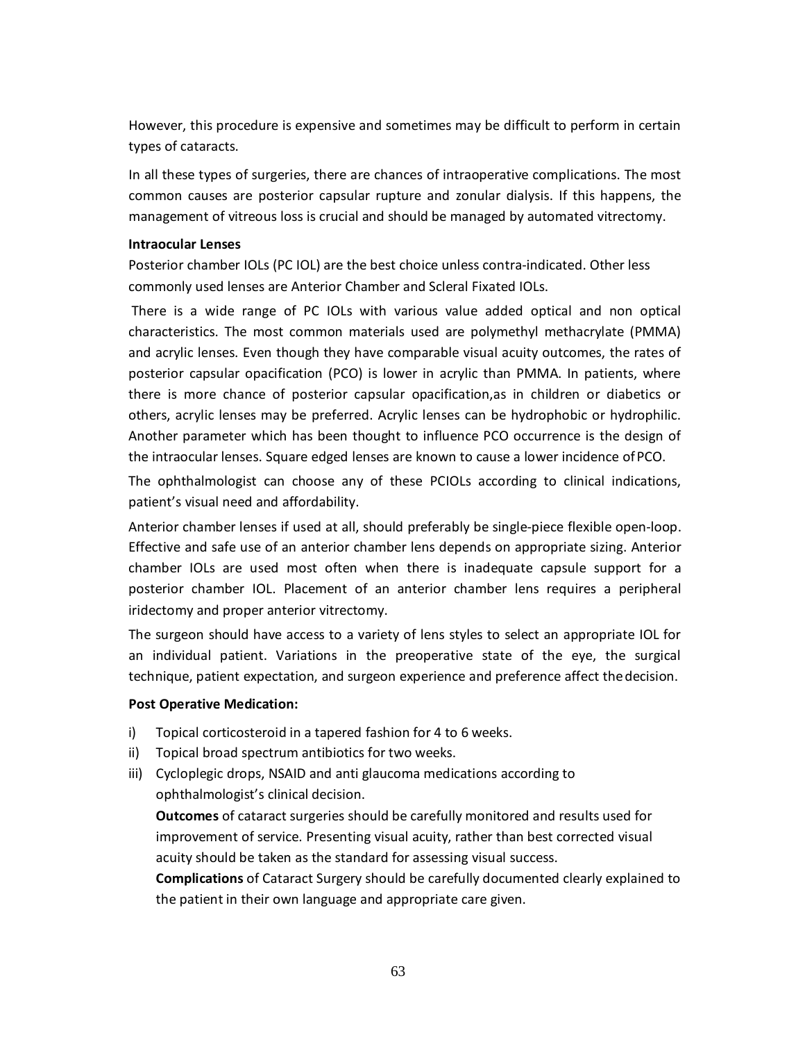However, this procedure is expensive and sometimes may be difficult to perform in certain types of cataracts.

In all these types of surgeries, there are chances of intraoperative complications. The most common causes are posterior capsular rupture and zonular dialysis. If this happens, the management of vitreous loss is crucial and should be managed by automated vitrectomy.

**Intraocular Lenses**

Posterior chamber IOLs (PC IOL) are the best choice unless contra-indicated. Other less commonly used lenses are Anterior Chamber and Scleral Fixated IOLs.

There is a wide range of PC IOLs with various value added optical and non optical characteristics. The most common materials used are polymethyl methacrylate (PMMA) and acrylic lenses. Even though they have comparable visual acuity outcomes, the rates of posterior capsular opacification (PCO) is lower in acrylic than PMMA. In patients, where there is more chance of posterior capsular opacification,as in children or diabetics or others, acrylic lenses may be preferred. Acrylic lenses can be hydrophobic or hydrophilic. Another parameter which has been thought to influence PCO occurrence is the design of the intraocular lenses. Square edged lenses are known to cause a lower incidence of PCO.

The ophthalmologist can choose any of these PCIOLs according to clinical indications, patient's visual need and affordability.

Anterior chamber lenses if used at all, should preferably be single-piece flexible open-loop. Effective and safe use of an anterior chamber lens depends on appropriate sizing. Anterior chamber IOLs are used most often when there is inadequate capsule support for a posterior chamber IOL. Placement of an anterior chamber lens requires a peripheral iridectomy and proper anterior vitrectomy.

The surgeon should have access to a variety of lens styles to select an appropriate IOL for an individual patient. Variations in the preoperative state of the eye, the surgical technique, patient expectation, and surgeon experience and preference affect the decision.

**Post Operative Medication:**

i) Topical corticosteroid in a tapered fashion for 4 to 6 weeks.
ii) Topical broad spectrum antibiotics for two weeks.
iii) Cycloplegic drops, NSAID and anti glaucoma medications according to ophthalmologist's clinical decision.

**Outcomes** of cataract surgeries should be carefully monitored and results used for improvement of service. Presenting visual acuity, rather than best corrected visual acuity should be taken as the standard for assessing visual success.

**Complications** of Cataract Surgery should be carefully documented clearly explained to the patient in their own language and appropriate care given.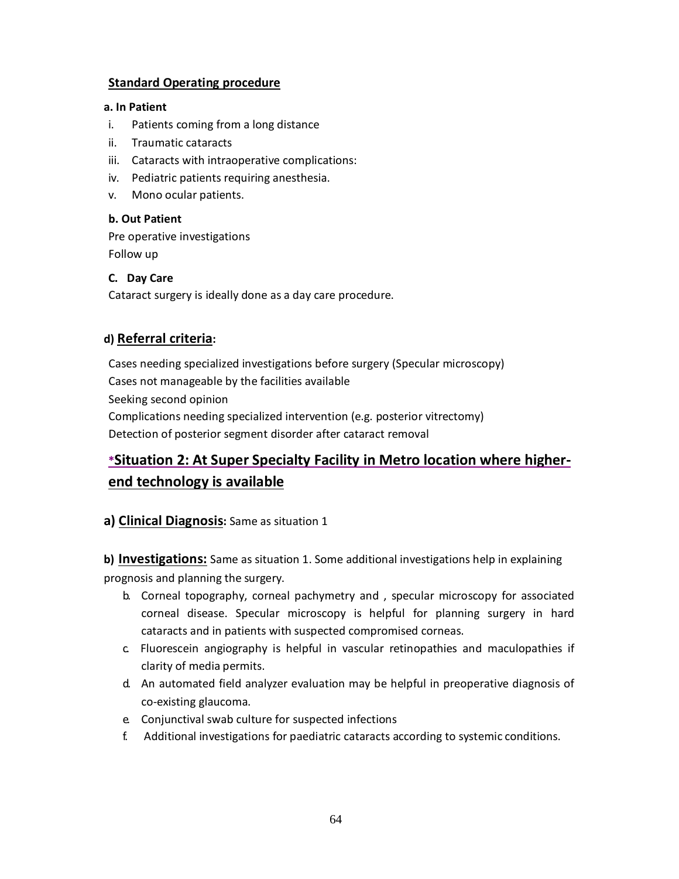**Standard Operating procedure**

**a. In Patient**

i. Patients coming from a long distance
ii. Traumatic cataracts
iii. Cataracts with intraoperative complications:
iv. Pediatric patients requiring anesthesia.
v. Mono ocular patients.

**b. Out Patient**

Pre operative investigations
Follow up

**C. Day Care**

Cataract surgery is ideally done as a day care procedure.

### d) Referral criteria:

Cases needing specialized investigations before surgery (Specular microscopy)
Cases not manageable by the facilities available
Seeking second opinion
Complications needing specialized intervention (e.g. posterior vitrectomy)
Detection of posterior segment disorder after cataract removal

## *Situation 2: At Super Specialty Facility in Metro location where higher-end technology is available

### a) Clinical Diagnosis: Same as situation 1

**b) Investigations:** Same as situation 1. Some additional investigations help in explaining prognosis and planning the surgery.

b. Corneal topography, corneal pachymetry and , specular microscopy for associated corneal disease. Specular microscopy is helpful for planning surgery in hard cataracts and in patients with suspected compromised corneas.
c. Fluorescein angiography is helpful in vascular retinopathies and maculopathies if clarity of media permits.
d. An automated field analyzer evaluation may be helpful in preoperative diagnosis of co-existing glaucoma.
e. Conjunctival swab culture for suspected infections
f. Additional investigations for paediatric cataracts according to systemic conditions.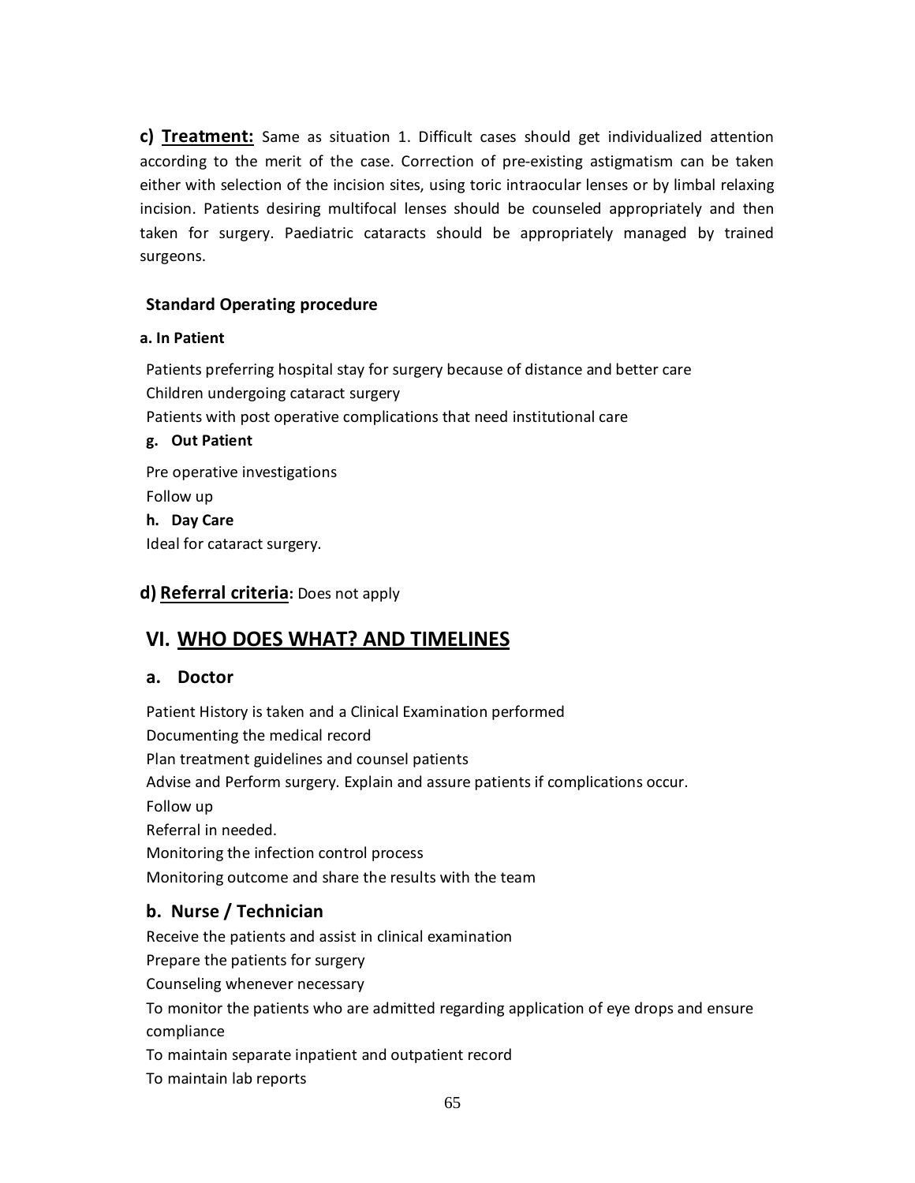**c) Treatment:** Same as situation 1. Difficult cases should get individualized attention according to the merit of the case. Correction of pre-existing astigmatism can be taken either with selection of the incision sites, using toric intraocular lenses or by limbal relaxing incision. Patients desiring multifocal lenses should be counseled appropriately and then taken for surgery. Paediatric cataracts should be appropriately managed by trained surgeons.

**Standard Operating procedure**

**a. In Patient**

Patients preferring hospital stay for surgery because of distance and better care

Children undergoing cataract surgery

Patients with post operative complications that need institutional care

**g. Out Patient**

Pre operative investigations

Follow up

**h. Day Care**

Ideal for cataract surgery.

**d) Referral criteria:** Does not apply

## VI. WHO DOES WHAT? AND TIMELINES

### a. Doctor

Patient History is taken and a Clinical Examination performed

Documenting the medical record

Plan treatment guidelines and counsel patients

Advise and Perform surgery. Explain and assure patients if complications occur.

Follow up

Referral in needed.

Monitoring the infection control process

Monitoring outcome and share the results with the team

### b. Nurse / Technician

Receive the patients and assist in clinical examination

Prepare the patients for surgery

Counseling whenever necessary

To monitor the patients who are admitted regarding application of eye drops and ensure compliance

To maintain separate inpatient and outpatient record

To maintain lab reports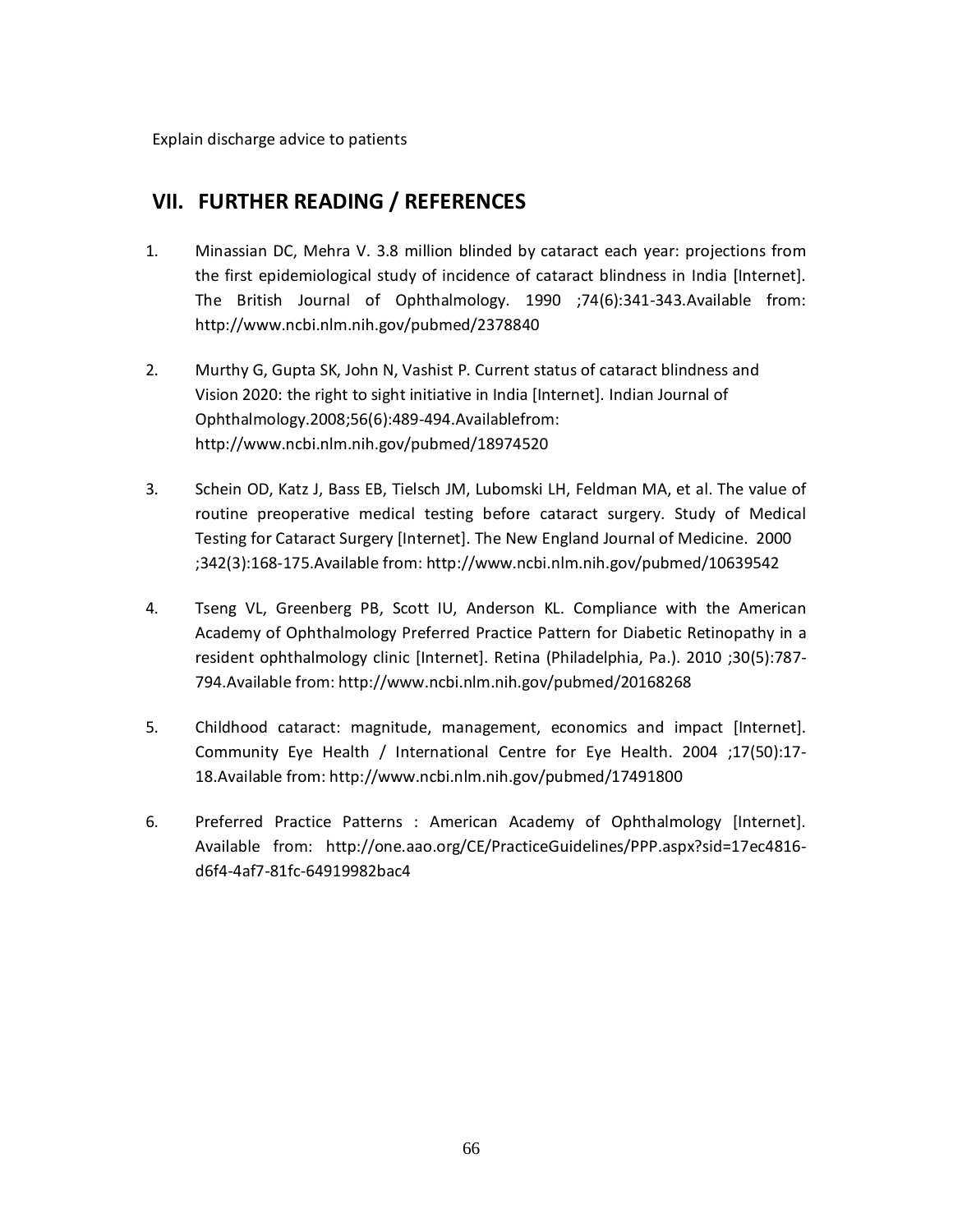Explain discharge advice to patients

## VII. FURTHER READING / REFERENCES

1. Minassian DC, Mehra V. 3.8 million blinded by cataract each year: projections from the first epidemiological study of incidence of cataract blindness in India [Internet]. The British Journal of Ophthalmology. 1990 ;74(6):341-343.Available from: http://www.ncbi.nlm.nih.gov/pubmed/2378840

2. Murthy G, Gupta SK, John N, Vashist P. Current status of cataract blindness and Vision 2020: the right to sight initiative in India [Internet]. Indian Journal of Ophthalmology.2008;56(6):489-494.Availablefrom: http://www.ncbi.nlm.nih.gov/pubmed/18974520

3. Schein OD, Katz J, Bass EB, Tielsch JM, Lubomski LH, Feldman MA, et al. The value of routine preoperative medical testing before cataract surgery. Study of Medical Testing for Cataract Surgery [Internet]. The New England Journal of Medicine. 2000 ;342(3):168-175.Available from: http://www.ncbi.nlm.nih.gov/pubmed/10639542

4. Tseng VL, Greenberg PB, Scott IU, Anderson KL. Compliance with the American Academy of Ophthalmology Preferred Practice Pattern for Diabetic Retinopathy in a resident ophthalmology clinic [Internet]. Retina (Philadelphia, Pa.). 2010 ;30(5):787-794.Available from: http://www.ncbi.nlm.nih.gov/pubmed/20168268

5. Childhood cataract: magnitude, management, economics and impact [Internet]. Community Eye Health / International Centre for Eye Health. 2004 ;17(50):17-18.Available from: http://www.ncbi.nlm.nih.gov/pubmed/17491800

6. Preferred Practice Patterns : American Academy of Ophthalmology [Internet]. Available from: http://one.aao.org/CE/PracticeGuidelines/PPP.aspx?sid=17ec4816-d6f4-4af7-81fc-64919982bac4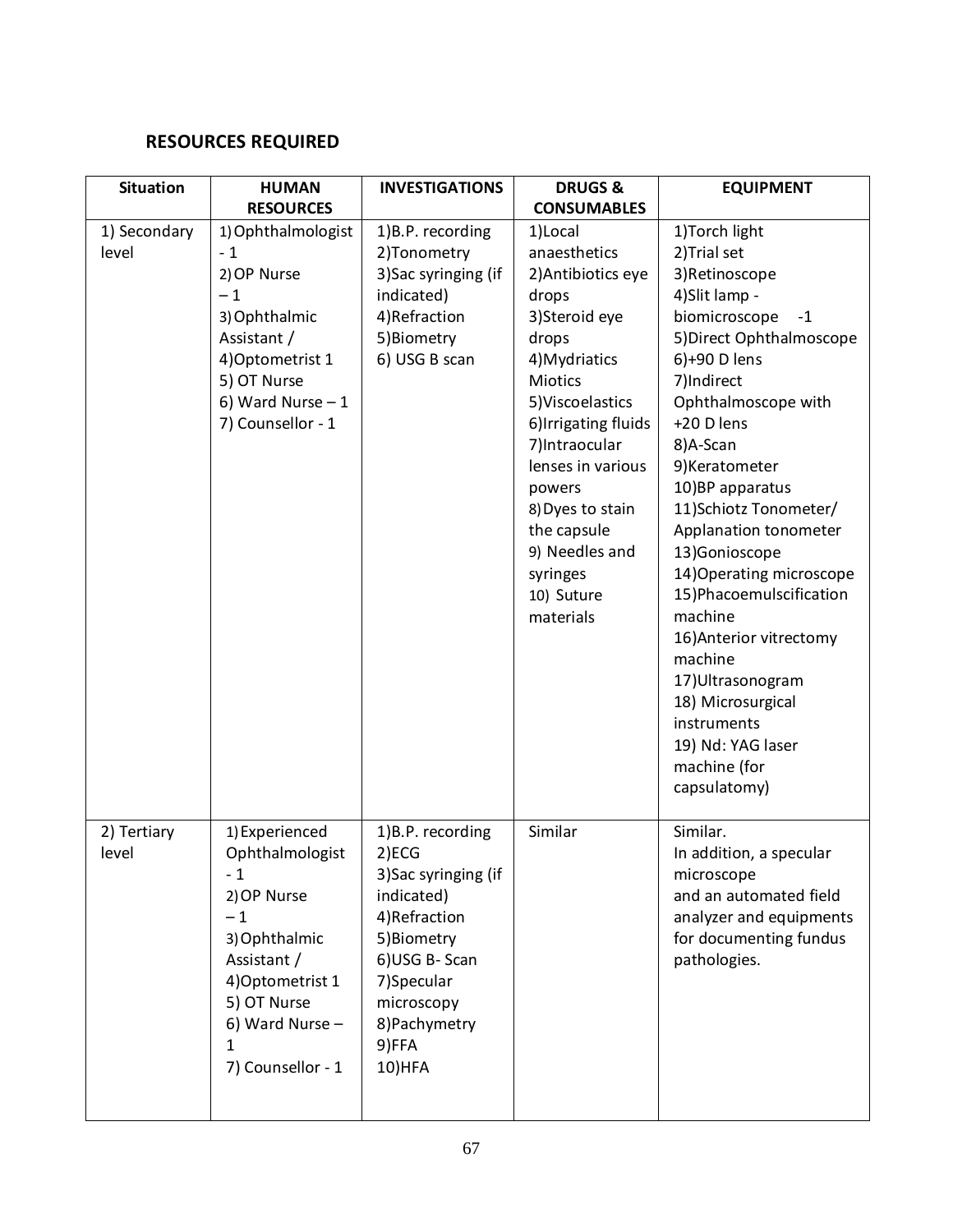## RESOURCES REQUIRED

| Situation | HUMAN RESOURCES | INVESTIGATIONS | DRUGS & CONSUMABLES | EQUIPMENT |
|---|---|---|---|---|
| 1) Secondary level | 1) Ophthalmologist - 1<br>2) OP Nurse – 1<br>3) Ophthalmic Assistant /<br>4) Optometrist 1<br>5) OT Nurse<br>6) Ward Nurse – 1<br>7) Counsellor - 1 | 1) B.P. recording<br>2) Tonometry<br>3) Sac syringing (if indicated)<br>4) Refraction<br>5) Biometry<br>6) USG B scan | 1) Local anaesthetics<br>2) Antibiotics eye drops<br>3) Steroid eye drops<br>4) Mydriatics Miotics<br>5) Viscoelastics<br>6) Irrigating fluids<br>7) Intraocular lenses in various powers<br>8) Dyes to stain the capsule<br>9) Needles and syringes<br>10) Suture materials | 1) Torch light<br>2) Trial set<br>3) Retinoscope<br>4) Slit lamp - biomicroscope -1<br>5) Direct Ophthalmoscope<br>6) +90 D lens<br>7) Indirect Ophthalmoscope with +20 D lens<br>8) A-Scan<br>9) Keratometer<br>10) BP apparatus<br>11) Schiotz Tonometer/ Applanation tonometer<br>13) Gonioscope<br>14) Operating microscope<br>15) Phacoemulscification machine<br>16) Anterior vitrectomy machine<br>17) Ultrasonogram<br>18) Microsurgical instruments<br>19) Nd: YAG laser machine (for capsulatomy) |
| 2) Tertiary level | 1) Experienced Ophthalmologist - 1<br>2) OP Nurse – 1<br>3) Ophthalmic Assistant /<br>4) Optometrist 1<br>5) OT Nurse<br>6) Ward Nurse – 1<br>7) Counsellor - 1 | 1) B.P. recording<br>2) ECG<br>3) Sac syringing (if indicated)<br>4) Refraction<br>5) Biometry<br>6) USG B- Scan<br>7) Specular microscopy<br>8) Pachymetry<br>9) FFA<br>10) HFA | Similar | Similar.<br>In addition, a specular microscope and an automated field analyzer and equipments for documenting fundus pathologies. |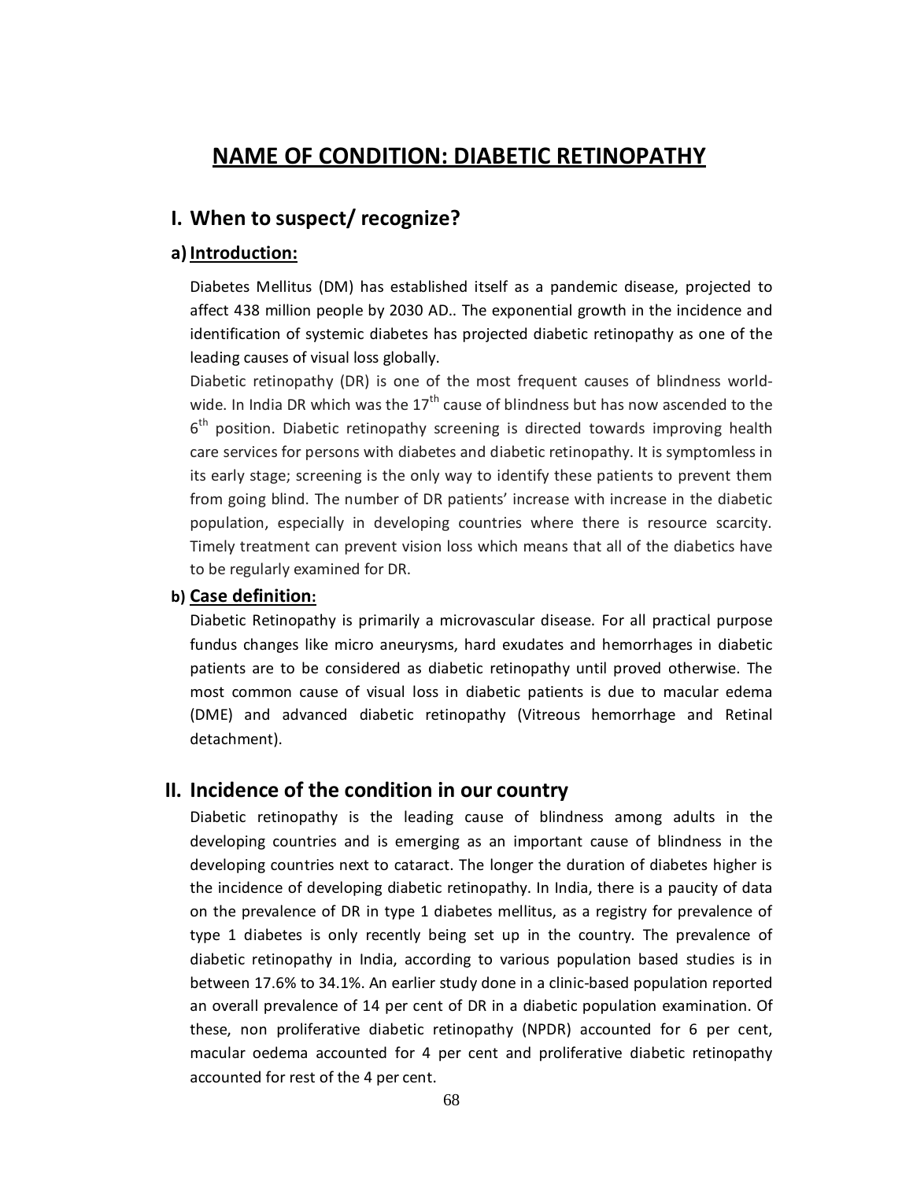# NAME OF CONDITION: DIABETIC RETINOPATHY

## I. When to suspect/ recognize?

### a) Introduction:

Diabetes Mellitus (DM) has established itself as a pandemic disease, projected to affect 438 million people by 2030 AD.. The exponential growth in the incidence and identification of systemic diabetes has projected diabetic retinopathy as one of the leading causes of visual loss globally.

Diabetic retinopathy (DR) is one of the most frequent causes of blindness world-wide. In India DR which was the 17th cause of blindness but has now ascended to the 6th position. Diabetic retinopathy screening is directed towards improving health care services for persons with diabetes and diabetic retinopathy. It is symptomless in its early stage; screening is the only way to identify these patients to prevent them from going blind. The number of DR patients' increase with increase in the diabetic population, especially in developing countries where there is resource scarcity. Timely treatment can prevent vision loss which means that all of the diabetics have to be regularly examined for DR.

### b) Case definition:

Diabetic Retinopathy is primarily a microvascular disease. For all practical purpose fundus changes like micro aneurysms, hard exudates and hemorrhages in diabetic patients are to be considered as diabetic retinopathy until proved otherwise. The most common cause of visual loss in diabetic patients is due to macular edema (DME) and advanced diabetic retinopathy (Vitreous hemorrhage and Retinal detachment).

## II. Incidence of the condition in our country

Diabetic retinopathy is the leading cause of blindness among adults in the developing countries and is emerging as an important cause of blindness in the developing countries next to cataract. The longer the duration of diabetes higher is the incidence of developing diabetic retinopathy. In India, there is a paucity of data on the prevalence of DR in type 1 diabetes mellitus, as a registry for prevalence of type 1 diabetes is only recently being set up in the country. The prevalence of diabetic retinopathy in India, according to various population based studies is in between 17.6% to 34.1%. An earlier study done in a clinic-based population reported an overall prevalence of 14 per cent of DR in a diabetic population examination. Of these, non proliferative diabetic retinopathy (NPDR) accounted for 6 per cent, macular oedema accounted for 4 per cent and proliferative diabetic retinopathy accounted for rest of the 4 per cent.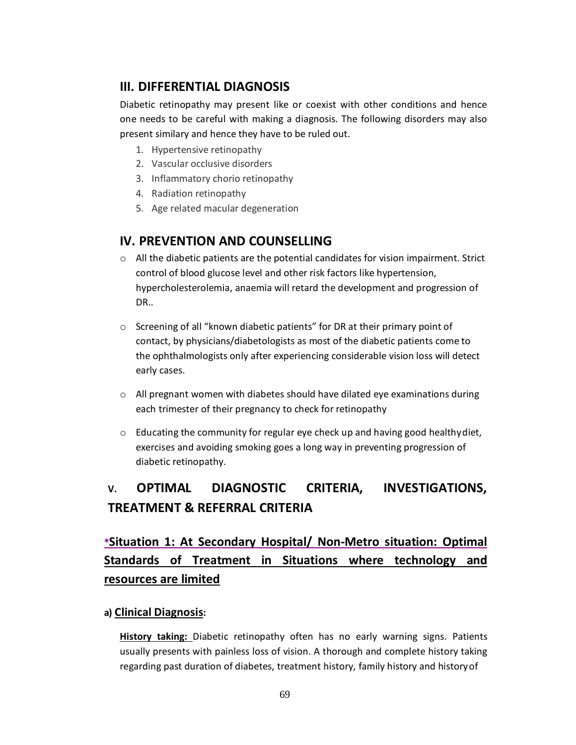## III. DIFFERENTIAL DIAGNOSIS

Diabetic retinopathy may present like or coexist with other conditions and hence one needs to be careful with making a diagnosis. The following disorders may also present similary and hence they have to be ruled out.

1. Hypertensive retinopathy
2. Vascular occlusive disorders
3. Inflammatory chorio retinopathy
4. Radiation retinopathy
5. Age related macular degeneration

## IV. PREVENTION AND COUNSELLING

- All the diabetic patients are the potential candidates for vision impairment. Strict control of blood glucose level and other risk factors like hypertension, hypercholesterolemia, anaemia will retard the development and progression of DR..
- Screening of all "known diabetic patients" for DR at their primary point of contact, by physicians/diabetologists as most of the diabetic patients come to the ophthalmologists only after experiencing considerable vision loss will detect early cases.
- All pregnant women with diabetes should have dilated eye examinations during each trimester of their pregnancy to check for retinopathy
- Educating the community for regular eye check up and having good healthy diet, exercises and avoiding smoking goes a long way in preventing progression of diabetic retinopathy.

## V. OPTIMAL DIAGNOSTIC CRITERIA, INVESTIGATIONS, TREATMENT & REFERRAL CRITERIA

### *Situation 1: At Secondary Hospital/ Non-Metro situation: Optimal Standards of Treatment in Situations where technology and resources are limited

#### a) Clinical Diagnosis:

**History taking:** Diabetic retinopathy often has no early warning signs. Patients usually presents with painless loss of vision. A thorough and complete history taking regarding past duration of diabetes, treatment history, family history and history of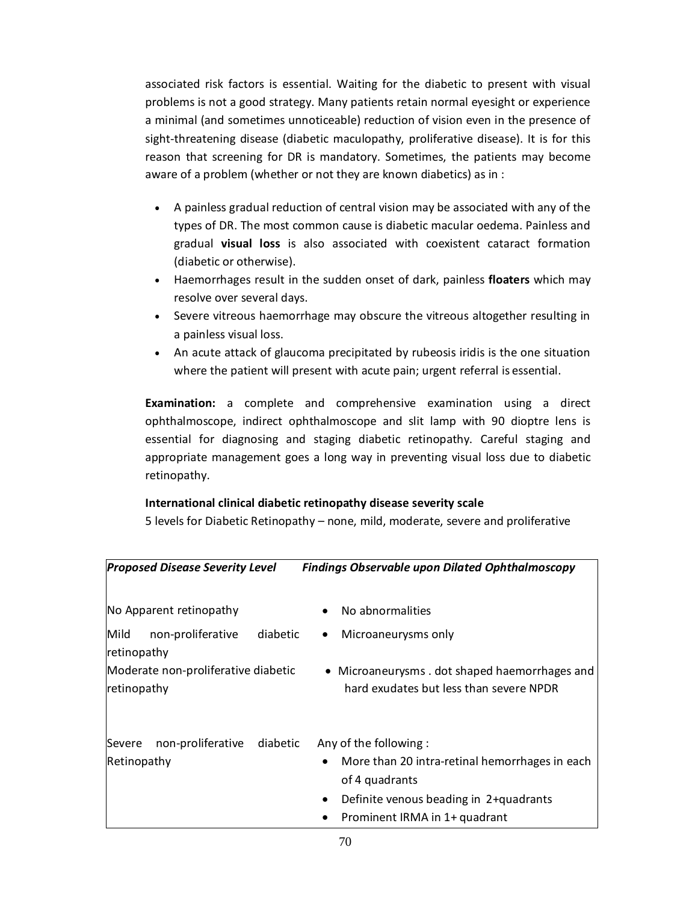associated risk factors is essential. Waiting for the diabetic to present with visual problems is not a good strategy. Many patients retain normal eyesight or experience a minimal (and sometimes unnoticeable) reduction of vision even in the presence of sight-threatening disease (diabetic maculopathy, proliferative disease). It is for this reason that screening for DR is mandatory. Sometimes, the patients may become aware of a problem (whether or not they are known diabetics) as in :

- A painless gradual reduction of central vision may be associated with any of the types of DR. The most common cause is diabetic macular oedema. Painless and gradual **visual loss** is also associated with coexistent cataract formation (diabetic or otherwise).
- Haemorrhages result in the sudden onset of dark, painless **floaters** which may resolve over several days.
- Severe vitreous haemorrhage may obscure the vitreous altogether resulting in a painless visual loss.
- An acute attack of glaucoma precipitated by rubeosis iridis is the one situation where the patient will present with acute pain; urgent referral is essential.

**Examination:** a complete and comprehensive examination using a direct ophthalmoscope, indirect ophthalmoscope and slit lamp with 90 dioptre lens is essential for diagnosing and staging diabetic retinopathy. Careful staging and appropriate management goes a long way in preventing visual loss due to diabetic retinopathy.

**International clinical diabetic retinopathy disease severity scale**

5 levels for Diabetic Retinopathy – none, mild, moderate, severe and proliferative

| *Proposed Disease Severity Level* | *Findings Observable upon Dilated Ophthalmoscopy* |
|---|---|
| No Apparent retinopathy | • No abnormalities |
| Mild non-proliferative diabetic retinopathy | • Microaneurysms only |
| Moderate non-proliferative diabetic retinopathy | • Microaneurysms . dot shaped haemorrhages and hard exudates but less than severe NPDR |
| Severe non-proliferative diabetic Retinopathy | Any of the following :<br>• More than 20 intra-retinal hemorrhages in each of 4 quadrants<br>• Definite venous beading in 2+quadrants<br>• Prominent IRMA in 1+ quadrant |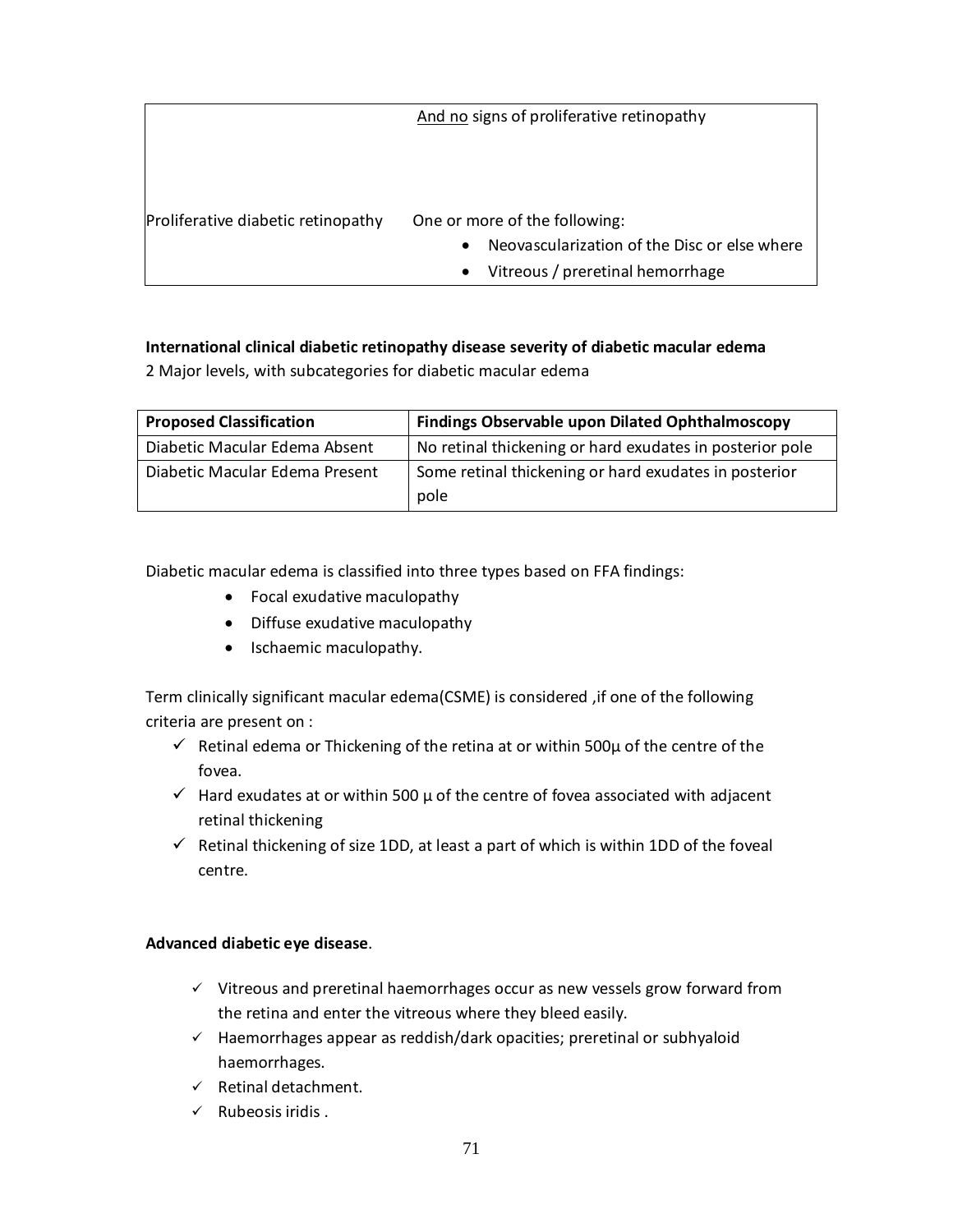| | |
|---|---|
| | <u>And no</u> signs of proliferative retinopathy |
| Proliferative diabetic retinopathy | One or more of the following:<br>• Neovascularization of the Disc or else where<br>• Vitreous / preretinal hemorrhage |

**International clinical diabetic retinopathy disease severity of diabetic macular edema**
2 Major levels, with subcategories for diabetic macular edema

| Proposed Classification | Findings Observable upon Dilated Ophthalmoscopy |
|---|---|
| Diabetic Macular Edema Absent | No retinal thickening or hard exudates in posterior pole |
| Diabetic Macular Edema Present | Some retinal thickening or hard exudates in posterior pole |

Diabetic macular edema is classified into three types based on FFA findings:

- Focal exudative maculopathy
- Diffuse exudative maculopathy
- Ischaemic maculopathy.

Term clinically significant macular edema(CSME) is considered ,if one of the following criteria are present on :

- ✓ Retinal edema or Thickening of the retina at or within 500µ of the centre of the fovea.
- ✓ Hard exudates at or within 500 µ of the centre of fovea associated with adjacent retinal thickening
- ✓ Retinal thickening of size 1DD, at least a part of which is within 1DD of the foveal centre.

**Advanced diabetic eye disease**.

- ✓ Vitreous and preretinal haemorrhages occur as new vessels grow forward from the retina and enter the vitreous where they bleed easily.
- ✓ Haemorrhages appear as reddish/dark opacities; preretinal or subhyaloid haemorrhages.
- ✓ Retinal detachment.
- ✓ Rubeosis iridis .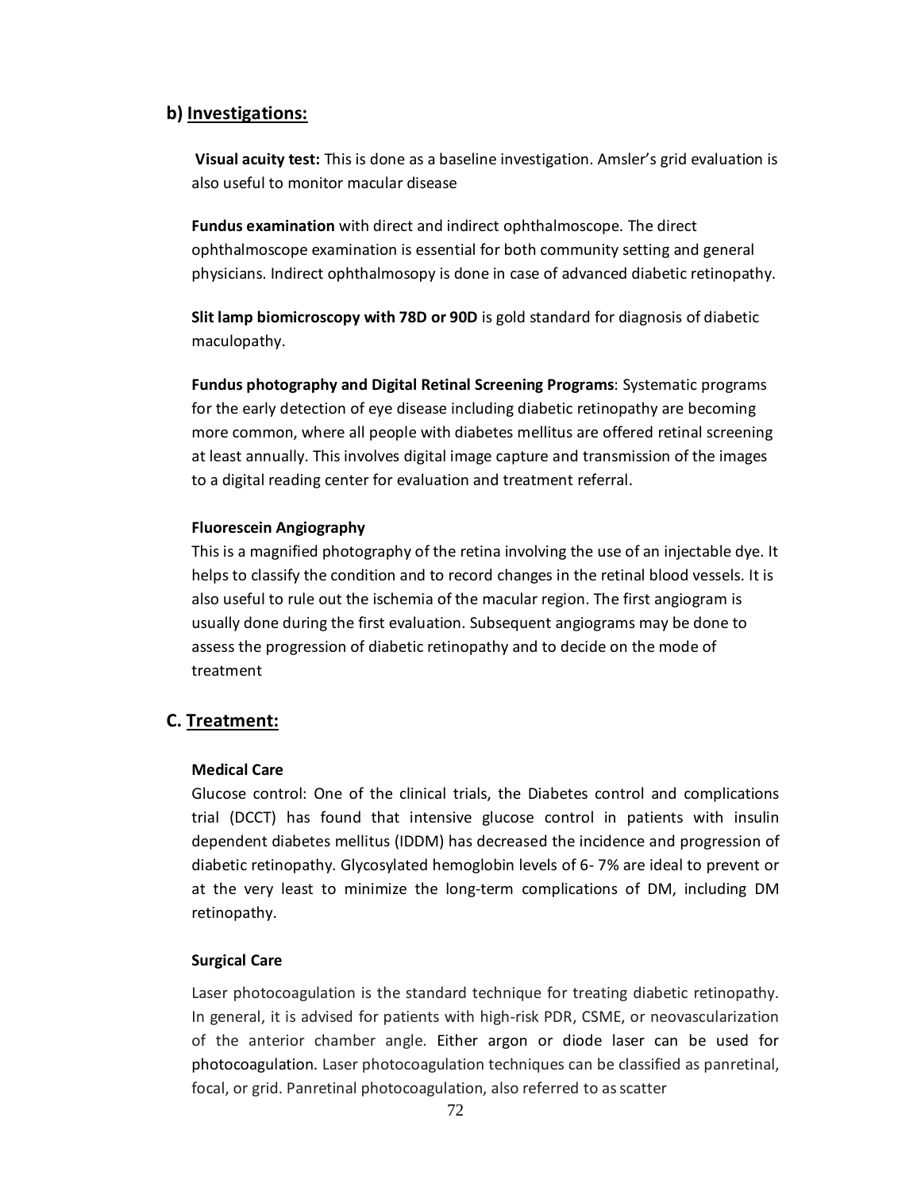## b) Investigations:

**Visual acuity test:** This is done as a baseline investigation. Amsler's grid evaluation is also useful to monitor macular disease

**Fundus examination** with direct and indirect ophthalmoscope. The direct ophthalmoscope examination is essential for both community setting and general physicians. Indirect ophthalmosopy is done in case of advanced diabetic retinopathy.

**Slit lamp biomicroscopy with 78D or 90D** is gold standard for diagnosis of diabetic maculopathy.

**Fundus photography and Digital Retinal Screening Programs**: Systematic programs for the early detection of eye disease including diabetic retinopathy are becoming more common, where all people with diabetes mellitus are offered retinal screening at least annually. This involves digital image capture and transmission of the images to a digital reading center for evaluation and treatment referral.

**Fluorescein Angiography**

This is a magnified photography of the retina involving the use of an injectable dye. It helps to classify the condition and to record changes in the retinal blood vessels. It is also useful to rule out the ischemia of the macular region. The first angiogram is usually done during the first evaluation. Subsequent angiograms may be done to assess the progression of diabetic retinopathy and to decide on the mode of treatment

## C. Treatment:

**Medical Care**

Glucose control: One of the clinical trials, the Diabetes control and complications trial (DCCT) has found that intensive glucose control in patients with insulin dependent diabetes mellitus (IDDM) has decreased the incidence and progression of diabetic retinopathy. Glycosylated hemoglobin levels of 6- 7% are ideal to prevent or at the very least to minimize the long-term complications of DM, including DM retinopathy.

**Surgical Care**

Laser photocoagulation is the standard technique for treating diabetic retinopathy. In general, it is advised for patients with high-risk PDR, CSME, or neovascularization of the anterior chamber angle. Either argon or diode laser can be used for photocoagulation. Laser photocoagulation techniques can be classified as panretinal, focal, or grid. Panretinal photocoagulation, also referred to as scatter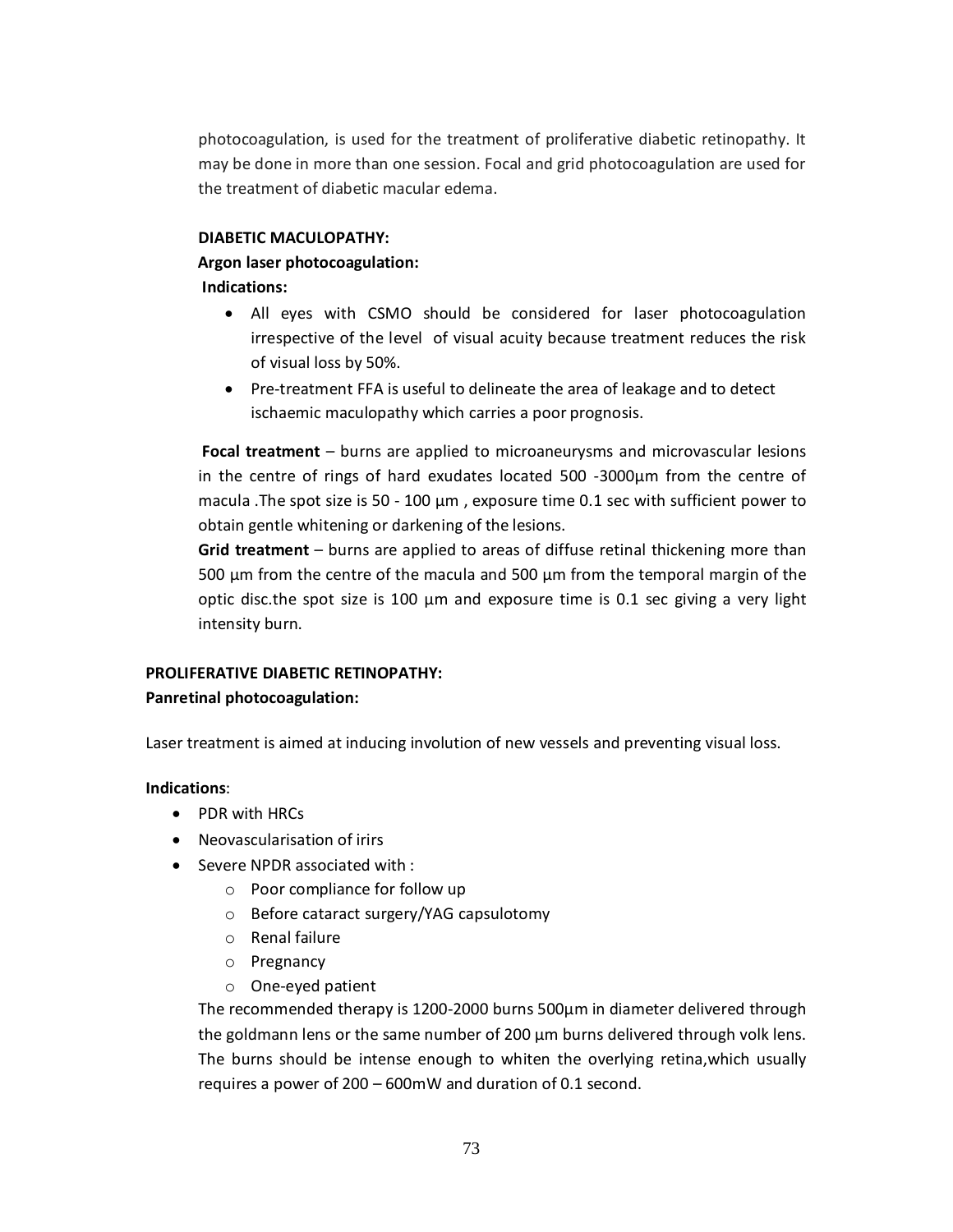photocoagulation, is used for the treatment of proliferative diabetic retinopathy. It may be done in more than one session. Focal and grid photocoagulation are used for the treatment of diabetic macular edema.

**DIABETIC MACULOPATHY:**

**Argon laser photocoagulation:**

**Indications:**

- All eyes with CSMO should be considered for laser photocoagulation irrespective of the level of visual acuity because treatment reduces the risk of visual loss by 50%.
- Pre-treatment FFA is useful to delineate the area of leakage and to detect ischaemic maculopathy which carries a poor prognosis.

**Focal treatment** – burns are applied to microaneurysms and microvascular lesions in the centre of rings of hard exudates located 500 -3000µm from the centre of macula .The spot size is 50 - 100 µm , exposure time 0.1 sec with sufficient power to obtain gentle whitening or darkening of the lesions.

**Grid treatment** – burns are applied to areas of diffuse retinal thickening more than 500 µm from the centre of the macula and 500 µm from the temporal margin of the optic disc.the spot size is 100 µm and exposure time is 0.1 sec giving a very light intensity burn.

**PROLIFERATIVE DIABETIC RETINOPATHY:**

**Panretinal photocoagulation:**

Laser treatment is aimed at inducing involution of new vessels and preventing visual loss.

**Indications**:

- PDR with HRCs
- Neovascularisation of irirs
- Severe NPDR associated with :
  - Poor compliance for follow up
  - Before cataract surgery/YAG capsulotomy
  - Renal failure
  - Pregnancy
  - One-eyed patient

The recommended therapy is 1200-2000 burns 500µm in diameter delivered through the goldmann lens or the same number of 200 µm burns delivered through volk lens. The burns should be intense enough to whiten the overlying retina,which usually requires a power of 200 – 600mW and duration of 0.1 second.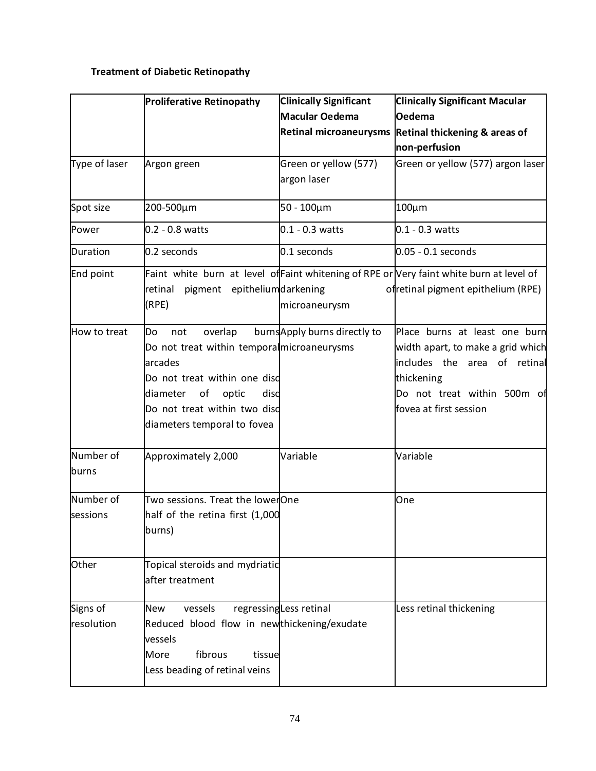**Treatment of Diabetic Retinopathy**

| | **Proliferative Retinopathy** | **Clinically Significant Macular Oedema Retinal microaneurysms** | **Clinically Significant Macular Oedema Retinal thickening & areas of non-perfusion** |
|---|---|---|---|
| Type of laser | Argon green | Green or yellow (577) argon laser | Green or yellow (577) argon laser |
| Spot size | 200-500µm | 50 - 100µm | 100µm |
| Power | 0.2 - 0.8 watts | 0.1 - 0.3 watts | 0.1 - 0.3 watts |
| Duration | 0.2 seconds | 0.1 seconds | 0.05 - 0.1 seconds |
| End point | Faint white burn at level of retinal pigment epithelium (RPE) | Faint whitening of RPE or darkening of microaneurysm | Very faint white burn at level of retinal pigment epithelium (RPE) |
| How to treat | Do not overlap burns<br>Do not treat within temporal arcades<br>Do not treat within one disc diameter of optic disc<br>Do not treat within two disc diameters temporal to fovea | Apply burns directly to microaneurysms | Place burns at least one burn width apart, to make a grid which includes the area of retinal thickening<br>Do not treat within 500m of fovea at first session |
| Number of burns | Approximately 2,000 | Variable | Variable |
| Number of sessions | Two sessions. Treat the lower half of the retina first (1,000 burns) | One | One |
| Other | Topical steroids and mydriatic after treatment | | |
| Signs of resolution | New vessels regressing<br>Reduced blood flow in new vessels<br>More fibrous tissue<br>Less beading of retinal veins | Less retinal thickening/exudate | Less retinal thickening |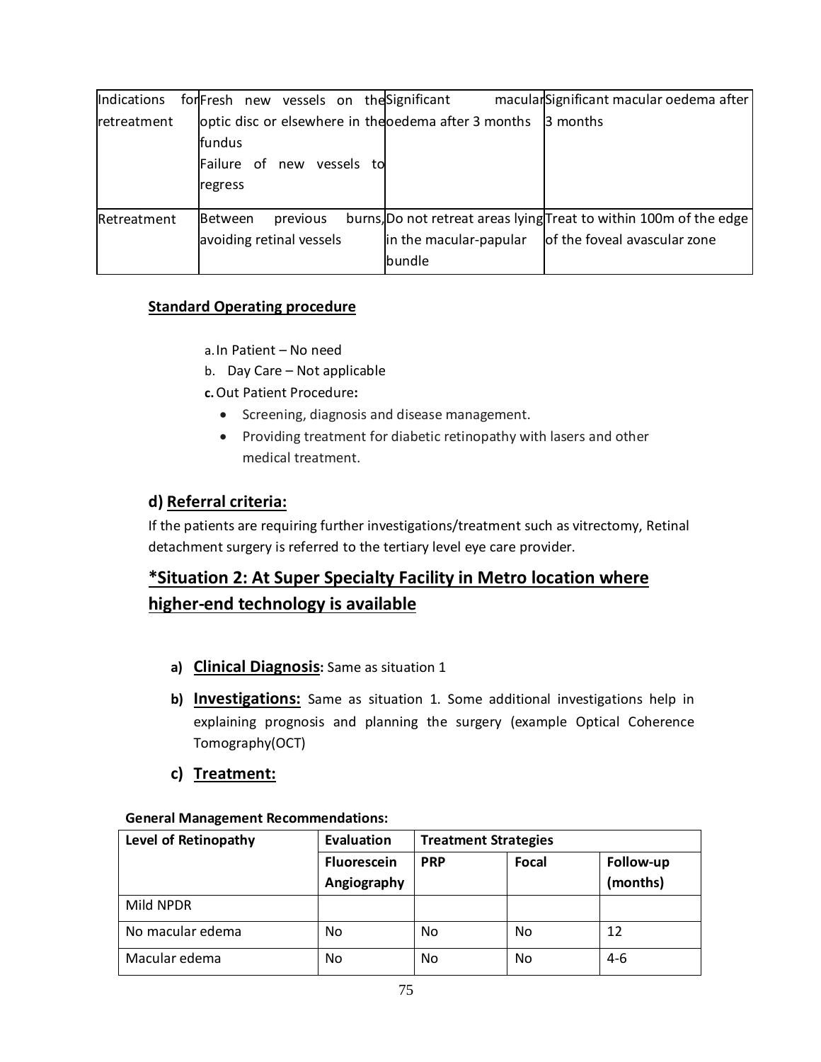| | | | |
|---|---|---|---|
| Indications for retreatment | Fresh new vessels on the optic disc or elsewhere in the fundus<br>Failure of new vessels to regress | Significant macular oedema after 3 months | Significant macular oedema after 3 months |
| Retreatment | Between previous burns, avoiding retinal vessels | Do not retreat areas lying in the macular-papular bundle | Treat to within 100m of the edge of the foveal avascular zone |

**Standard Operating procedure**

a. In Patient – No need

b. Day Care – Not applicable

**c.** Out Patient Procedure**:**

- Screening, diagnosis and disease management.
- Providing treatment for diabetic retinopathy with lasers and other medical treatment.

## d) Referral criteria:

If the patients are requiring further investigations/treatment such as vitrectomy, Retinal detachment surgery is referred to the tertiary level eye care provider.

## *Situation 2: At Super Specialty Facility in Metro location where higher-end technology is available

**a) Clinical Diagnosis:** Same as situation 1

**b) Investigations:** Same as situation 1. Some additional investigations help in explaining prognosis and planning the surgery (example Optical Coherence Tomography(OCT)

**c) Treatment:**

**General Management Recommendations:**

| Level of Retinopathy | Evaluation | Treatment Strategies | | |
|---|---|---|---|---|
| | Fluorescein Angiography | PRP | Focal | Follow-up (months) |
| Mild NPDR | | | | |
| No macular edema | No | No | No | 12 |
| Macular edema | No | No | No | 4-6 |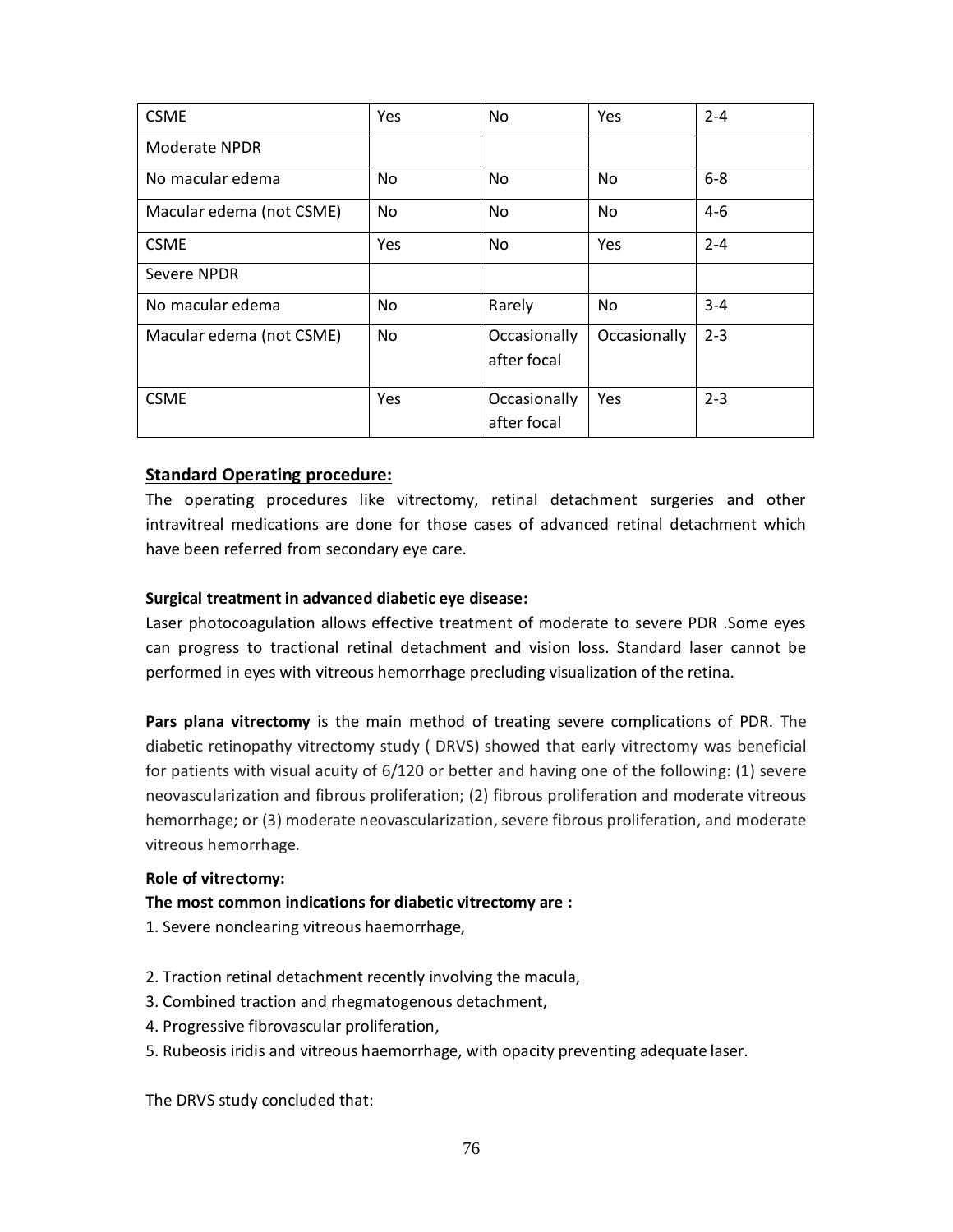| | | | | |
|---|---|---|---|---|
| CSME | Yes | No | Yes | 2-4 |
| Moderate NPDR | | | | |
| No macular edema | No | No | No | 6-8 |
| Macular edema (not CSME) | No | No | No | 4-6 |
| CSME | Yes | No | Yes | 2-4 |
| Severe NPDR | | | | |
| No macular edema | No | Rarely | No | 3-4 |
| Macular edema (not CSME) | No | Occasionally after focal | Occasionally | 2-3 |
| CSME | Yes | Occasionally after focal | Yes | 2-3 |

## Standard Operating procedure:

The operating procedures like vitrectomy, retinal detachment surgeries and other intravitreal medications are done for those cases of advanced retinal detachment which have been referred from secondary eye care.

**Surgical treatment in advanced diabetic eye disease:**

Laser photocoagulation allows effective treatment of moderate to severe PDR .Some eyes can progress to tractional retinal detachment and vision loss. Standard laser cannot be performed in eyes with vitreous hemorrhage precluding visualization of the retina.

**Pars plana vitrectomy** is the main method of treating severe complications of PDR. The diabetic retinopathy vitrectomy study ( DRVS) showed that early vitrectomy was beneficial for patients with visual acuity of 6/120 or better and having one of the following: (1) severe neovascularization and fibrous proliferation; (2) fibrous proliferation and moderate vitreous hemorrhage; or (3) moderate neovascularization, severe fibrous proliferation, and moderate vitreous hemorrhage.

**Role of vitrectomy:**

**The most common indications for diabetic vitrectomy are :**

1. Severe nonclearing vitreous haemorrhage,
2. Traction retinal detachment recently involving the macula,
3. Combined traction and rhegmatogenous detachment,
4. Progressive fibrovascular proliferation,
5. Rubeosis iridis and vitreous haemorrhage, with opacity preventing adequate laser.

The DRVS study concluded that: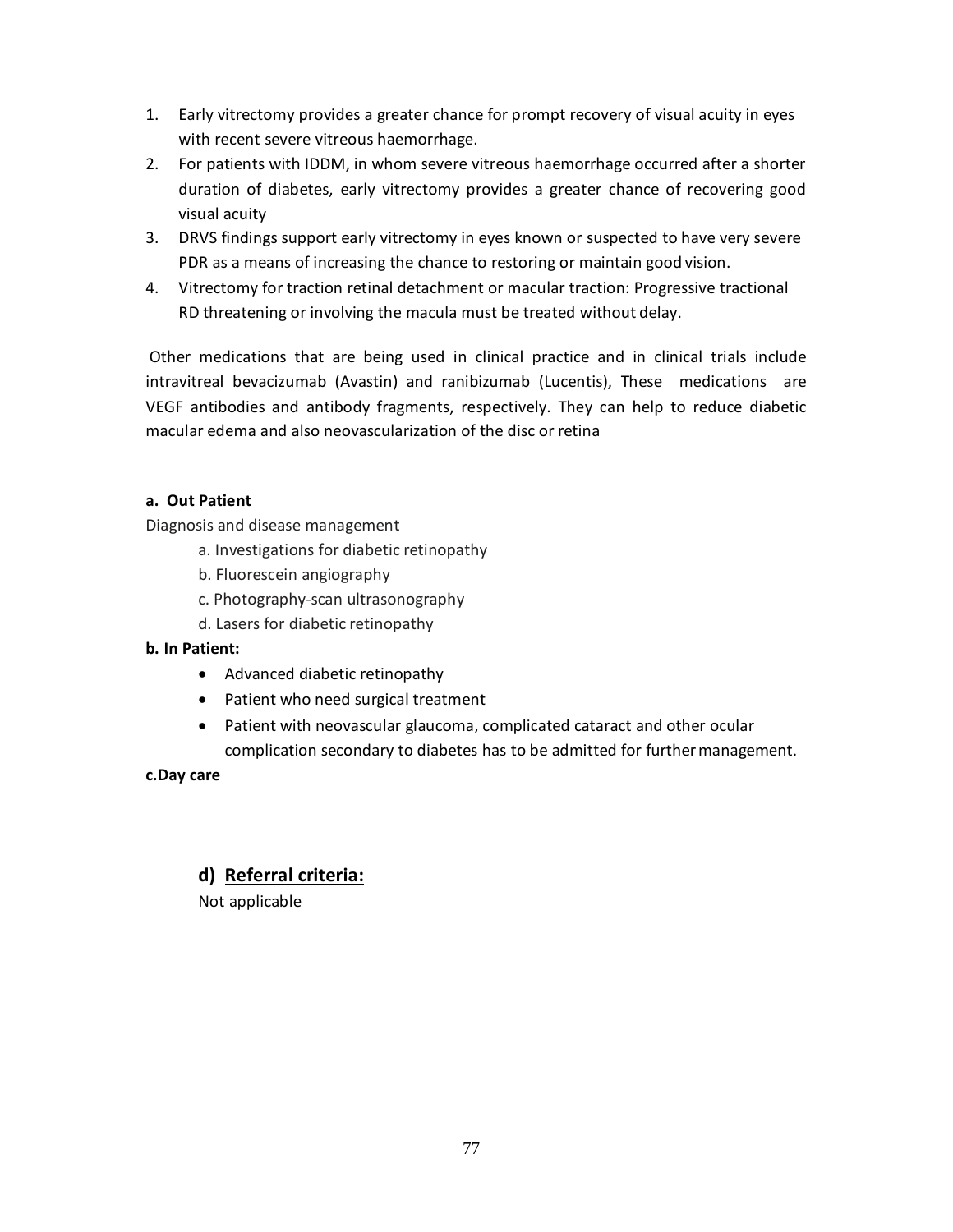1. Early vitrectomy provides a greater chance for prompt recovery of visual acuity in eyes with recent severe vitreous haemorrhage.
2. For patients with IDDM, in whom severe vitreous haemorrhage occurred after a shorter duration of diabetes, early vitrectomy provides a greater chance of recovering good visual acuity
3. DRVS findings support early vitrectomy in eyes known or suspected to have very severe PDR as a means of increasing the chance to restoring or maintain good vision.
4. Vitrectomy for traction retinal detachment or macular traction: Progressive tractional RD threatening or involving the macula must be treated without delay.

Other medications that are being used in clinical practice and in clinical trials include intravitreal bevacizumab (Avastin) and ranibizumab (Lucentis), These medications are VEGF antibodies and antibody fragments, respectively. They can help to reduce diabetic macular edema and also neovascularization of the disc or retina

**a. Out Patient**

Diagnosis and disease management

a. Investigations for diabetic retinopathy

b. Fluorescein angiography

c. Photography-scan ultrasonography

d. Lasers for diabetic retinopathy

**b. In Patient:**

- Advanced diabetic retinopathy
- Patient who need surgical treatment
- Patient with neovascular glaucoma, complicated cataract and other ocular complication secondary to diabetes has to be admitted for further management.

**c.Day care**

## d) <u>Referral criteria:</u>

Not applicable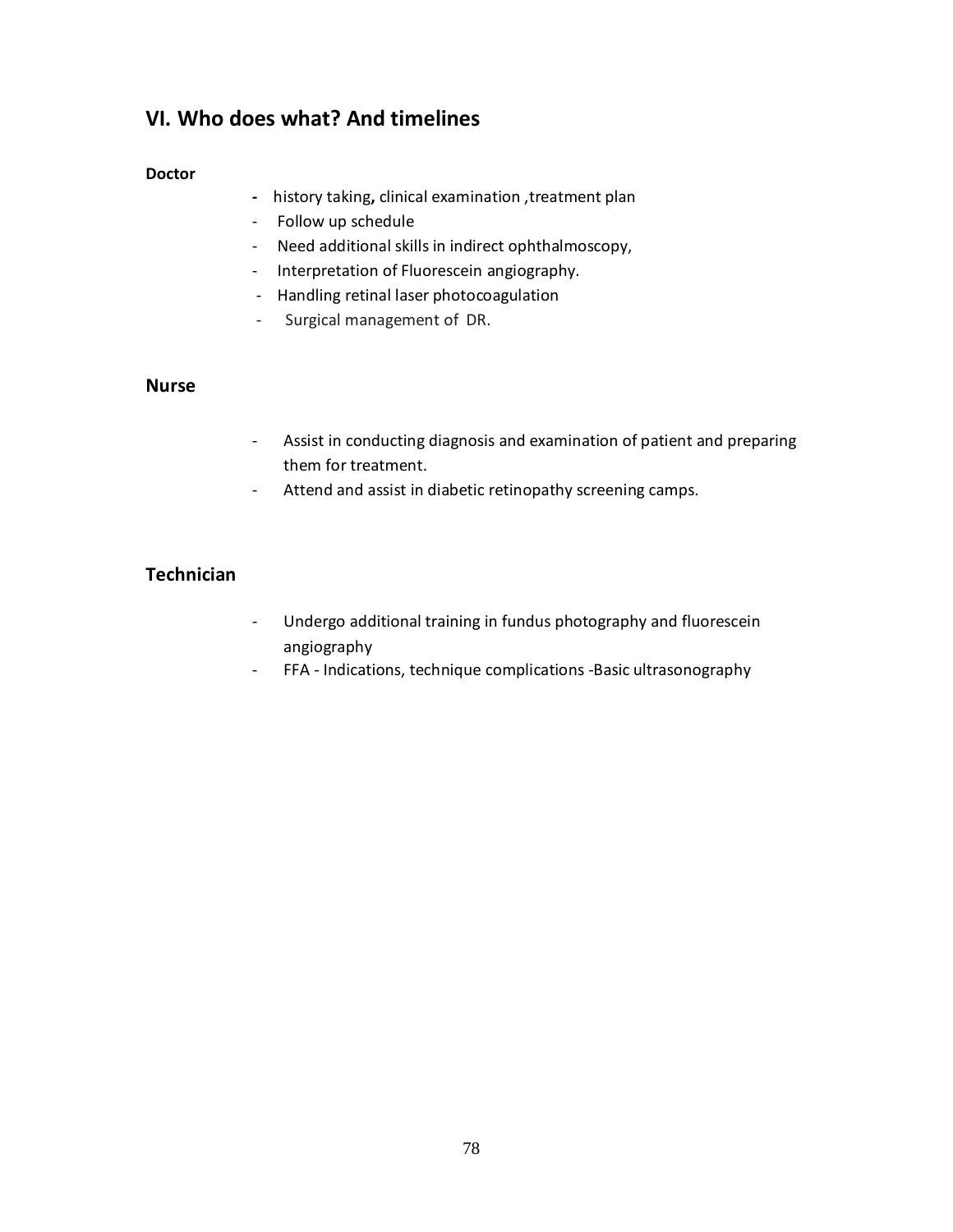## VI. Who does what? And timelines

**Doctor**

- history taking, clinical examination ,treatment plan
- Follow up schedule
- Need additional skills in indirect ophthalmoscopy,
- Interpretation of Fluorescein angiography.
- Handling retinal laser photocoagulation
- Surgical management of DR.

### Nurse

- Assist in conducting diagnosis and examination of patient and preparing them for treatment.
- Attend and assist in diabetic retinopathy screening camps.

### Technician

- Undergo additional training in fundus photography and fluorescein angiography
- FFA - Indications, technique complications -Basic ultrasonography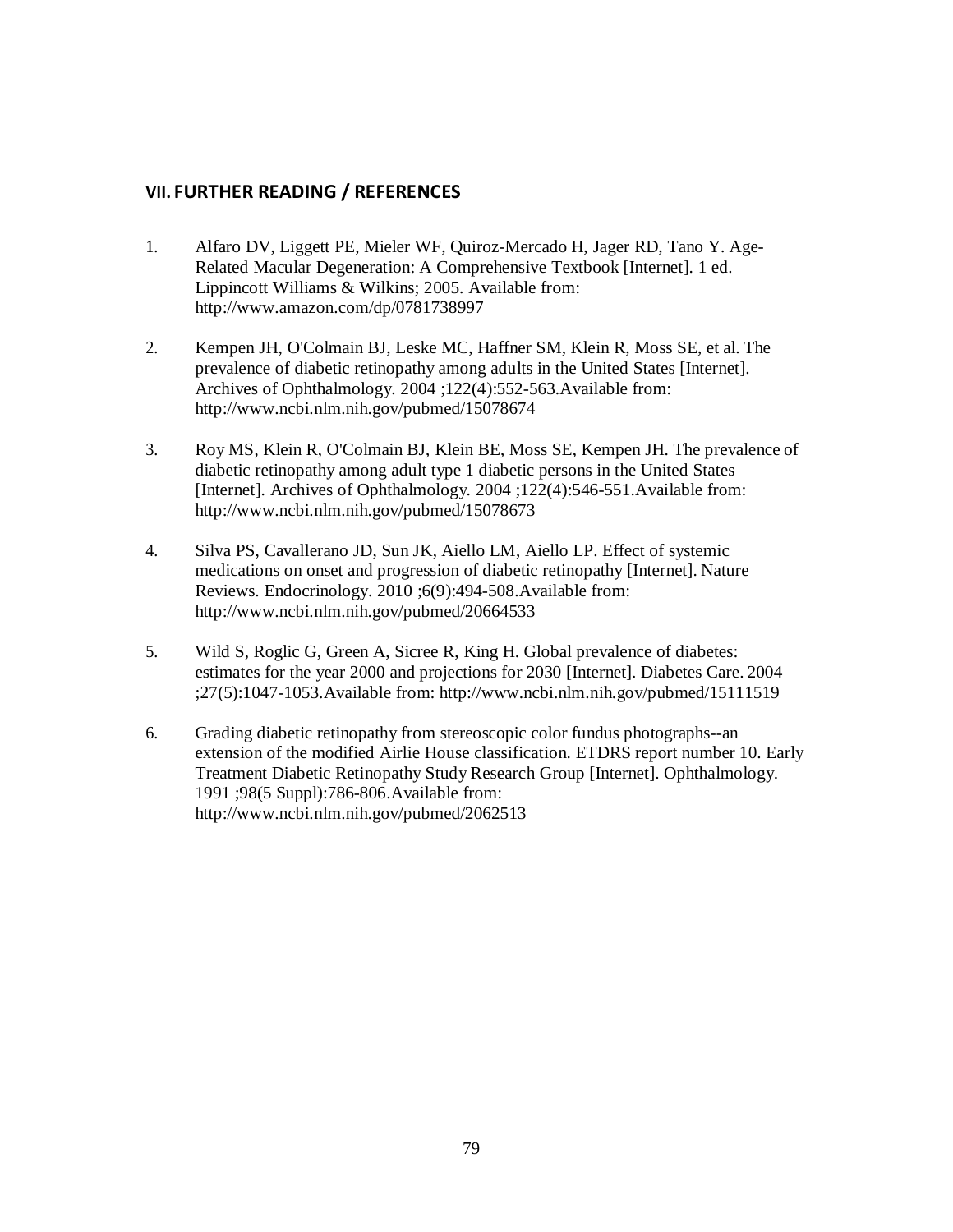## VII. FURTHER READING / REFERENCES

1. Alfaro DV, Liggett PE, Mieler WF, Quiroz-Mercado H, Jager RD, Tano Y. Age-Related Macular Degeneration: A Comprehensive Textbook [Internet]. 1 ed. Lippincott Williams & Wilkins; 2005. Available from: http://www.amazon.com/dp/0781738997

2. Kempen JH, O'Colmain BJ, Leske MC, Haffner SM, Klein R, Moss SE, et al. The prevalence of diabetic retinopathy among adults in the United States [Internet]. Archives of Ophthalmology. 2004 ;122(4):552-563.Available from: http://www.ncbi.nlm.nih.gov/pubmed/15078674

3. Roy MS, Klein R, O'Colmain BJ, Klein BE, Moss SE, Kempen JH. The prevalence of diabetic retinopathy among adult type 1 diabetic persons in the United States [Internet]. Archives of Ophthalmology. 2004 ;122(4):546-551.Available from: http://www.ncbi.nlm.nih.gov/pubmed/15078673

4. Silva PS, Cavallerano JD, Sun JK, Aiello LM, Aiello LP. Effect of systemic medications on onset and progression of diabetic retinopathy [Internet]. Nature Reviews. Endocrinology. 2010 ;6(9):494-508.Available from: http://www.ncbi.nlm.nih.gov/pubmed/20664533

5. Wild S, Roglic G, Green A, Sicree R, King H. Global prevalence of diabetes: estimates for the year 2000 and projections for 2030 [Internet]. Diabetes Care. 2004 ;27(5):1047-1053.Available from: http://www.ncbi.nlm.nih.gov/pubmed/15111519

6. Grading diabetic retinopathy from stereoscopic color fundus photographs--an extension of the modified Airlie House classification. ETDRS report number 10. Early Treatment Diabetic Retinopathy Study Research Group [Internet]. Ophthalmology. 1991 ;98(5 Suppl):786-806.Available from: http://www.ncbi.nlm.nih.gov/pubmed/2062513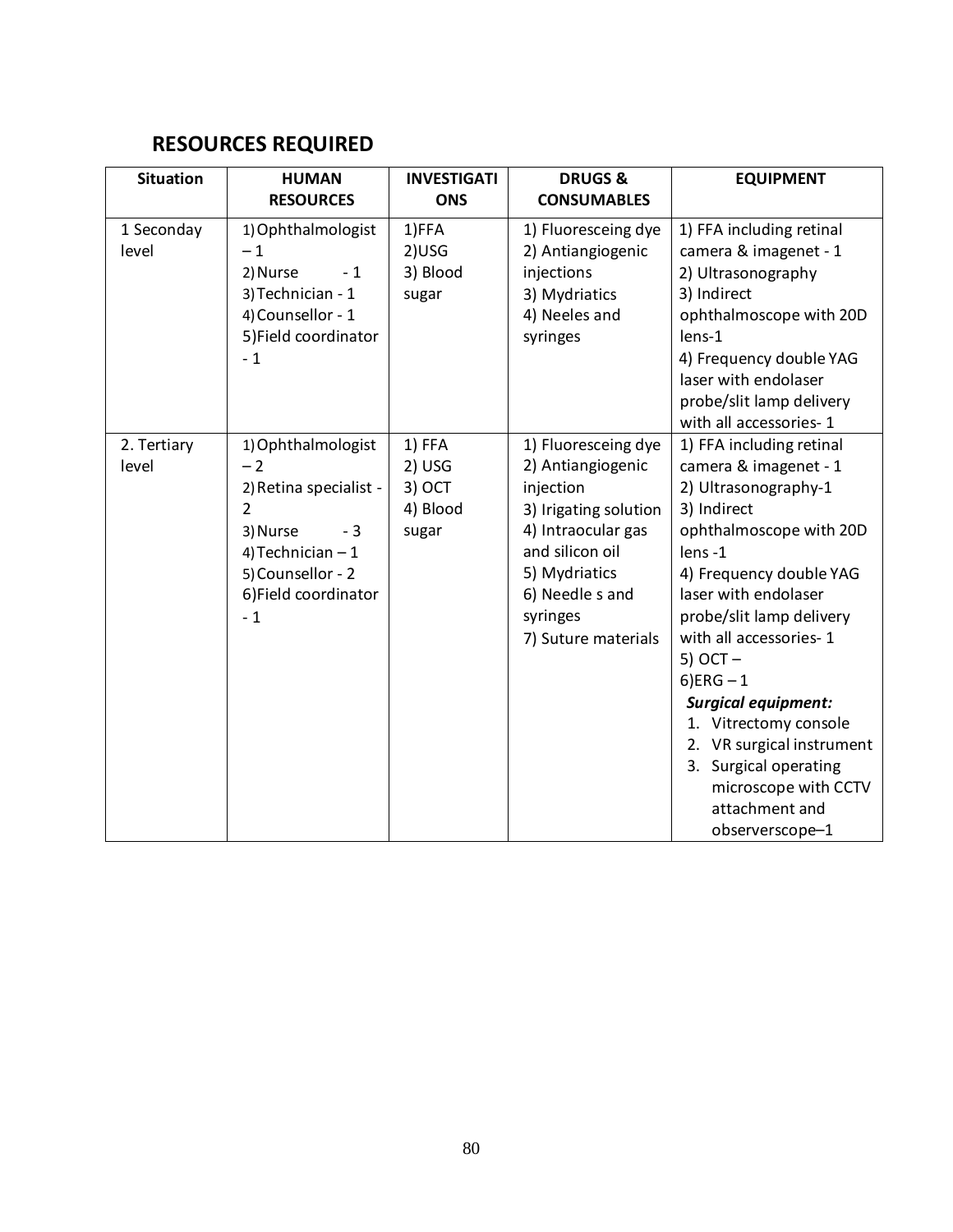## RESOURCES REQUIRED

| Situation | HUMAN RESOURCES | INVESTIGATIONS | DRUGS & CONSUMABLES | EQUIPMENT |
|---|---|---|---|---|
| 1 Seconday level | 1) Ophthalmologist – 1<br>2) Nurse - 1<br>3) Technician - 1<br>4) Counsellor - 1<br>5) Field coordinator - 1 | 1) FFA<br>2) USG<br>3) Blood sugar | 1) Fluoresceing dye<br>2) Antiangiogenic injections<br>3) Mydriatics<br>4) Neeles and syringes | 1) FFA including retinal camera & imagenet - 1<br>2) Ultrasonography<br>3) Indirect ophthalmoscope with 20D lens-1<br>4) Frequency double YAG laser with endolaser probe/slit lamp delivery with all accessories- 1 |
| 2. Tertiary level | 1) Ophthalmologist – 2<br>2) Retina specialist - 2<br>3) Nurse - 3<br>4) Technician – 1<br>5) Counsellor - 2<br>6) Field coordinator - 1 | 1) FFA<br>2) USG<br>3) OCT<br>4) Blood sugar | 1) Fluoresceing dye<br>2) Antiangiogenic injection<br>3) Irigating solution<br>4) Intraocular gas and silicon oil<br>5) Mydriatics<br>6) Needle s and syringes<br>7) Suture materials | 1) FFA including retinal camera & imagenet - 1<br>2) Ultrasonography-1<br>3) Indirect ophthalmoscope with 20D lens -1<br>4) Frequency double YAG laser with endolaser probe/slit lamp delivery with all accessories- 1<br>5) OCT –<br>6) ERG – 1<br>***Surgical equipment:***<br>1. Vitrectomy console<br>2. VR surgical instrument<br>3. Surgical operating microscope with CCTV attachment and observerscope–1 |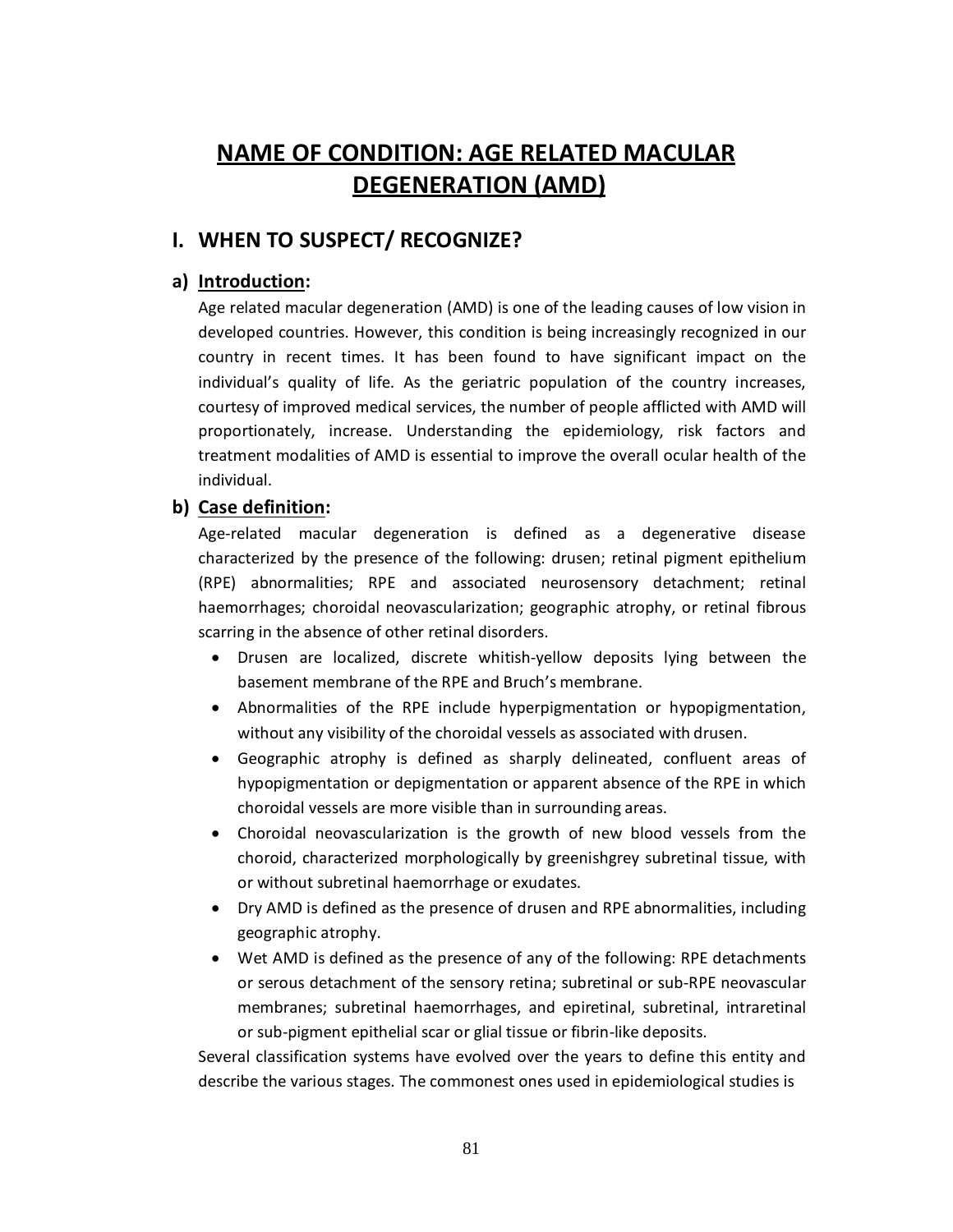# NAME OF CONDITION: AGE RELATED MACULAR DEGENERATION (AMD)

## I. WHEN TO SUSPECT/ RECOGNIZE?

### a) Introduction:

Age related macular degeneration (AMD) is one of the leading causes of low vision in developed countries. However, this condition is being increasingly recognized in our country in recent times. It has been found to have significant impact on the individual's quality of life. As the geriatric population of the country increases, courtesy of improved medical services, the number of people afflicted with AMD will proportionately, increase. Understanding the epidemiology, risk factors and treatment modalities of AMD is essential to improve the overall ocular health of the individual.

### b) Case definition:

Age-related macular degeneration is defined as a degenerative disease characterized by the presence of the following: drusen; retinal pigment epithelium (RPE) abnormalities; RPE and associated neurosensory detachment; retinal haemorrhages; choroidal neovascularization; geographic atrophy, or retinal fibrous scarring in the absence of other retinal disorders.

- Drusen are localized, discrete whitish-yellow deposits lying between the basement membrane of the RPE and Bruch's membrane.
- Abnormalities of the RPE include hyperpigmentation or hypopigmentation, without any visibility of the choroidal vessels as associated with drusen.
- Geographic atrophy is defined as sharply delineated, confluent areas of hypopigmentation or depigmentation or apparent absence of the RPE in which choroidal vessels are more visible than in surrounding areas.
- Choroidal neovascularization is the growth of new blood vessels from the choroid, characterized morphologically by greenishgrey subretinal tissue, with or without subretinal haemorrhage or exudates.
- Dry AMD is defined as the presence of drusen and RPE abnormalities, including geographic atrophy.
- Wet AMD is defined as the presence of any of the following: RPE detachments or serous detachment of the sensory retina; subretinal or sub-RPE neovascular membranes; subretinal haemorrhages, and epiretinal, subretinal, intraretinal or sub-pigment epithelial scar or glial tissue or fibrin-like deposits.

Several classification systems have evolved over the years to define this entity and describe the various stages. The commonest ones used in epidemiological studies is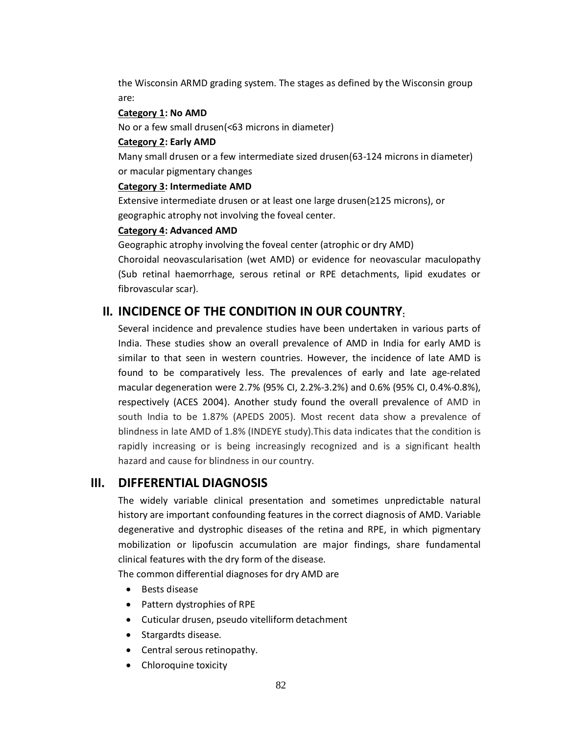the Wisconsin ARMD grading system. The stages as defined by the Wisconsin group are:

**Category 1: No AMD**

No or a few small drusen(<63 microns in diameter)

**Category 2: Early AMD**

Many small drusen or a few intermediate sized drusen(63-124 microns in diameter) or macular pigmentary changes

**Category 3: Intermediate AMD**

Extensive intermediate drusen or at least one large drusen(≥125 microns), or geographic atrophy not involving the foveal center.

**Category 4: Advanced AMD**

Geographic atrophy involving the foveal center (atrophic or dry AMD)

Choroidal neovascularisation (wet AMD) or evidence for neovascular maculopathy (Sub retinal haemorrhage, serous retinal or RPE detachments, lipid exudates or fibrovascular scar).

## II. INCIDENCE OF THE CONDITION IN OUR COUNTRY:

Several incidence and prevalence studies have been undertaken in various parts of India. These studies show an overall prevalence of AMD in India for early AMD is similar to that seen in western countries. However, the incidence of late AMD is found to be comparatively less. The prevalences of early and late age-related macular degeneration were 2.7% (95% CI, 2.2%-3.2%) and 0.6% (95% CI, 0.4%-0.8%), respectively (ACES 2004). Another study found the overall prevalence of AMD in south India to be 1.87% (APEDS 2005). Most recent data show a prevalence of blindness in late AMD of 1.8% (INDEYE study).This data indicates that the condition is rapidly increasing or is being increasingly recognized and is a significant health hazard and cause for blindness in our country.

## III. DIFFERENTIAL DIAGNOSIS

The widely variable clinical presentation and sometimes unpredictable natural history are important confounding features in the correct diagnosis of AMD. Variable degenerative and dystrophic diseases of the retina and RPE, in which pigmentary mobilization or lipofuscin accumulation are major findings, share fundamental clinical features with the dry form of the disease.

The common differential diagnoses for dry AMD are

- Bests disease
- Pattern dystrophies of RPE
- Cuticular drusen, pseudo vitelliform detachment
- Stargardts disease.
- Central serous retinopathy.
- Chloroquine toxicity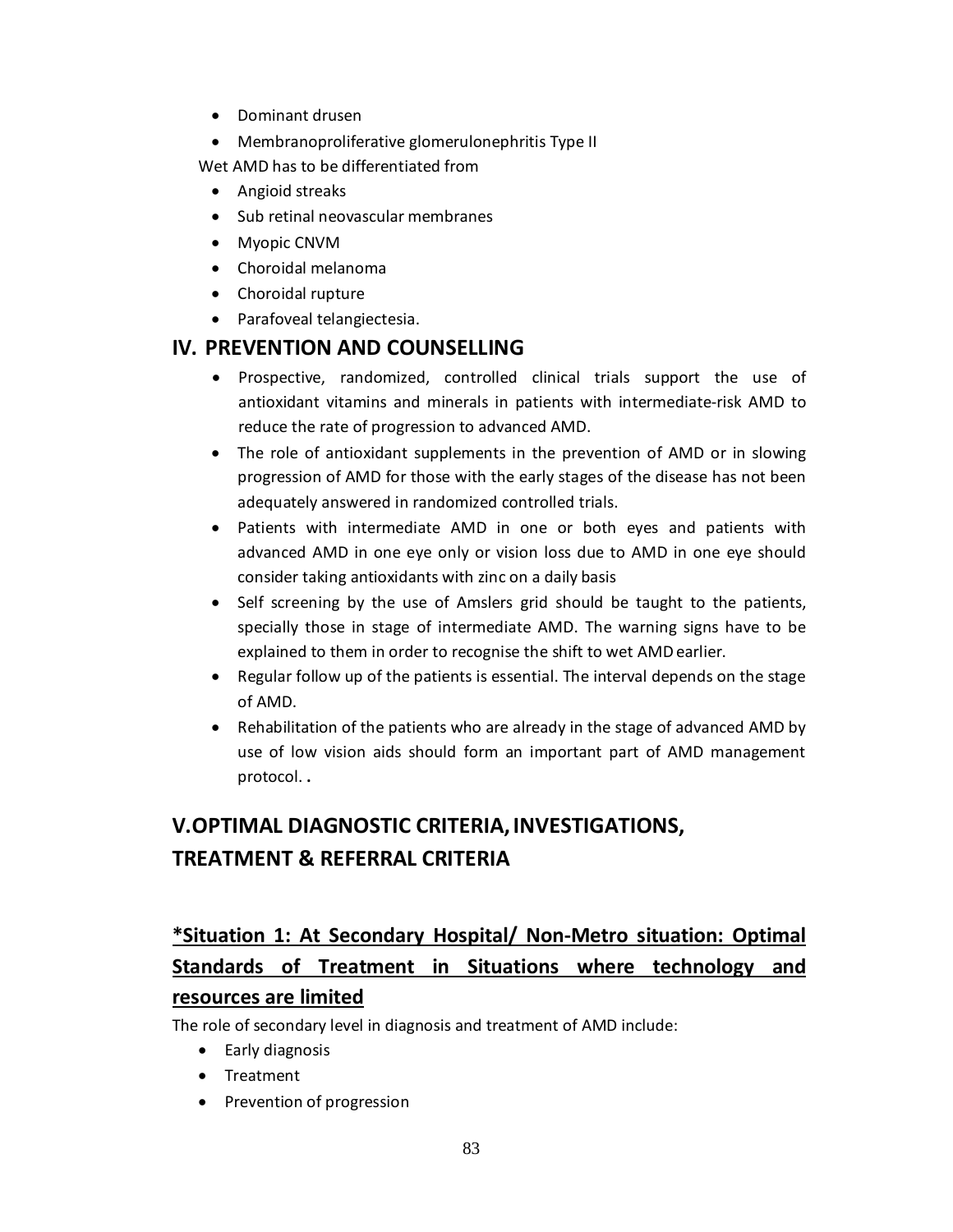- Dominant drusen
- Membranoproliferative glomerulonephritis Type II

Wet AMD has to be differentiated from

- Angioid streaks
- Sub retinal neovascular membranes
- Myopic CNVM
- Choroidal melanoma
- Choroidal rupture
- Parafoveal telangiectesia.

## IV. PREVENTION AND COUNSELLING

- Prospective, randomized, controlled clinical trials support the use of antioxidant vitamins and minerals in patients with intermediate-risk AMD to reduce the rate of progression to advanced AMD.
- The role of antioxidant supplements in the prevention of AMD or in slowing progression of AMD for those with the early stages of the disease has not been adequately answered in randomized controlled trials.
- Patients with intermediate AMD in one or both eyes and patients with advanced AMD in one eye only or vision loss due to AMD in one eye should consider taking antioxidants with zinc on a daily basis
- Self screening by the use of Amslers grid should be taught to the patients, specially those in stage of intermediate AMD. The warning signs have to be explained to them in order to recognise the shift to wet AMD earlier.
- Regular follow up of the patients is essential. The interval depends on the stage of AMD.
- Rehabilitation of the patients who are already in the stage of advanced AMD by use of low vision aids should form an important part of AMD management protocol. .

## V.OPTIMAL DIAGNOSTIC CRITERIA, INVESTIGATIONS, TREATMENT & REFERRAL CRITERIA

### *Situation 1: At Secondary Hospital/ Non-Metro situation: Optimal Standards of Treatment in Situations where technology and resources are limited

The role of secondary level in diagnosis and treatment of AMD include:

- Early diagnosis
- Treatment
- Prevention of progression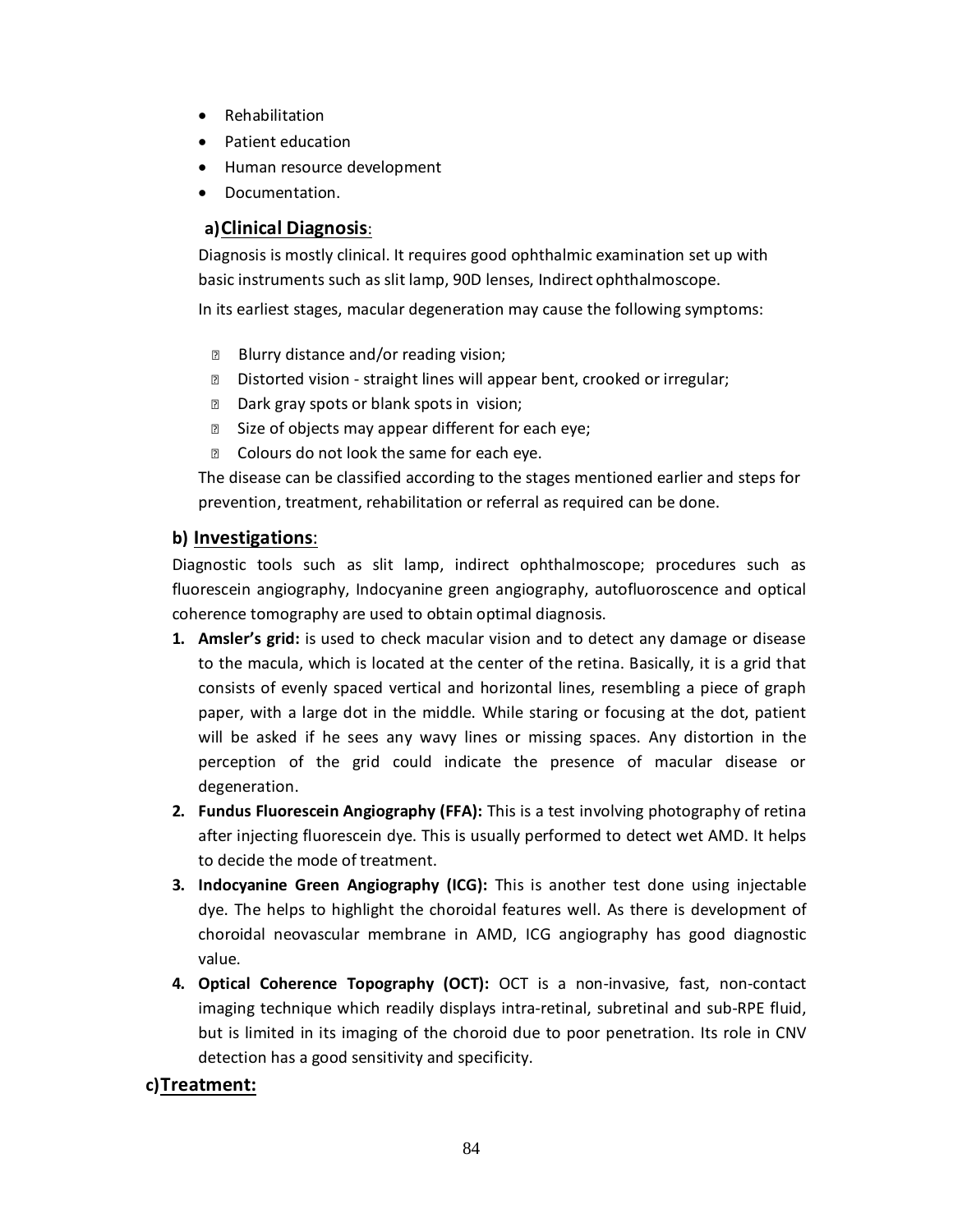- Rehabilitation
- Patient education
- Human resource development
- Documentation.

### a) Clinical Diagnosis:

Diagnosis is mostly clinical. It requires good ophthalmic examination set up with basic instruments such as slit lamp, 90D lenses, Indirect ophthalmoscope.

In its earliest stages, macular degeneration may cause the following symptoms:

- Blurry distance and/or reading vision;
- Distorted vision - straight lines will appear bent, crooked or irregular;
- Dark gray spots or blank spots in vision;
- Size of objects may appear different for each eye;
- Colours do not look the same for each eye.

The disease can be classified according to the stages mentioned earlier and steps for prevention, treatment, rehabilitation or referral as required can be done.

### b) Investigations:

Diagnostic tools such as slit lamp, indirect ophthalmoscope; procedures such as fluorescein angiography, Indocyanine green angiography, autofluoroscence and optical coherence tomography are used to obtain optimal diagnosis.

1. **Amsler's grid:** is used to check macular vision and to detect any damage or disease to the macula, which is located at the center of the retina. Basically, it is a grid that consists of evenly spaced vertical and horizontal lines, resembling a piece of graph paper, with a large dot in the middle. While staring or focusing at the dot, patient will be asked if he sees any wavy lines or missing spaces. Any distortion in the perception of the grid could indicate the presence of macular disease or degeneration.
2. **Fundus Fluorescein Angiography (FFA):** This is a test involving photography of retina after injecting fluorescein dye. This is usually performed to detect wet AMD. It helps to decide the mode of treatment.
3. **Indocyanine Green Angiography (ICG):** This is another test done using injectable dye. The helps to highlight the choroidal features well. As there is development of choroidal neovascular membrane in AMD, ICG angiography has good diagnostic value.
4. **Optical Coherence Topography (OCT):** OCT is a non-invasive, fast, non-contact imaging technique which readily displays intra-retinal, subretinal and sub-RPE fluid, but is limited in its imaging of the choroid due to poor penetration. Its role in CNV detection has a good sensitivity and specificity.

### c) Treatment: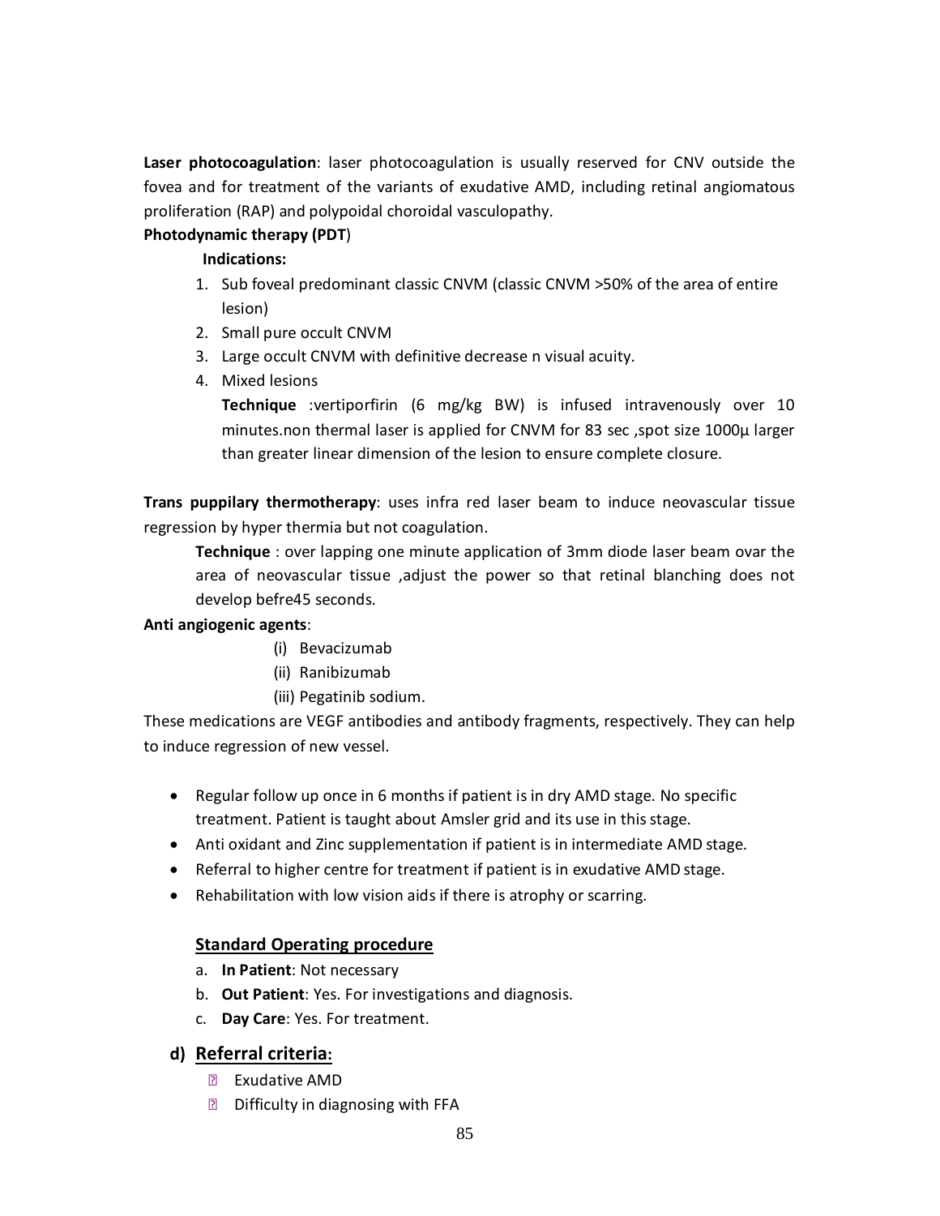**Laser photocoagulation**: laser photocoagulation is usually reserved for CNV outside the fovea and for treatment of the variants of exudative AMD, including retinal angiomatous proliferation (RAP) and polypoidal choroidal vasculopathy.

**Photodynamic therapy (PDT**)

**Indications:**

1. Sub foveal predominant classic CNVM (classic CNVM >50% of the area of entire lesion)
2. Small pure occult CNVM
3. Large occult CNVM with definitive decrease n visual acuity.
4. Mixed lesions

   **Technique** :vertiporfirin (6 mg/kg BW) is infused intravenously over 10 minutes.non thermal laser is applied for CNVM for 83 sec ,spot size 1000µ larger than greater linear dimension of the lesion to ensure complete closure.

**Trans puppilary thermotherapy**: uses infra red laser beam to induce neovascular tissue regression by hyper thermia but not coagulation.

**Technique** : over lapping one minute application of 3mm diode laser beam ovar the area of neovascular tissue ,adjust the power so that retinal blanching does not develop befre45 seconds.

**Anti angiogenic agents**:

(i) Bevacizumab
(ii) Ranibizumab
(iii) Pegatinib sodium.

These medications are VEGF antibodies and antibody fragments, respectively. They can help to induce regression of new vessel.

- Regular follow up once in 6 months if patient is in dry AMD stage. No specific treatment. Patient is taught about Amsler grid and its use in this stage.
- Anti oxidant and Zinc supplementation if patient is in intermediate AMD stage.
- Referral to higher centre for treatment if patient is in exudative AMD stage.
- Rehabilitation with low vision aids if there is atrophy or scarring.

**Standard Operating procedure**

a. **In Patient**: Not necessary
b. **Out Patient**: Yes. For investigations and diagnosis.
c. **Day Care**: Yes. For treatment.

## d) Referral criteria:

- Exudative AMD
- Difficulty in diagnosing with FFA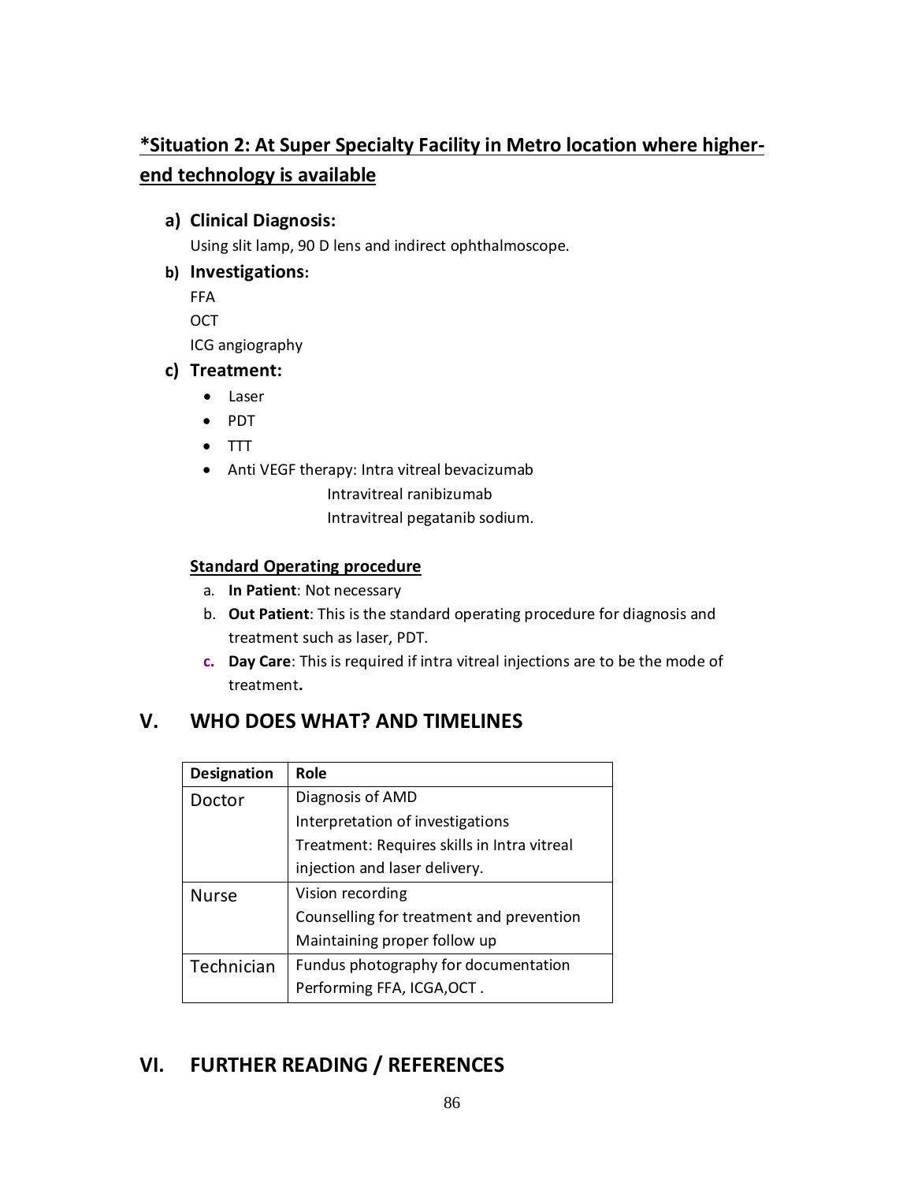## *Situation 2: At Super Specialty Facility in Metro location where higher-end technology is available

**a) Clinical Diagnosis:**

Using slit lamp, 90 D lens and indirect ophthalmoscope.

**b) Investigations:**

FFA

OCT

ICG angiography

**c) Treatment:**

- Laser
- PDT
- TTT
- Anti VEGF therapy: Intra vitreal bevacizumab
  Intravitreal ranibizumab
  Intravitreal pegatanib sodium.

**Standard Operating procedure**

a. **In Patient**: Not necessary
b. **Out Patient**: This is the standard operating procedure for diagnosis and treatment such as laser, PDT.
c. **Day Care**: This is required if intra vitreal injections are to be the mode of treatment**.**

# V. WHO DOES WHAT? AND TIMELINES

| Designation | Role |
|---|---|
| Doctor | Diagnosis of AMD<br>Interpretation of investigations<br>Treatment: Requires skills in Intra vitreal injection and laser delivery. |
| Nurse | Vision recording<br>Counselling for treatment and prevention<br>Maintaining proper follow up |
| Technician | Fundus photography for documentation<br>Performing FFA, ICGA,OCT . |

# VI. FURTHER READING / REFERENCES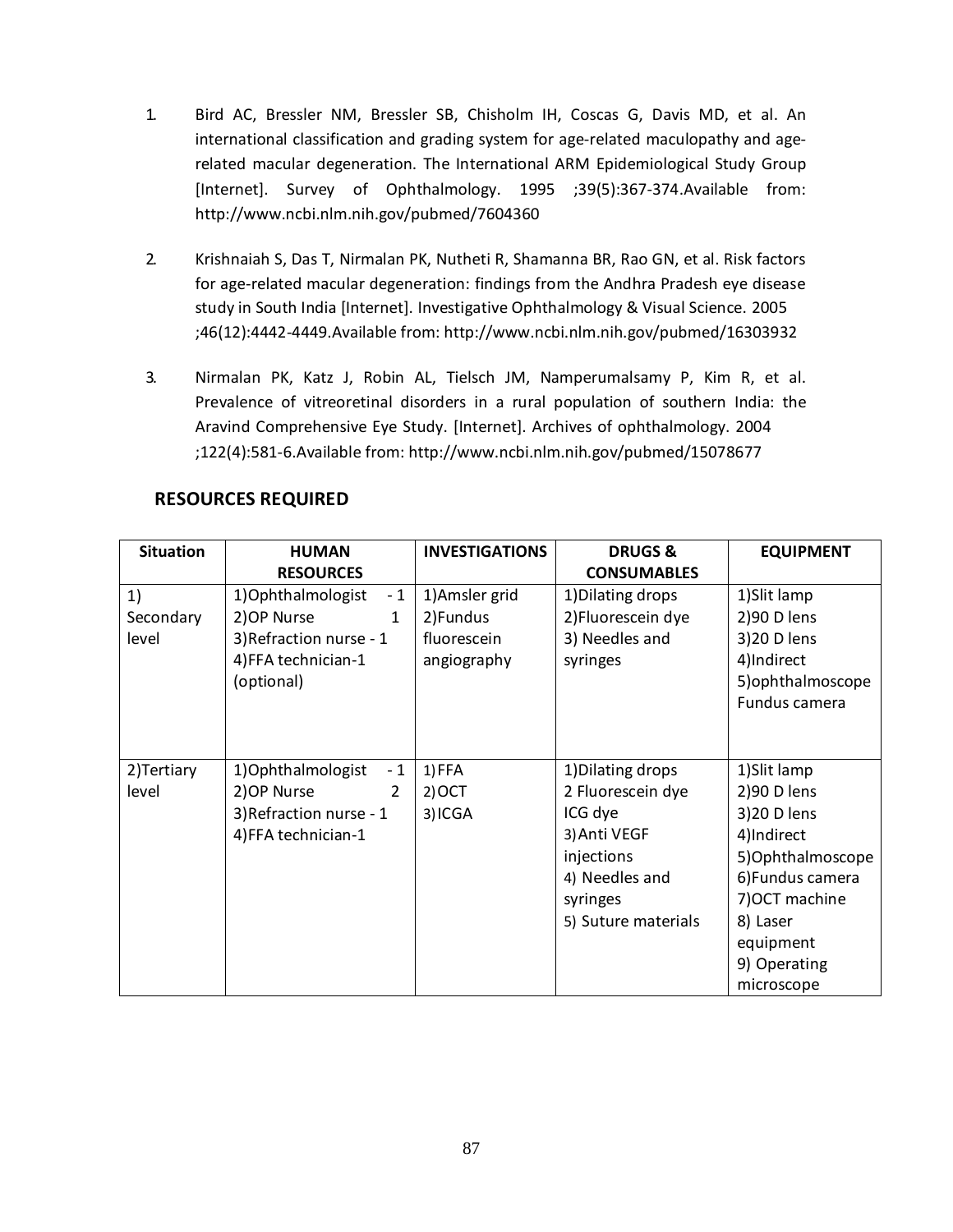1. Bird AC, Bressler NM, Bressler SB, Chisholm IH, Coscas G, Davis MD, et al. An international classification and grading system for age-related maculopathy and age-related macular degeneration. The International ARM Epidemiological Study Group [Internet]. Survey of Ophthalmology. 1995 ;39(5):367-374.Available from: http://www.ncbi.nlm.nih.gov/pubmed/7604360

2. Krishnaiah S, Das T, Nirmalan PK, Nutheti R, Shamanna BR, Rao GN, et al. Risk factors for age-related macular degeneration: findings from the Andhra Pradesh eye disease study in South India [Internet]. Investigative Ophthalmology & Visual Science. 2005 ;46(12):4442-4449.Available from: http://www.ncbi.nlm.nih.gov/pubmed/16303932

3. Nirmalan PK, Katz J, Robin AL, Tielsch JM, Namperumalsamy P, Kim R, et al. Prevalence of vitreoretinal disorders in a rural population of southern India: the Aravind Comprehensive Eye Study. [Internet]. Archives of ophthalmology. 2004 ;122(4):581-6.Available from: http://www.ncbi.nlm.nih.gov/pubmed/15078677

## RESOURCES REQUIRED

| Situation | HUMAN RESOURCES | INVESTIGATIONS | DRUGS & CONSUMABLES | EQUIPMENT |
|---|---|---|---|---|
| 1) Secondary level | 1)Ophthalmologist - 1<br>2)OP Nurse 1<br>3)Refraction nurse - 1<br>4)FFA technician-1 (optional) | 1)Amsler grid<br>2)Fundus fluorescein angiography | 1)Dilating drops<br>2)Fluorescein dye<br>3) Needles and syringes | 1)Slit lamp<br>2)90 D lens<br>3)20 D lens<br>4)Indirect<br>5)ophthalmoscope Fundus camera |
| 2)Tertiary level | 1)Ophthalmologist - 1<br>2)OP Nurse 2<br>3)Refraction nurse - 1<br>4)FFA technician-1 | 1) FFA<br>2) OCT<br>3) ICGA | 1)Dilating drops<br>2 Fluorescein dye ICG dye<br>3) Anti VEGF injections<br>4) Needles and syringes<br>5) Suture materials | 1)Slit lamp<br>2)90 D lens<br>3)20 D lens<br>4)Indirect<br>5)Ophthalmoscope<br>6)Fundus camera<br>7)OCT machine<br>8) Laser equipment<br>9) Operating microscope |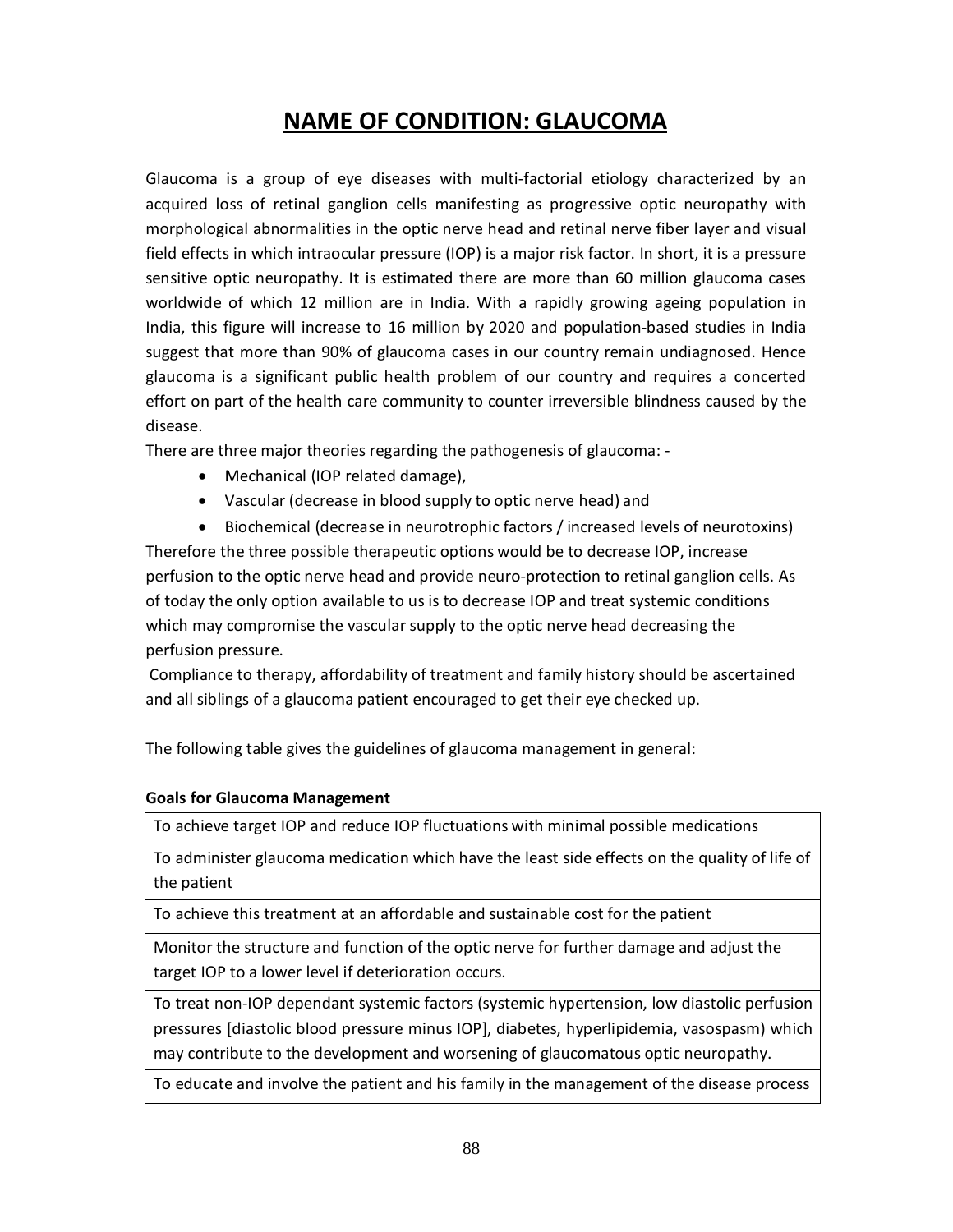# NAME OF CONDITION: GLAUCOMA

Glaucoma is a group of eye diseases with multi-factorial etiology characterized by an acquired loss of retinal ganglion cells manifesting as progressive optic neuropathy with morphological abnormalities in the optic nerve head and retinal nerve fiber layer and visual field effects in which intraocular pressure (IOP) is a major risk factor. In short, it is a pressure sensitive optic neuropathy. It is estimated there are more than 60 million glaucoma cases worldwide of which 12 million are in India. With a rapidly growing ageing population in India, this figure will increase to 16 million by 2020 and population-based studies in India suggest that more than 90% of glaucoma cases in our country remain undiagnosed. Hence glaucoma is a significant public health problem of our country and requires a concerted effort on part of the health care community to counter irreversible blindness caused by the disease.

There are three major theories regarding the pathogenesis of glaucoma: -

- Mechanical (IOP related damage),
- Vascular (decrease in blood supply to optic nerve head) and
- Biochemical (decrease in neurotrophic factors / increased levels of neurotoxins)

Therefore the three possible therapeutic options would be to decrease IOP, increase perfusion to the optic nerve head and provide neuro-protection to retinal ganglion cells. As of today the only option available to us is to decrease IOP and treat systemic conditions which may compromise the vascular supply to the optic nerve head decreasing the perfusion pressure.

Compliance to therapy, affordability of treatment and family history should be ascertained and all siblings of a glaucoma patient encouraged to get their eye checked up.

The following table gives the guidelines of glaucoma management in general:

**Goals for Glaucoma Management**

| |
|---|
| To achieve target IOP and reduce IOP fluctuations with minimal possible medications |
| To administer glaucoma medication which have the least side effects on the quality of life of the patient |
| To achieve this treatment at an affordable and sustainable cost for the patient |
| Monitor the structure and function of the optic nerve for further damage and adjust the target IOP to a lower level if deterioration occurs. |
| To treat non-IOP dependant systemic factors (systemic hypertension, low diastolic perfusion pressures [diastolic blood pressure minus IOP], diabetes, hyperlipidemia, vasospasm) which may contribute to the development and worsening of glaucomatous optic neuropathy. |
| To educate and involve the patient and his family in the management of the disease process |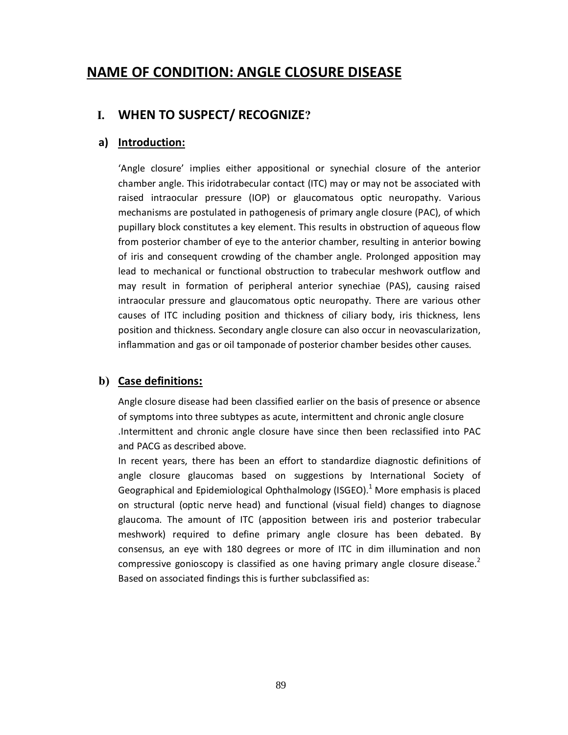# NAME OF CONDITION: ANGLE CLOSURE DISEASE

## I. WHEN TO SUSPECT/ RECOGNIZE?

### a) Introduction:

'Angle closure' implies either appositional or synechial closure of the anterior chamber angle. This iridotrabecular contact (ITC) may or may not be associated with raised intraocular pressure (IOP) or glaucomatous optic neuropathy. Various mechanisms are postulated in pathogenesis of primary angle closure (PAC), of which pupillary block constitutes a key element. This results in obstruction of aqueous flow from posterior chamber of eye to the anterior chamber, resulting in anterior bowing of iris and consequent crowding of the chamber angle. Prolonged apposition may lead to mechanical or functional obstruction to trabecular meshwork outflow and may result in formation of peripheral anterior synechiae (PAS), causing raised intraocular pressure and glaucomatous optic neuropathy. There are various other causes of ITC including position and thickness of ciliary body, iris thickness, lens position and thickness. Secondary angle closure can also occur in neovascularization, inflammation and gas or oil tamponade of posterior chamber besides other causes.

### b) Case definitions:

Angle closure disease had been classified earlier on the basis of presence or absence of symptoms into three subtypes as acute, intermittent and chronic angle closure .Intermittent and chronic angle closure have since then been reclassified into PAC and PACG as described above.

In recent years, there has been an effort to standardize diagnostic definitions of angle closure glaucomas based on suggestions by International Society of Geographical and Epidemiological Ophthalmology (ISGEO).[1] More emphasis is placed on structural (optic nerve head) and functional (visual field) changes to diagnose glaucoma. The amount of ITC (apposition between iris and posterior trabecular meshwork) required to define primary angle closure has been debated. By consensus, an eye with 180 degrees or more of ITC in dim illumination and non compressive gonioscopy is classified as one having primary angle closure disease.[2] Based on associated findings this is further subclassified as: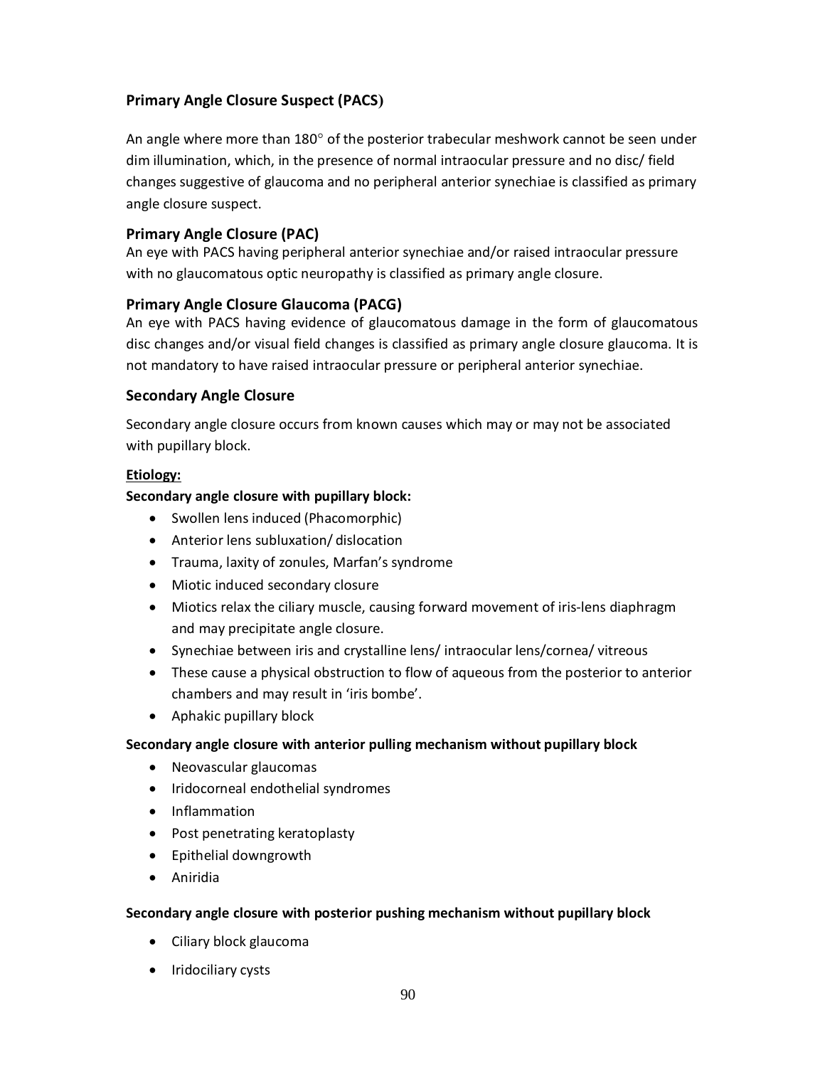### Primary Angle Closure Suspect (PACS)

An angle where more than 180° of the posterior trabecular meshwork cannot be seen under dim illumination, which, in the presence of normal intraocular pressure and no disc/ field changes suggestive of glaucoma and no peripheral anterior synechiae is classified as primary angle closure suspect.

### Primary Angle Closure (PAC)

An eye with PACS having peripheral anterior synechiae and/or raised intraocular pressure with no glaucomatous optic neuropathy is classified as primary angle closure.

### Primary Angle Closure Glaucoma (PACG)

An eye with PACS having evidence of glaucomatous damage in the form of glaucomatous disc changes and/or visual field changes is classified as primary angle closure glaucoma. It is not mandatory to have raised intraocular pressure or peripheral anterior synechiae.

### Secondary Angle Closure

Secondary angle closure occurs from known causes which may or may not be associated with pupillary block.

**Etiology:**

**Secondary angle closure with pupillary block:**

- Swollen lens induced (Phacomorphic)
- Anterior lens subluxation/ dislocation
- Trauma, laxity of zonules, Marfan's syndrome
- Miotic induced secondary closure
- Miotics relax the ciliary muscle, causing forward movement of iris-lens diaphragm and may precipitate angle closure.
- Synechiae between iris and crystalline lens/ intraocular lens/cornea/ vitreous
- These cause a physical obstruction to flow of aqueous from the posterior to anterior chambers and may result in 'iris bombe'.
- Aphakic pupillary block

**Secondary angle closure with anterior pulling mechanism without pupillary block**

- Neovascular glaucomas
- Iridocorneal endothelial syndromes
- Inflammation
- Post penetrating keratoplasty
- Epithelial downgrowth
- Aniridia

**Secondary angle closure with posterior pushing mechanism without pupillary block**

- Ciliary block glaucoma
- Iridociliary cysts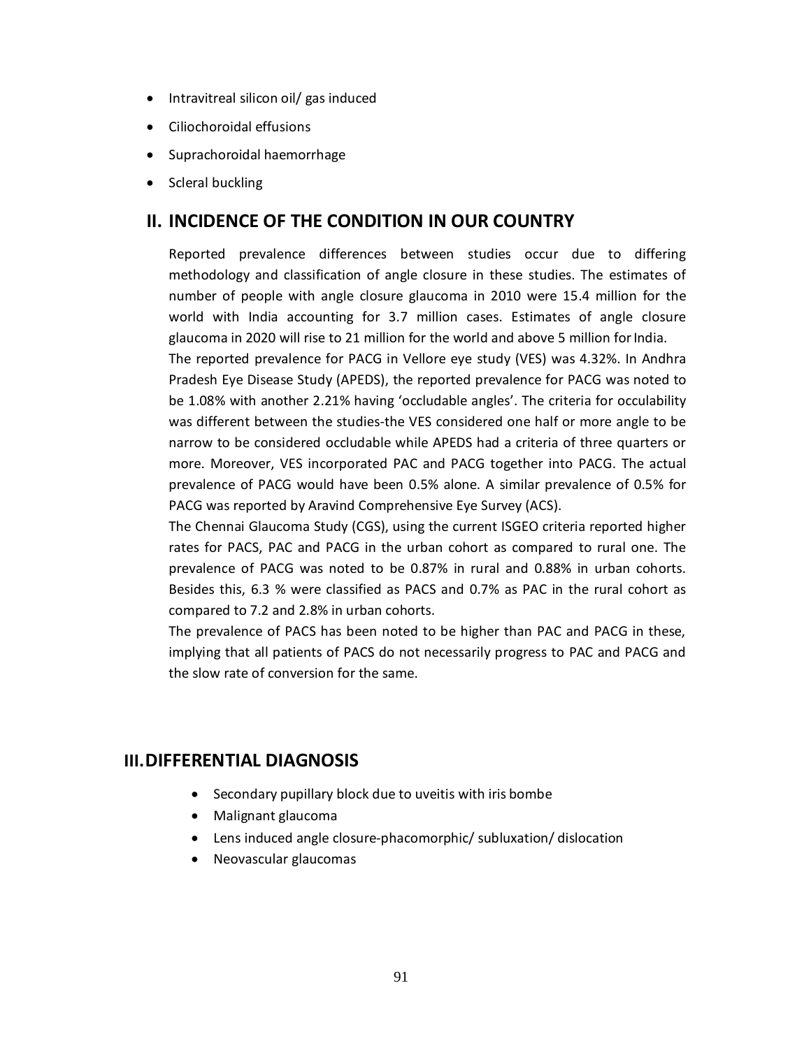- Intravitreal silicon oil/ gas induced
- Ciliochoroidal effusions
- Suprachoroidal haemorrhage
- Scleral buckling

## II. INCIDENCE OF THE CONDITION IN OUR COUNTRY

Reported prevalence differences between studies occur due to differing methodology and classification of angle closure in these studies. The estimates of number of people with angle closure glaucoma in 2010 were 15.4 million for the world with India accounting for 3.7 million cases. Estimates of angle closure glaucoma in 2020 will rise to 21 million for the world and above 5 million for India.

The reported prevalence for PACG in Vellore eye study (VES) was 4.32%. In Andhra Pradesh Eye Disease Study (APEDS), the reported prevalence for PACG was noted to be 1.08% with another 2.21% having 'occludable angles'. The criteria for occulability was different between the studies-the VES considered one half or more angle to be narrow to be considered occludable while APEDS had a criteria of three quarters or more. Moreover, VES incorporated PAC and PACG together into PACG. The actual prevalence of PACG would have been 0.5% alone. A similar prevalence of 0.5% for PACG was reported by Aravind Comprehensive Eye Survey (ACS).

The Chennai Glaucoma Study (CGS), using the current ISGEO criteria reported higher rates for PACS, PAC and PACG in the urban cohort as compared to rural one. The prevalence of PACG was noted to be 0.87% in rural and 0.88% in urban cohorts. Besides this, 6.3 % were classified as PACS and 0.7% as PAC in the rural cohort as compared to 7.2 and 2.8% in urban cohorts.

The prevalence of PACS has been noted to be higher than PAC and PACG in these, implying that all patients of PACS do not necessarily progress to PAC and PACG and the slow rate of conversion for the same.

## III. DIFFERENTIAL DIAGNOSIS

- Secondary pupillary block due to uveitis with iris bombe
- Malignant glaucoma
- Lens induced angle closure-phacomorphic/ subluxation/ dislocation
- Neovascular glaucomas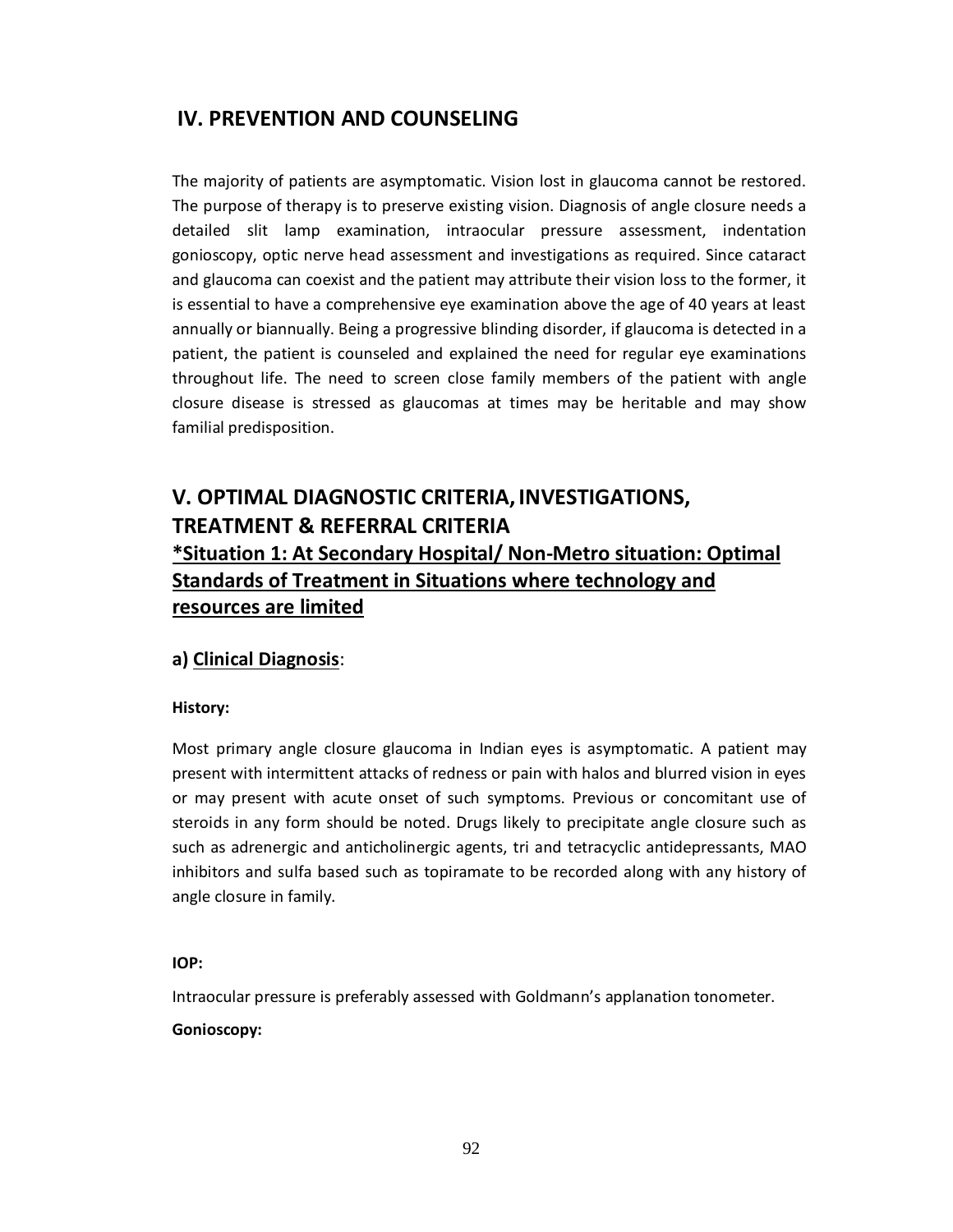## IV. PREVENTION AND COUNSELING

The majority of patients are asymptomatic. Vision lost in glaucoma cannot be restored. The purpose of therapy is to preserve existing vision. Diagnosis of angle closure needs a detailed slit lamp examination, intraocular pressure assessment, indentation gonioscopy, optic nerve head assessment and investigations as required. Since cataract and glaucoma can coexist and the patient may attribute their vision loss to the former, it is essential to have a comprehensive eye examination above the age of 40 years at least annually or biannually. Being a progressive blinding disorder, if glaucoma is detected in a patient, the patient is counseled and explained the need for regular eye examinations throughout life. The need to screen close family members of the patient with angle closure disease is stressed as glaucomas at times may be heritable and may show familial predisposition.

## V. OPTIMAL DIAGNOSTIC CRITERIA, INVESTIGATIONS, TREATMENT & REFERRAL CRITERIA

### *Situation 1: At Secondary Hospital/ Non-Metro situation: Optimal Standards of Treatment in Situations where technology and resources are limited

### a) Clinical Diagnosis:

**History:**

Most primary angle closure glaucoma in Indian eyes is asymptomatic. A patient may present with intermittent attacks of redness or pain with halos and blurred vision in eyes or may present with acute onset of such symptoms. Previous or concomitant use of steroids in any form should be noted. Drugs likely to precipitate angle closure such as such as adrenergic and anticholinergic agents, tri and tetracyclic antidepressants, MAO inhibitors and sulfa based such as topiramate to be recorded along with any history of angle closure in family.

**IOP:**

Intraocular pressure is preferably assessed with Goldmann's applanation tonometer.

**Gonioscopy:**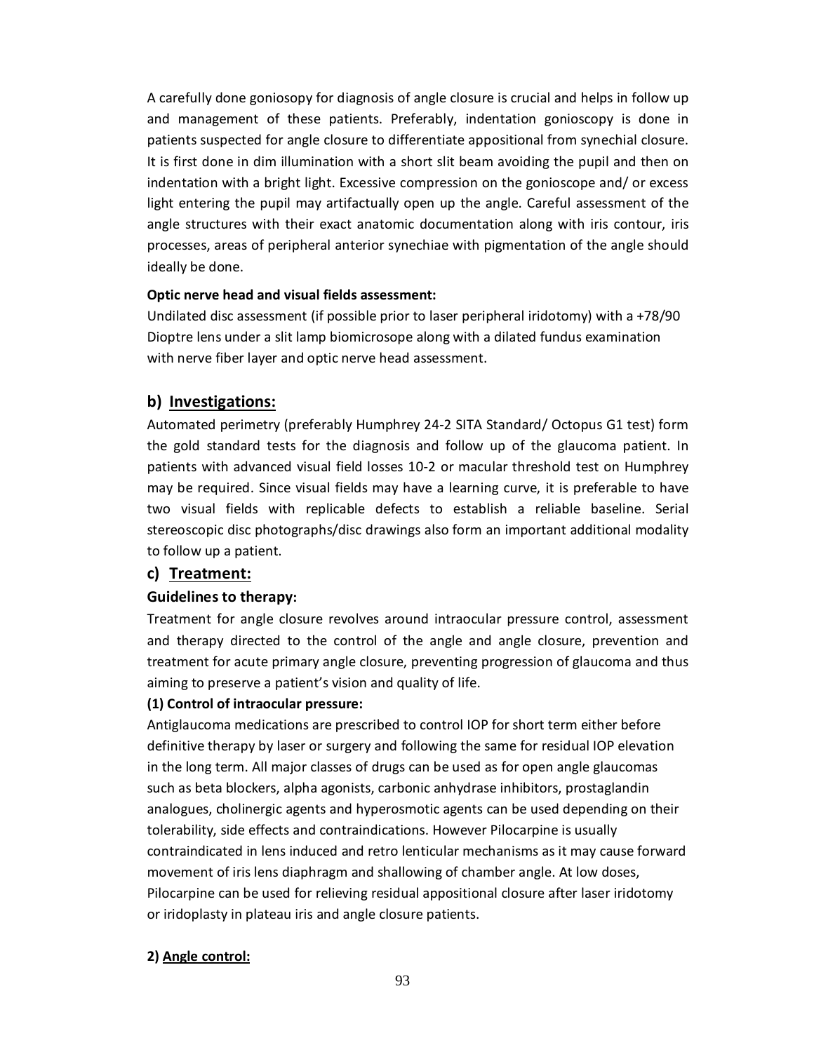A carefully done goniosopy for diagnosis of angle closure is crucial and helps in follow up and management of these patients. Preferably, indentation gonioscopy is done in patients suspected for angle closure to differentiate appositional from synechial closure. It is first done in dim illumination with a short slit beam avoiding the pupil and then on indentation with a bright light. Excessive compression on the gonioscope and/ or excess light entering the pupil may artifactually open up the angle. Careful assessment of the angle structures with their exact anatomic documentation along with iris contour, iris processes, areas of peripheral anterior synechiae with pigmentation of the angle should ideally be done.

**Optic nerve head and visual fields assessment:**

Undilated disc assessment (if possible prior to laser peripheral iridotomy) with a +78/90 Dioptre lens under a slit lamp biomicrosope along with a dilated fundus examination with nerve fiber layer and optic nerve head assessment.

## b) <u>Investigations:</u>

Automated perimetry (preferably Humphrey 24-2 SITA Standard/ Octopus G1 test) form the gold standard tests for the diagnosis and follow up of the glaucoma patient. In patients with advanced visual field losses 10-2 or macular threshold test on Humphrey may be required. Since visual fields may have a learning curve, it is preferable to have two visual fields with replicable defects to establish a reliable baseline. Serial stereoscopic disc photographs/disc drawings also form an important additional modality to follow up a patient.

## c) <u>Treatment:</u>

### Guidelines to therapy:

Treatment for angle closure revolves around intraocular pressure control, assessment and therapy directed to the control of the angle and angle closure, prevention and treatment for acute primary angle closure, preventing progression of glaucoma and thus aiming to preserve a patient's vision and quality of life.

**(1) Control of intraocular pressure:**

Antiglaucoma medications are prescribed to control IOP for short term either before definitive therapy by laser or surgery and following the same for residual IOP elevation in the long term. All major classes of drugs can be used as for open angle glaucomas such as beta blockers, alpha agonists, carbonic anhydrase inhibitors, prostaglandin analogues, cholinergic agents and hyperosmotic agents can be used depending on their tolerability, side effects and contraindications. However Pilocarpine is usually contraindicated in lens induced and retro lenticular mechanisms as it may cause forward movement of iris lens diaphragm and shallowing of chamber angle. At low doses, Pilocarpine can be used for relieving residual appositional closure after laser iridotomy or iridoplasty in plateau iris and angle closure patients.

**2) <u>Angle control:</u>**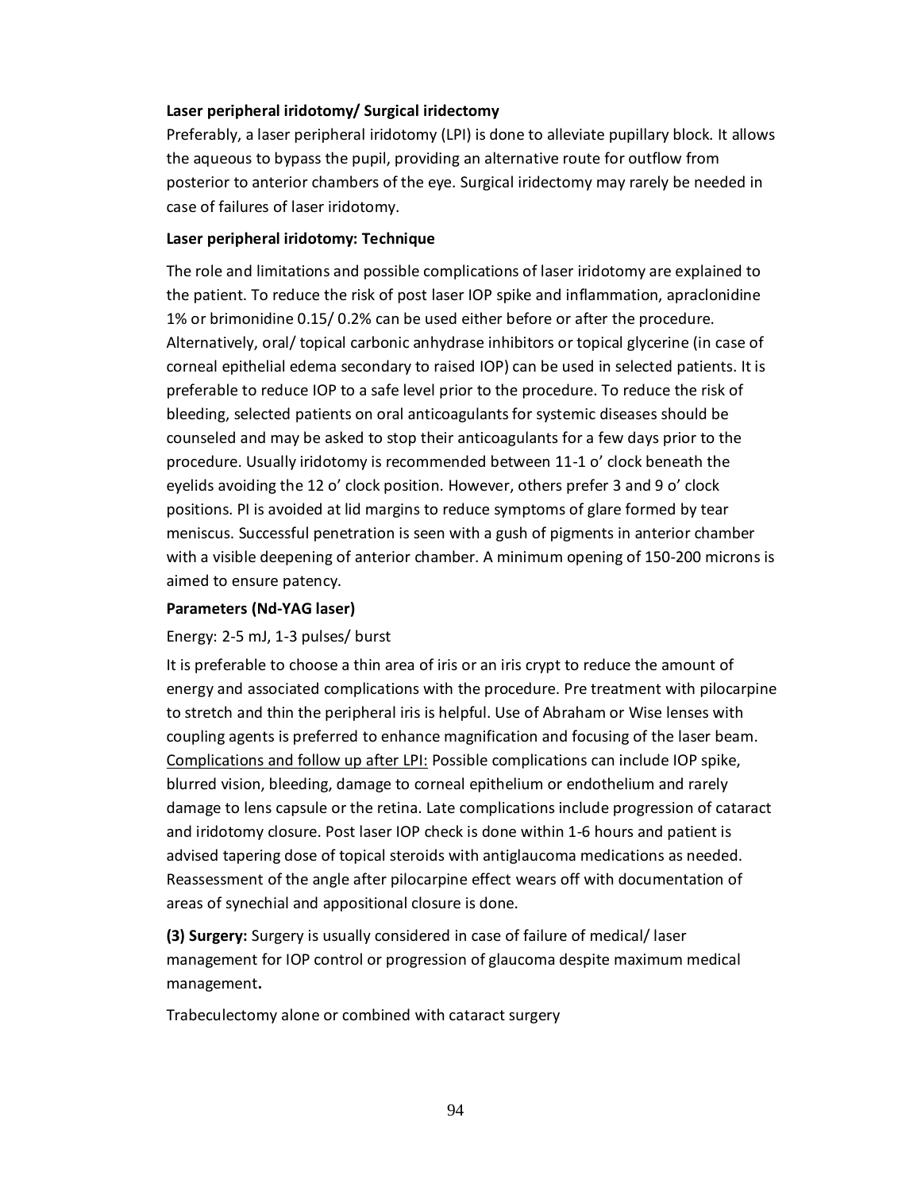**Laser peripheral iridotomy/ Surgical iridectomy**

Preferably, a laser peripheral iridotomy (LPI) is done to alleviate pupillary block. It allows the aqueous to bypass the pupil, providing an alternative route for outflow from posterior to anterior chambers of the eye. Surgical iridectomy may rarely be needed in case of failures of laser iridotomy.

**Laser peripheral iridotomy: Technique**

The role and limitations and possible complications of laser iridotomy are explained to the patient. To reduce the risk of post laser IOP spike and inflammation, apraclonidine 1% or brimonidine 0.15/ 0.2% can be used either before or after the procedure. Alternatively, oral/ topical carbonic anhydrase inhibitors or topical glycerine (in case of corneal epithelial edema secondary to raised IOP) can be used in selected patients. It is preferable to reduce IOP to a safe level prior to the procedure. To reduce the risk of bleeding, selected patients on oral anticoagulants for systemic diseases should be counseled and may be asked to stop their anticoagulants for a few days prior to the procedure. Usually iridotomy is recommended between 11-1 o' clock beneath the eyelids avoiding the 12 o' clock position. However, others prefer 3 and 9 o' clock positions. PI is avoided at lid margins to reduce symptoms of glare formed by tear meniscus. Successful penetration is seen with a gush of pigments in anterior chamber with a visible deepening of anterior chamber. A minimum opening of 150-200 microns is aimed to ensure patency.

**Parameters (Nd-YAG laser)**

Energy: 2-5 mJ, 1-3 pulses/ burst

It is preferable to choose a thin area of iris or an iris crypt to reduce the amount of energy and associated complications with the procedure. Pre treatment with pilocarpine to stretch and thin the peripheral iris is helpful. Use of Abraham or Wise lenses with coupling agents is preferred to enhance magnification and focusing of the laser beam. Complications and follow up after LPI: Possible complications can include IOP spike, blurred vision, bleeding, damage to corneal epithelium or endothelium and rarely damage to lens capsule or the retina. Late complications include progression of cataract and iridotomy closure. Post laser IOP check is done within 1-6 hours and patient is advised tapering dose of topical steroids with antiglaucoma medications as needed. Reassessment of the angle after pilocarpine effect wears off with documentation of areas of synechial and appositional closure is done.

**(3) Surgery:** Surgery is usually considered in case of failure of medical/ laser management for IOP control or progression of glaucoma despite maximum medical management**.**

Trabeculectomy alone or combined with cataract surgery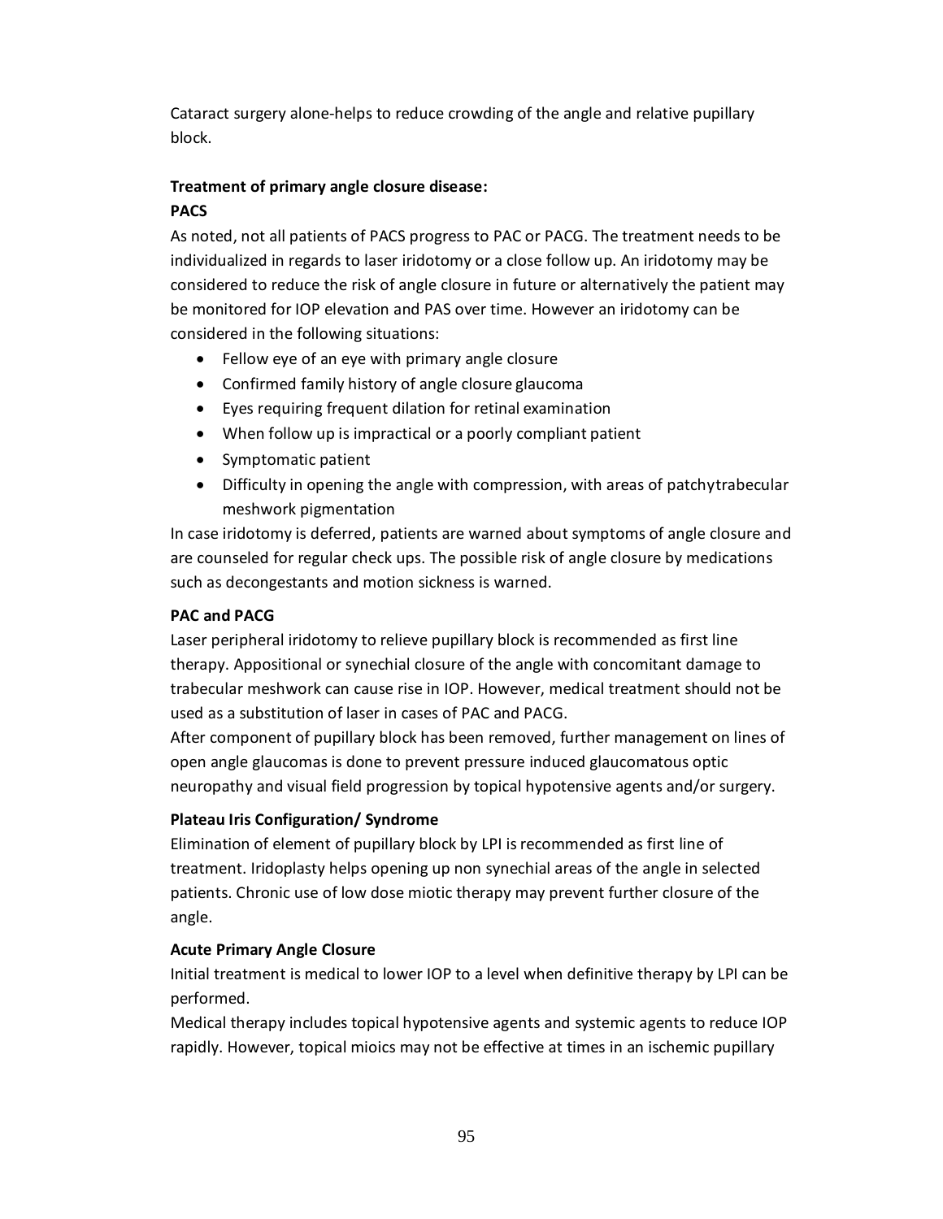Cataract surgery alone-helps to reduce crowding of the angle and relative pupillary block.

**Treatment of primary angle closure disease:**

**PACS**

As noted, not all patients of PACS progress to PAC or PACG. The treatment needs to be individualized in regards to laser iridotomy or a close follow up. An iridotomy may be considered to reduce the risk of angle closure in future or alternatively the patient may be monitored for IOP elevation and PAS over time. However an iridotomy can be considered in the following situations:

- Fellow eye of an eye with primary angle closure
- Confirmed family history of angle closure glaucoma
- Eyes requiring frequent dilation for retinal examination
- When follow up is impractical or a poorly compliant patient
- Symptomatic patient
- Difficulty in opening the angle with compression, with areas of patchytrabecular meshwork pigmentation

In case iridotomy is deferred, patients are warned about symptoms of angle closure and are counseled for regular check ups. The possible risk of angle closure by medications such as decongestants and motion sickness is warned.

**PAC and PACG**

Laser peripheral iridotomy to relieve pupillary block is recommended as first line therapy. Appositional or synechial closure of the angle with concomitant damage to trabecular meshwork can cause rise in IOP. However, medical treatment should not be used as a substitution of laser in cases of PAC and PACG.

After component of pupillary block has been removed, further management on lines of open angle glaucomas is done to prevent pressure induced glaucomatous optic neuropathy and visual field progression by topical hypotensive agents and/or surgery.

**Plateau Iris Configuration/ Syndrome**

Elimination of element of pupillary block by LPI is recommended as first line of treatment. Iridoplasty helps opening up non synechial areas of the angle in selected patients. Chronic use of low dose miotic therapy may prevent further closure of the angle.

**Acute Primary Angle Closure**

Initial treatment is medical to lower IOP to a level when definitive therapy by LPI can be performed.

Medical therapy includes topical hypotensive agents and systemic agents to reduce IOP rapidly. However, topical mioics may not be effective at times in an ischemic pupillary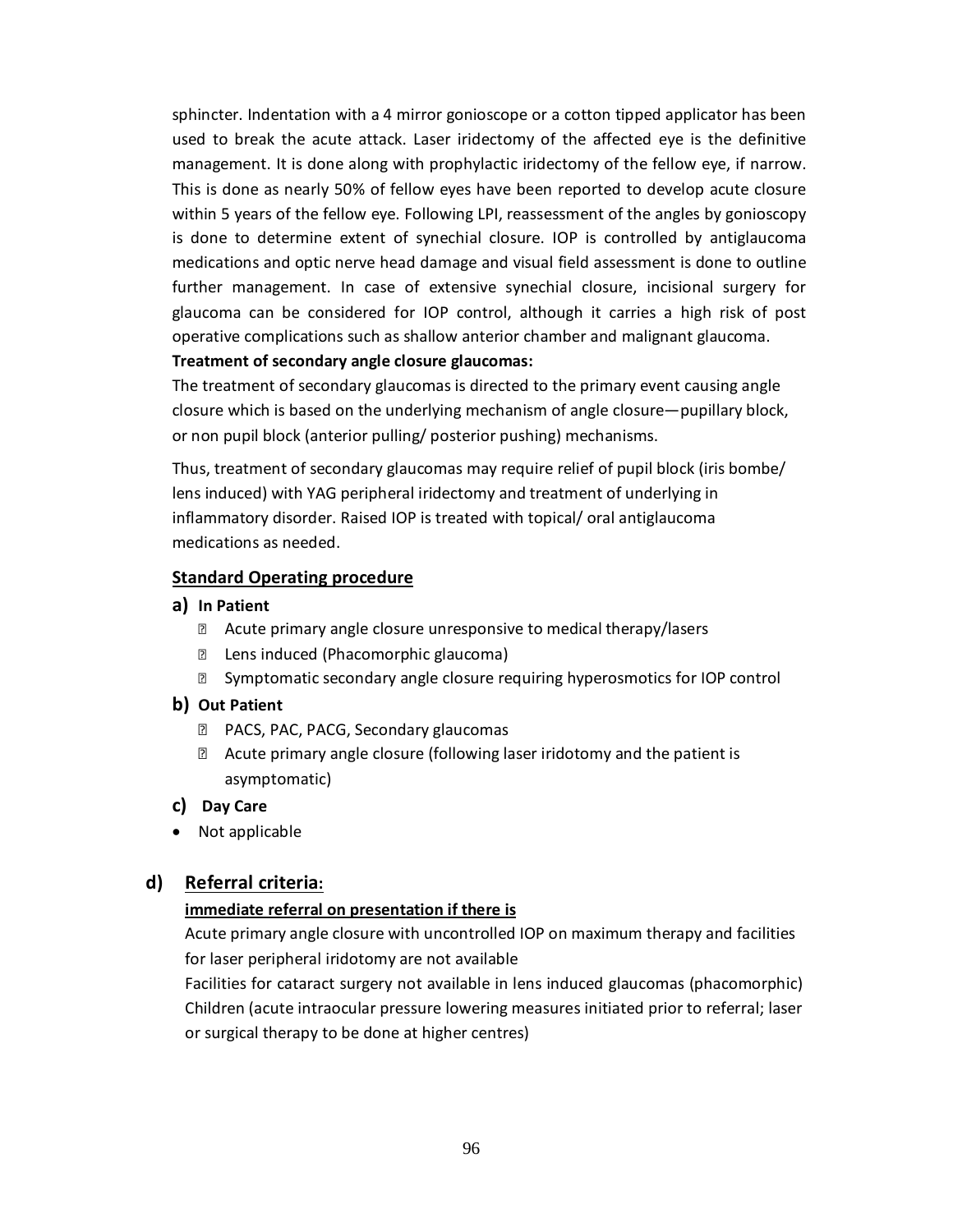sphincter. Indentation with a 4 mirror gonioscope or a cotton tipped applicator has been used to break the acute attack. Laser iridectomy of the affected eye is the definitive management. It is done along with prophylactic iridectomy of the fellow eye, if narrow. This is done as nearly 50% of fellow eyes have been reported to develop acute closure within 5 years of the fellow eye. Following LPI, reassessment of the angles by gonioscopy is done to determine extent of synechial closure. IOP is controlled by antiglaucoma medications and optic nerve head damage and visual field assessment is done to outline further management. In case of extensive synechial closure, incisional surgery for glaucoma can be considered for IOP control, although it carries a high risk of post operative complications such as shallow anterior chamber and malignant glaucoma.

**Treatment of secondary angle closure glaucomas:**

The treatment of secondary glaucomas is directed to the primary event causing angle closure which is based on the underlying mechanism of angle closure—pupillary block, or non pupil block (anterior pulling/ posterior pushing) mechanisms.

Thus, treatment of secondary glaucomas may require relief of pupil block (iris bombe/ lens induced) with YAG peripheral iridectomy and treatment of underlying in inflammatory disorder. Raised IOP is treated with topical/ oral antiglaucoma medications as needed.

## Standard Operating procedure

**a) In Patient**

- Acute primary angle closure unresponsive to medical therapy/lasers
- Lens induced (Phacomorphic glaucoma)
- Symptomatic secondary angle closure requiring hyperosmotics for IOP control

**b) Out Patient**

- PACS, PAC, PACG, Secondary glaucomas
- Acute primary angle closure (following laser iridotomy and the patient is asymptomatic)

**c) Day Care**

- Not applicable

## d) Referral criteria:

**immediate referral on presentation if there is**

Acute primary angle closure with uncontrolled IOP on maximum therapy and facilities for laser peripheral iridotomy are not available

Facilities for cataract surgery not available in lens induced glaucomas (phacomorphic)

Children (acute intraocular pressure lowering measures initiated prior to referral; laser or surgical therapy to be done at higher centres)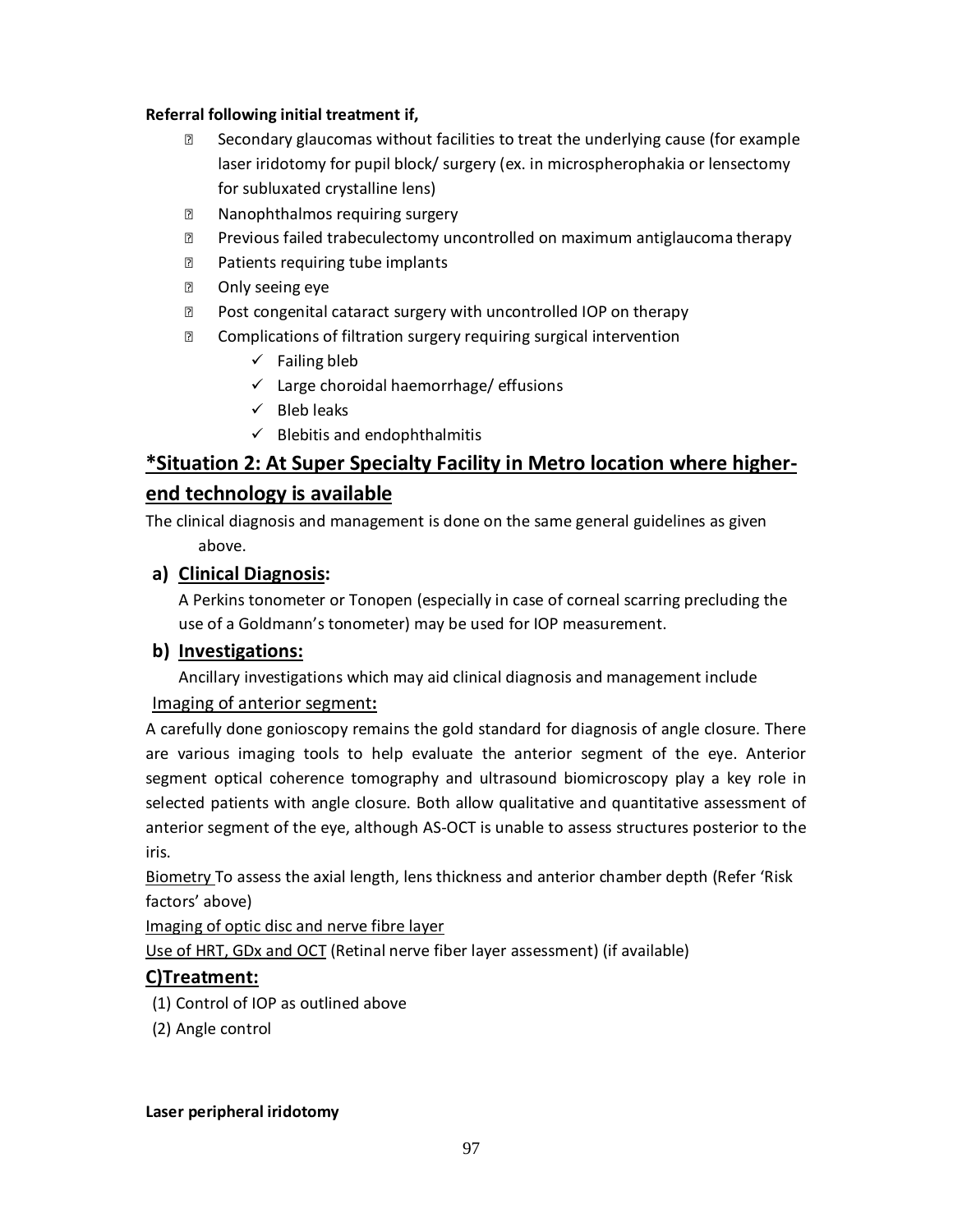**Referral following initial treatment if,**

- Secondary glaucomas without facilities to treat the underlying cause (for example laser iridotomy for pupil block/ surgery (ex. in microspherophakia or lensectomy for subluxated crystalline lens)
- Nanophthalmos requiring surgery
- Previous failed trabeculectomy uncontrolled on maximum antiglaucoma therapy
- Patients requiring tube implants
- Only seeing eye
- Post congenital cataract surgery with uncontrolled IOP on therapy
- Complications of filtration surgery requiring surgical intervention
  - ✓ Failing bleb
  - ✓ Large choroidal haemorrhage/ effusions
  - ✓ Bleb leaks
  - ✓ Blebitis and endophthalmitis

## *Situation 2: At Super Specialty Facility in Metro location where higher-end technology is available

The clinical diagnosis and management is done on the same general guidelines as given above.

### a) Clinical Diagnosis:

A Perkins tonometer or Tonopen (especially in case of corneal scarring precluding the use of a Goldmann's tonometer) may be used for IOP measurement.

### b) Investigations:

Ancillary investigations which may aid clinical diagnosis and management include

Imaging of anterior segment**:**

A carefully done gonioscopy remains the gold standard for diagnosis of angle closure. There are various imaging tools to help evaluate the anterior segment of the eye. Anterior segment optical coherence tomography and ultrasound biomicroscopy play a key role in selected patients with angle closure. Both allow qualitative and quantitative assessment of anterior segment of the eye, although AS-OCT is unable to assess structures posterior to the iris.

Biometry To assess the axial length, lens thickness and anterior chamber depth (Refer 'Risk factors' above)

Imaging of optic disc and nerve fibre layer

Use of HRT, GDx and OCT (Retinal nerve fiber layer assessment) (if available)

### C)Treatment:

(1) Control of IOP as outlined above

(2) Angle control

**Laser peripheral iridotomy**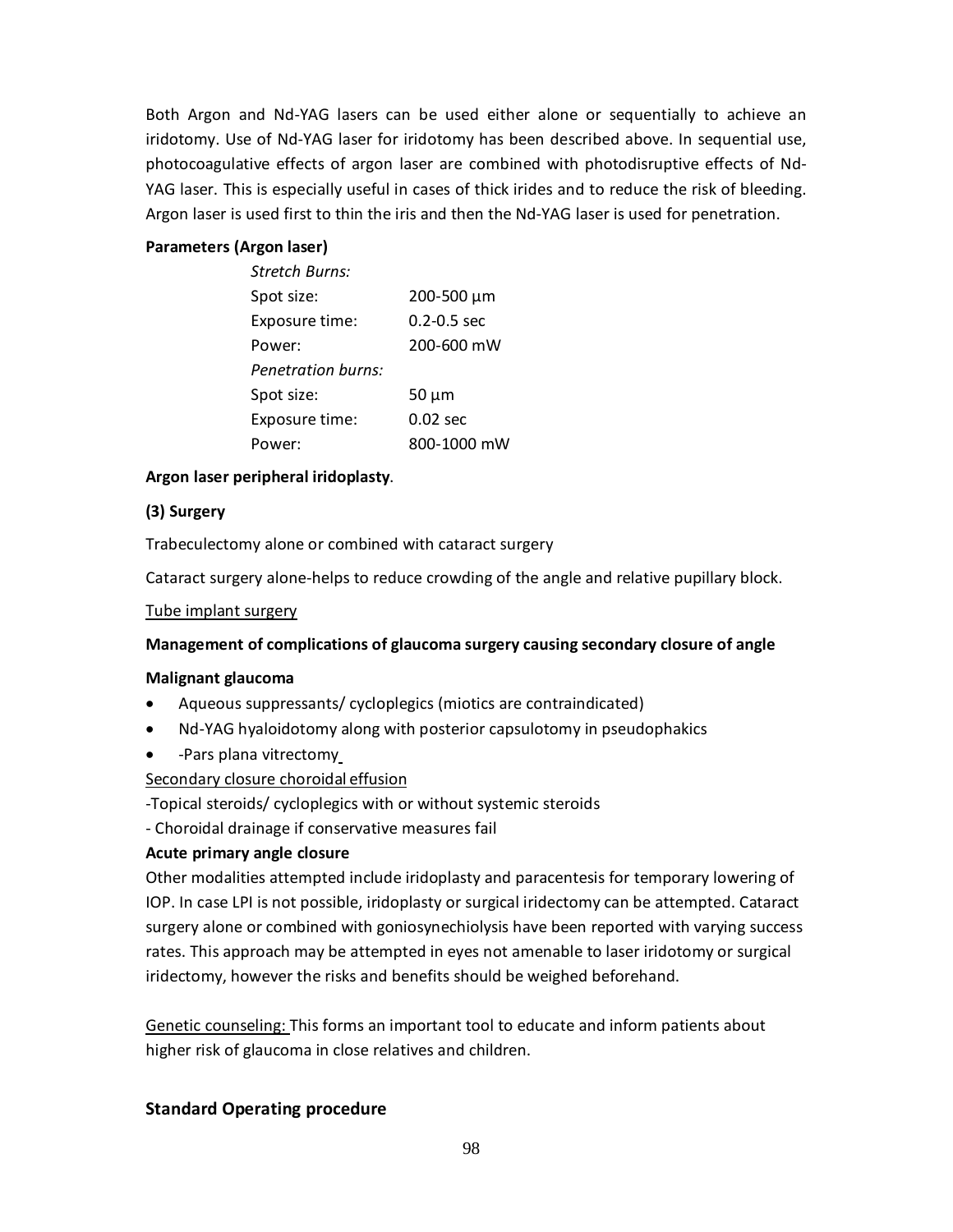Both Argon and Nd-YAG lasers can be used either alone or sequentially to achieve an iridotomy. Use of Nd-YAG laser for iridotomy has been described above. In sequential use, photocoagulative effects of argon laser are combined with photodisruptive effects of Nd-YAG laser. This is especially useful in cases of thick irides and to reduce the risk of bleeding. Argon laser is used first to thin the iris and then the Nd-YAG laser is used for penetration.

**Parameters (Argon laser)**

| | |
|---|---|
| *Stretch Burns:* | |
| Spot size: | 200-500 μm |
| Exposure time: | 0.2-0.5 sec |
| Power: | 200-600 mW |
| *Penetration burns:* | |
| Spot size: | 50 μm |
| Exposure time: | 0.02 sec |
| Power: | 800-1000 mW |

**Argon laser peripheral iridoplasty**.

**(3) Surgery**

Trabeculectomy alone or combined with cataract surgery

Cataract surgery alone-helps to reduce crowding of the angle and relative pupillary block.

Tube implant surgery

**Management of complications of glaucoma surgery causing secondary closure of angle**

**Malignant glaucoma**

- Aqueous suppressants/ cycloplegics (miotics are contraindicated)
- Nd-YAG hyaloidotomy along with posterior capsulotomy in pseudophakics
- -Pars plana vitrectomy

Secondary closure choroidal effusion

-Topical steroids/ cycloplegics with or without systemic steroids

- Choroidal drainage if conservative measures fail

**Acute primary angle closure**

Other modalities attempted include iridoplasty and paracentesis for temporary lowering of IOP. In case LPI is not possible, iridoplasty or surgical iridectomy can be attempted. Cataract surgery alone or combined with goniosynechiolysis have been reported with varying success rates. This approach may be attempted in eyes not amenable to laser iridotomy or surgical iridectomy, however the risks and benefits should be weighed beforehand.

Genetic counseling: This forms an important tool to educate and inform patients about higher risk of glaucoma in close relatives and children.

## Standard Operating procedure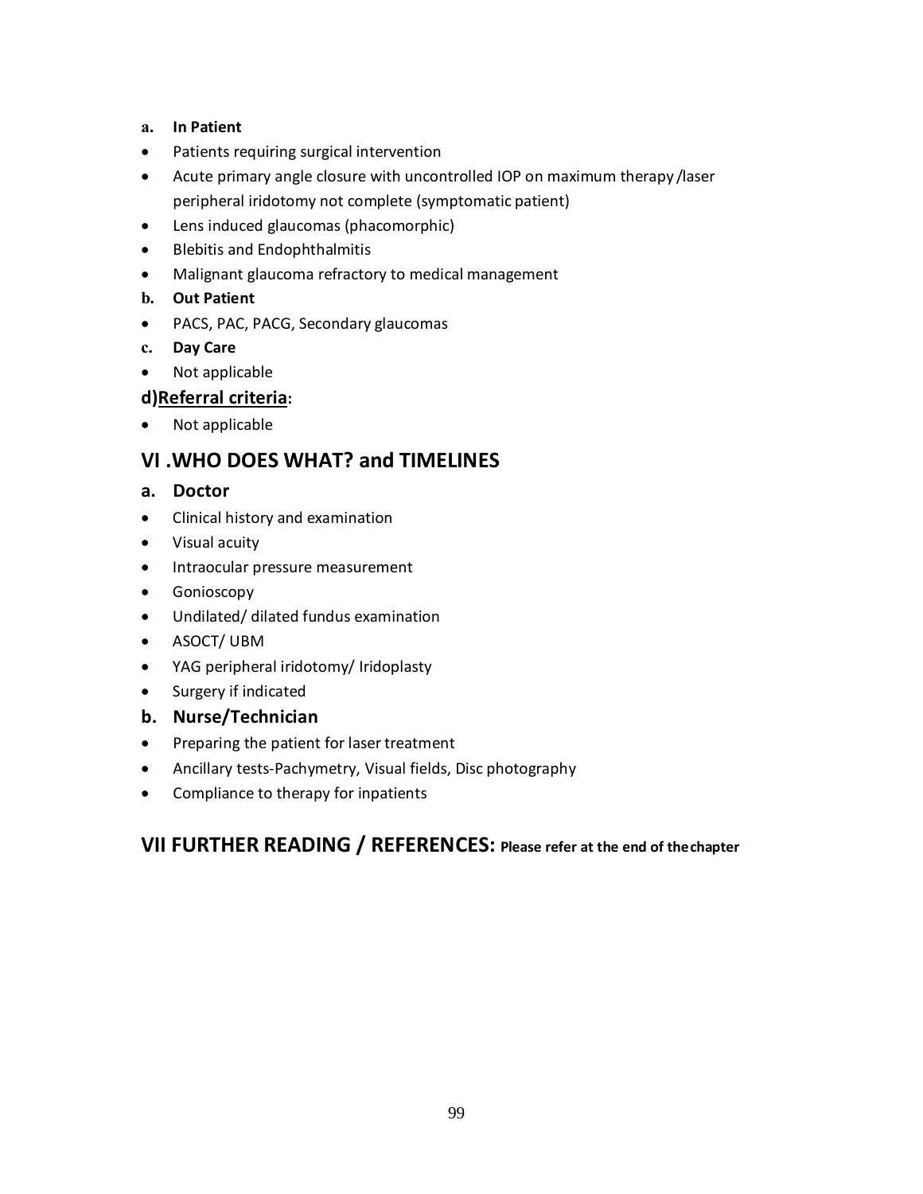**a. In Patient**

- Patients requiring surgical intervention
- Acute primary angle closure with uncontrolled IOP on maximum therapy /laser peripheral iridotomy not complete (symptomatic patient)
- Lens induced glaucomas (phacomorphic)
- Blebitis and Endophthalmitis
- Malignant glaucoma refractory to medical management

**b. Out Patient**

- PACS, PAC, PACG, Secondary glaucomas

**c. Day Care**

- Not applicable

### d)<u>Referral criteria</u>:

- Not applicable

## VI .WHO DOES WHAT? and TIMELINES

### a. Doctor

- Clinical history and examination
- Visual acuity
- Intraocular pressure measurement
- Gonioscopy
- Undilated/ dilated fundus examination
- ASOCT/ UBM
- YAG peripheral iridotomy/ Iridoplasty
- Surgery if indicated

### b. Nurse/Technician

- Preparing the patient for laser treatment
- Ancillary tests-Pachymetry, Visual fields, Disc photography
- Compliance to therapy for inpatients

## VII FURTHER READING / REFERENCES: **Please refer at the end of thechapter**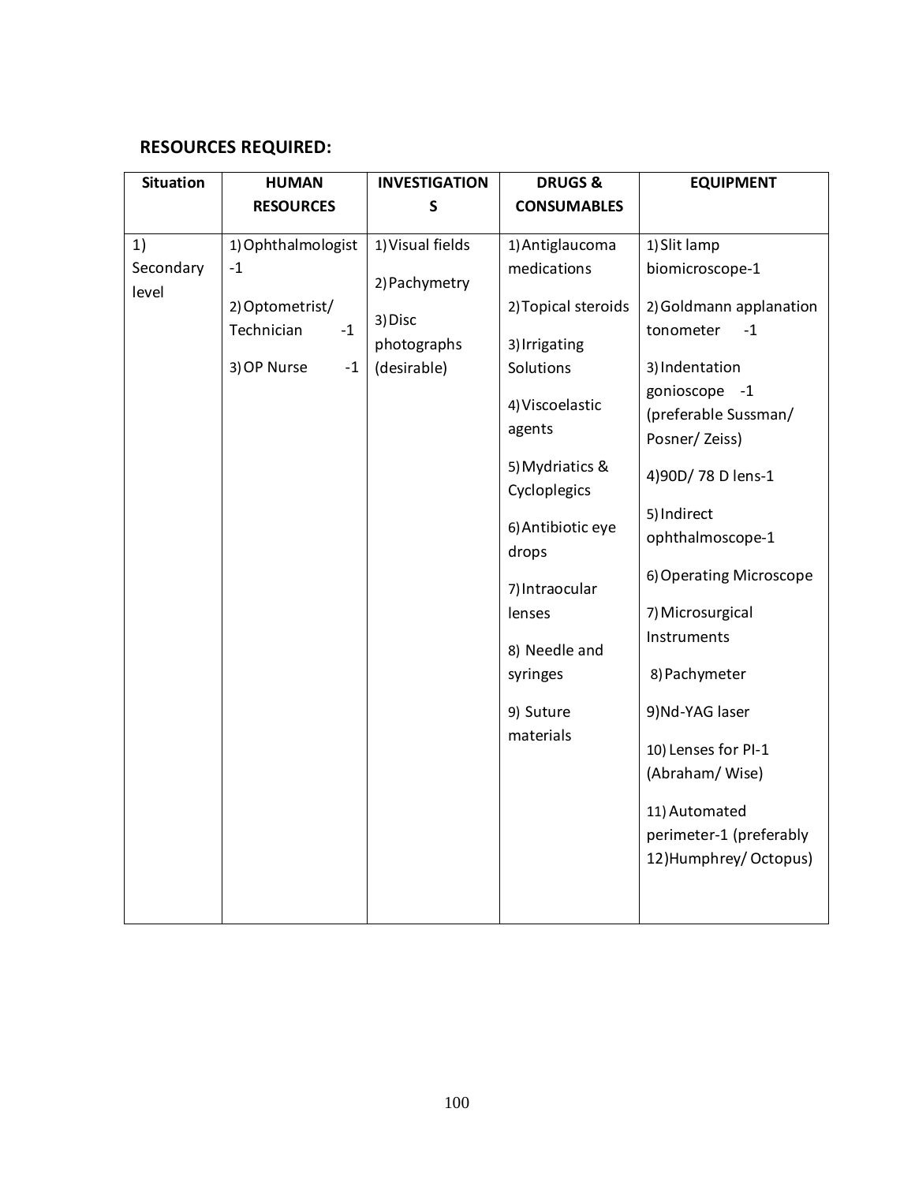**RESOURCES REQUIRED:**

| Situation | HUMAN RESOURCES | INVESTIGATIONS | DRUGS & CONSUMABLES | EQUIPMENT |
|---|---|---|---|---|
| 1) Secondary level | 1) Ophthalmologist -1<br><br>2) Optometrist/ Technician -1<br><br>3) OP Nurse -1 | 1) Visual fields<br><br>2) Pachymetry<br><br>3) Disc photographs (desirable) | 1) Antiglaucoma medications<br><br>2) Topical steroids<br><br>3) Irrigating Solutions<br><br>4) Viscoelastic agents<br><br>5) Mydriatics & Cycloplegics<br><br>6) Antibiotic eye drops<br><br>7) Intraocular lenses<br><br>8) Needle and syringes<br><br>9) Suture materials | 1) Slit lamp biomicroscope-1<br><br>2) Goldmann applanation tonometer -1<br><br>3) Indentation gonioscope -1 (preferable Sussman/ Posner/ Zeiss)<br><br>4) 90D/ 78 D lens-1<br><br>5) Indirect ophthalmoscope-1<br><br>6) Operating Microscope<br><br>7) Microsurgical Instruments<br><br>8) Pachymeter<br><br>9) Nd-YAG laser<br><br>10) Lenses for PI-1 (Abraham/ Wise)<br><br>11) Automated perimeter-1 (preferably<br>12) Humphrey/ Octopus) |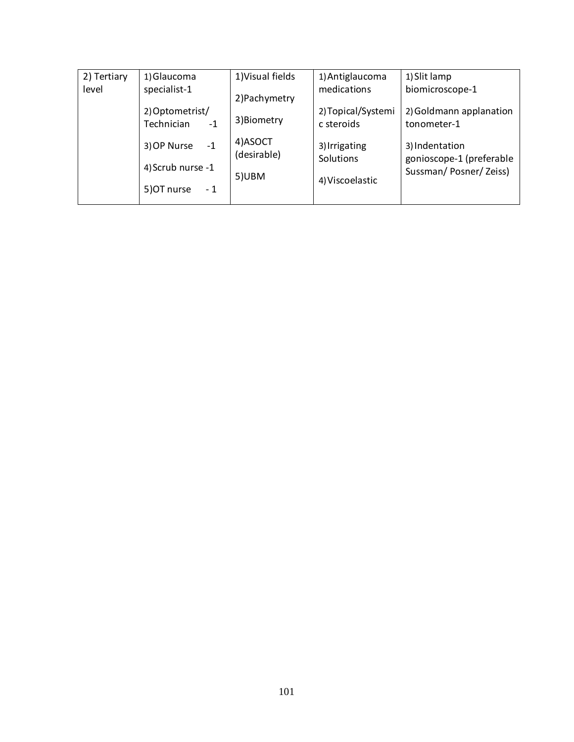| | | | | |
|---|---|---|---|---|
| 2) Tertiary level | 1) Glaucoma specialist-1<br><br>2) Optometrist/ Technician -1<br><br>3) OP Nurse -1<br><br>4) Scrub nurse -1<br><br>5) OT nurse - 1 | 1)Visual fields<br><br>2)Pachymetry<br><br>3)Biometry<br><br>4)ASOCT (desirable)<br><br>5)UBM | 1) Antiglaucoma medications<br><br>2) Topical/Systemic steroids<br><br>3) Irrigating Solutions<br><br>4) Viscoelastic | 1) Slit lamp biomicroscope-1<br><br>2) Goldmann applanation tonometer-1<br><br>3) Indentation gonioscope-1 (preferable Sussman/ Posner/ Zeiss) |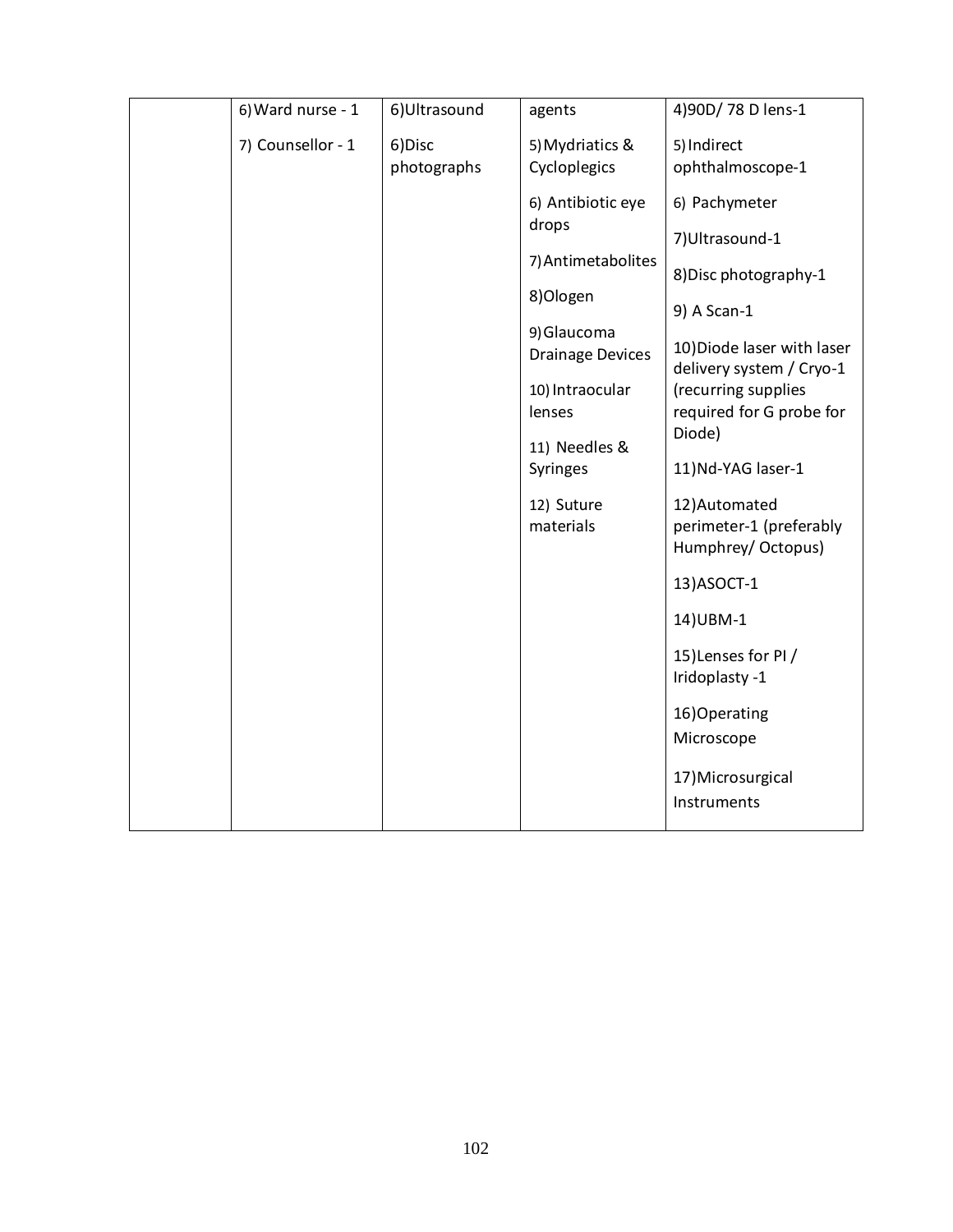| | | | | |
|---|---|---|---|---|
| | 6) Ward nurse - 1<br><br>7) Counsellor - 1 | 6)Ultrasound<br><br>6)Disc photographs | agents<br><br>5) Mydriatics & Cycloplegics<br><br>6) Antibiotic eye drops<br><br>7) Antimetabolites<br><br>8)Ologen<br><br>9) Glaucoma Drainage Devices<br><br>10) Intraocular lenses<br><br>11) Needles & Syringes<br><br>12) Suture materials | 4)90D/ 78 D lens-1<br><br>5) Indirect ophthalmoscope-1<br><br>6) Pachymeter<br><br>7)Ultrasound-1<br><br>8)Disc photography-1<br><br>9) A Scan-1<br><br>10)Diode laser with laser delivery system / Cryo-1 (recurring supplies required for G probe for Diode)<br><br>11)Nd-YAG laser-1<br><br>12)Automated perimeter-1 (preferably Humphrey/ Octopus)<br><br>13)ASOCT-1<br><br>14)UBM-1<br><br>15)Lenses for PI / Iridoplasty -1<br><br>16)Operating Microscope<br><br>17)Microsurgical Instruments |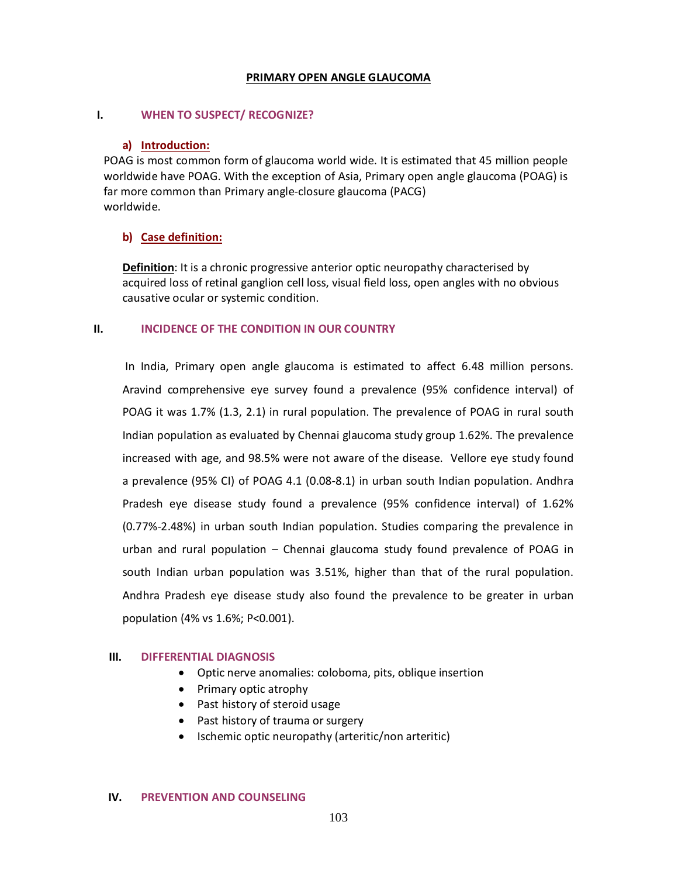# PRIMARY OPEN ANGLE GLAUCOMA

## I. WHEN TO SUSPECT/ RECOGNIZE?

### a) Introduction:

POAG is most common form of glaucoma world wide. It is estimated that 45 million people worldwide have POAG. With the exception of Asia, Primary open angle glaucoma (POAG) is far more common than Primary angle-closure glaucoma (PACG) worldwide.

### b) Case definition:

**Definition**: It is a chronic progressive anterior optic neuropathy characterised by acquired loss of retinal ganglion cell loss, visual field loss, open angles with no obvious causative ocular or systemic condition.

## II. INCIDENCE OF THE CONDITION IN OUR COUNTRY

In India, Primary open angle glaucoma is estimated to affect 6.48 million persons. Aravind comprehensive eye survey found a prevalence (95% confidence interval) of POAG it was 1.7% (1.3, 2.1) in rural population. The prevalence of POAG in rural south Indian population as evaluated by Chennai glaucoma study group 1.62%. The prevalence increased with age, and 98.5% were not aware of the disease. Vellore eye study found a prevalence (95% CI) of POAG 4.1 (0.08-8.1) in urban south Indian population. Andhra Pradesh eye disease study found a prevalence (95% confidence interval) of 1.62% (0.77%-2.48%) in urban south Indian population. Studies comparing the prevalence in urban and rural population – Chennai glaucoma study found prevalence of POAG in south Indian urban population was 3.51%, higher than that of the rural population. Andhra Pradesh eye disease study also found the prevalence to be greater in urban population (4% vs 1.6%; $P<0.001$).

## III. DIFFERENTIAL DIAGNOSIS

- Optic nerve anomalies: coloboma, pits, oblique insertion
- Primary optic atrophy
- Past history of steroid usage
- Past history of trauma or surgery
- Ischemic optic neuropathy (arteritic/non arteritic)

## IV. PREVENTION AND COUNSELING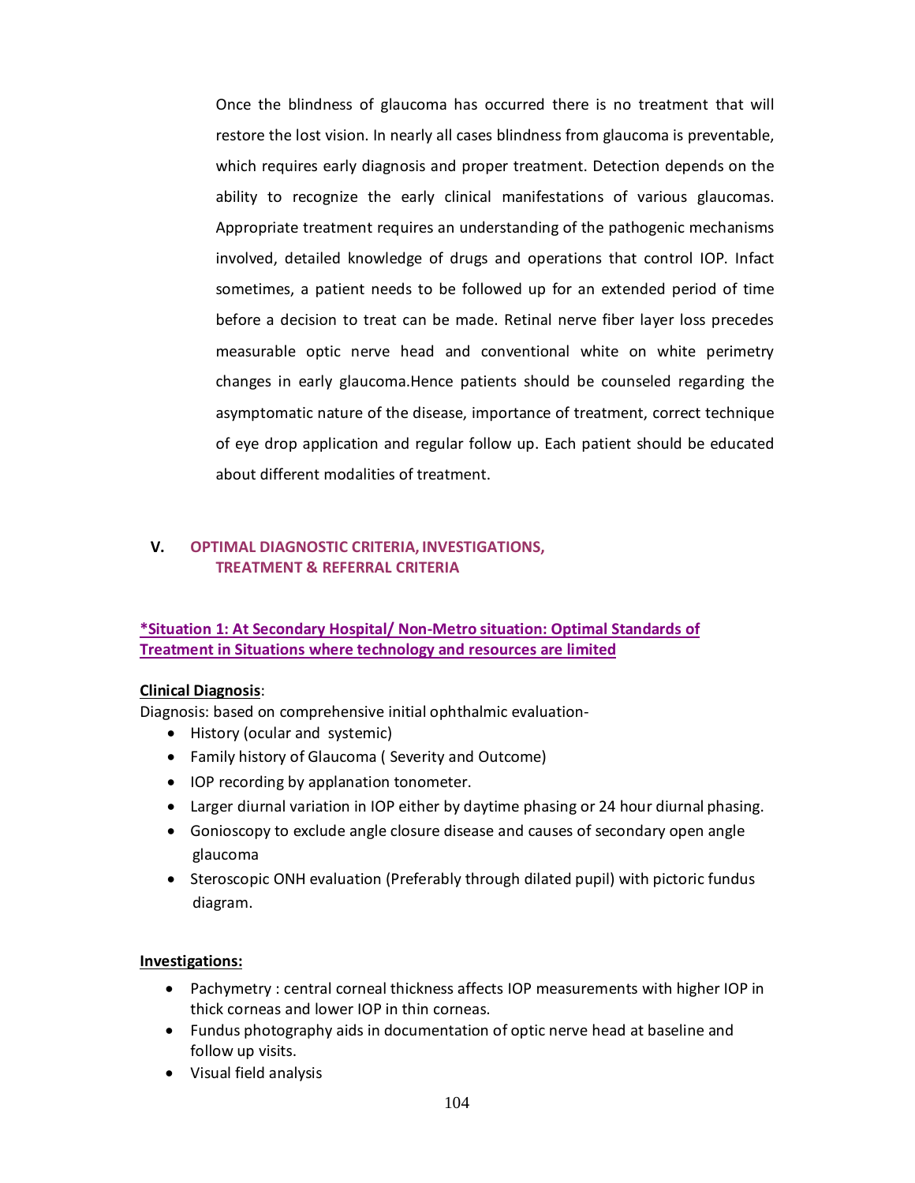Once the blindness of glaucoma has occurred there is no treatment that will restore the lost vision. In nearly all cases blindness from glaucoma is preventable, which requires early diagnosis and proper treatment. Detection depends on the ability to recognize the early clinical manifestations of various glaucomas. Appropriate treatment requires an understanding of the pathogenic mechanisms involved, detailed knowledge of drugs and operations that control IOP. Infact sometimes, a patient needs to be followed up for an extended period of time before a decision to treat can be made. Retinal nerve fiber layer loss precedes measurable optic nerve head and conventional white on white perimetry changes in early glaucoma.Hence patients should be counseled regarding the asymptomatic nature of the disease, importance of treatment, correct technique of eye drop application and regular follow up. Each patient should be educated about different modalities of treatment.

## V. OPTIMAL DIAGNOSTIC CRITERIA, INVESTIGATIONS, TREATMENT & REFERRAL CRITERIA

**<u>*Situation 1: At Secondary Hospital/ Non-Metro situation: Optimal Standards of Treatment in Situations where technology and resources are limited</u>**

**<u>Clinical Diagnosis</u>**:

Diagnosis: based on comprehensive initial ophthalmic evaluation-

- History (ocular and systemic)
- Family history of Glaucoma ( Severity and Outcome)
- IOP recording by applanation tonometer.
- Larger diurnal variation in IOP either by daytime phasing or 24 hour diurnal phasing.
- Gonioscopy to exclude angle closure disease and causes of secondary open angle glaucoma
- Steroscopic ONH evaluation (Preferably through dilated pupil) with pictoric fundus diagram.

**<u>Investigations:</u>**

- Pachymetry : central corneal thickness affects IOP measurements with higher IOP in thick corneas and lower IOP in thin corneas.
- Fundus photography aids in documentation of optic nerve head at baseline and follow up visits.
- Visual field analysis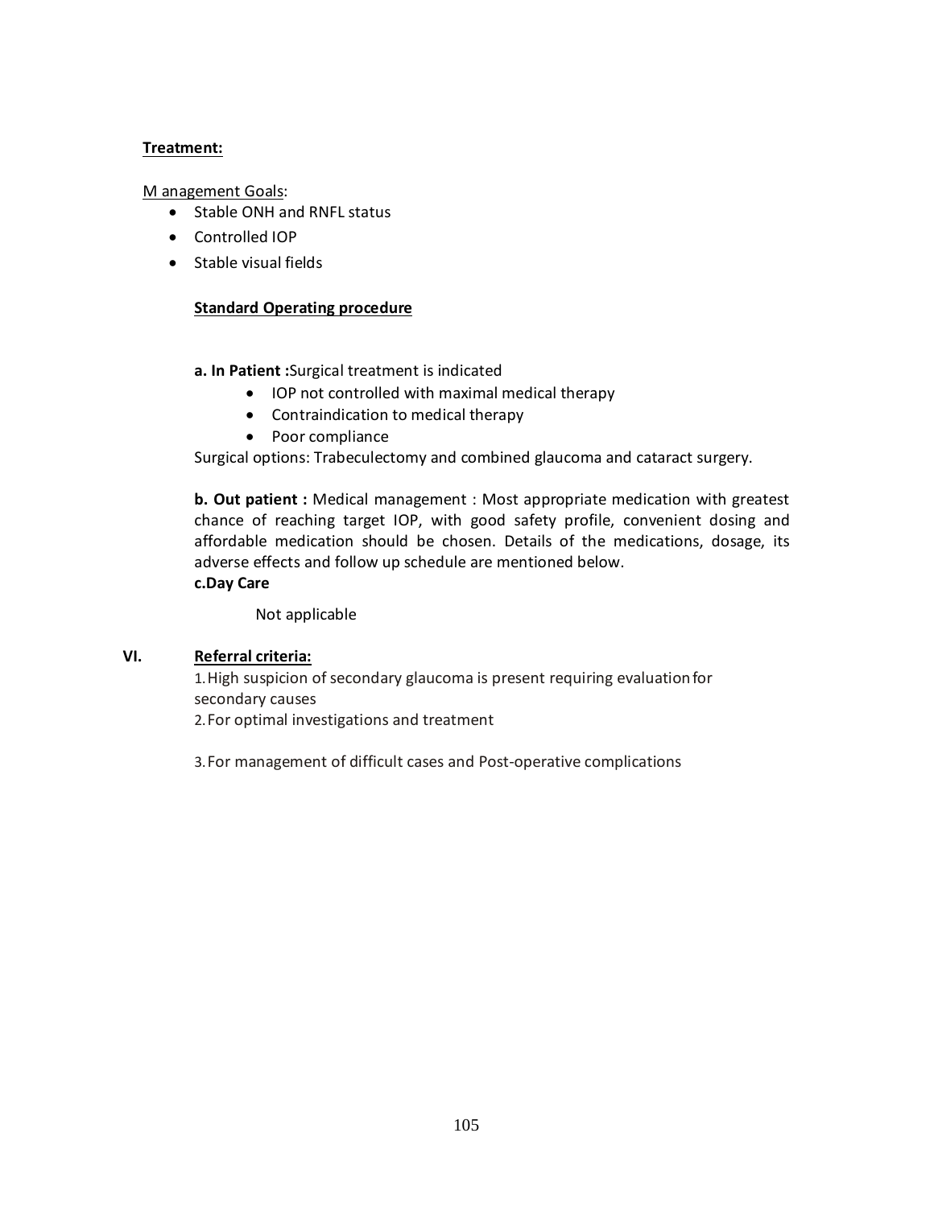**Treatment:**

Management Goals:

- Stable ONH and RNFL status
- Controlled IOP
- Stable visual fields

**Standard Operating procedure**

**a. In Patient :**Surgical treatment is indicated

- IOP not controlled with maximal medical therapy
- Contraindication to medical therapy
- Poor compliance

Surgical options: Trabeculectomy and combined glaucoma and cataract surgery.

**b. Out patient :** Medical management : Most appropriate medication with greatest chance of reaching target IOP, with good safety profile, convenient dosing and affordable medication should be chosen. Details of the medications, dosage, its adverse effects and follow up schedule are mentioned below.

**c.Day Care**

Not applicable

## VI. Referral criteria:

1. High suspicion of secondary glaucoma is present requiring evaluation for secondary causes
2. For optimal investigations and treatment
3. For management of difficult cases and Post-operative complications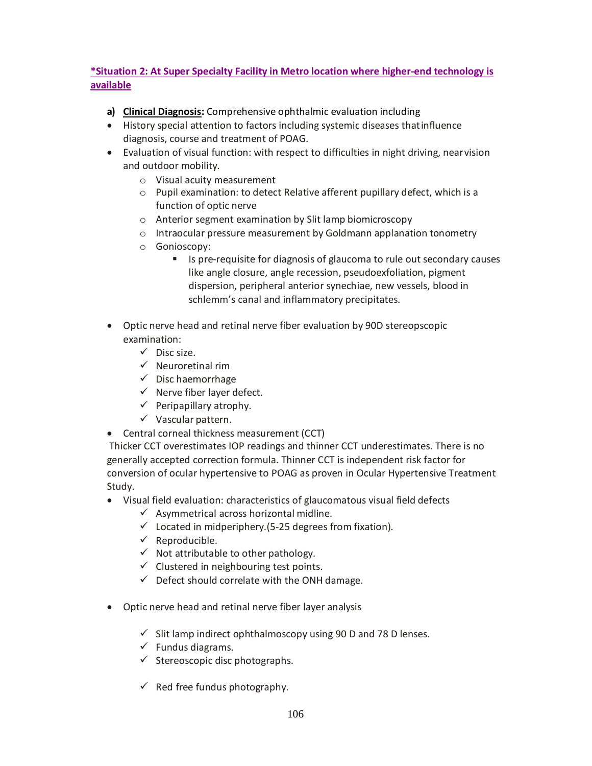**<u>*Situation 2: At Super Specialty Facility in Metro location where higher-end technology is available</u>**

a) **<u>Clinical Diagnosis</u>:** Comprehensive ophthalmic evaluation including

- History special attention to factors including systemic diseases that influence diagnosis, course and treatment of POAG.
- Evaluation of visual function: with respect to difficulties in night driving, near vision and outdoor mobility.
  - Visual acuity measurement
  - Pupil examination: to detect Relative afferent pupillary defect, which is a function of optic nerve
  - Anterior segment examination by Slit lamp biomicroscopy
  - Intraocular pressure measurement by Goldmann applanation tonometry
  - Gonioscopy:
    - Is pre-requisite for diagnosis of glaucoma to rule out secondary causes like angle closure, angle recession, pseudoexfoliation, pigment dispersion, peripheral anterior synechiae, new vessels, blood in schlemm's canal and inflammatory precipitates.
- Optic nerve head and retinal nerve fiber evaluation by 90D stereopscopic examination:
  - ✓ Disc size.
  - ✓ Neuroretinal rim
  - ✓ Disc haemorrhage
  - ✓ Nerve fiber layer defect.
  - ✓ Peripapillary atrophy.
  - ✓ Vascular pattern.
- Central corneal thickness measurement (CCT)

Thicker CCT overestimates IOP readings and thinner CCT underestimates. There is no generally accepted correction formula. Thinner CCT is independent risk factor for conversion of ocular hypertensive to POAG as proven in Ocular Hypertensive Treatment Study.

- Visual field evaluation: characteristics of glaucomatous visual field defects
  - ✓ Asymmetrical across horizontal midline.
  - ✓ Located in midperiphery.(5-25 degrees from fixation).
  - ✓ Reproducible.
  - ✓ Not attributable to other pathology.
  - ✓ Clustered in neighbouring test points.
  - ✓ Defect should correlate with the ONH damage.
- Optic nerve head and retinal nerve fiber layer analysis
  - ✓ Slit lamp indirect ophthalmoscopy using 90 D and 78 D lenses.
  - ✓ Fundus diagrams.
  - ✓ Stereoscopic disc photographs.
  - ✓ Red free fundus photography.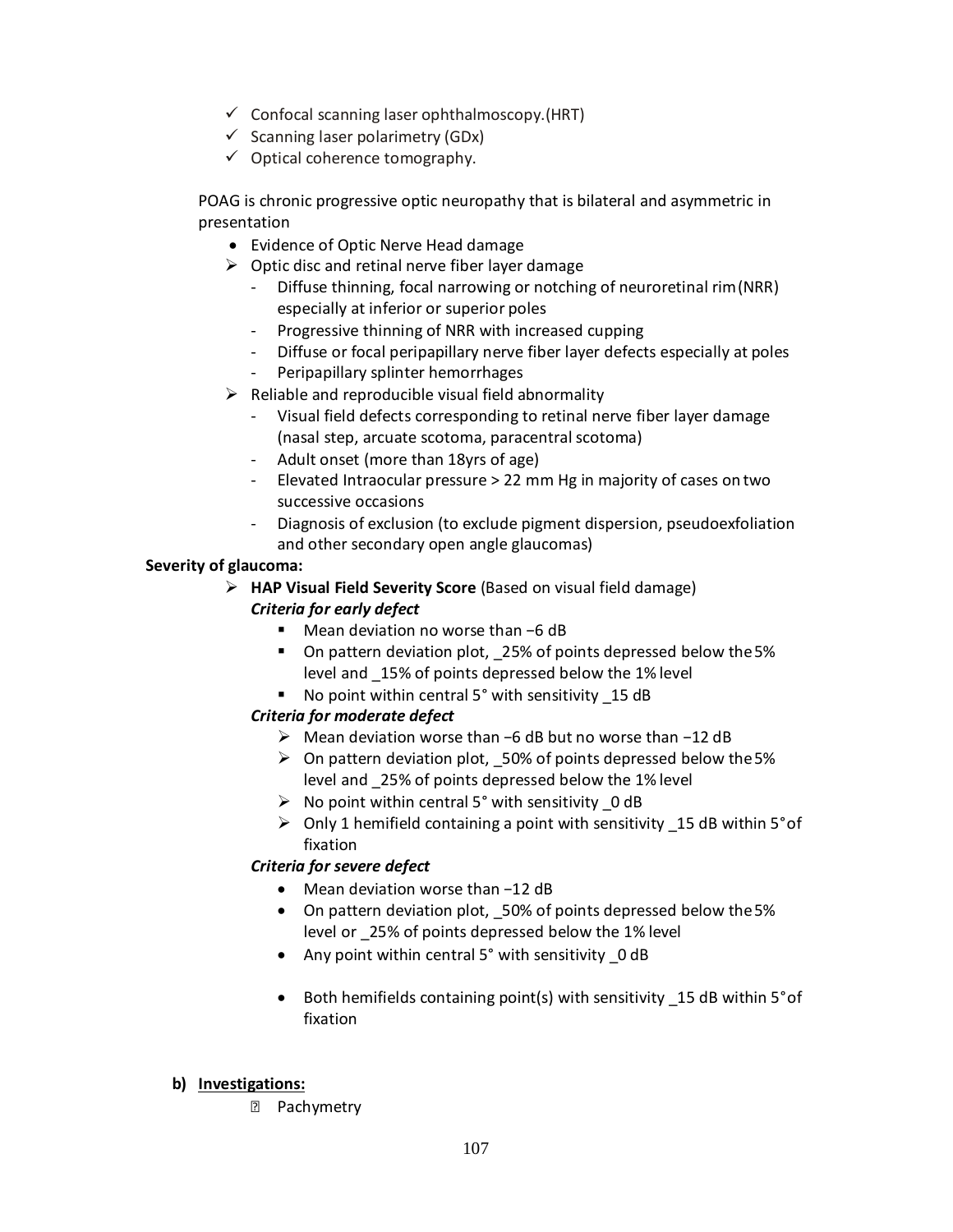- ✓ Confocal scanning laser ophthalmoscopy.(HRT)
- ✓ Scanning laser polarimetry (GDx)
- ✓ Optical coherence tomography.

POAG is chronic progressive optic neuropathy that is bilateral and asymmetric in presentation

- Evidence of Optic Nerve Head damage
- Optic disc and retinal nerve fiber layer damage
  - Diffuse thinning, focal narrowing or notching of neuroretinal rim(NRR) especially at inferior or superior poles
  - Progressive thinning of NRR with increased cupping
  - Diffuse or focal peripapillary nerve fiber layer defects especially at poles
  - Peripapillary splinter hemorrhages
- Reliable and reproducible visual field abnormality
  - Visual field defects corresponding to retinal nerve fiber layer damage (nasal step, arcuate scotoma, paracentral scotoma)
  - Adult onset (more than 18yrs of age)
  - Elevated Intraocular pressure > 22 mm Hg in majority of cases on two successive occasions
  - Diagnosis of exclusion (to exclude pigment dispersion, pseudoexfoliation and other secondary open angle glaucomas)

**Severity of glaucoma:**

- **HAP Visual Field Severity Score** (Based on visual field damage)

  ***Criteria for early defect***

  - Mean deviation no worse than −6 dB
  - On pattern deviation plot, _25% of points depressed below the 5% level and _15% of points depressed below the 1% level
  - No point within central 5° with sensitivity _15 dB

  ***Criteria for moderate defect***

  - Mean deviation worse than −6 dB but no worse than −12 dB
  - On pattern deviation plot, _50% of points depressed below the 5% level and _25% of points depressed below the 1% level
  - No point within central 5° with sensitivity _0 dB
  - Only 1 hemifield containing a point with sensitivity _15 dB within 5° of fixation

  ***Criteria for severe defect***

  - Mean deviation worse than −12 dB
  - On pattern deviation plot, _50% of points depressed below the 5% level or _25% of points depressed below the 1% level
  - Any point within central 5° with sensitivity _0 dB
  - Both hemifields containing point(s) with sensitivity _15 dB within 5° of fixation

**b) Investigations:**

- Pachymetry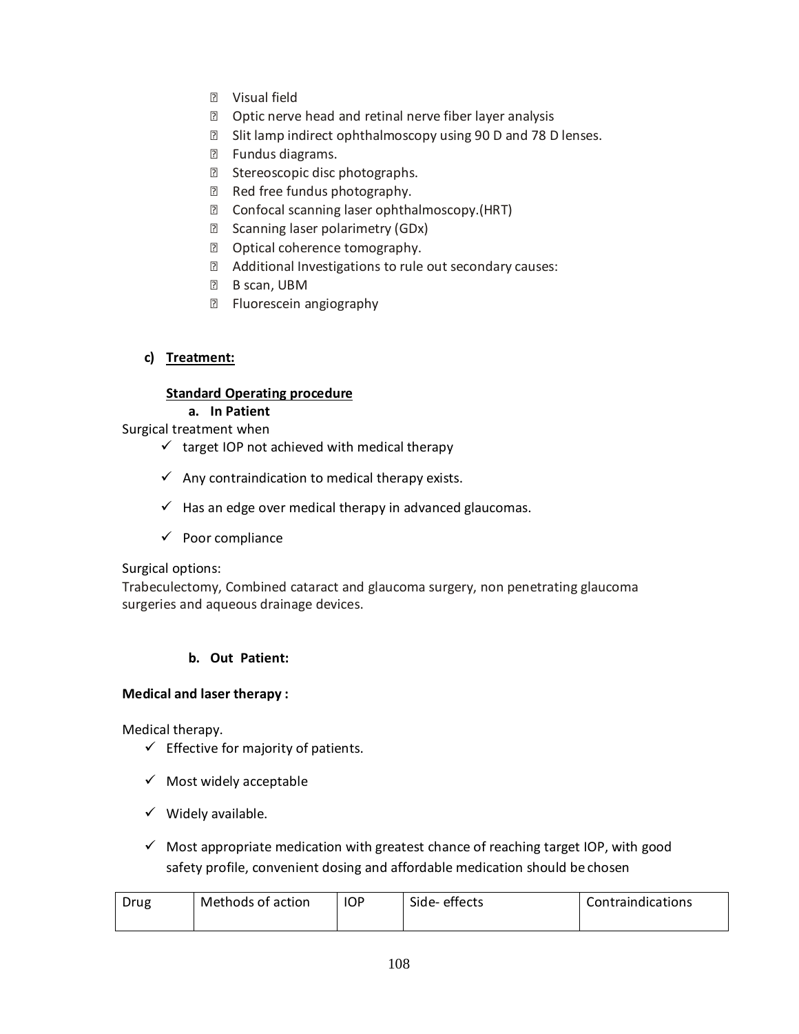- Visual field
- Optic nerve head and retinal nerve fiber layer analysis
- Slit lamp indirect ophthalmoscopy using 90 D and 78 D lenses.
- Fundus diagrams.
- Stereoscopic disc photographs.
- Red free fundus photography.
- Confocal scanning laser ophthalmoscopy.(HRT)
- Scanning laser polarimetry (GDx)
- Optical coherence tomography.
- Additional Investigations to rule out secondary causes:
- B scan, UBM
- Fluorescein angiography

**c) <u>Treatment:</u>**

**<u>Standard Operating procedure</u>**

**a. In Patient**

Surgical treatment when

- ✓ target IOP not achieved with medical therapy
- ✓ Any contraindication to medical therapy exists.
- ✓ Has an edge over medical therapy in advanced glaucomas.
- ✓ Poor compliance

Surgical options:

Trabeculectomy, Combined cataract and glaucoma surgery, non penetrating glaucoma surgeries and aqueous drainage devices.

**b. Out Patient:**

**Medical and laser therapy :**

Medical therapy.

- ✓ Effective for majority of patients.
- ✓ Most widely acceptable
- ✓ Widely available.
- ✓ Most appropriate medication with greatest chance of reaching target IOP, with good safety profile, convenient dosing and affordable medication should be chosen

| Drug | Methods of action | IOP | Side- effects | Contraindications |
|---|---|---|---|---|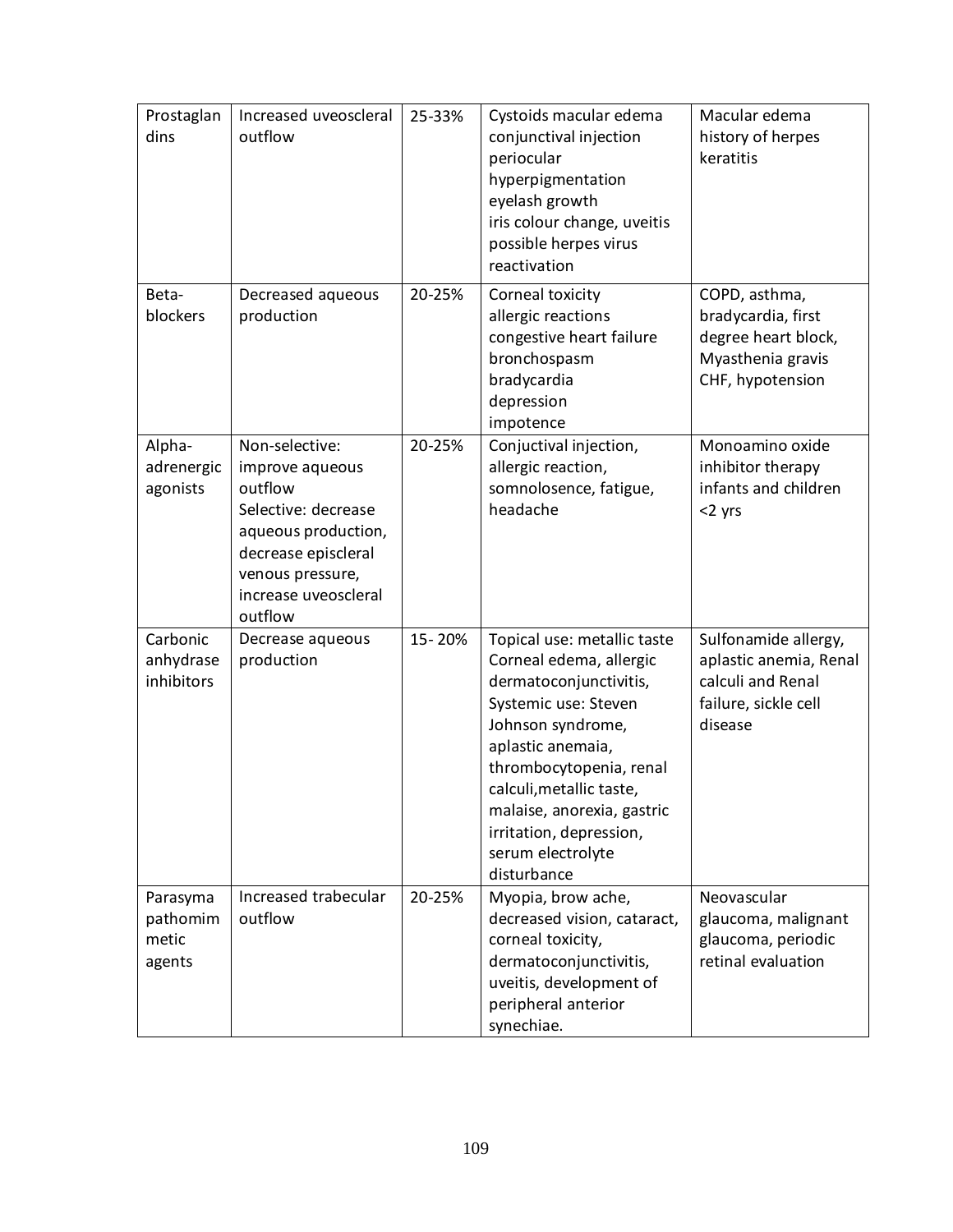| | | | | |
|---|---|---|---|---|
| Prostaglandins | Increased uveoscleral outflow | 25-33% | Cystoids macular edema conjunctival injection periocular hyperpigmentation eyelash growth iris colour change, uveitis possible herpes virus reactivation | Macular edema history of herpes keratitis |
| Beta-blockers | Decreased aqueous production | 20-25% | Corneal toxicity allergic reactions congestive heart failure bronchospasm bradycardia depression impotence | COPD, asthma, bradycardia, first degree heart block, Myasthenia gravis CHF, hypotension |
| Alpha-adrenergic agonists | Non-selective: improve aqueous outflow Selective: decrease aqueous production, decrease episcleral venous pressure, increase uveoscleral outflow | 20-25% | Conjuctival injection, allergic reaction, somnolosence, fatigue, headache | Monoamino oxide inhibitor therapy infants and children <2 yrs |
| Carbonic anhydrase inhibitors | Decrease aqueous production | 15- 20% | Topical use: metallic taste Corneal edema, allergic dermatoconjunctivitis, Systemic use: Steven Johnson syndrome, aplastic anemaia, thrombocytopenia, renal calculi,metallic taste, malaise, anorexia, gastric irritation, depression, serum electrolyte disturbance | Sulfonamide allergy, aplastic anemia, Renal calculi and Renal failure, sickle cell disease |
| Parasymapathomimetic agents | Increased trabecular outflow | 20-25% | Myopia, brow ache, decreased vision, cataract, corneal toxicity, dermatoconjunctivitis, uveitis, development of peripheral anterior synechiae. | Neovascular glaucoma, malignant glaucoma, periodic retinal evaluation |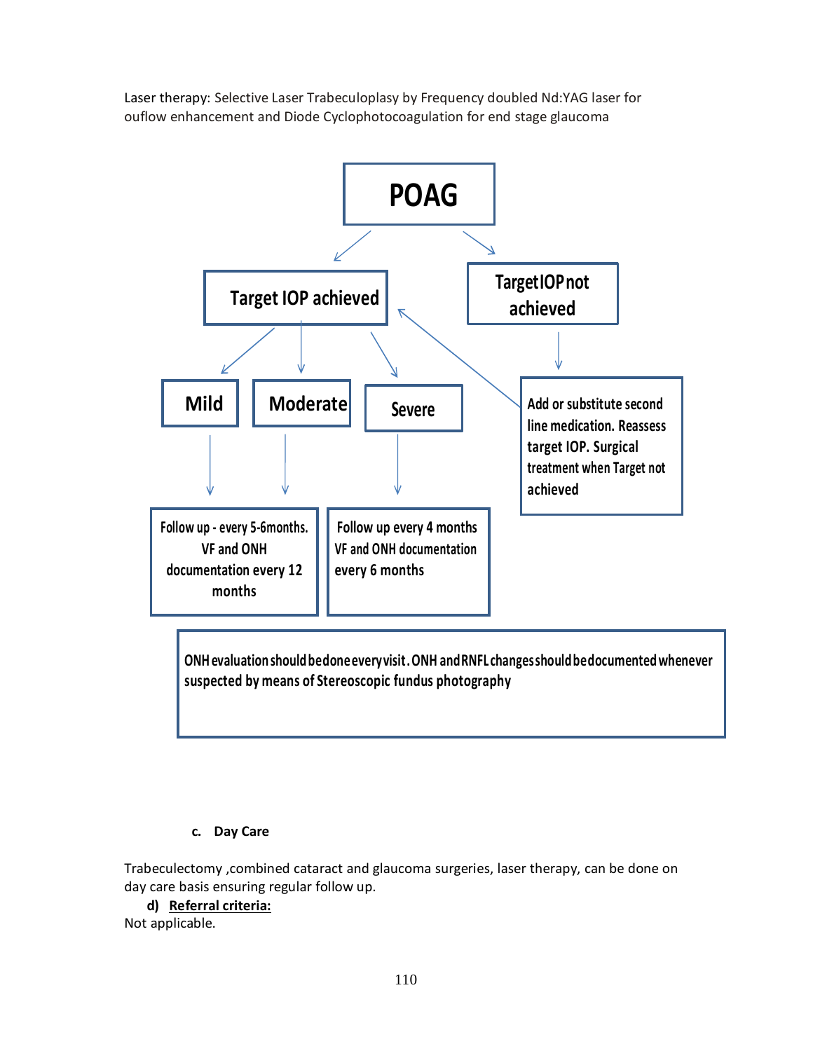Laser therapy: Selective Laser Trabeculoplasy by Frequency doubled Nd:YAG laser for ouflow enhancement and Diode Cyclophotocoagulation for end stage glaucoma

**POAG**

- **Target IOP achieved**
  - **Mild** → Follow up - every 5-6months. VF and ONH documentation every 12 months
  - **Moderate** → Follow up - every 5-6months. VF and ONH documentation every 12 months
  - **Severe** → Follow up every 4 months VF and ONH documentation every 6 months
- **Target IOP not achieved**
  - Add or substitute second line medication. Reassess target IOP. Surgical treatment when Target not achieved → Target IOP achieved

ONH evaluation should be done every visit. ONH and RNFL changes should be documented whenever suspected by means of Stereoscopic fundus photography

**c. Day Care**

Trabeculectomy ,combined cataract and glaucoma surgeries, laser therapy, can be done on day care basis ensuring regular follow up.

**d) <u>Referral criteria:</u>**

Not applicable.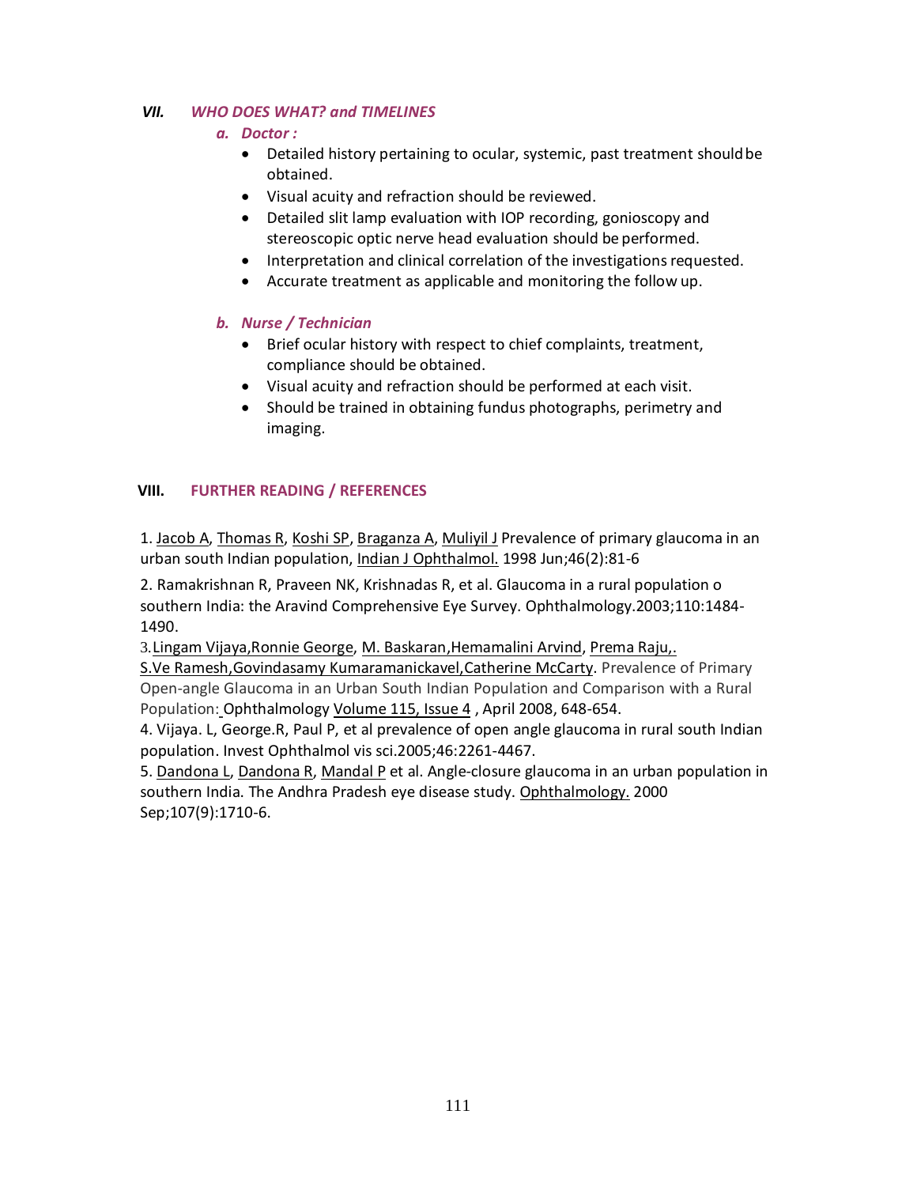## VII. *WHO DOES WHAT? and TIMELINES*

### *a. Doctor :*

- Detailed history pertaining to ocular, systemic, past treatment should be obtained.
- Visual acuity and refraction should be reviewed.
- Detailed slit lamp evaluation with IOP recording, gonioscopy and stereoscopic optic nerve head evaluation should be performed.
- Interpretation and clinical correlation of the investigations requested.
- Accurate treatment as applicable and monitoring the follow up.

### *b. Nurse / Technician*

- Brief ocular history with respect to chief complaints, treatment, compliance should be obtained.
- Visual acuity and refraction should be performed at each visit.
- Should be trained in obtaining fundus photographs, perimetry and imaging.

## VIII. FURTHER READING / REFERENCES

1. Jacob A, Thomas R, Koshi SP, Braganza A, Muliyil J Prevalence of primary glaucoma in an urban south Indian population, Indian J Ophthalmol. 1998 Jun;46(2):81-6

2. Ramakrishnan R, Praveen NK, Krishnadas R, et al. Glaucoma in a rural population o southern India: the Aravind Comprehensive Eye Survey. Ophthalmology.2003;110:1484-1490.

3. Lingam Vijaya,Ronnie George, M. Baskaran,Hemamalini Arvind, Prema Raju,. S.Ve Ramesh,Govindasamy Kumaramanickavel,Catherine McCarty. Prevalence of Primary Open-angle Glaucoma in an Urban South Indian Population and Comparison with a Rural Population: Ophthalmology Volume 115, Issue 4 , April 2008, 648-654.

4. Vijaya. L, George.R, Paul P, et al prevalence of open angle glaucoma in rural south Indian population. Invest Ophthalmol vis sci.2005;46:2261-4467.

5. Dandona L, Dandona R, Mandal P et al. Angle-closure glaucoma in an urban population in southern India. The Andhra Pradesh eye disease study. Ophthalmology. 2000 Sep;107(9):1710-6.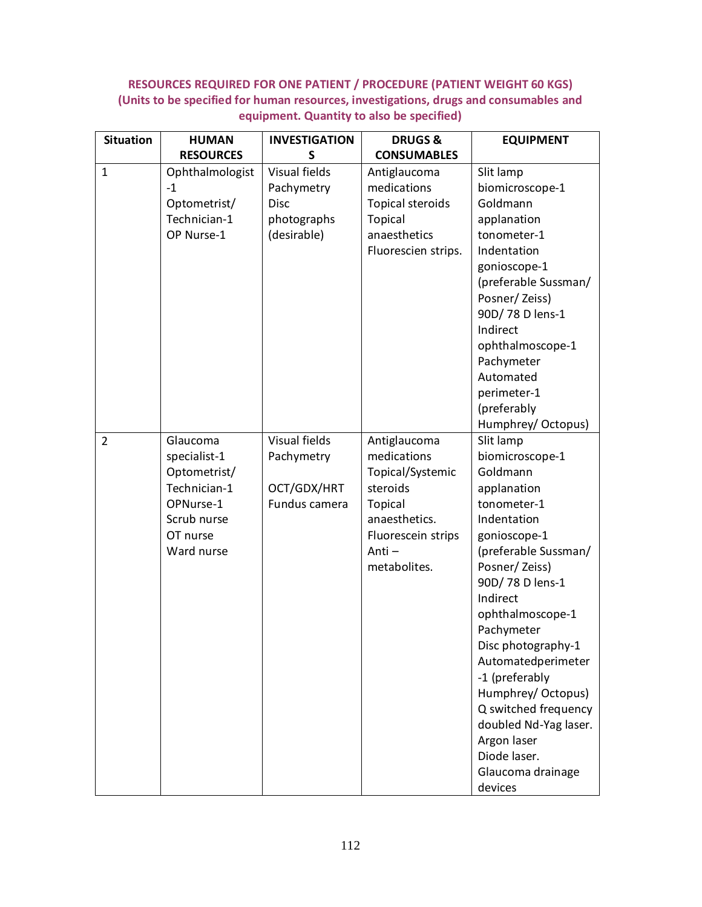**RESOURCES REQUIRED FOR ONE PATIENT / PROCEDURE (PATIENT WEIGHT 60 KGS)**
**(Units to be specified for human resources, investigations, drugs and consumables and equipment. Quantity to also be specified)**

| Situation | HUMAN RESOURCES | INVESTIGATIONS | DRUGS & CONSUMABLES | EQUIPMENT |
|---|---|---|---|---|
| 1 | Ophthalmologist -1<br>Optometrist/ Technician-1<br>OP Nurse-1 | Visual fields<br>Pachymetry<br>Disc photographs (desirable) | Antiglaucoma medications<br>Topical steroids<br>Topical anaesthetics<br>Fluorescien strips. | Slit lamp biomicroscope-1<br>Goldmann applanation tonometer-1<br>Indentation gonioscope-1 (preferable Sussman/ Posner/ Zeiss)<br>90D/ 78 D lens-1<br>Indirect ophthalmoscope-1<br>Pachymeter<br>Automated perimeter-1 (preferably Humphrey/ Octopus) |
| 2 | Glaucoma specialist-1<br>Optometrist/ Technician-1<br>OPNurse-1<br>Scrub nurse<br>OT nurse<br>Ward nurse | Visual fields<br>Pachymetry<br><br>OCT/GDX/HRT<br>Fundus camera | Antiglaucoma medications<br>Topical/Systemic steroids<br>Topical anaesthetics.<br>Fluorescein strips<br>Anti – metabolites. | Slit lamp biomicroscope-1<br>Goldmann applanation tonometer-1<br>Indentation gonioscope-1 (preferable Sussman/ Posner/ Zeiss)<br>90D/ 78 D lens-1<br>Indirect ophthalmoscope-1<br>Pachymeter<br>Disc photography-1<br>Automatedperimeter -1 (preferably Humphrey/ Octopus)<br>Q switched frequency doubled Nd-Yag laser.<br>Argon laser<br>Diode laser.<br>Glaucoma drainage devices |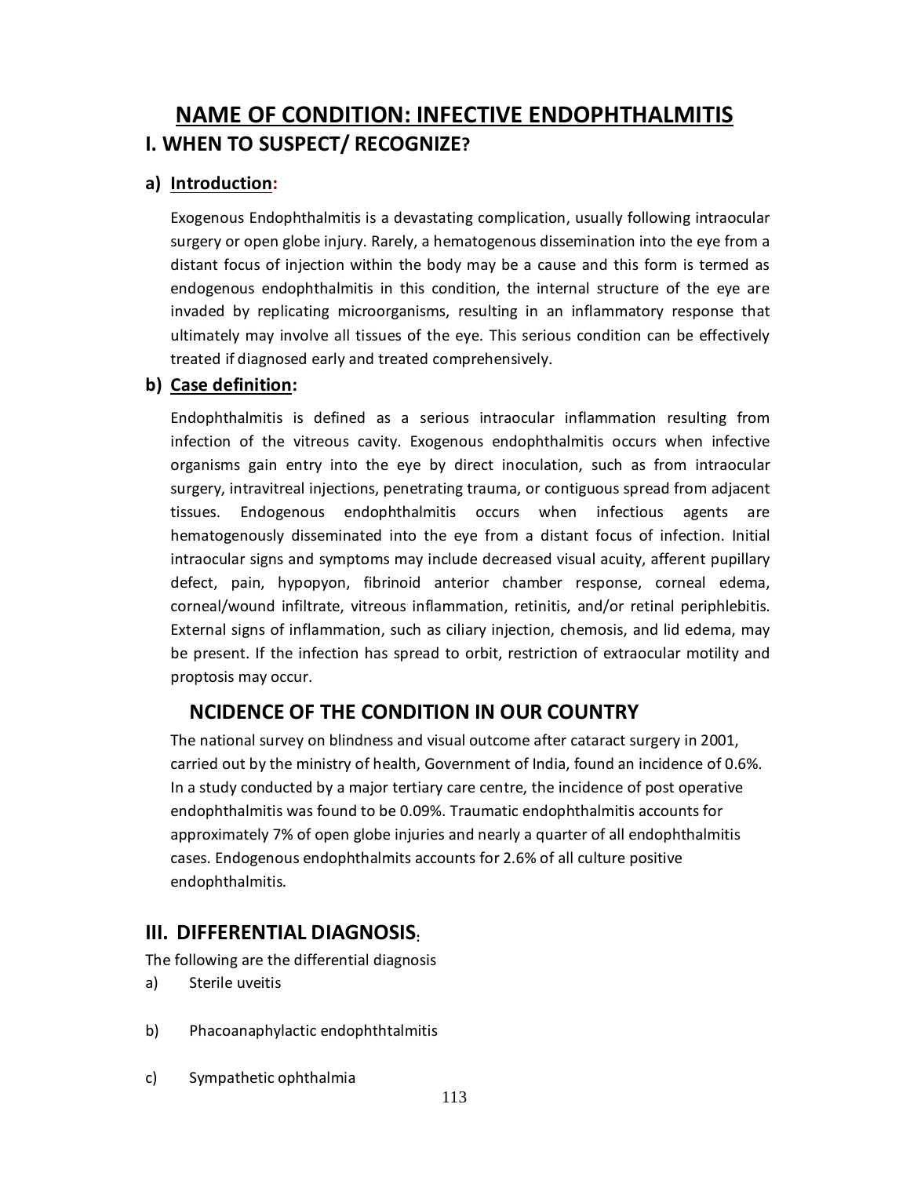# NAME OF CONDITION: INFECTIVE ENDOPHTHALMITIS

## I. WHEN TO SUSPECT/ RECOGNIZE?

### a) Introduction:

Exogenous Endophthalmitis is a devastating complication, usually following intraocular surgery or open globe injury. Rarely, a hematogenous dissemination into the eye from a distant focus of injection within the body may be a cause and this form is termed as endogenous endophthalmitis in this condition, the internal structure of the eye are invaded by replicating microorganisms, resulting in an inflammatory response that ultimately may involve all tissues of the eye. This serious condition can be effectively treated if diagnosed early and treated comprehensively.

### b) Case definition:

Endophthalmitis is defined as a serious intraocular inflammation resulting from infection of the vitreous cavity. Exogenous endophthalmitis occurs when infective organisms gain entry into the eye by direct inoculation, such as from intraocular surgery, intravitreal injections, penetrating trauma, or contiguous spread from adjacent tissues. Endogenous endophthalmitis occurs when infectious agents are hematogenously disseminated into the eye from a distant focus of infection. Initial intraocular signs and symptoms may include decreased visual acuity, afferent pupillary defect, pain, hypopyon, fibrinoid anterior chamber response, corneal edema, corneal/wound infiltrate, vitreous inflammation, retinitis, and/or retinal periphlebitis. External signs of inflammation, such as ciliary injection, chemosis, and lid edema, may be present. If the infection has spread to orbit, restriction of extraocular motility and proptosis may occur.

## NCIDENCE OF THE CONDITION IN OUR COUNTRY

The national survey on blindness and visual outcome after cataract surgery in 2001, carried out by the ministry of health, Government of India, found an incidence of 0.6%. In a study conducted by a major tertiary care centre, the incidence of post operative endophthalmitis was found to be 0.09%. Traumatic endophthalmitis accounts for approximately 7% of open globe injuries and nearly a quarter of all endophthalmitis cases. Endogenous endophthalmits accounts for 2.6% of all culture positive endophthalmitis.

## III. DIFFERENTIAL DIAGNOSIS:

The following are the differential diagnosis

a) Sterile uveitis

b) Phacoanaphylactic endophthtalmitis

c) Sympathetic ophthalmia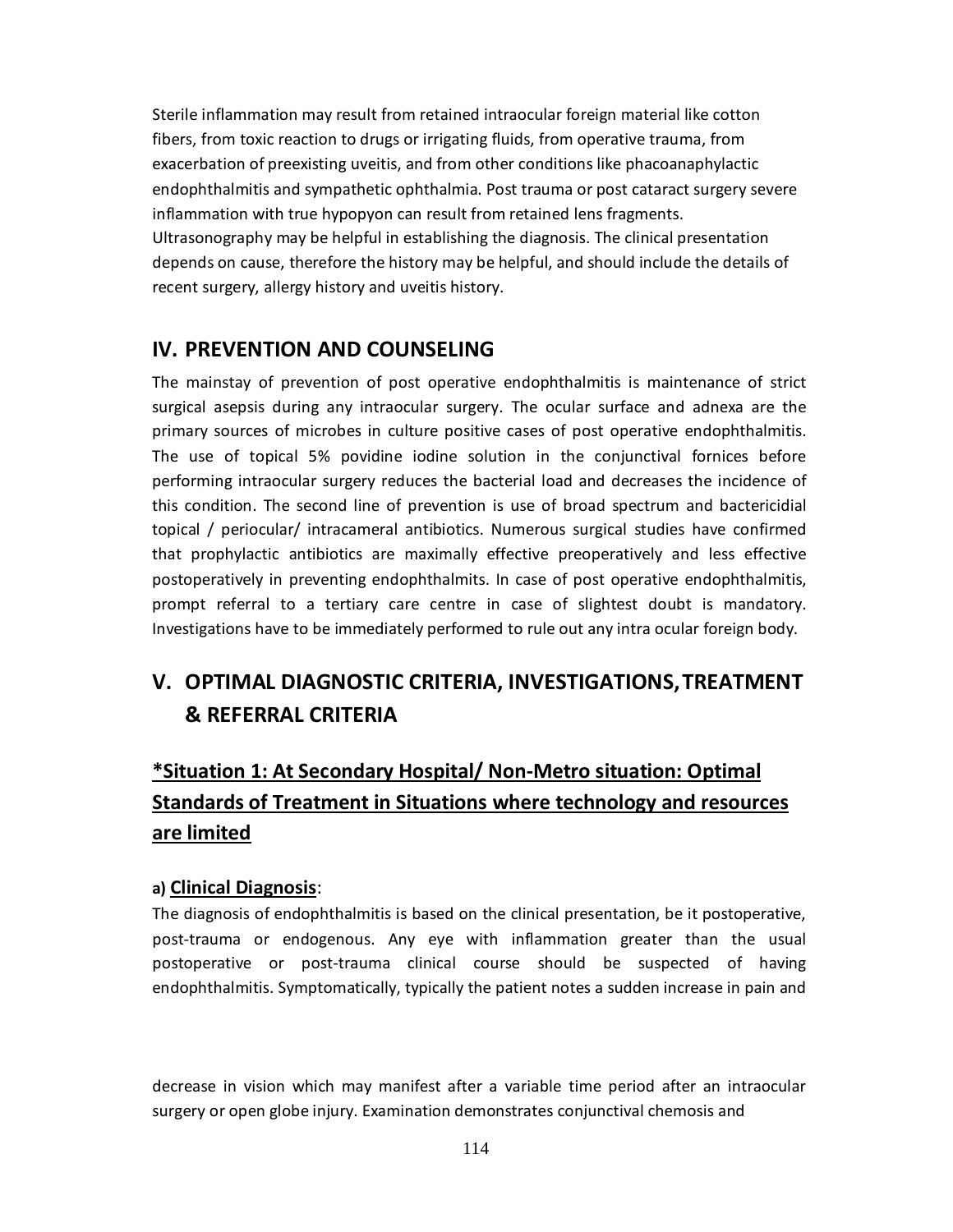Sterile inflammation may result from retained intraocular foreign material like cotton fibers, from toxic reaction to drugs or irrigating fluids, from operative trauma, from exacerbation of preexisting uveitis, and from other conditions like phacoanaphylactic endophthalmitis and sympathetic ophthalmia. Post trauma or post cataract surgery severe inflammation with true hypopyon can result from retained lens fragments. Ultrasonography may be helpful in establishing the diagnosis. The clinical presentation depends on cause, therefore the history may be helpful, and should include the details of recent surgery, allergy history and uveitis history.

## IV. PREVENTION AND COUNSELING

The mainstay of prevention of post operative endophthalmitis is maintenance of strict surgical asepsis during any intraocular surgery. The ocular surface and adnexa are the primary sources of microbes in culture positive cases of post operative endophthalmitis. The use of topical 5% povidine iodine solution in the conjunctival fornices before performing intraocular surgery reduces the bacterial load and decreases the incidence of this condition. The second line of prevention is use of broad spectrum and bactericidial topical / periocular/ intracameral antibiotics. Numerous surgical studies have confirmed that prophylactic antibiotics are maximally effective preoperatively and less effective postoperatively in preventing endophthalmits. In case of post operative endophthalmitis, prompt referral to a tertiary care centre in case of slightest doubt is mandatory. Investigations have to be immediately performed to rule out any intra ocular foreign body.

## V. OPTIMAL DIAGNOSTIC CRITERIA, INVESTIGATIONS, TREATMENT & REFERRAL CRITERIA

### *Situation 1: At Secondary Hospital/ Non-Metro situation: Optimal Standards of Treatment in Situations where technology and resources are limited

#### a) Clinical Diagnosis:

The diagnosis of endophthalmitis is based on the clinical presentation, be it postoperative, post-trauma or endogenous. Any eye with inflammation greater than the usual postoperative or post-trauma clinical course should be suspected of having endophthalmitis. Symptomatically, typically the patient notes a sudden increase in pain and decrease in vision which may manifest after a variable time period after an intraocular surgery or open globe injury. Examination demonstrates conjunctival chemosis and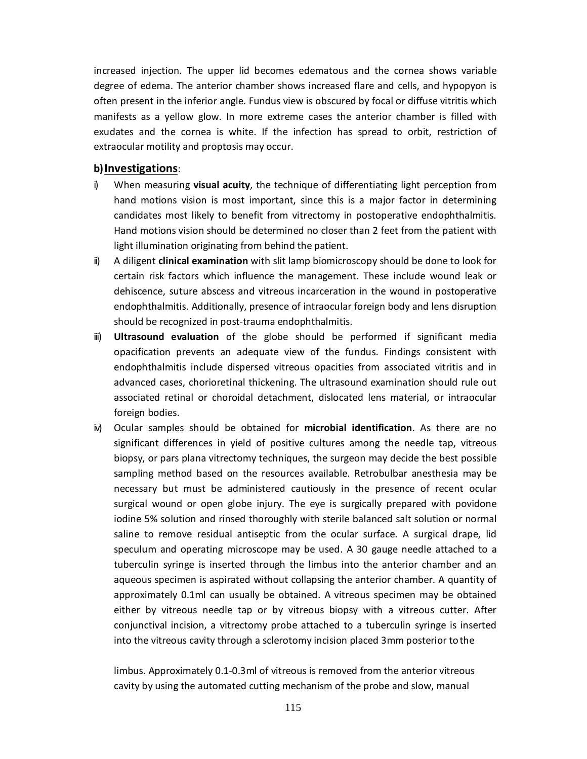increased injection. The upper lid becomes edematous and the cornea shows variable degree of edema. The anterior chamber shows increased flare and cells, and hypopyon is often present in the inferior angle. Fundus view is obscured by focal or diffuse vitritis which manifests as a yellow glow. In more extreme cases the anterior chamber is filled with exudates and the cornea is white. If the infection has spread to orbit, restriction of extraocular motility and proptosis may occur.

### b) Investigations:

i) When measuring **visual acuity**, the technique of differentiating light perception from hand motions vision is most important, since this is a major factor in determining candidates most likely to benefit from vitrectomy in postoperative endophthalmitis. Hand motions vision should be determined no closer than 2 feet from the patient with light illumination originating from behind the patient.

ii) A diligent **clinical examination** with slit lamp biomicroscopy should be done to look for certain risk factors which influence the management. These include wound leak or dehiscence, suture abscess and vitreous incarceration in the wound in postoperative endophthalmitis. Additionally, presence of intraocular foreign body and lens disruption should be recognized in post-trauma endophthalmitis.

iii) **Ultrasound evaluation** of the globe should be performed if significant media opacification prevents an adequate view of the fundus. Findings consistent with endophthalmitis include dispersed vitreous opacities from associated vitritis and in advanced cases, chorioretinal thickening. The ultrasound examination should rule out associated retinal or choroidal detachment, dislocated lens material, or intraocular foreign bodies.

iv) Ocular samples should be obtained for **microbial identification**. As there are no significant differences in yield of positive cultures among the needle tap, vitreous biopsy, or pars plana vitrectomy techniques, the surgeon may decide the best possible sampling method based on the resources available. Retrobulbar anesthesia may be necessary but must be administered cautiously in the presence of recent ocular surgical wound or open globe injury. The eye is surgically prepared with povidone iodine 5% solution and rinsed thoroughly with sterile balanced salt solution or normal saline to remove residual antiseptic from the ocular surface. A surgical drape, lid speculum and operating microscope may be used. A 30 gauge needle attached to a tuberculin syringe is inserted through the limbus into the anterior chamber and an aqueous specimen is aspirated without collapsing the anterior chamber. A quantity of approximately 0.1ml can usually be obtained. A vitreous specimen may be obtained either by vitreous needle tap or by vitreous biopsy with a vitreous cutter. After conjunctival incision, a vitrectomy probe attached to a tuberculin syringe is inserted into the vitreous cavity through a sclerotomy incision placed 3mm posterior to the limbus. Approximately 0.1-0.3ml of vitreous is removed from the anterior vitreous cavity by using the automated cutting mechanism of the probe and slow, manual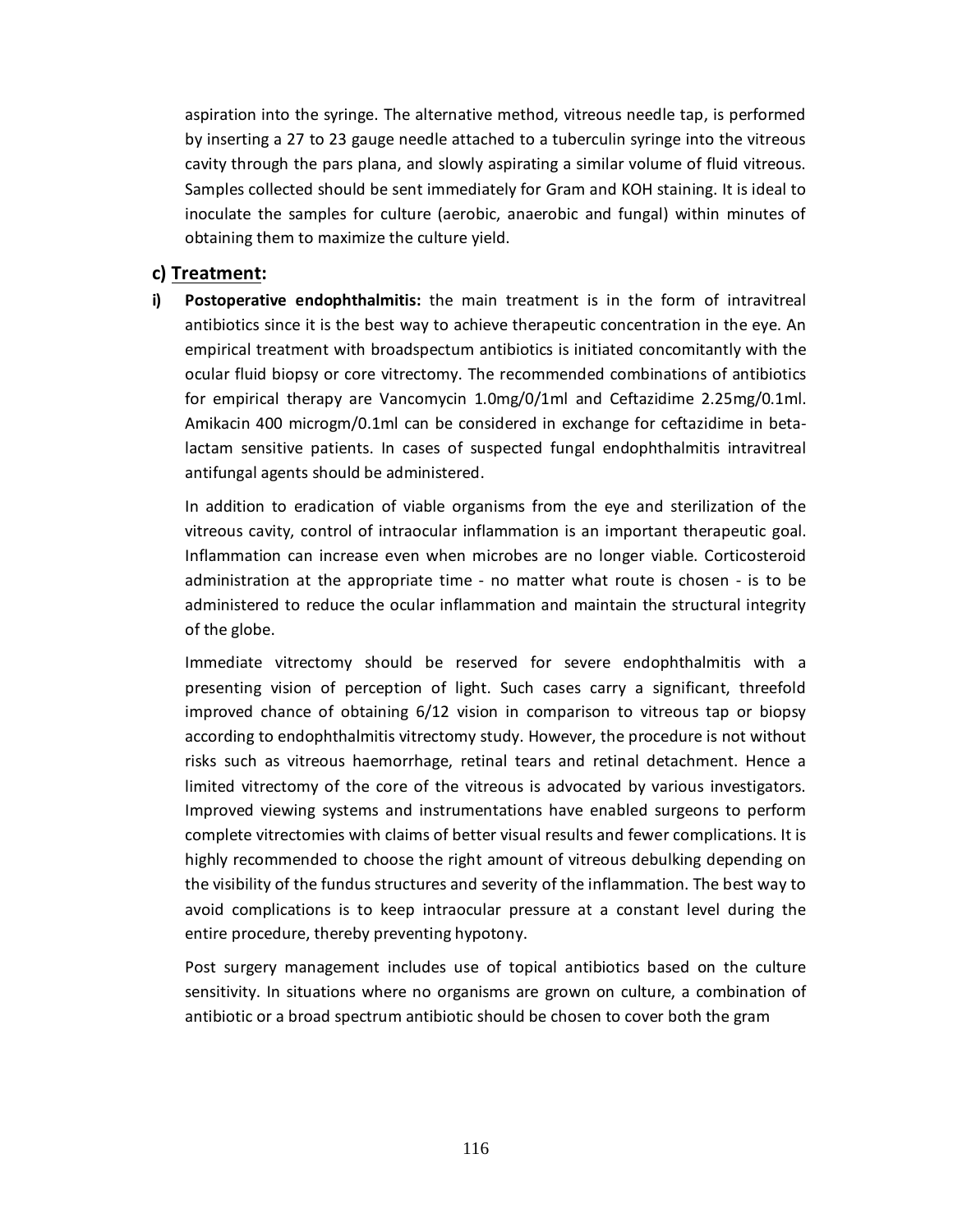aspiration into the syringe. The alternative method, vitreous needle tap, is performed by inserting a 27 to 23 gauge needle attached to a tuberculin syringe into the vitreous cavity through the pars plana, and slowly aspirating a similar volume of fluid vitreous. Samples collected should be sent immediately for Gram and KOH staining. It is ideal to inoculate the samples for culture (aerobic, anaerobic and fungal) within minutes of obtaining them to maximize the culture yield.

### c) Treatment:

**i) Postoperative endophthalmitis:** the main treatment is in the form of intravitreal antibiotics since it is the best way to achieve therapeutic concentration in the eye. An empirical treatment with broadspectum antibiotics is initiated concomitantly with the ocular fluid biopsy or core vitrectomy. The recommended combinations of antibiotics for empirical therapy are Vancomycin 1.0mg/0/1ml and Ceftazidime 2.25mg/0.1ml. Amikacin 400 microgm/0.1ml can be considered in exchange for ceftazidime in beta-lactam sensitive patients. In cases of suspected fungal endophthalmitis intravitreal antifungal agents should be administered.

In addition to eradication of viable organisms from the eye and sterilization of the vitreous cavity, control of intraocular inflammation is an important therapeutic goal. Inflammation can increase even when microbes are no longer viable. Corticosteroid administration at the appropriate time - no matter what route is chosen - is to be administered to reduce the ocular inflammation and maintain the structural integrity of the globe.

Immediate vitrectomy should be reserved for severe endophthalmitis with a presenting vision of perception of light. Such cases carry a significant, threefold improved chance of obtaining 6/12 vision in comparison to vitreous tap or biopsy according to endophthalmitis vitrectomy study. However, the procedure is not without risks such as vitreous haemorrhage, retinal tears and retinal detachment. Hence a limited vitrectomy of the core of the vitreous is advocated by various investigators. Improved viewing systems and instrumentations have enabled surgeons to perform complete vitrectomies with claims of better visual results and fewer complications. It is highly recommended to choose the right amount of vitreous debulking depending on the visibility of the fundus structures and severity of the inflammation. The best way to avoid complications is to keep intraocular pressure at a constant level during the entire procedure, thereby preventing hypotony.

Post surgery management includes use of topical antibiotics based on the culture sensitivity. In situations where no organisms are grown on culture, a combination of antibiotic or a broad spectrum antibiotic should be chosen to cover both the gram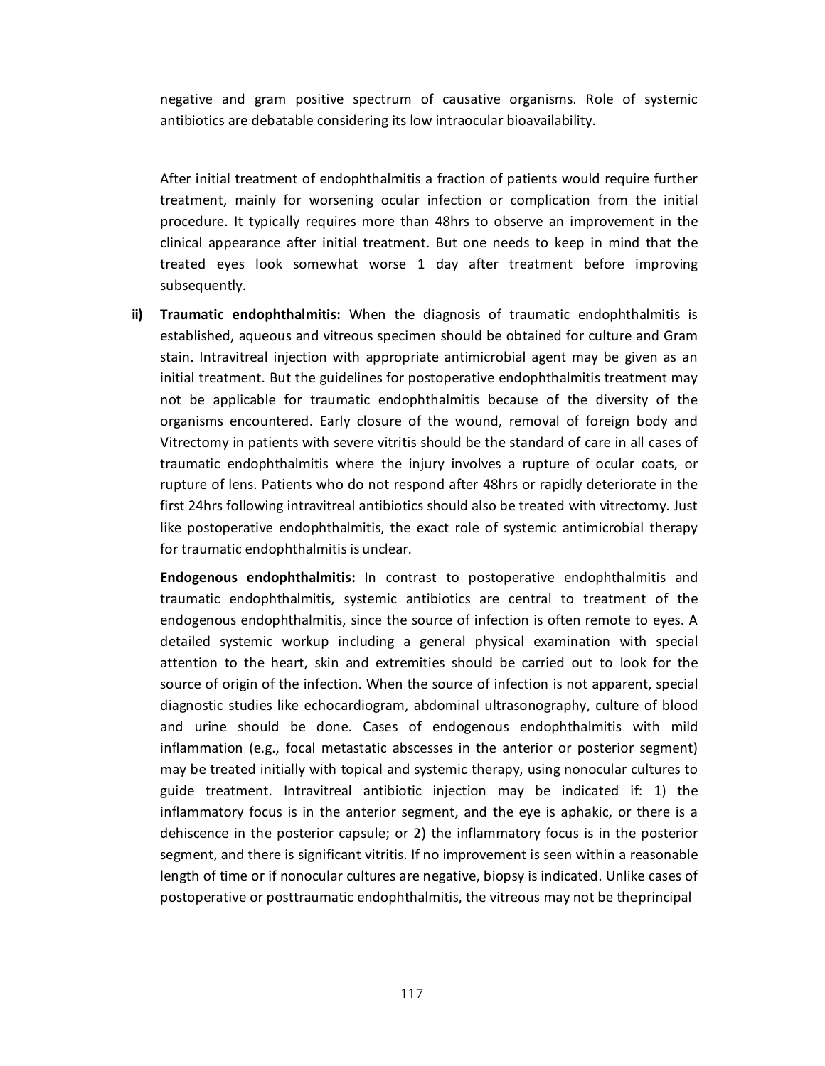negative and gram positive spectrum of causative organisms. Role of systemic antibiotics are debatable considering its low intraocular bioavailability.

After initial treatment of endophthalmitis a fraction of patients would require further treatment, mainly for worsening ocular infection or complication from the initial procedure. It typically requires more than 48hrs to observe an improvement in the clinical appearance after initial treatment. But one needs to keep in mind that the treated eyes look somewhat worse 1 day after treatment before improving subsequently.

**ii) Traumatic endophthalmitis:** When the diagnosis of traumatic endophthalmitis is established, aqueous and vitreous specimen should be obtained for culture and Gram stain. Intravitreal injection with appropriate antimicrobial agent may be given as an initial treatment. But the guidelines for postoperative endophthalmitis treatment may not be applicable for traumatic endophthalmitis because of the diversity of the organisms encountered. Early closure of the wound, removal of foreign body and Vitrectomy in patients with severe vitritis should be the standard of care in all cases of traumatic endophthalmitis where the injury involves a rupture of ocular coats, or rupture of lens. Patients who do not respond after 48hrs or rapidly deteriorate in the first 24hrs following intravitreal antibiotics should also be treated with vitrectomy. Just like postoperative endophthalmitis, the exact role of systemic antimicrobial therapy for traumatic endophthalmitis is unclear.

**Endogenous endophthalmitis:** In contrast to postoperative endophthalmitis and traumatic endophthalmitis, systemic antibiotics are central to treatment of the endogenous endophthalmitis, since the source of infection is often remote to eyes. A detailed systemic workup including a general physical examination with special attention to the heart, skin and extremities should be carried out to look for the source of origin of the infection. When the source of infection is not apparent, special diagnostic studies like echocardiogram, abdominal ultrasonography, culture of blood and urine should be done. Cases of endogenous endophthalmitis with mild inflammation (e.g., focal metastatic abscesses in the anterior or posterior segment) may be treated initially with topical and systemic therapy, using nonocular cultures to guide treatment. Intravitreal antibiotic injection may be indicated if: 1) the inflammatory focus is in the anterior segment, and the eye is aphakic, or there is a dehiscence in the posterior capsule; or 2) the inflammatory focus is in the posterior segment, and there is significant vitritis. If no improvement is seen within a reasonable length of time or if nonocular cultures are negative, biopsy is indicated. Unlike cases of postoperative or posttraumatic endophthalmitis, the vitreous may not be theprincipal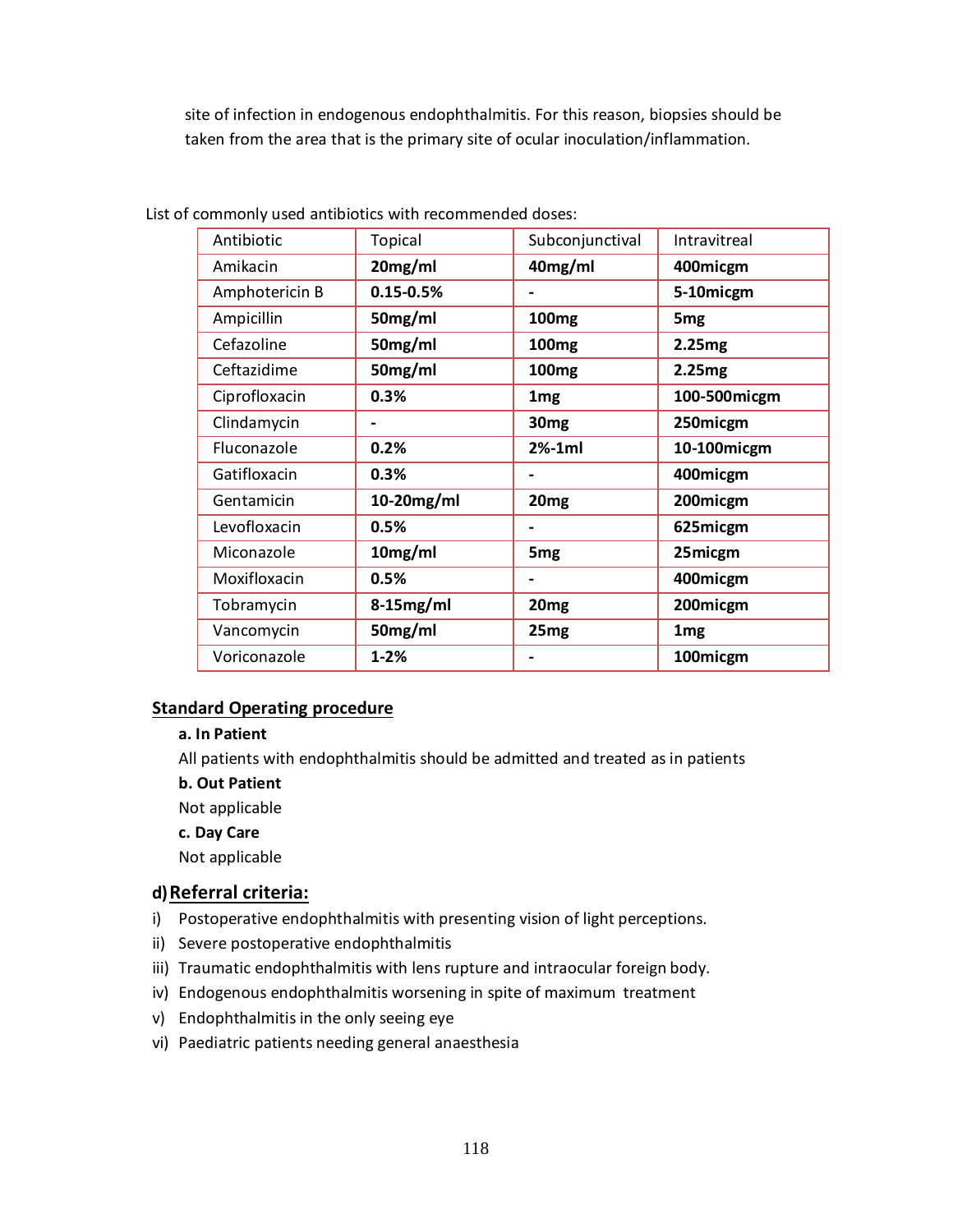site of infection in endogenous endophthalmitis. For this reason, biopsies should be taken from the area that is the primary site of ocular inoculation/inflammation.

List of commonly used antibiotics with recommended doses:

| Antibiotic | Topical | Subconjunctival | Intravitreal |
|---|---|---|---|
| Amikacin | **20mg/ml** | **40mg/ml** | **400micgm** |
| Amphotericin B | **0.15-0.5%** | **-** | **5-10micgm** |
| Ampicillin | **50mg/ml** | **100mg** | **5mg** |
| Cefazoline | **50mg/ml** | **100mg** | **2.25mg** |
| Ceftazidime | **50mg/ml** | **100mg** | **2.25mg** |
| Ciprofloxacin | **0.3%** | **1mg** | **100-500micgm** |
| Clindamycin | **-** | **30mg** | **250micgm** |
| Fluconazole | **0.2%** | **2%-1ml** | **10-100micgm** |
| Gatifloxacin | **0.3%** | **-** | **400micgm** |
| Gentamicin | **10-20mg/ml** | **20mg** | **200micgm** |
| Levofloxacin | **0.5%** | **-** | **625micgm** |
| Miconazole | **10mg/ml** | **5mg** | **25micgm** |
| Moxifloxacin | **0.5%** | **-** | **400micgm** |
| Tobramycin | **8-15mg/ml** | **20mg** | **200micgm** |
| Vancomycin | **50mg/ml** | **25mg** | **1mg** |
| Voriconazole | **1-2%** | **-** | **100micgm** |

## Standard Operating procedure

**a. In Patient**

All patients with endophthalmitis should be admitted and treated as in patients

**b. Out Patient**

Not applicable

**c. Day Care**

Not applicable

## d) Referral criteria:

i) Postoperative endophthalmitis with presenting vision of light perceptions.
ii) Severe postoperative endophthalmitis
iii) Traumatic endophthalmitis with lens rupture and intraocular foreign body.
iv) Endogenous endophthalmitis worsening in spite of maximum treatment
v) Endophthalmitis in the only seeing eye
vi) Paediatric patients needing general anaesthesia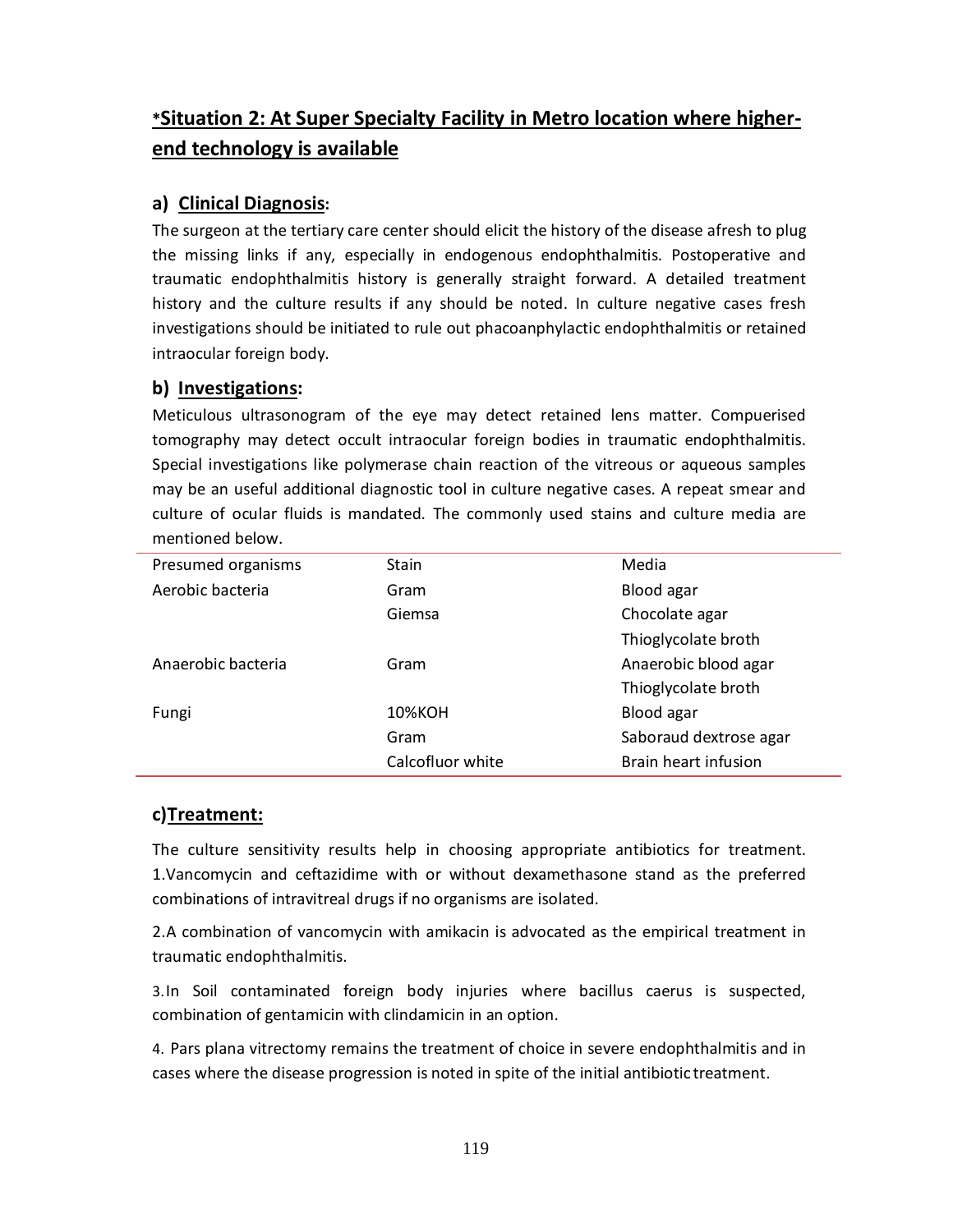## *Situation 2: At Super Specialty Facility in Metro location where higher-end technology is available

### a) Clinical Diagnosis:

The surgeon at the tertiary care center should elicit the history of the disease afresh to plug the missing links if any, especially in endogenous endophthalmitis. Postoperative and traumatic endophthalmitis history is generally straight forward. A detailed treatment history and the culture results if any should be noted. In culture negative cases fresh investigations should be initiated to rule out phacoanphylactic endophthalmitis or retained intraocular foreign body.

### b) Investigations:

Meticulous ultrasonogram of the eye may detect retained lens matter. Compuerised tomography may detect occult intraocular foreign bodies in traumatic endophthalmitis. Special investigations like polymerase chain reaction of the vitreous or aqueous samples may be an useful additional diagnostic tool in culture negative cases. A repeat smear and culture of ocular fluids is mandated. The commonly used stains and culture media are mentioned below.

| Presumed organisms | Stain | Media |
|---|---|---|
| Aerobic bacteria | Gram | Blood agar |
| | Giemsa | Chocolate agar |
| | | Thioglycolate broth |
| Anaerobic bacteria | Gram | Anaerobic blood agar |
| | | Thioglycolate broth |
| Fungi | 10%KOH | Blood agar |
| | Gram | Saboraud dextrose agar |
| | Calcofluor white | Brain heart infusion |

### c)Treatment:

The culture sensitivity results help in choosing appropriate antibiotics for treatment.

1.Vancomycin and ceftazidime with or without dexamethasone stand as the preferred combinations of intravitreal drugs if no organisms are isolated.

2.A combination of vancomycin with amikacin is advocated as the empirical treatment in traumatic endophthalmitis.

3.In Soil contaminated foreign body injuries where bacillus caerus is suspected, combination of gentamicin with clindamicin in an option.

4. Pars plana vitrectomy remains the treatment of choice in severe endophthalmitis and in cases where the disease progression is noted in spite of the initial antibiotic treatment.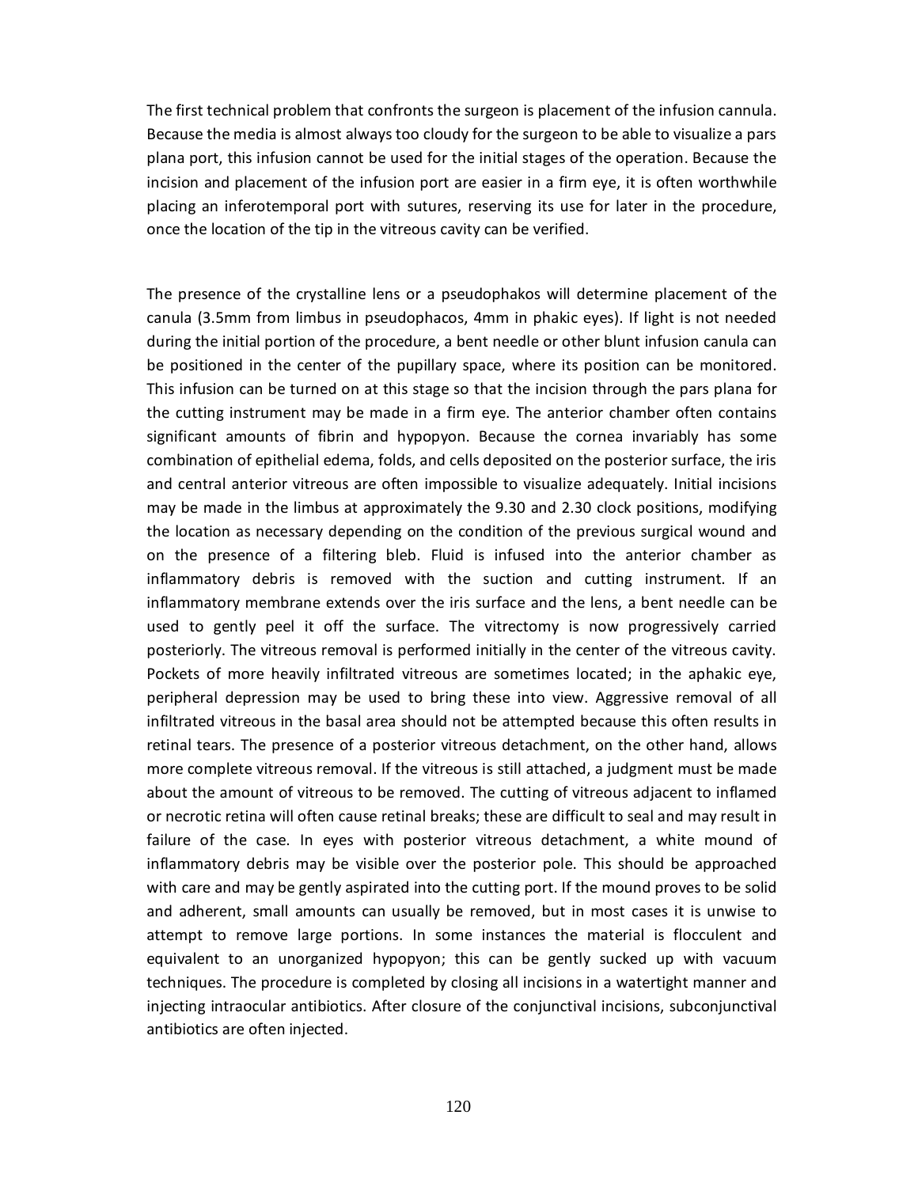The first technical problem that confronts the surgeon is placement of the infusion cannula. Because the media is almost always too cloudy for the surgeon to be able to visualize a pars plana port, this infusion cannot be used for the initial stages of the operation. Because the incision and placement of the infusion port are easier in a firm eye, it is often worthwhile placing an inferotemporal port with sutures, reserving its use for later in the procedure, once the location of the tip in the vitreous cavity can be verified.

The presence of the crystalline lens or a pseudophakos will determine placement of the canula (3.5mm from limbus in pseudophacos, 4mm in phakic eyes). If light is not needed during the initial portion of the procedure, a bent needle or other blunt infusion canula can be positioned in the center of the pupillary space, where its position can be monitored. This infusion can be turned on at this stage so that the incision through the pars plana for the cutting instrument may be made in a firm eye. The anterior chamber often contains significant amounts of fibrin and hypopyon. Because the cornea invariably has some combination of epithelial edema, folds, and cells deposited on the posterior surface, the iris and central anterior vitreous are often impossible to visualize adequately. Initial incisions may be made in the limbus at approximately the 9.30 and 2.30 clock positions, modifying the location as necessary depending on the condition of the previous surgical wound and on the presence of a filtering bleb. Fluid is infused into the anterior chamber as inflammatory debris is removed with the suction and cutting instrument. If an inflammatory membrane extends over the iris surface and the lens, a bent needle can be used to gently peel it off the surface. The vitrectomy is now progressively carried posteriorly. The vitreous removal is performed initially in the center of the vitreous cavity. Pockets of more heavily infiltrated vitreous are sometimes located; in the aphakic eye, peripheral depression may be used to bring these into view. Aggressive removal of all infiltrated vitreous in the basal area should not be attempted because this often results in retinal tears. The presence of a posterior vitreous detachment, on the other hand, allows more complete vitreous removal. If the vitreous is still attached, a judgment must be made about the amount of vitreous to be removed. The cutting of vitreous adjacent to inflamed or necrotic retina will often cause retinal breaks; these are difficult to seal and may result in failure of the case. In eyes with posterior vitreous detachment, a white mound of inflammatory debris may be visible over the posterior pole. This should be approached with care and may be gently aspirated into the cutting port. If the mound proves to be solid and adherent, small amounts can usually be removed, but in most cases it is unwise to attempt to remove large portions. In some instances the material is flocculent and equivalent to an unorganized hypopyon; this can be gently sucked up with vacuum techniques. The procedure is completed by closing all incisions in a watertight manner and injecting intraocular antibiotics. After closure of the conjunctival incisions, subconjunctival antibiotics are often injected.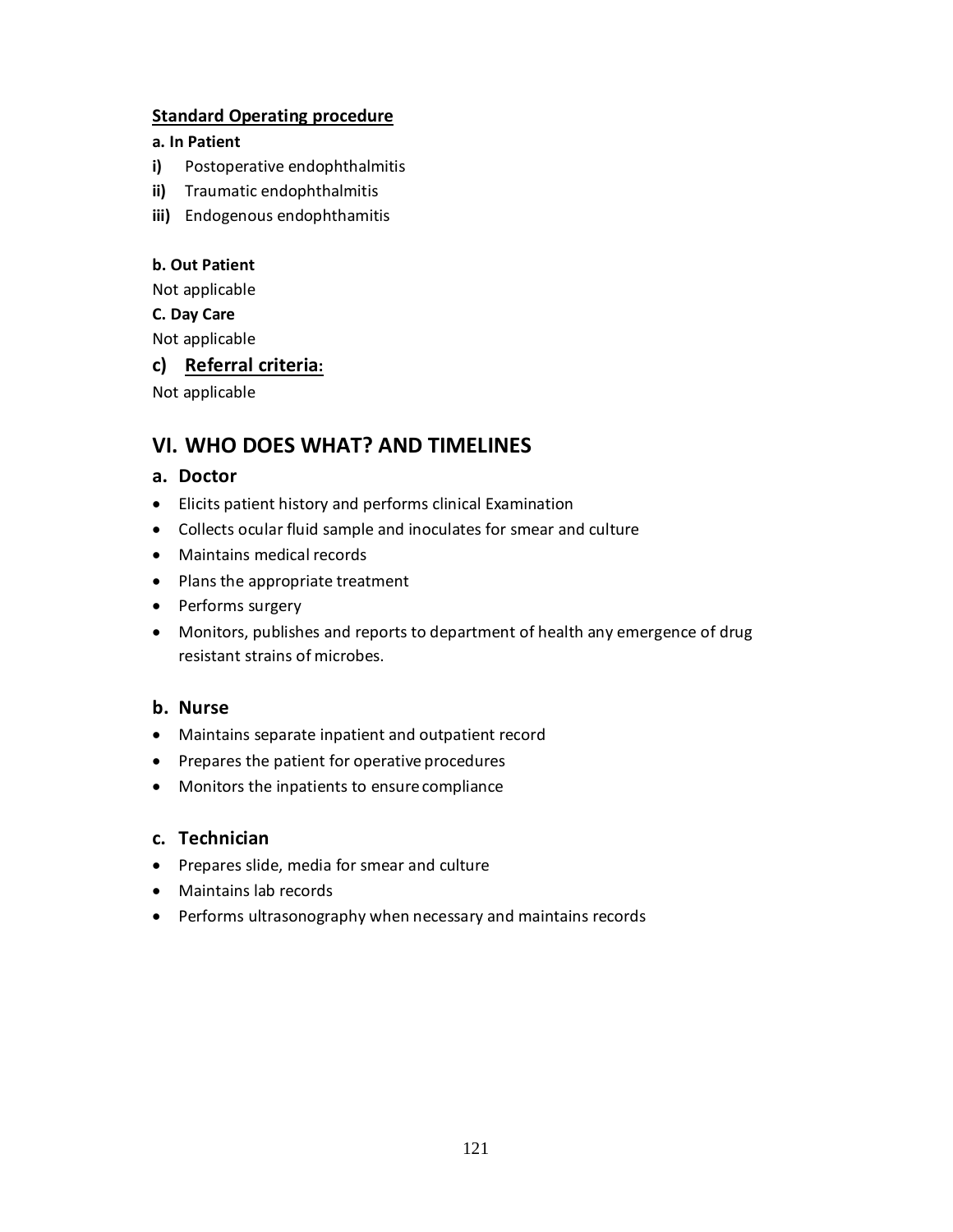**Standard Operating procedure**

**a. In Patient**

**i)** Postoperative endophthalmitis

**ii)** Traumatic endophthalmitis

**iii)** Endogenous endophthamitis

**b. Out Patient**

Not applicable

**C. Day Care**

Not applicable

## c) Referral criteria:

Not applicable

# VI. WHO DOES WHAT? AND TIMELINES

## a. Doctor

- Elicits patient history and performs clinical Examination
- Collects ocular fluid sample and inoculates for smear and culture
- Maintains medical records
- Plans the appropriate treatment
- Performs surgery
- Monitors, publishes and reports to department of health any emergence of drug resistant strains of microbes.

## b. Nurse

- Maintains separate inpatient and outpatient record
- Prepares the patient for operative procedures
- Monitors the inpatients to ensure compliance

## c. Technician

- Prepares slide, media for smear and culture
- Maintains lab records
- Performs ultrasonography when necessary and maintains records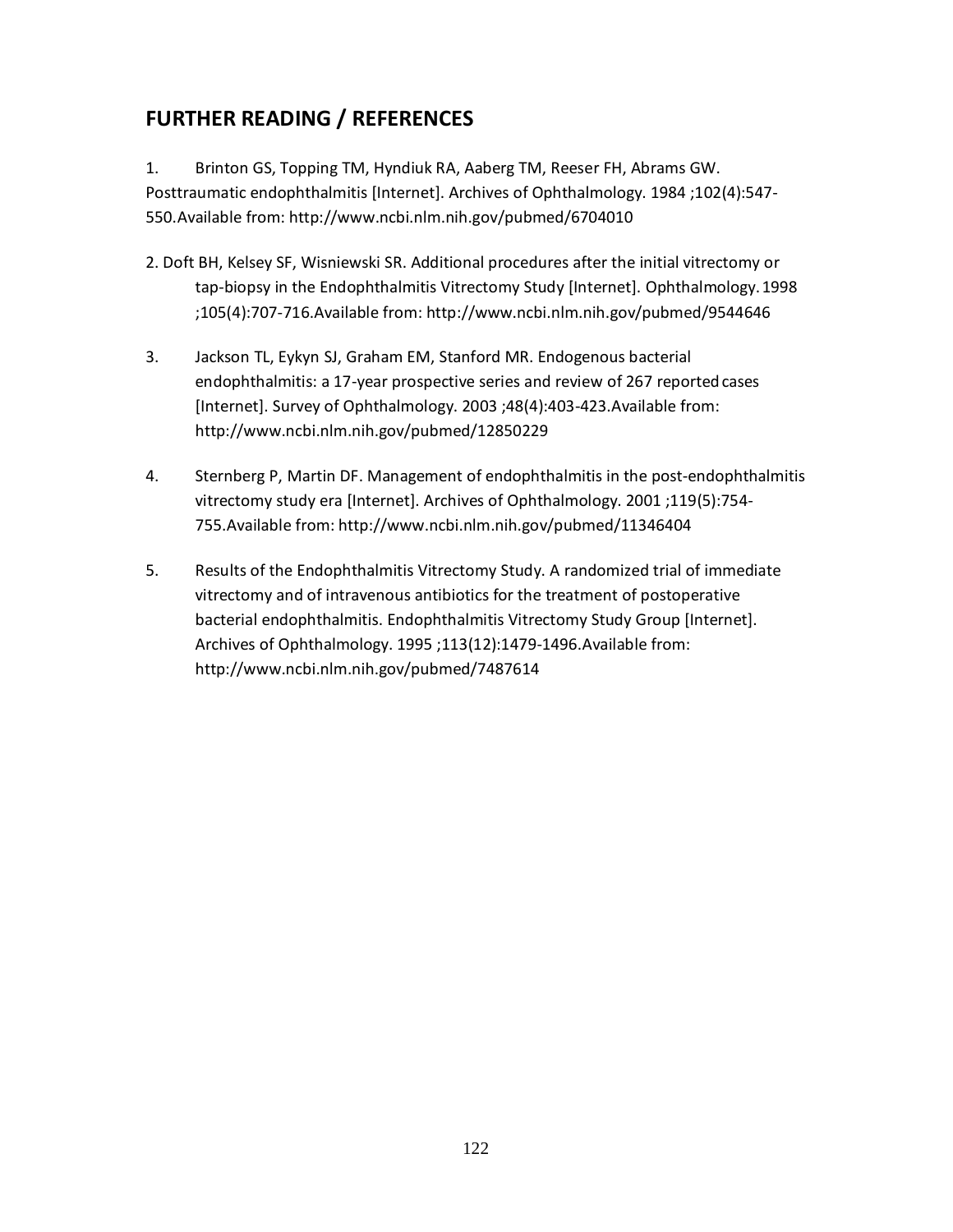## FURTHER READING / REFERENCES

1. Brinton GS, Topping TM, Hyndiuk RA, Aaberg TM, Reeser FH, Abrams GW. Posttraumatic endophthalmitis [Internet]. Archives of Ophthalmology. 1984 ;102(4):547-550.Available from: http://www.ncbi.nlm.nih.gov/pubmed/6704010

2. Doft BH, Kelsey SF, Wisniewski SR. Additional procedures after the initial vitrectomy or tap-biopsy in the Endophthalmitis Vitrectomy Study [Internet]. Ophthalmology. 1998 ;105(4):707-716.Available from: http://www.ncbi.nlm.nih.gov/pubmed/9544646

3. Jackson TL, Eykyn SJ, Graham EM, Stanford MR. Endogenous bacterial endophthalmitis: a 17-year prospective series and review of 267 reported cases [Internet]. Survey of Ophthalmology. 2003 ;48(4):403-423.Available from: http://www.ncbi.nlm.nih.gov/pubmed/12850229

4. Sternberg P, Martin DF. Management of endophthalmitis in the post-endophthalmitis vitrectomy study era [Internet]. Archives of Ophthalmology. 2001 ;119(5):754-755.Available from: http://www.ncbi.nlm.nih.gov/pubmed/11346404

5. Results of the Endophthalmitis Vitrectomy Study. A randomized trial of immediate vitrectomy and of intravenous antibiotics for the treatment of postoperative bacterial endophthalmitis. Endophthalmitis Vitrectomy Study Group [Internet]. Archives of Ophthalmology. 1995 ;113(12):1479-1496.Available from: http://www.ncbi.nlm.nih.gov/pubmed/7487614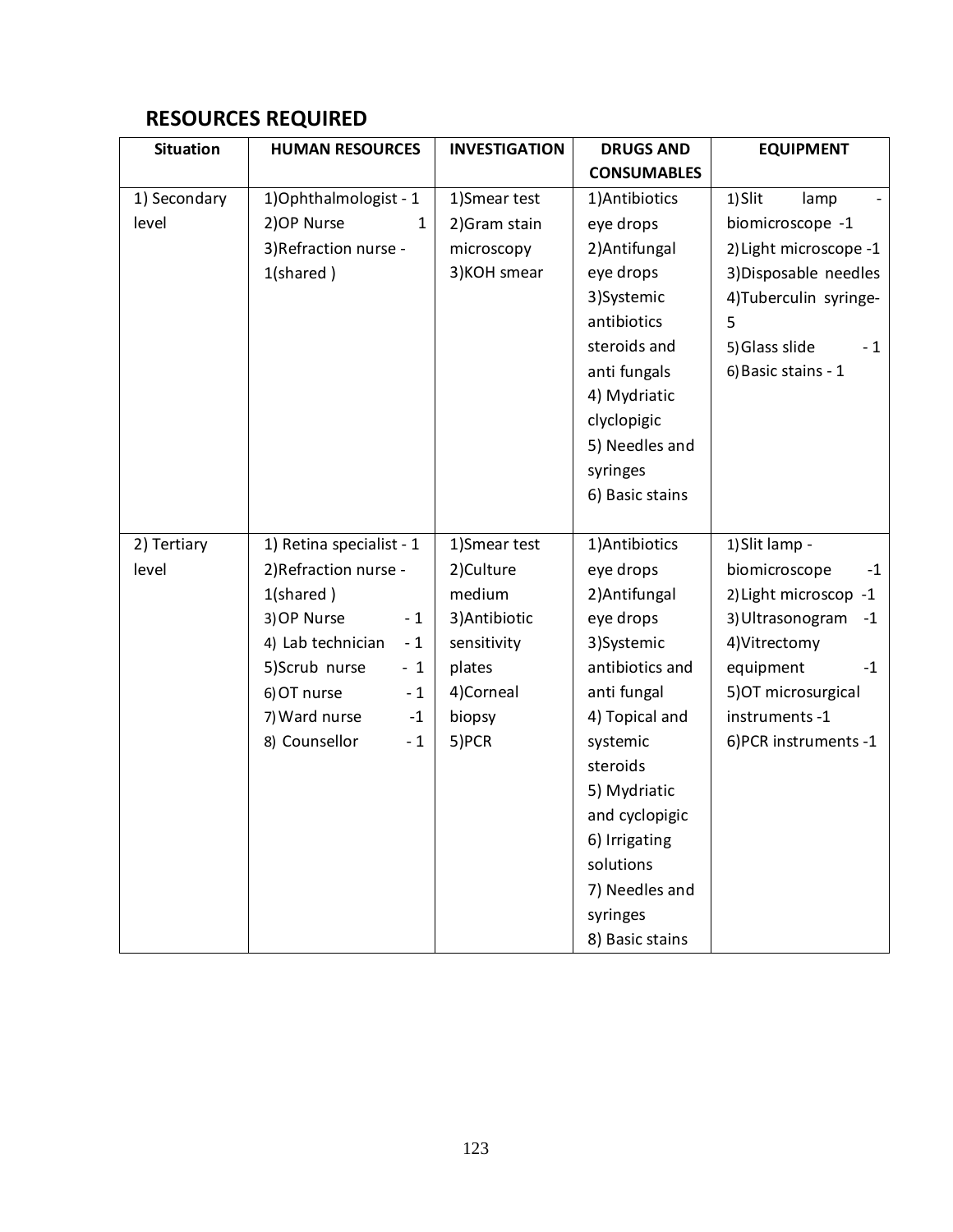## RESOURCES REQUIRED

| Situation | HUMAN RESOURCES | INVESTIGATION | DRUGS AND CONSUMABLES | EQUIPMENT |
|---|---|---|---|---|
| 1) Secondary level | 1)Ophthalmologist - 1<br>2)OP Nurse 1<br>3)Refraction nurse - 1(shared ) | 1)Smear test<br>2)Gram stain microscopy<br>3)KOH smear | 1)Antibiotics eye drops<br>2)Antifungal eye drops<br>3)Systemic antibiotics steroids and anti fungals<br>4) Mydriatic clyclopigic<br>5) Needles and syringes<br>6) Basic stains | 1) Slit lamp - biomicroscope -1<br>2) Light microscope -1<br>3)Disposable needles<br>4)Tuberculin syringe-5<br>5) Glass slide - 1<br>6) Basic stains - 1 |
| 2) Tertiary level | 1) Retina specialist - 1<br>2)Refraction nurse - 1(shared )<br>3) OP Nurse - 1<br>4) Lab technician - 1<br>5)Scrub nurse - 1<br>6) OT nurse - 1<br>7) Ward nurse -1<br>8) Counsellor - 1 | 1)Smear test<br>2)Culture medium<br>3)Antibiotic sensitivity plates<br>4)Corneal biopsy<br>5)PCR | 1)Antibiotics eye drops<br>2)Antifungal eye drops<br>3)Systemic antibiotics and anti fungal<br>4) Topical and systemic steroids<br>5) Mydriatic and cyclopigic<br>6) Irrigating solutions<br>7) Needles and syringes<br>8) Basic stains | 1) Slit lamp - biomicroscope -1<br>2) Light microscop -1<br>3) Ultrasonogram -1<br>4)Vitrectomy equipment -1<br>5)OT microsurgical instruments -1<br>6)PCR instruments -1 |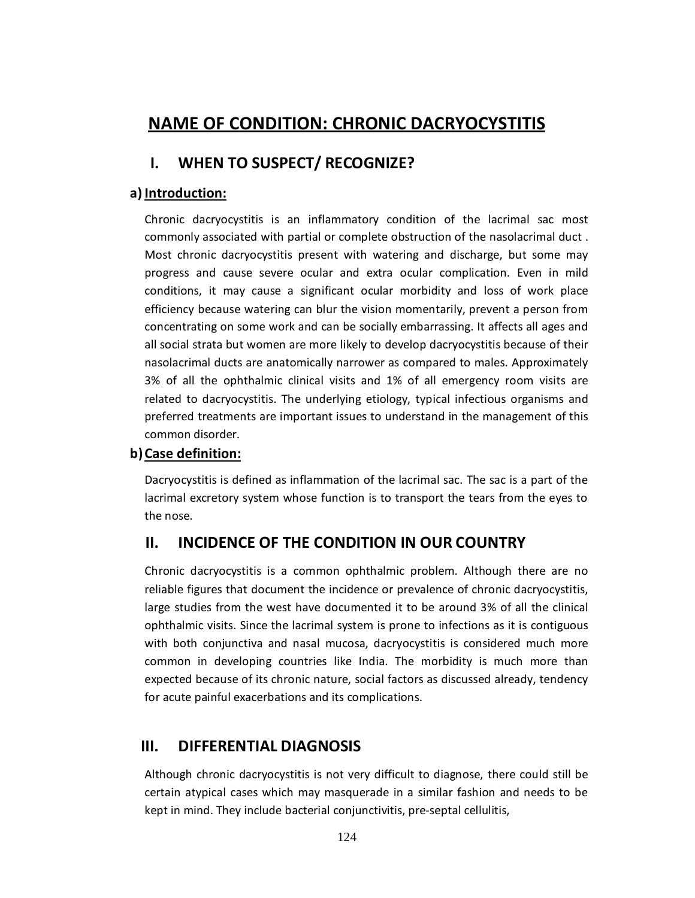# NAME OF CONDITION: CHRONIC DACRYOCYSTITIS

## I. WHEN TO SUSPECT/ RECOGNIZE?

### a) Introduction:

Chronic dacryocystitis is an inflammatory condition of the lacrimal sac most commonly associated with partial or complete obstruction of the nasolacrimal duct . Most chronic dacryocystitis present with watering and discharge, but some may progress and cause severe ocular and extra ocular complication. Even in mild conditions, it may cause a significant ocular morbidity and loss of work place efficiency because watering can blur the vision momentarily, prevent a person from concentrating on some work and can be socially embarrassing. It affects all ages and all social strata but women are more likely to develop dacryocystitis because of their nasolacrimal ducts are anatomically narrower as compared to males. Approximately 3% of all the ophthalmic clinical visits and 1% of all emergency room visits are related to dacryocystitis. The underlying etiology, typical infectious organisms and preferred treatments are important issues to understand in the management of this common disorder.

### b) Case definition:

Dacryocystitis is defined as inflammation of the lacrimal sac. The sac is a part of the lacrimal excretory system whose function is to transport the tears from the eyes to the nose.

## II. INCIDENCE OF THE CONDITION IN OUR COUNTRY

Chronic dacryocystitis is a common ophthalmic problem. Although there are no reliable figures that document the incidence or prevalence of chronic dacryocystitis, large studies from the west have documented it to be around 3% of all the clinical ophthalmic visits. Since the lacrimal system is prone to infections as it is contiguous with both conjunctiva and nasal mucosa, dacryocystitis is considered much more common in developing countries like India. The morbidity is much more than expected because of its chronic nature, social factors as discussed already, tendency for acute painful exacerbations and its complications.

## III. DIFFERENTIAL DIAGNOSIS

Although chronic dacryocystitis is not very difficult to diagnose, there could still be certain atypical cases which may masquerade in a similar fashion and needs to be kept in mind. They include bacterial conjunctivitis, pre-septal cellulitis,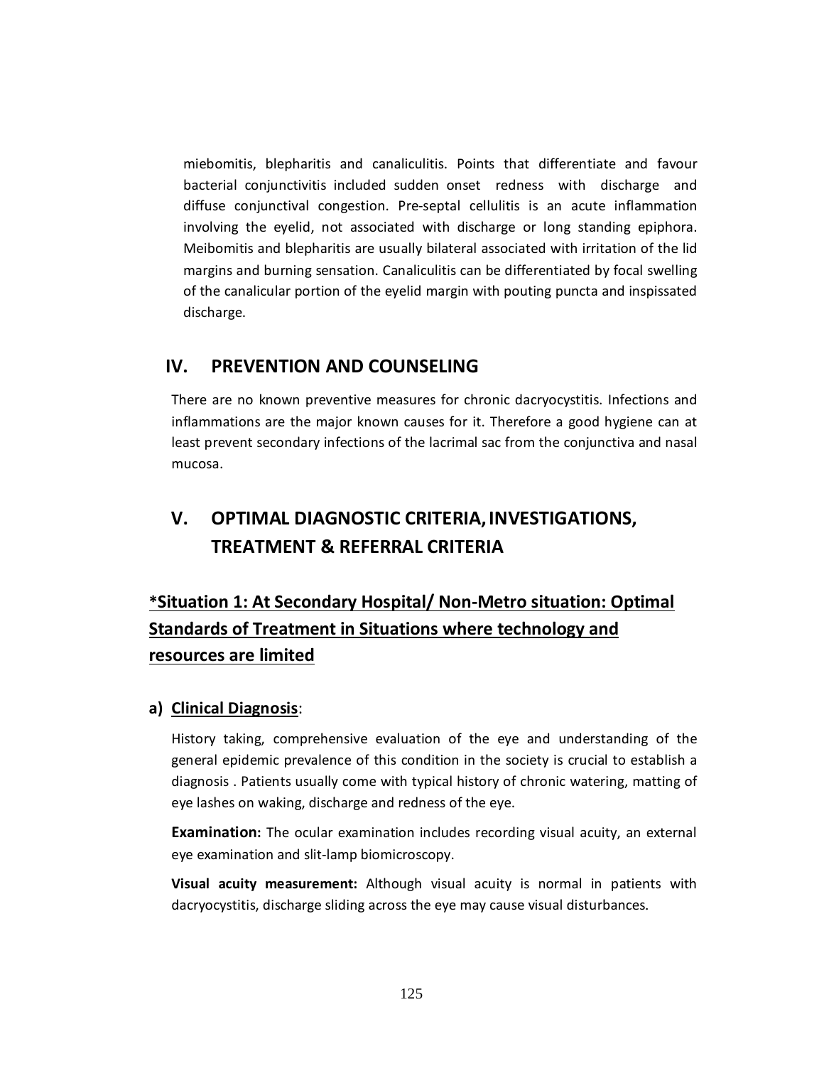miebomitis, blepharitis and canaliculitis. Points that differentiate and favour bacterial conjunctivitis included sudden onset redness with discharge and diffuse conjunctival congestion. Pre-septal cellulitis is an acute inflammation involving the eyelid, not associated with discharge or long standing epiphora. Meibomitis and blepharitis are usually bilateral associated with irritation of the lid margins and burning sensation. Canaliculitis can be differentiated by focal swelling of the canalicular portion of the eyelid margin with pouting puncta and inspissated discharge.

## IV. PREVENTION AND COUNSELING

There are no known preventive measures for chronic dacryocystitis. Infections and inflammations are the major known causes for it. Therefore a good hygiene can at least prevent secondary infections of the lacrimal sac from the conjunctiva and nasal mucosa.

## V. OPTIMAL DIAGNOSTIC CRITERIA, INVESTIGATIONS, TREATMENT & REFERRAL CRITERIA

### *Situation 1: At Secondary Hospital/ Non-Metro situation: Optimal Standards of Treatment in Situations where technology and resources are limited

#### a) Clinical Diagnosis:

History taking, comprehensive evaluation of the eye and understanding of the general epidemic prevalence of this condition in the society is crucial to establish a diagnosis . Patients usually come with typical history of chronic watering, matting of eye lashes on waking, discharge and redness of the eye.

**Examination:** The ocular examination includes recording visual acuity, an external eye examination and slit-lamp biomicroscopy.

**Visual acuity measurement:** Although visual acuity is normal in patients with dacryocystitis, discharge sliding across the eye may cause visual disturbances.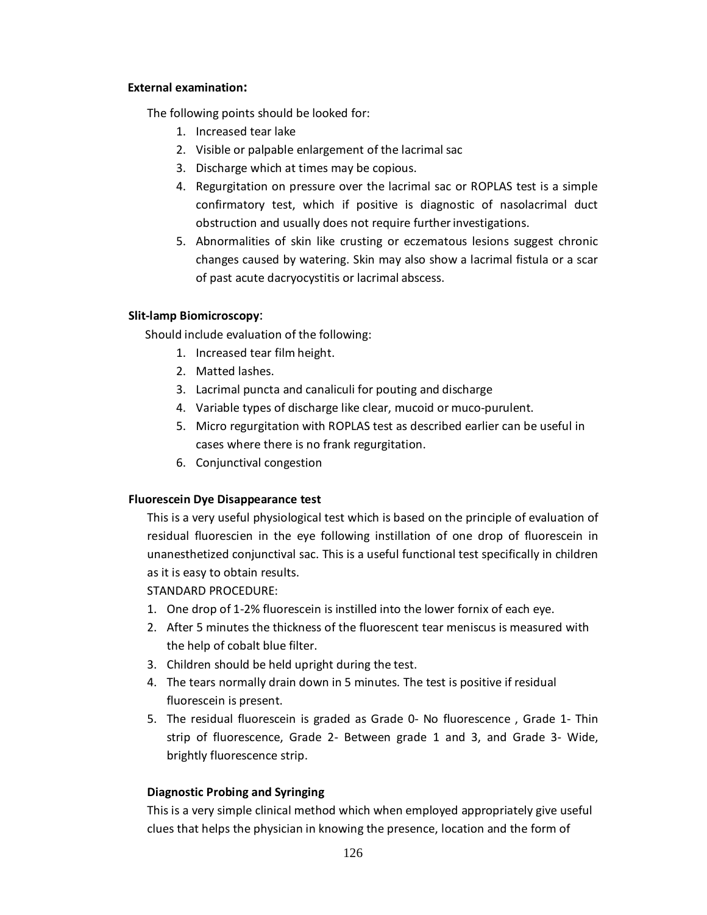**External examination:**

The following points should be looked for:

1. Increased tear lake
2. Visible or palpable enlargement of the lacrimal sac
3. Discharge which at times may be copious.
4. Regurgitation on pressure over the lacrimal sac or ROPLAS test is a simple confirmatory test, which if positive is diagnostic of nasolacrimal duct obstruction and usually does not require further investigations.
5. Abnormalities of skin like crusting or eczematous lesions suggest chronic changes caused by watering. Skin may also show a lacrimal fistula or a scar of past acute dacryocystitis or lacrimal abscess.

**Slit-lamp Biomicroscopy**:

Should include evaluation of the following:

1. Increased tear film height.
2. Matted lashes.
3. Lacrimal puncta and canaliculi for pouting and discharge
4. Variable types of discharge like clear, mucoid or muco-purulent.
5. Micro regurgitation with ROPLAS test as described earlier can be useful in cases where there is no frank regurgitation.
6. Conjunctival congestion

**Fluorescein Dye Disappearance test**

This is a very useful physiological test which is based on the principle of evaluation of residual fluorescien in the eye following instillation of one drop of fluorescein in unanesthetized conjunctival sac. This is a useful functional test specifically in children as it is easy to obtain results.

STANDARD PROCEDURE:

1. One drop of 1-2% fluorescein is instilled into the lower fornix of each eye.
2. After 5 minutes the thickness of the fluorescent tear meniscus is measured with the help of cobalt blue filter.
3. Children should be held upright during the test.
4. The tears normally drain down in 5 minutes. The test is positive if residual fluorescein is present.
5. The residual fluorescein is graded as Grade 0- No fluorescence , Grade 1- Thin strip of fluorescence, Grade 2- Between grade 1 and 3, and Grade 3- Wide, brightly fluorescence strip.

**Diagnostic Probing and Syringing**

This is a very simple clinical method which when employed appropriately give useful clues that helps the physician in knowing the presence, location and the form of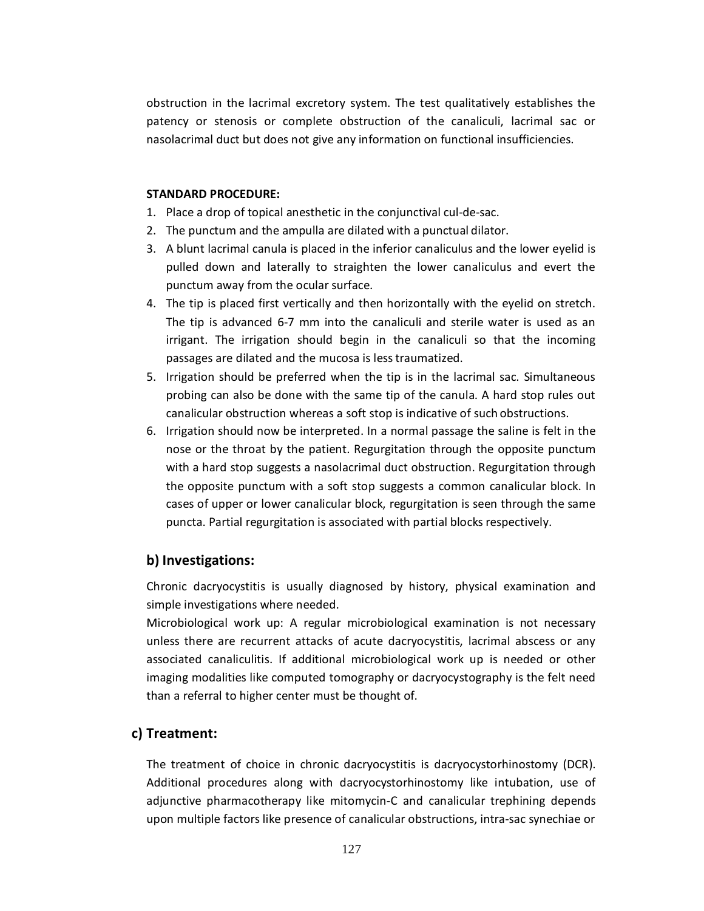obstruction in the lacrimal excretory system. The test qualitatively establishes the patency or stenosis or complete obstruction of the canaliculi, lacrimal sac or nasolacrimal duct but does not give any information on functional insufficiencies.

**STANDARD PROCEDURE:**

1. Place a drop of topical anesthetic in the conjunctival cul-de-sac.
2. The punctum and the ampulla are dilated with a punctual dilator.
3. A blunt lacrimal canula is placed in the inferior canaliculus and the lower eyelid is pulled down and laterally to straighten the lower canaliculus and evert the punctum away from the ocular surface.
4. The tip is placed first vertically and then horizontally with the eyelid on stretch. The tip is advanced 6-7 mm into the canaliculi and sterile water is used as an irrigant. The irrigation should begin in the canaliculi so that the incoming passages are dilated and the mucosa is less traumatized.
5. Irrigation should be preferred when the tip is in the lacrimal sac. Simultaneous probing can also be done with the same tip of the canula. A hard stop rules out canalicular obstruction whereas a soft stop is indicative of such obstructions.
6. Irrigation should now be interpreted. In a normal passage the saline is felt in the nose or the throat by the patient. Regurgitation through the opposite punctum with a hard stop suggests a nasolacrimal duct obstruction. Regurgitation through the opposite punctum with a soft stop suggests a common canalicular block. In cases of upper or lower canalicular block, regurgitation is seen through the same puncta. Partial regurgitation is associated with partial blocks respectively.

## b) Investigations:

Chronic dacryocystitis is usually diagnosed by history, physical examination and simple investigations where needed.

Microbiological work up: A regular microbiological examination is not necessary unless there are recurrent attacks of acute dacryocystitis, lacrimal abscess or any associated canaliculitis. If additional microbiological work up is needed or other imaging modalities like computed tomography or dacryocystography is the felt need than a referral to higher center must be thought of.

## c) Treatment:

The treatment of choice in chronic dacryocystitis is dacryocystorhinostomy (DCR). Additional procedures along with dacryocystorhinostomy like intubation, use of adjunctive pharmacotherapy like mitomycin-C and canalicular trephining depends upon multiple factors like presence of canalicular obstructions, intra-sac synechiae or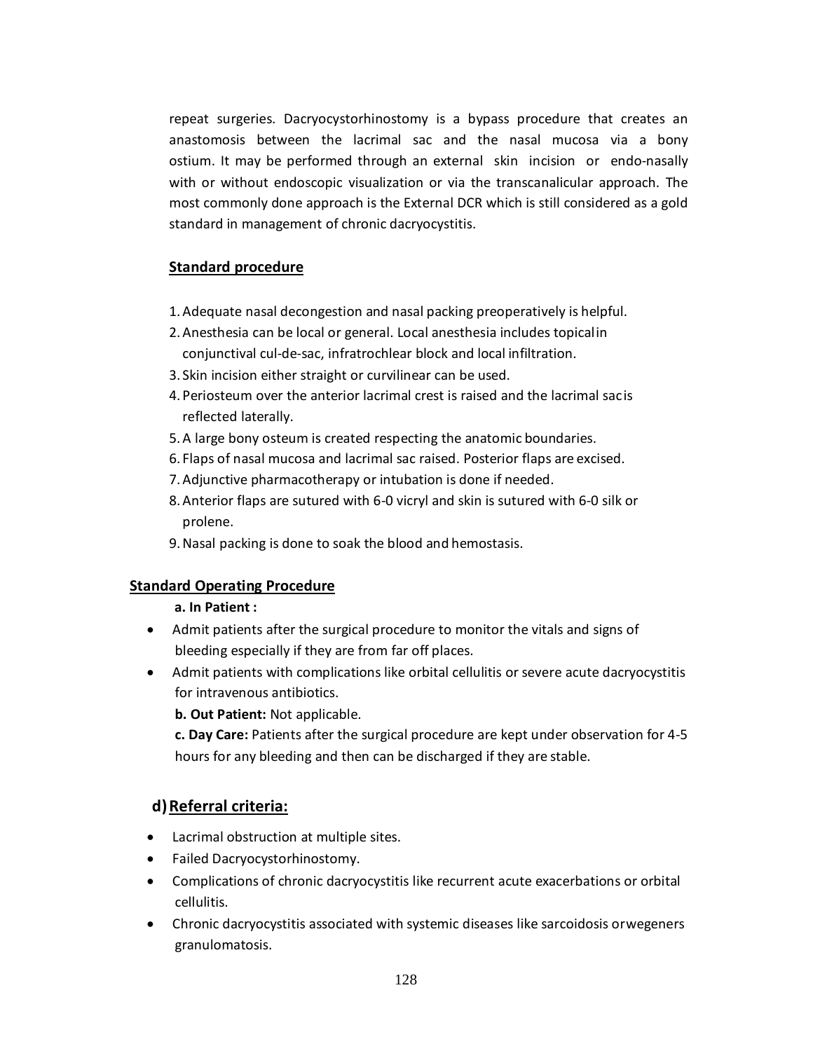repeat surgeries. Dacryocystorhinostomy is a bypass procedure that creates an anastomosis between the lacrimal sac and the nasal mucosa via a bony ostium. It may be performed through an external skin incision or endo-nasally with or without endoscopic visualization or via the transcanalicular approach. The most commonly done approach is the External DCR which is still considered as a gold standard in management of chronic dacryocystitis.

**Standard procedure**

1. Adequate nasal decongestion and nasal packing preoperatively is helpful.
2. Anesthesia can be local or general. Local anesthesia includes topical in conjunctival cul-de-sac, infratrochlear block and local infiltration.
3. Skin incision either straight or curvilinear can be used.
4. Periosteum over the anterior lacrimal crest is raised and the lacrimal sac is reflected laterally.
5. A large bony osteum is created respecting the anatomic boundaries.
6. Flaps of nasal mucosa and lacrimal sac raised. Posterior flaps are excised.
7. Adjunctive pharmacotherapy or intubation is done if needed.
8. Anterior flaps are sutured with 6-0 vicryl and skin is sutured with 6-0 silk or prolene.
9. Nasal packing is done to soak the blood and hemostasis.

## Standard Operating Procedure

**a. In Patient :**

- Admit patients after the surgical procedure to monitor the vitals and signs of bleeding especially if they are from far off places.
- Admit patients with complications like orbital cellulitis or severe acute dacryocystitis for intravenous antibiotics.

**b. Out Patient:** Not applicable.

**c. Day Care:** Patients after the surgical procedure are kept under observation for 4-5 hours for any bleeding and then can be discharged if they are stable.

## d) Referral criteria:

- Lacrimal obstruction at multiple sites.
- Failed Dacryocystorhinostomy.
- Complications of chronic dacryocystitis like recurrent acute exacerbations or orbital cellulitis.
- Chronic dacryocystitis associated with systemic diseases like sarcoidosis or wegeners granulomatosis.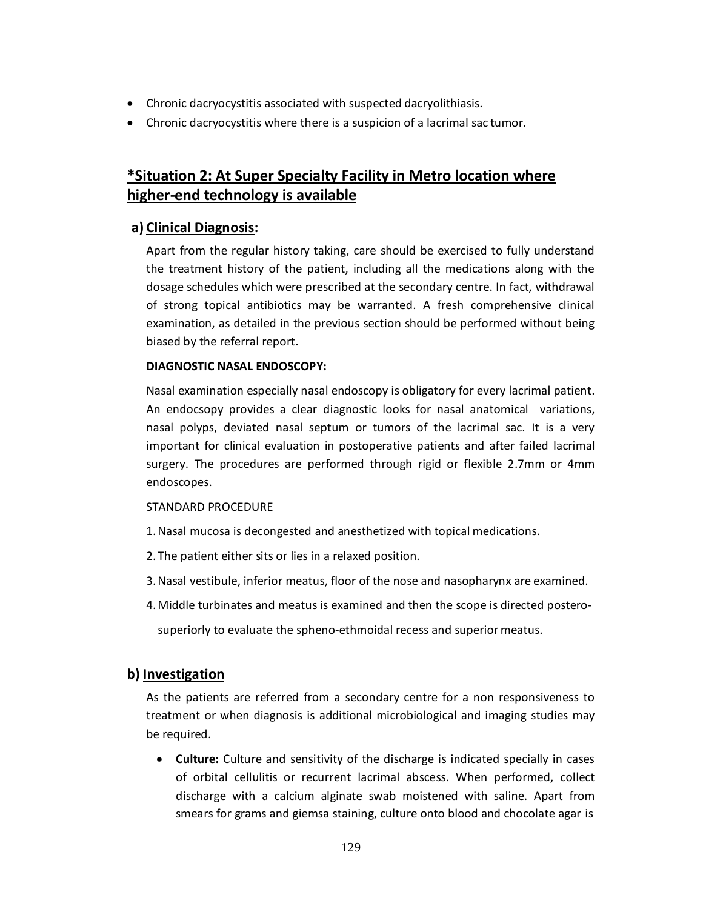- Chronic dacryocystitis associated with suspected dacryolithiasis.
- Chronic dacryocystitis where there is a suspicion of a lacrimal sac tumor.

## **\*Situation 2: At Super Specialty Facility in Metro location where higher-end technology is available**

### a) **Clinical Diagnosis:**

Apart from the regular history taking, care should be exercised to fully understand the treatment history of the patient, including all the medications along with the dosage schedules which were prescribed at the secondary centre. In fact, withdrawal of strong topical antibiotics may be warranted. A fresh comprehensive clinical examination, as detailed in the previous section should be performed without being biased by the referral report.

**DIAGNOSTIC NASAL ENDOSCOPY:**

Nasal examination especially nasal endoscopy is obligatory for every lacrimal patient. An endocsopy provides a clear diagnostic looks for nasal anatomical variations, nasal polyps, deviated nasal septum or tumors of the lacrimal sac. It is a very important for clinical evaluation in postoperative patients and after failed lacrimal surgery. The procedures are performed through rigid or flexible 2.7mm or 4mm endoscopes.

STANDARD PROCEDURE

1. Nasal mucosa is decongested and anesthetized with topical medications.
2. The patient either sits or lies in a relaxed position.
3. Nasal vestibule, inferior meatus, floor of the nose and nasopharynx are examined.
4. Middle turbinates and meatus is examined and then the scope is directed postero-superiorly to evaluate the spheno-ethmoidal recess and superior meatus.

### b) **Investigation**

As the patients are referred from a secondary centre for a non responsiveness to treatment or when diagnosis is additional microbiological and imaging studies may be required.

- **Culture:** Culture and sensitivity of the discharge is indicated specially in cases of orbital cellulitis or recurrent lacrimal abscess. When performed, collect discharge with a calcium alginate swab moistened with saline. Apart from smears for grams and giemsa staining, culture onto blood and chocolate agar is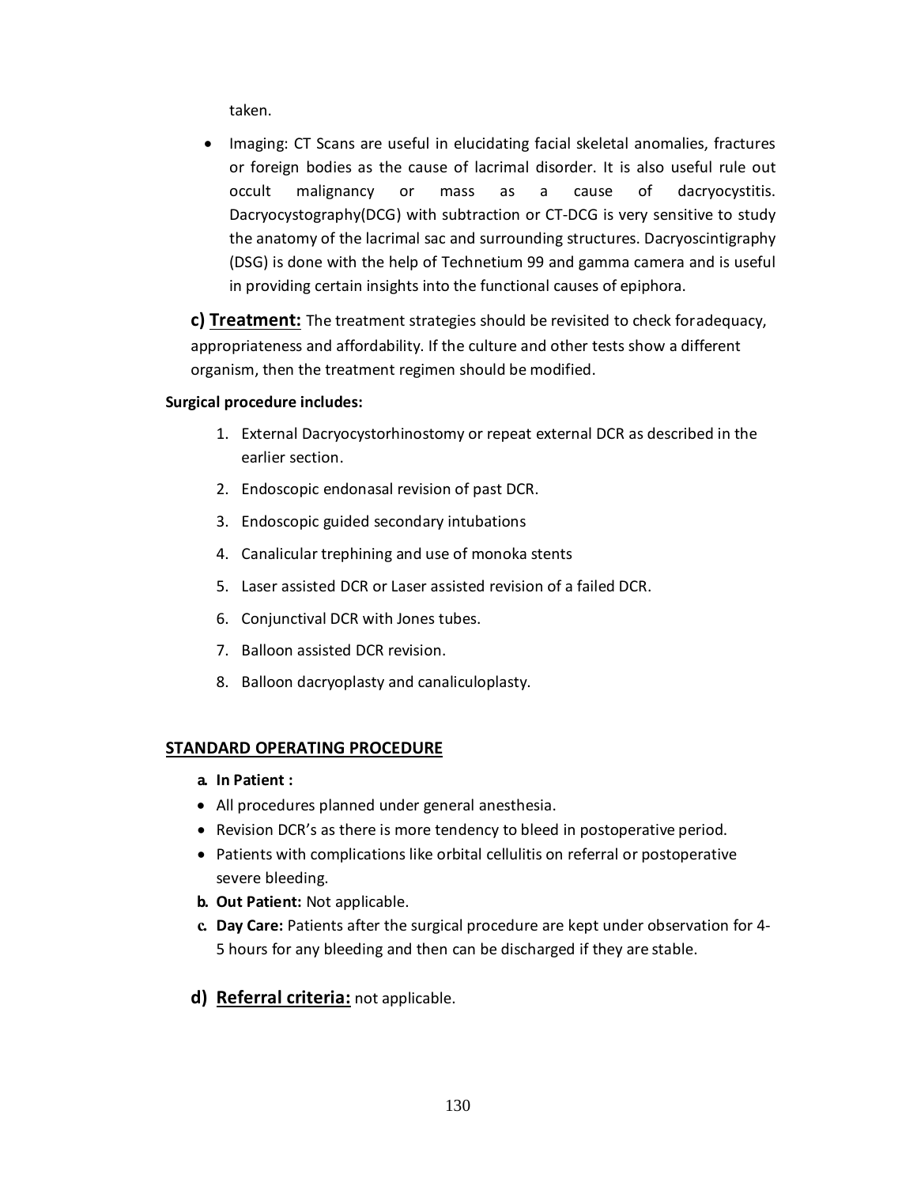taken.

- Imaging: CT Scans are useful in elucidating facial skeletal anomalies, fractures or foreign bodies as the cause of lacrimal disorder. It is also useful rule out occult malignancy or mass as a cause of dacryocystitis. Dacryocystography(DCG) with subtraction or CT-DCG is very sensitive to study the anatomy of the lacrimal sac and surrounding structures. Dacryoscintigraphy (DSG) is done with the help of Technetium 99 and gamma camera and is useful in providing certain insights into the functional causes of epiphora.

**c) <u>Treatment:</u>** The treatment strategies should be revisited to check foradequacy, appropriateness and affordability. If the culture and other tests show a different organism, then the treatment regimen should be modified.

**Surgical procedure includes:**

1. External Dacryocystorhinostomy or repeat external DCR as described in the earlier section.
2. Endoscopic endonasal revision of past DCR.
3. Endoscopic guided secondary intubations
4. Canalicular trephining and use of monoka stents
5. Laser assisted DCR or Laser assisted revision of a failed DCR.
6. Conjunctival DCR with Jones tubes.
7. Balloon assisted DCR revision.
8. Balloon dacryoplasty and canaliculoplasty.

## <u>STANDARD OPERATING PROCEDURE</u>

**a. In Patient :**

- All procedures planned under general anesthesia.
- Revision DCR's as there is more tendency to bleed in postoperative period.
- Patients with complications like orbital cellulitis on referral or postoperative severe bleeding.

**b. Out Patient:** Not applicable.

**c. Day Care:** Patients after the surgical procedure are kept under observation for 4-5 hours for any bleeding and then can be discharged if they are stable.

**d) <u>Referral criteria:</u>** not applicable.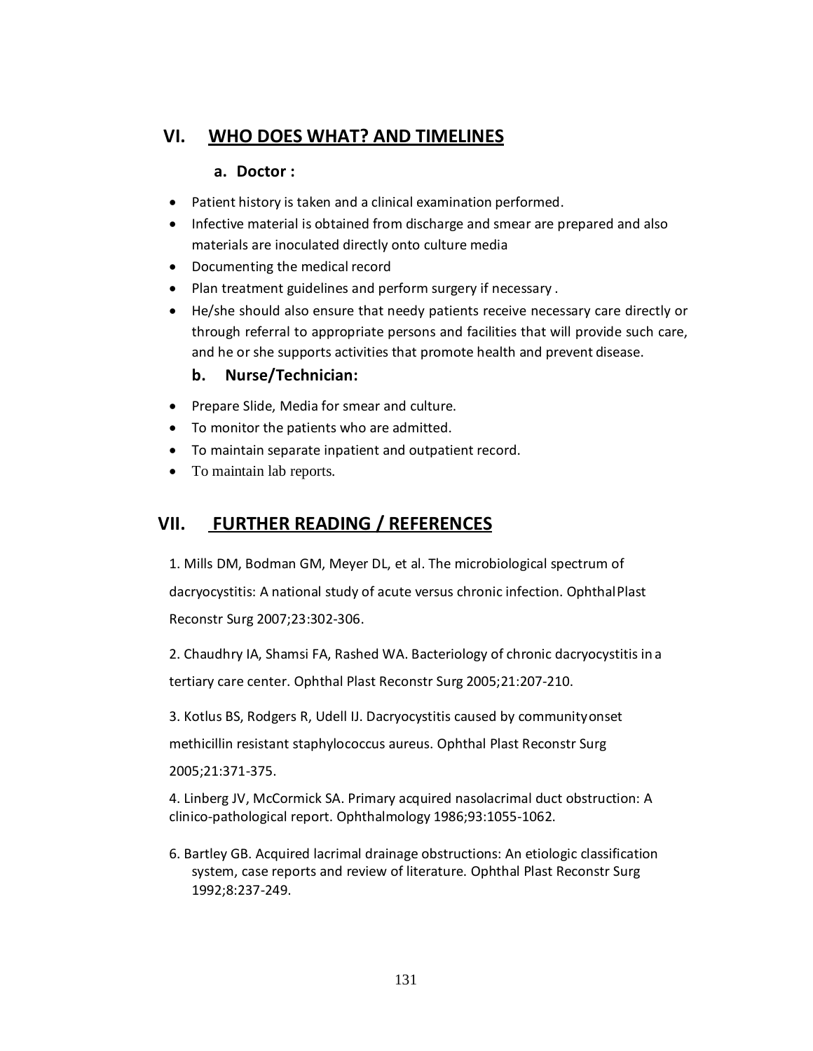## VI. WHO DOES WHAT? AND TIMELINES

### a. Doctor :

- Patient history is taken and a clinical examination performed.
- Infective material is obtained from discharge and smear are prepared and also materials are inoculated directly onto culture media
- Documenting the medical record
- Plan treatment guidelines and perform surgery if necessary .
- He/she should also ensure that needy patients receive necessary care directly or through referral to appropriate persons and facilities that will provide such care, and he or she supports activities that promote health and prevent disease.

### b. Nurse/Technician:

- Prepare Slide, Media for smear and culture.
- To monitor the patients who are admitted.
- To maintain separate inpatient and outpatient record.
- To maintain lab reports.

## VII. FURTHER READING / REFERENCES

1. Mills DM, Bodman GM, Meyer DL, et al. The microbiological spectrum of dacryocystitis: A national study of acute versus chronic infection. OphthalPlast Reconstr Surg 2007;23:302-306.

2. Chaudhry IA, Shamsi FA, Rashed WA. Bacteriology of chronic dacryocystitis in a tertiary care center. Ophthal Plast Reconstr Surg 2005;21:207-210.

3. Kotlus BS, Rodgers R, Udell IJ. Dacryocystitis caused by communityonset methicillin resistant staphylococcus aureus. Ophthal Plast Reconstr Surg 2005;21:371-375.

4. Linberg JV, McCormick SA. Primary acquired nasolacrimal duct obstruction: A clinico-pathological report. Ophthalmology 1986;93:1055-1062.

6. Bartley GB. Acquired lacrimal drainage obstructions: An etiologic classification system, case reports and review of literature. Ophthal Plast Reconstr Surg 1992;8:237-249.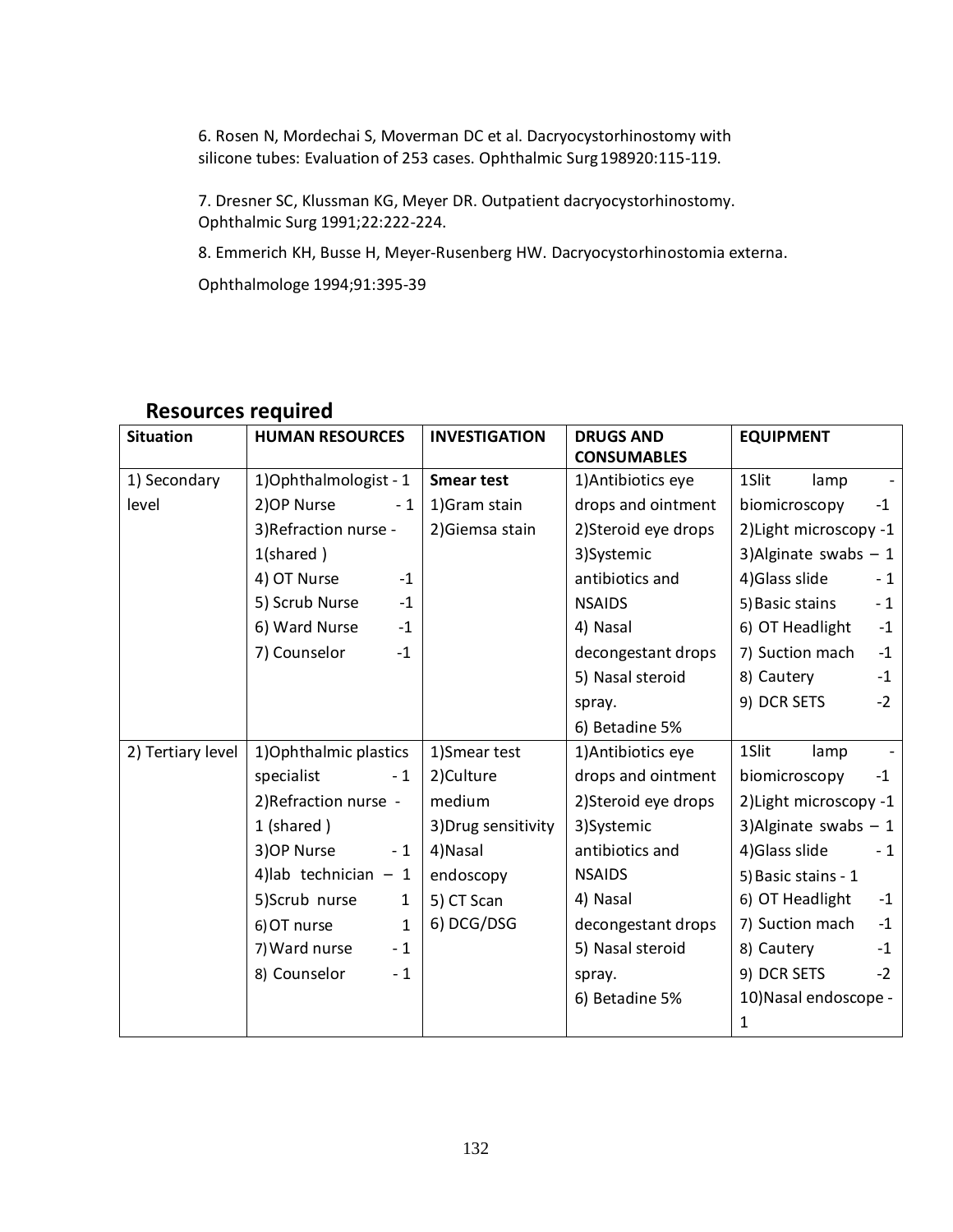6. Rosen N, Mordechai S, Moverman DC et al. Dacryocystorhinostomy with silicone tubes: Evaluation of 253 cases. Ophthalmic Surg 198920:115-119.

7. Dresner SC, Klussman KG, Meyer DR. Outpatient dacryocystorhinostomy. Ophthalmic Surg 1991;22:222-224.

8. Emmerich KH, Busse H, Meyer-Rusenberg HW. Dacryocystorhinostomia externa.

Ophthalmologe 1994;91:395-39

## Resources required

| Situation | HUMAN RESOURCES | INVESTIGATION | DRUGS AND CONSUMABLES | EQUIPMENT |
|---|---|---|---|---|
| 1) Secondary level | 1)Ophthalmologist - 1<br>2)OP Nurse - 1<br>3)Refraction nurse - 1(shared )<br>4) OT Nurse -1<br>5) Scrub Nurse -1<br>6) Ward Nurse -1<br>7) Counselor -1 | **Smear test**<br>1)Gram stain<br>2)Giemsa stain | 1)Antibiotics eye drops and ointment<br>2)Steroid eye drops<br>3)Systemic antibiotics and NSAIDS<br>4) Nasal decongestant drops<br>5) Nasal steroid spray.<br>6) Betadine 5% | 1Slit lamp - biomicroscopy -1<br>2)Light microscopy -1<br>3)Alginate swabs – 1<br>4)Glass slide - 1<br>5) Basic stains - 1<br>6) OT Headlight -1<br>7) Suction mach -1<br>8) Cautery -1<br>9) DCR SETS -2 |
| 2) Tertiary level | 1)Ophthalmic plastics specialist - 1<br>2)Refraction nurse - 1 (shared )<br>3)OP Nurse - 1<br>4)lab technician – 1<br>5)Scrub nurse 1<br>6) OT nurse 1<br>7) Ward nurse - 1<br>8) Counselor - 1 | 1)Smear test<br>2)Culture medium<br>3)Drug sensitivity<br>4)Nasal endoscopy<br>5) CT Scan<br>6) DCG/DSG | 1)Antibiotics eye drops and ointment<br>2)Steroid eye drops<br>3)Systemic antibiotics and NSAIDS<br>4) Nasal decongestant drops<br>5) Nasal steroid spray.<br>6) Betadine 5% | 1Slit lamp - biomicroscopy -1<br>2)Light microscopy -1<br>3)Alginate swabs – 1<br>4)Glass slide - 1<br>5) Basic stains - 1<br>6) OT Headlight -1<br>7) Suction mach -1<br>8) Cautery -1<br>9) DCR SETS -2<br>10)Nasal endoscope - 1 |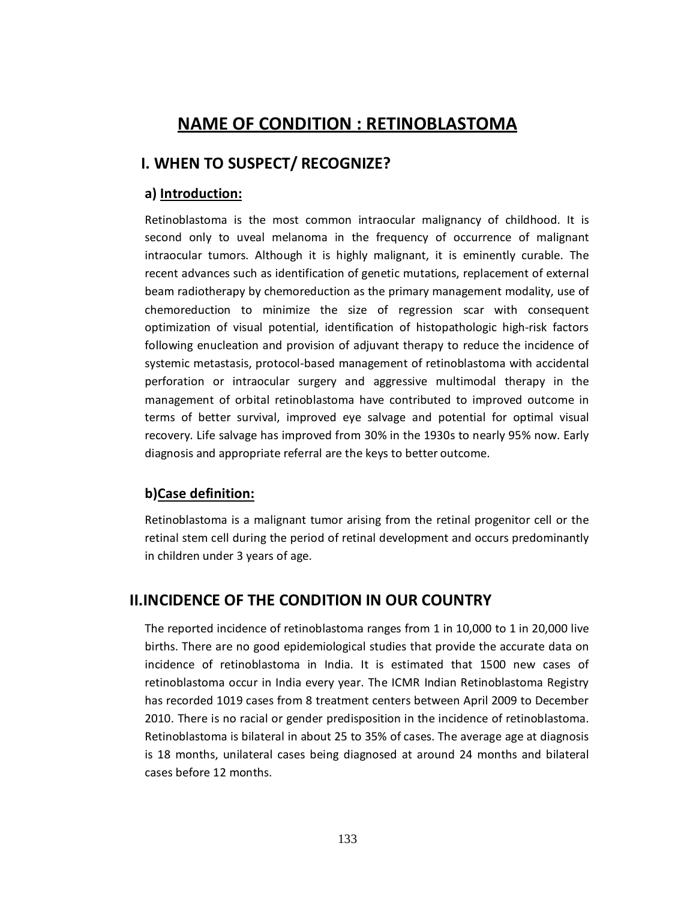# NAME OF CONDITION : RETINOBLASTOMA

## I. WHEN TO SUSPECT/ RECOGNIZE?

### a) Introduction:

Retinoblastoma is the most common intraocular malignancy of childhood. It is second only to uveal melanoma in the frequency of occurrence of malignant intraocular tumors. Although it is highly malignant, it is eminently curable. The recent advances such as identification of genetic mutations, replacement of external beam radiotherapy by chemoreduction as the primary management modality, use of chemoreduction to minimize the size of regression scar with consequent optimization of visual potential, identification of histopathologic high-risk factors following enucleation and provision of adjuvant therapy to reduce the incidence of systemic metastasis, protocol-based management of retinoblastoma with accidental perforation or intraocular surgery and aggressive multimodal therapy in the management of orbital retinoblastoma have contributed to improved outcome in terms of better survival, improved eye salvage and potential for optimal visual recovery. Life salvage has improved from 30% in the 1930s to nearly 95% now. Early diagnosis and appropriate referral are the keys to better outcome.

### b)Case definition:

Retinoblastoma is a malignant tumor arising from the retinal progenitor cell or the retinal stem cell during the period of retinal development and occurs predominantly in children under 3 years of age.

## II.INCIDENCE OF THE CONDITION IN OUR COUNTRY

The reported incidence of retinoblastoma ranges from 1 in 10,000 to 1 in 20,000 live births. There are no good epidemiological studies that provide the accurate data on incidence of retinoblastoma in India. It is estimated that 1500 new cases of retinoblastoma occur in India every year. The ICMR Indian Retinoblastoma Registry has recorded 1019 cases from 8 treatment centers between April 2009 to December 2010. There is no racial or gender predisposition in the incidence of retinoblastoma. Retinoblastoma is bilateral in about 25 to 35% of cases. The average age at diagnosis is 18 months, unilateral cases being diagnosed at around 24 months and bilateral cases before 12 months.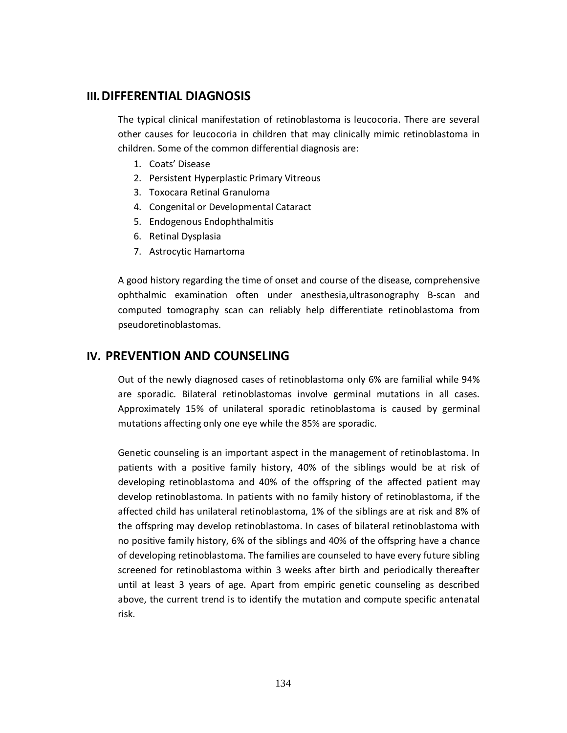## III. DIFFERENTIAL DIAGNOSIS

The typical clinical manifestation of retinoblastoma is leucocoria. There are several other causes for leucocoria in children that may clinically mimic retinoblastoma in children. Some of the common differential diagnosis are:

1. Coats' Disease
2. Persistent Hyperplastic Primary Vitreous
3. Toxocara Retinal Granuloma
4. Congenital or Developmental Cataract
5. Endogenous Endophthalmitis
6. Retinal Dysplasia
7. Astrocytic Hamartoma

A good history regarding the time of onset and course of the disease, comprehensive ophthalmic examination often under anesthesia,ultrasonography B-scan and computed tomography scan can reliably help differentiate retinoblastoma from pseudoretinoblastomas.

## IV. PREVENTION AND COUNSELING

Out of the newly diagnosed cases of retinoblastoma only 6% are familial while 94% are sporadic. Bilateral retinoblastomas involve germinal mutations in all cases. Approximately 15% of unilateral sporadic retinoblastoma is caused by germinal mutations affecting only one eye while the 85% are sporadic.

Genetic counseling is an important aspect in the management of retinoblastoma. In patients with a positive family history, 40% of the siblings would be at risk of developing retinoblastoma and 40% of the offspring of the affected patient may develop retinoblastoma. In patients with no family history of retinoblastoma, if the affected child has unilateral retinoblastoma, 1% of the siblings are at risk and 8% of the offspring may develop retinoblastoma. In cases of bilateral retinoblastoma with no positive family history, 6% of the siblings and 40% of the offspring have a chance of developing retinoblastoma. The families are counseled to have every future sibling screened for retinoblastoma within 3 weeks after birth and periodically thereafter until at least 3 years of age. Apart from empiric genetic counseling as described above, the current trend is to identify the mutation and compute specific antenatal risk.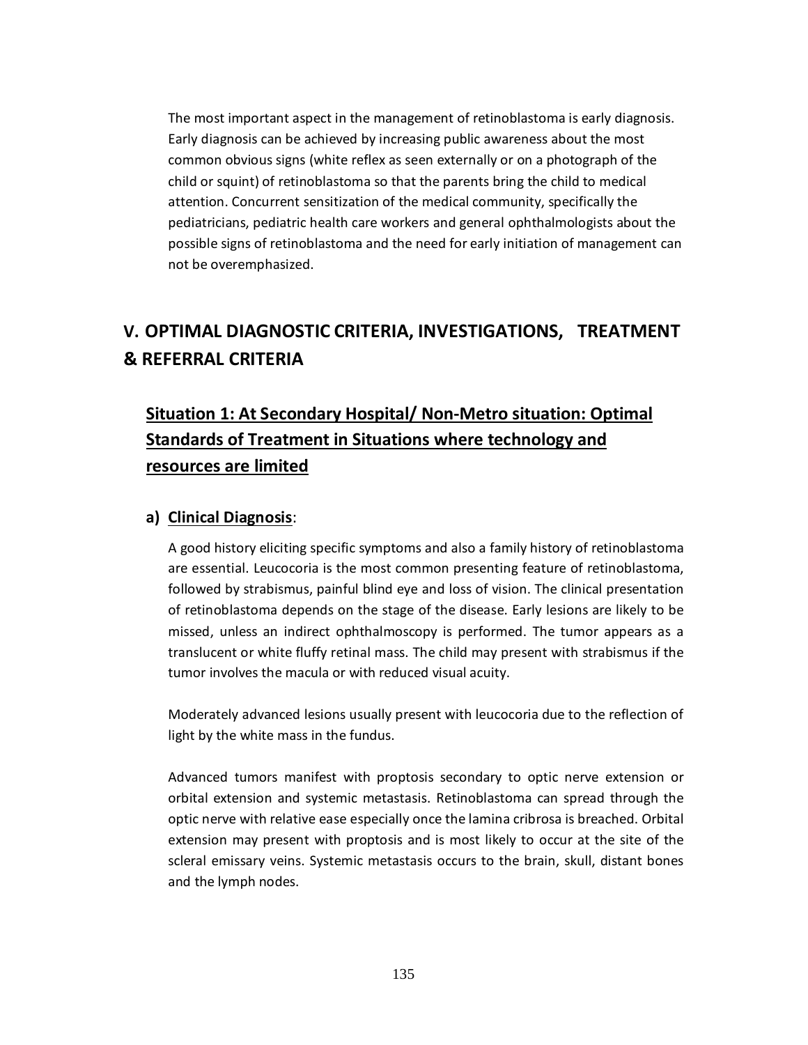The most important aspect in the management of retinoblastoma is early diagnosis. Early diagnosis can be achieved by increasing public awareness about the most common obvious signs (white reflex as seen externally or on a photograph of the child or squint) of retinoblastoma so that the parents bring the child to medical attention. Concurrent sensitization of the medical community, specifically the pediatricians, pediatric health care workers and general ophthalmologists about the possible signs of retinoblastoma and the need for early initiation of management can not be overemphasized.

## V. OPTIMAL DIAGNOSTIC CRITERIA, INVESTIGATIONS, TREATMENT & REFERRAL CRITERIA

### Situation 1: At Secondary Hospital/ Non-Metro situation: Optimal Standards of Treatment in Situations where technology and resources are limited

#### a) Clinical Diagnosis:

A good history eliciting specific symptoms and also a family history of retinoblastoma are essential. Leucocoria is the most common presenting feature of retinoblastoma, followed by strabismus, painful blind eye and loss of vision. The clinical presentation of retinoblastoma depends on the stage of the disease. Early lesions are likely to be missed, unless an indirect ophthalmoscopy is performed. The tumor appears as a translucent or white fluffy retinal mass. The child may present with strabismus if the tumor involves the macula or with reduced visual acuity.

Moderately advanced lesions usually present with leucocoria due to the reflection of light by the white mass in the fundus.

Advanced tumors manifest with proptosis secondary to optic nerve extension or orbital extension and systemic metastasis. Retinoblastoma can spread through the optic nerve with relative ease especially once the lamina cribrosa is breached. Orbital extension may present with proptosis and is most likely to occur at the site of the scleral emissary veins. Systemic metastasis occurs to the brain, skull, distant bones and the lymph nodes.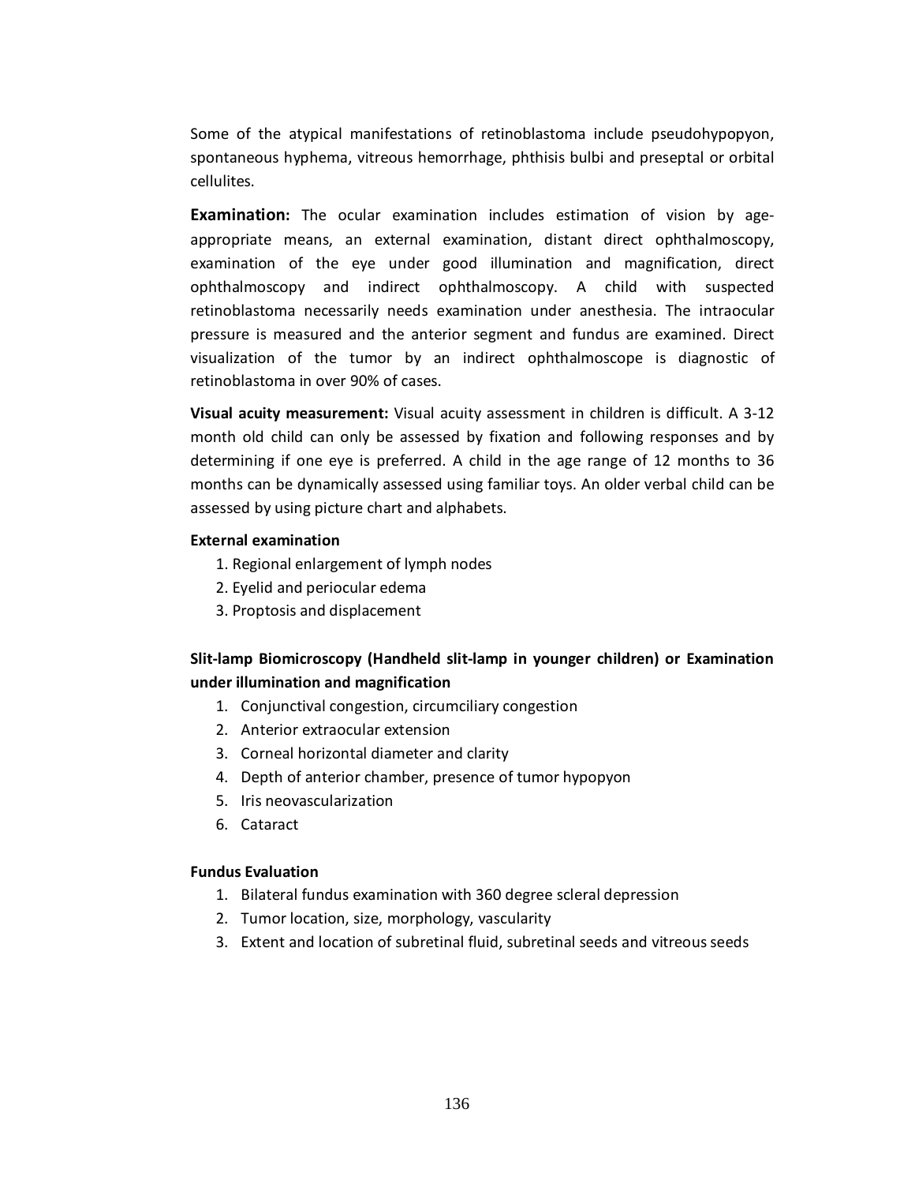Some of the atypical manifestations of retinoblastoma include pseudohypopyon, spontaneous hyphema, vitreous hemorrhage, phthisis bulbi and preseptal or orbital cellulites.

**Examination:** The ocular examination includes estimation of vision by age-appropriate means, an external examination, distant direct ophthalmoscopy, examination of the eye under good illumination and magnification, direct ophthalmoscopy and indirect ophthalmoscopy. A child with suspected retinoblastoma necessarily needs examination under anesthesia. The intraocular pressure is measured and the anterior segment and fundus are examined. Direct visualization of the tumor by an indirect ophthalmoscope is diagnostic of retinoblastoma in over 90% of cases.

**Visual acuity measurement:** Visual acuity assessment in children is difficult. A 3-12 month old child can only be assessed by fixation and following responses and by determining if one eye is preferred. A child in the age range of 12 months to 36 months can be dynamically assessed using familiar toys. An older verbal child can be assessed by using picture chart and alphabets.

**External examination**

1. Regional enlargement of lymph nodes
2. Eyelid and periocular edema
3. Proptosis and displacement

**Slit-lamp Biomicroscopy (Handheld slit-lamp in younger children) or Examination under illumination and magnification**

1. Conjunctival congestion, circumciliary congestion
2. Anterior extraocular extension
3. Corneal horizontal diameter and clarity
4. Depth of anterior chamber, presence of tumor hypopyon
5. Iris neovascularization
6. Cataract

**Fundus Evaluation**

1. Bilateral fundus examination with 360 degree scleral depression
2. Tumor location, size, morphology, vascularity
3. Extent and location of subretinal fluid, subretinal seeds and vitreous seeds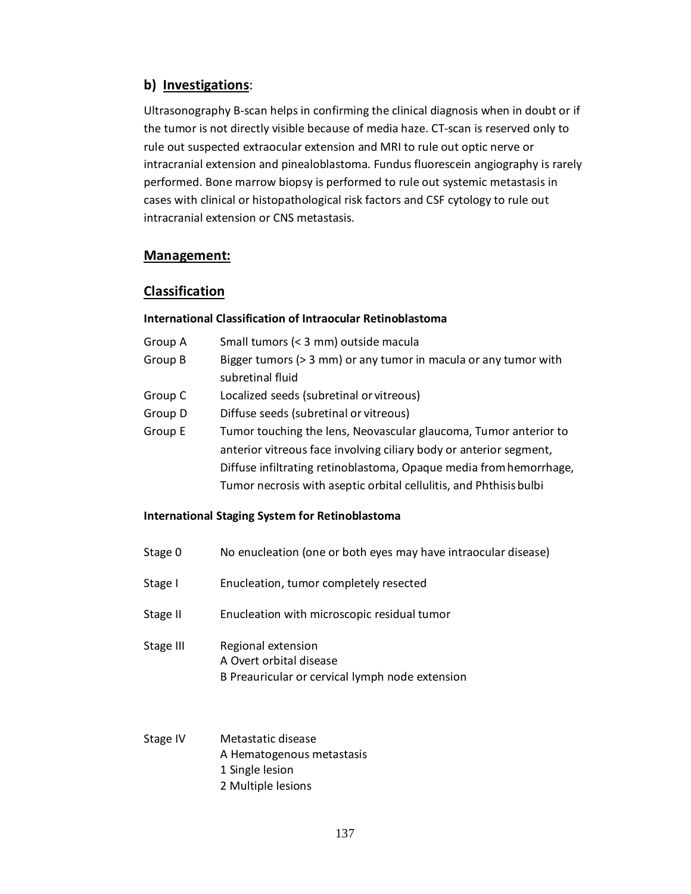## b) Investigations:

Ultrasonography B-scan helps in confirming the clinical diagnosis when in doubt or if the tumor is not directly visible because of media haze. CT-scan is reserved only to rule out suspected extraocular extension and MRI to rule out optic nerve or intracranial extension and pinealoblastoma. Fundus fluorescein angiography is rarely performed. Bone marrow biopsy is performed to rule out systemic metastasis in cases with clinical or histopathological risk factors and CSF cytology to rule out intracranial extension or CNS metastasis.

## Management:

## Classification

**International Classification of Intraocular Retinoblastoma**

| | |
|---|---|
| Group A | Small tumors (< 3 mm) outside macula |
| Group B | Bigger tumors (> 3 mm) or any tumor in macula or any tumor with subretinal fluid |
| Group C | Localized seeds (subretinal or vitreous) |
| Group D | Diffuse seeds (subretinal or vitreous) |
| Group E | Tumor touching the lens, Neovascular glaucoma, Tumor anterior to anterior vitreous face involving ciliary body or anterior segment, Diffuse infiltrating retinoblastoma, Opaque media from hemorrhage, Tumor necrosis with aseptic orbital cellulitis, and Phthisis bulbi |

**International Staging System for Retinoblastoma**

| | |
|---|---|
| Stage 0 | No enucleation (one or both eyes may have intraocular disease) |
| Stage I | Enucleation, tumor completely resected |
| Stage II | Enucleation with microscopic residual tumor |
| Stage III | Regional extension<br>A Overt orbital disease<br>B Preauricular or cervical lymph node extension |
| Stage IV | Metastatic disease<br>A Hematogenous metastasis<br>1 Single lesion<br>2 Multiple lesions |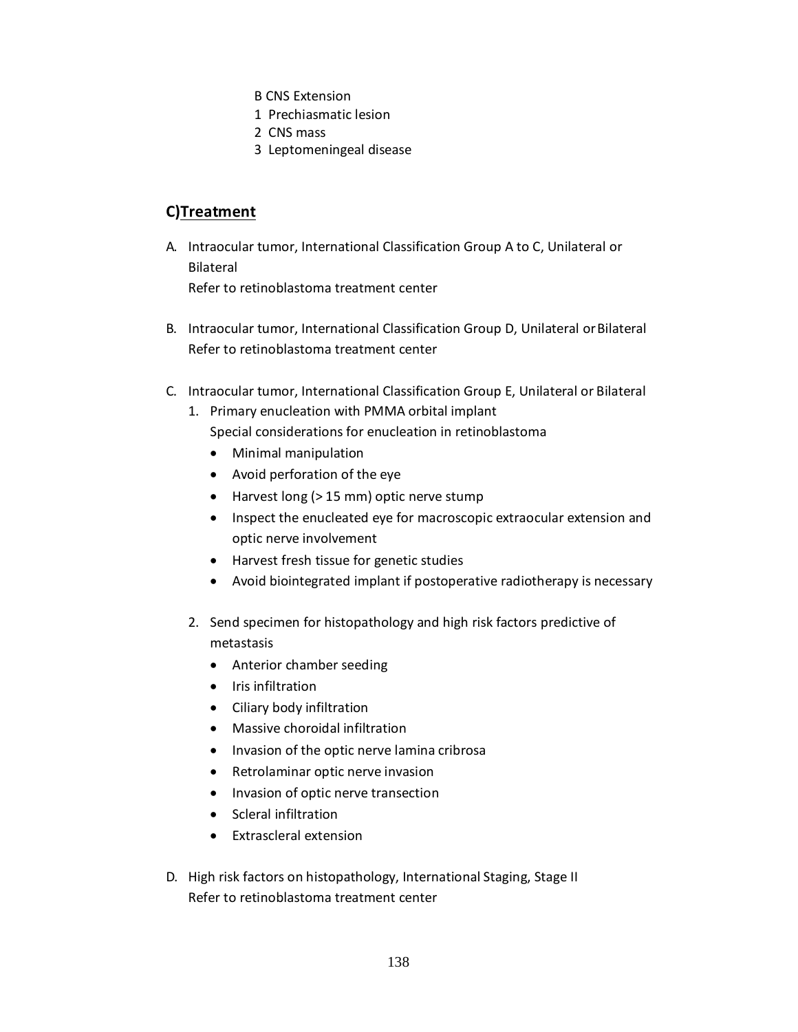B CNS Extension
1 Prechiasmatic lesion
2 CNS mass
3 Leptomeningeal disease

## C)Treatment

A. Intraocular tumor, International Classification Group A to C, Unilateral or Bilateral
   Refer to retinoblastoma treatment center

B. Intraocular tumor, International Classification Group D, Unilateral or Bilateral
   Refer to retinoblastoma treatment center

C. Intraocular tumor, International Classification Group E, Unilateral or Bilateral
   1. Primary enucleation with PMMA orbital implant
      Special considerations for enucleation in retinoblastoma
      - Minimal manipulation
      - Avoid perforation of the eye
      - Harvest long (> 15 mm) optic nerve stump
      - Inspect the enucleated eye for macroscopic extraocular extension and optic nerve involvement
      - Harvest fresh tissue for genetic studies
      - Avoid biointegrated implant if postoperative radiotherapy is necessary

   2. Send specimen for histopathology and high risk factors predictive of metastasis
      - Anterior chamber seeding
      - Iris infiltration
      - Ciliary body infiltration
      - Massive choroidal infiltration
      - Invasion of the optic nerve lamina cribrosa
      - Retrolaminar optic nerve invasion
      - Invasion of optic nerve transection
      - Scleral infiltration
      - Extrascleral extension

D. High risk factors on histopathology, International Staging, Stage II
   Refer to retinoblastoma treatment center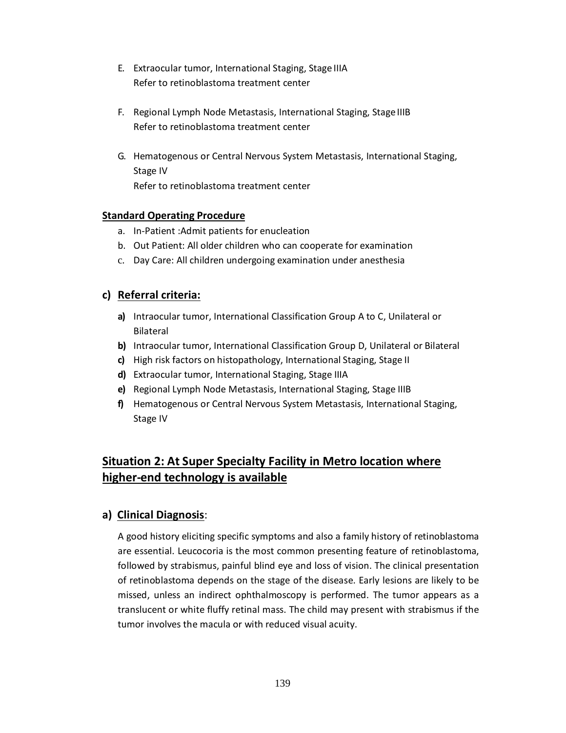E. Extraocular tumor, International Staging, Stage IIIA
   Refer to retinoblastoma treatment center

F. Regional Lymph Node Metastasis, International Staging, Stage IIIB
   Refer to retinoblastoma treatment center

G. Hematogenous or Central Nervous System Metastasis, International Staging, Stage IV
   Refer to retinoblastoma treatment center

**Standard Operating Procedure**

a. In-Patient :Admit patients for enucleation
b. Out Patient: All older children who can cooperate for examination
c. Day Care: All children undergoing examination under anesthesia

## c) Referral criteria:

**a)** Intraocular tumor, International Classification Group A to C, Unilateral or Bilateral
**b)** Intraocular tumor, International Classification Group D, Unilateral or Bilateral
**c)** High risk factors on histopathology, International Staging, Stage II
**d)** Extraocular tumor, International Staging, Stage IIIA
**e)** Regional Lymph Node Metastasis, International Staging, Stage IIIB
**f)** Hematogenous or Central Nervous System Metastasis, International Staging, Stage IV

# Situation 2: At Super Specialty Facility in Metro location where higher-end technology is available

## a) Clinical Diagnosis:

A good history eliciting specific symptoms and also a family history of retinoblastoma are essential. Leucocoria is the most common presenting feature of retinoblastoma, followed by strabismus, painful blind eye and loss of vision. The clinical presentation of retinoblastoma depends on the stage of the disease. Early lesions are likely to be missed, unless an indirect ophthalmoscopy is performed. The tumor appears as a translucent or white fluffy retinal mass. The child may present with strabismus if the tumor involves the macula or with reduced visual acuity.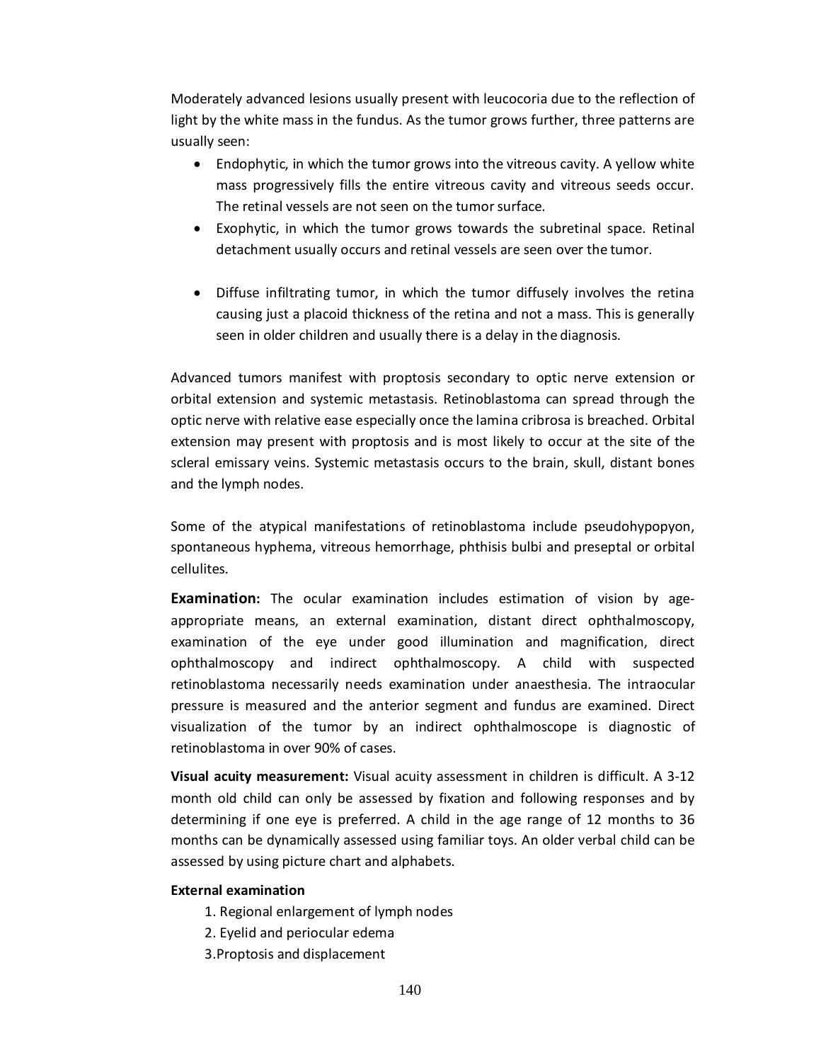Moderately advanced lesions usually present with leucocoria due to the reflection of light by the white mass in the fundus. As the tumor grows further, three patterns are usually seen:

- Endophytic, in which the tumor grows into the vitreous cavity. A yellow white mass progressively fills the entire vitreous cavity and vitreous seeds occur. The retinal vessels are not seen on the tumor surface.
- Exophytic, in which the tumor grows towards the subretinal space. Retinal detachment usually occurs and retinal vessels are seen over the tumor.
- Diffuse infiltrating tumor, in which the tumor diffusely involves the retina causing just a placoid thickness of the retina and not a mass. This is generally seen in older children and usually there is a delay in the diagnosis.

Advanced tumors manifest with proptosis secondary to optic nerve extension or orbital extension and systemic metastasis. Retinoblastoma can spread through the optic nerve with relative ease especially once the lamina cribrosa is breached. Orbital extension may present with proptosis and is most likely to occur at the site of the scleral emissary veins. Systemic metastasis occurs to the brain, skull, distant bones and the lymph nodes.

Some of the atypical manifestations of retinoblastoma include pseudohypopyon, spontaneous hyphema, vitreous hemorrhage, phthisis bulbi and preseptal or orbital cellulites.

**Examination:** The ocular examination includes estimation of vision by age-appropriate means, an external examination, distant direct ophthalmoscopy, examination of the eye under good illumination and magnification, direct ophthalmoscopy and indirect ophthalmoscopy. A child with suspected retinoblastoma necessarily needs examination under anaesthesia. The intraocular pressure is measured and the anterior segment and fundus are examined. Direct visualization of the tumor by an indirect ophthalmoscope is diagnostic of retinoblastoma in over 90% of cases.

**Visual acuity measurement:** Visual acuity assessment in children is difficult. A 3-12 month old child can only be assessed by fixation and following responses and by determining if one eye is preferred. A child in the age range of 12 months to 36 months can be dynamically assessed using familiar toys. An older verbal child can be assessed by using picture chart and alphabets.

**External examination**

1. Regional enlargement of lymph nodes
2. Eyelid and periocular edema
3. Proptosis and displacement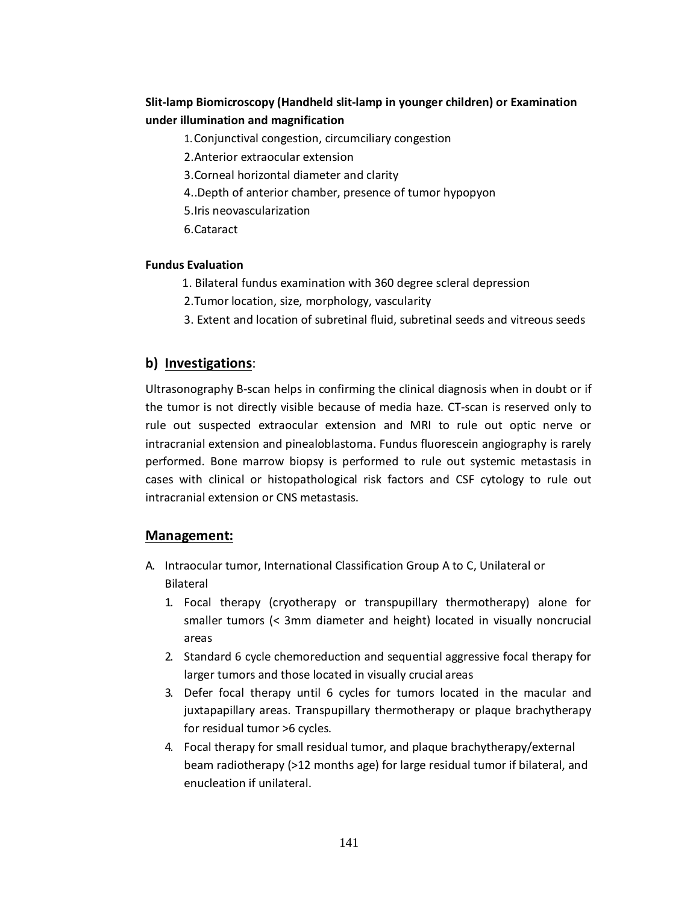**Slit-lamp Biomicroscopy (Handheld slit-lamp in younger children) or Examination under illumination and magnification**

1. Conjunctival congestion, circumciliary congestion
2. Anterior extraocular extension
3. Corneal horizontal diameter and clarity
4. .Depth of anterior chamber, presence of tumor hypopyon
5. Iris neovascularization
6. Cataract

**Fundus Evaluation**

1. Bilateral fundus examination with 360 degree scleral depression
2. Tumor location, size, morphology, vascularity
3. Extent and location of subretinal fluid, subretinal seeds and vitreous seeds

## b) Investigations:

Ultrasonography B-scan helps in confirming the clinical diagnosis when in doubt or if the tumor is not directly visible because of media haze. CT-scan is reserved only to rule out suspected extraocular extension and MRI to rule out optic nerve or intracranial extension and pinealoblastoma. Fundus fluorescein angiography is rarely performed. Bone marrow biopsy is performed to rule out systemic metastasis in cases with clinical or histopathological risk factors and CSF cytology to rule out intracranial extension or CNS metastasis.

## Management:

A. Intraocular tumor, International Classification Group A to C, Unilateral or Bilateral
   1. Focal therapy (cryotherapy or transpupillary thermotherapy) alone for smaller tumors (< 3mm diameter and height) located in visually noncrucial areas
   2. Standard 6 cycle chemoreduction and sequential aggressive focal therapy for larger tumors and those located in visually crucial areas
   3. Defer focal therapy until 6 cycles for tumors located in the macular and juxtapapillary areas. Transpupillary thermotherapy or plaque brachytherapy for residual tumor >6 cycles.
   4. Focal therapy for small residual tumor, and plaque brachytherapy/external beam radiotherapy (>12 months age) for large residual tumor if bilateral, and enucleation if unilateral.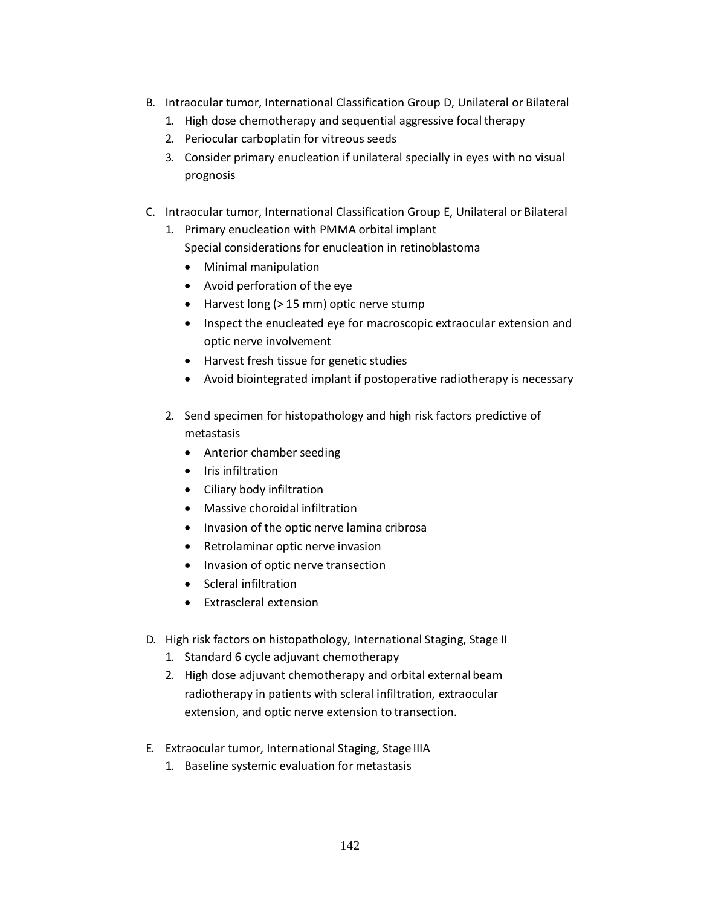B. Intraocular tumor, International Classification Group D, Unilateral or Bilateral
   1. High dose chemotherapy and sequential aggressive focal therapy
   2. Periocular carboplatin for vitreous seeds
   3. Consider primary enucleation if unilateral specially in eyes with no visual prognosis

C. Intraocular tumor, International Classification Group E, Unilateral or Bilateral
   1. Primary enucleation with PMMA orbital implant
      Special considerations for enucleation in retinoblastoma
      - Minimal manipulation
      - Avoid perforation of the eye
      - Harvest long (> 15 mm) optic nerve stump
      - Inspect the enucleated eye for macroscopic extraocular extension and optic nerve involvement
      - Harvest fresh tissue for genetic studies
      - Avoid biointegrated implant if postoperative radiotherapy is necessary

   2. Send specimen for histopathology and high risk factors predictive of metastasis
      - Anterior chamber seeding
      - Iris infiltration
      - Ciliary body infiltration
      - Massive choroidal infiltration
      - Invasion of the optic nerve lamina cribrosa
      - Retrolaminar optic nerve invasion
      - Invasion of optic nerve transection
      - Scleral infiltration
      - Extrascleral extension

D. High risk factors on histopathology, International Staging, Stage II
   1. Standard 6 cycle adjuvant chemotherapy
   2. High dose adjuvant chemotherapy and orbital external beam radiotherapy in patients with scleral infiltration, extraocular extension, and optic nerve extension to transection.

E. Extraocular tumor, International Staging, Stage IIIA
   1. Baseline systemic evaluation for metastasis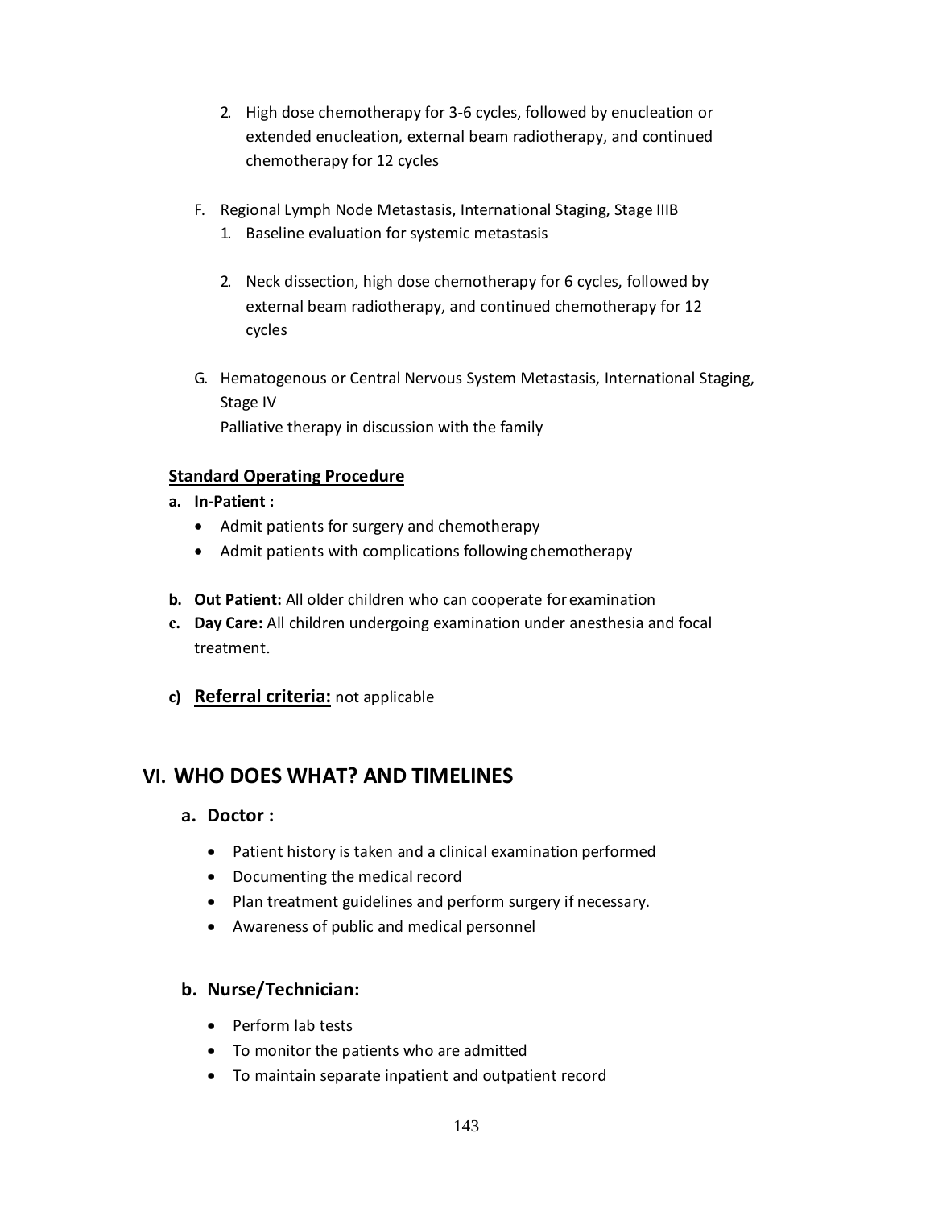2. High dose chemotherapy for 3-6 cycles, followed by enucleation or extended enucleation, external beam radiotherapy, and continued chemotherapy for 12 cycles

F. Regional Lymph Node Metastasis, International Staging, Stage IIIB
   1. Baseline evaluation for systemic metastasis

   2. Neck dissection, high dose chemotherapy for 6 cycles, followed by external beam radiotherapy, and continued chemotherapy for 12 cycles

G. Hematogenous or Central Nervous System Metastasis, International Staging, Stage IV
   Palliative therapy in discussion with the family

**Standard Operating Procedure**

a. **In-Patient :**
   - Admit patients for surgery and chemotherapy
   - Admit patients with complications following chemotherapy

b. **Out Patient:** All older children who can cooperate for examination

c. **Day Care:** All children undergoing examination under anesthesia and focal treatment.

c) **Referral criteria:** not applicable

## VI. WHO DOES WHAT? AND TIMELINES

### a. Doctor :

- Patient history is taken and a clinical examination performed
- Documenting the medical record
- Plan treatment guidelines and perform surgery if necessary.
- Awareness of public and medical personnel

### b. Nurse/Technician:

- Perform lab tests
- To monitor the patients who are admitted
- To maintain separate inpatient and outpatient record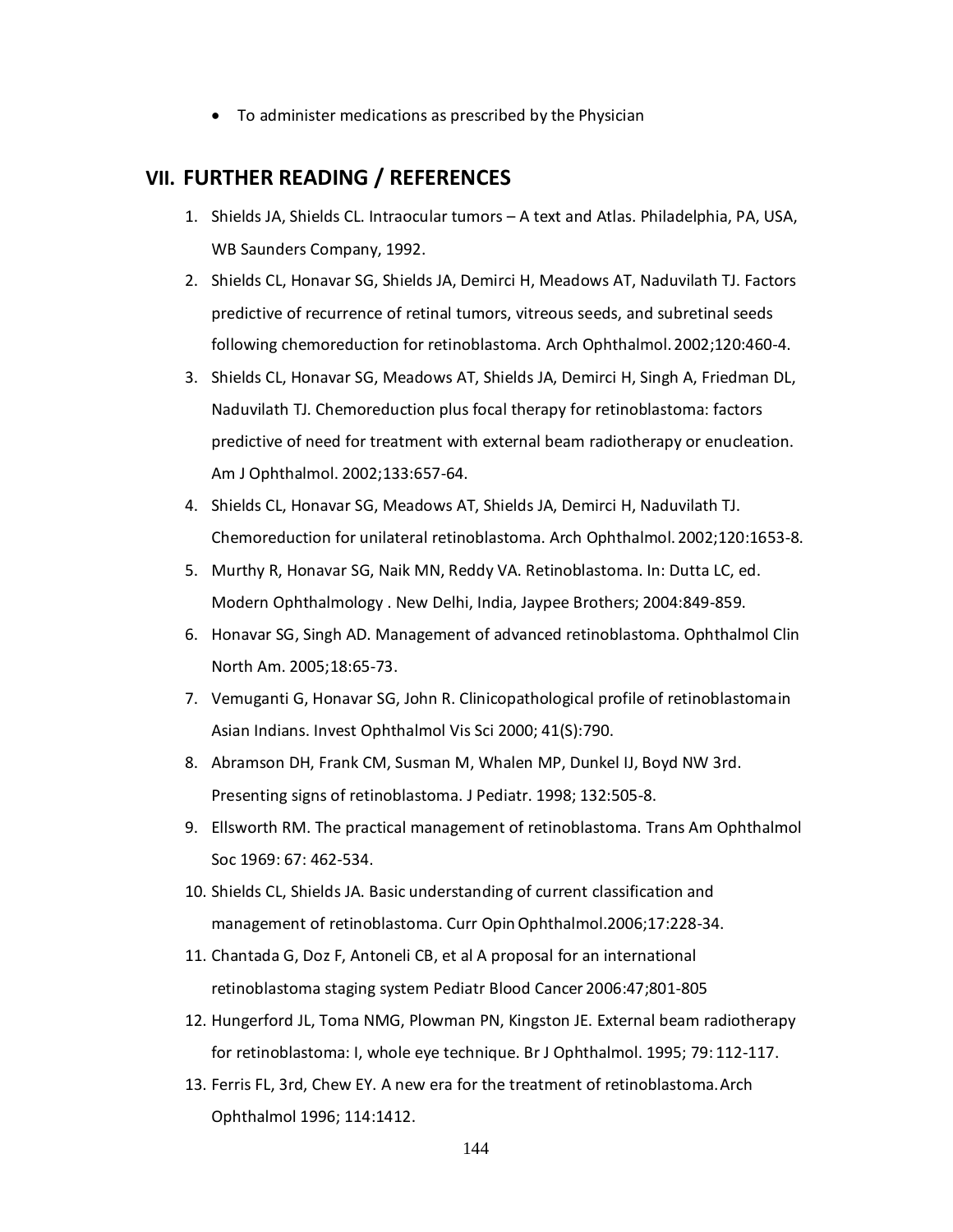- To administer medications as prescribed by the Physician

## VII. FURTHER READING / REFERENCES

1. Shields JA, Shields CL. Intraocular tumors – A text and Atlas. Philadelphia, PA, USA, WB Saunders Company, 1992.
2. Shields CL, Honavar SG, Shields JA, Demirci H, Meadows AT, Naduvilath TJ. Factors predictive of recurrence of retinal tumors, vitreous seeds, and subretinal seeds following chemoreduction for retinoblastoma. Arch Ophthalmol. 2002;120:460-4.
3. Shields CL, Honavar SG, Meadows AT, Shields JA, Demirci H, Singh A, Friedman DL, Naduvilath TJ. Chemoreduction plus focal therapy for retinoblastoma: factors predictive of need for treatment with external beam radiotherapy or enucleation. Am J Ophthalmol. 2002;133:657-64.
4. Shields CL, Honavar SG, Meadows AT, Shields JA, Demirci H, Naduvilath TJ. Chemoreduction for unilateral retinoblastoma. Arch Ophthalmol. 2002;120:1653-8.
5. Murthy R, Honavar SG, Naik MN, Reddy VA. Retinoblastoma. In: Dutta LC, ed. Modern Ophthalmology . New Delhi, India, Jaypee Brothers; 2004:849-859.
6. Honavar SG, Singh AD. Management of advanced retinoblastoma. Ophthalmol Clin North Am. 2005;18:65-73.
7. Vemuganti G, Honavar SG, John R. Clinicopathological profile of retinoblastomain Asian Indians. Invest Ophthalmol Vis Sci 2000; 41(S):790.
8. Abramson DH, Frank CM, Susman M, Whalen MP, Dunkel IJ, Boyd NW 3rd. Presenting signs of retinoblastoma. J Pediatr. 1998; 132:505-8.
9. Ellsworth RM. The practical management of retinoblastoma. Trans Am Ophthalmol Soc 1969: 67: 462-534.
10. Shields CL, Shields JA. Basic understanding of current classification and management of retinoblastoma. Curr Opin Ophthalmol.2006;17:228-34.
11. Chantada G, Doz F, Antoneli CB, et al A proposal for an international retinoblastoma staging system Pediatr Blood Cancer 2006:47;801-805
12. Hungerford JL, Toma NMG, Plowman PN, Kingston JE. External beam radiotherapy for retinoblastoma: I, whole eye technique. Br J Ophthalmol. 1995; 79: 112-117.
13. Ferris FL, 3rd, Chew EY. A new era for the treatment of retinoblastoma. Arch Ophthalmol 1996; 114:1412.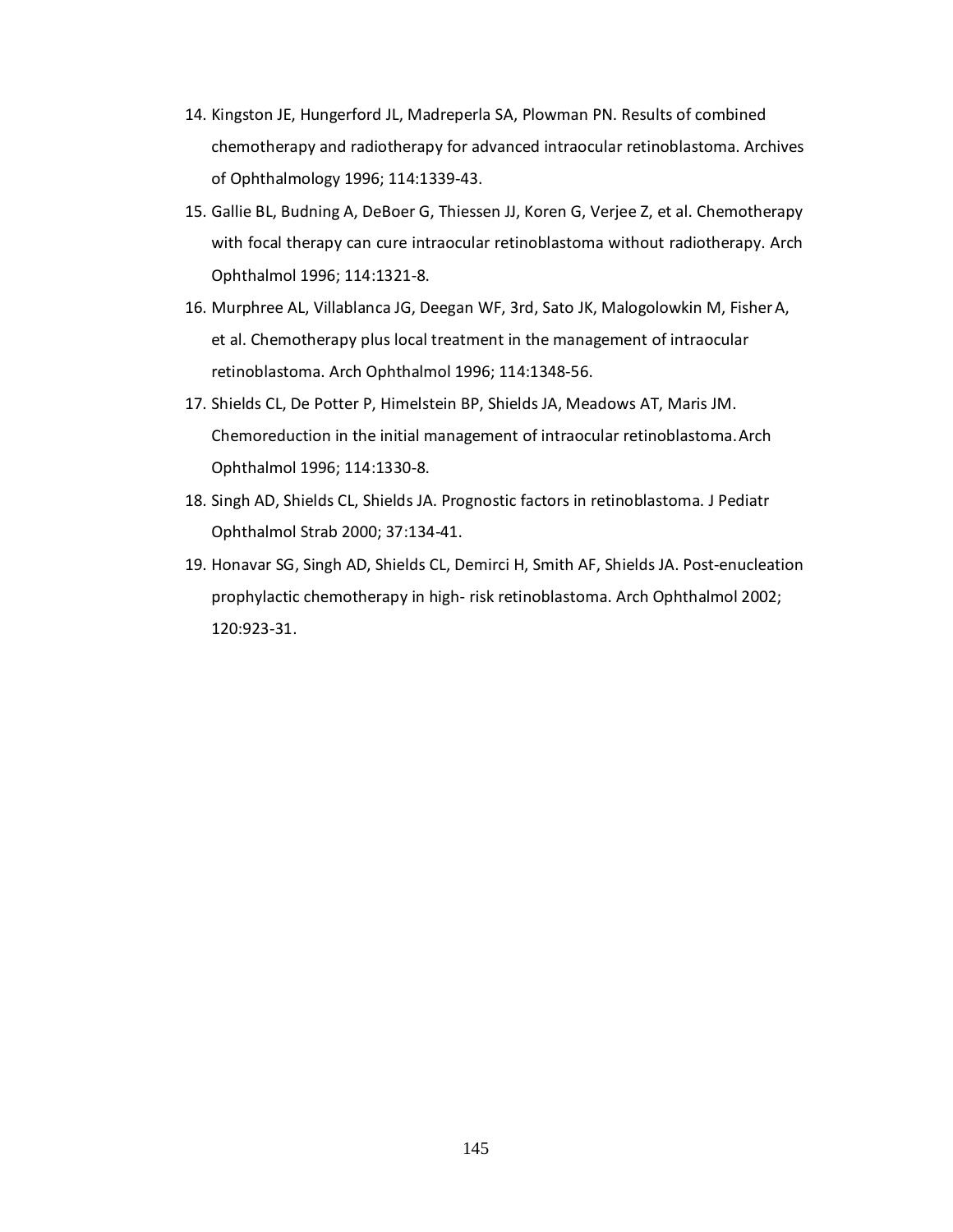14. Kingston JE, Hungerford JL, Madreperla SA, Plowman PN. Results of combined chemotherapy and radiotherapy for advanced intraocular retinoblastoma. Archives of Ophthalmology 1996; 114:1339-43.
15. Gallie BL, Budning A, DeBoer G, Thiessen JJ, Koren G, Verjee Z, et al. Chemotherapy with focal therapy can cure intraocular retinoblastoma without radiotherapy. Arch Ophthalmol 1996; 114:1321-8.
16. Murphree AL, Villablanca JG, Deegan WF, 3rd, Sato JK, Malogolowkin M, Fisher A, et al. Chemotherapy plus local treatment in the management of intraocular retinoblastoma. Arch Ophthalmol 1996; 114:1348-56.
17. Shields CL, De Potter P, Himelstein BP, Shields JA, Meadows AT, Maris JM. Chemoreduction in the initial management of intraocular retinoblastoma. Arch Ophthalmol 1996; 114:1330-8.
18. Singh AD, Shields CL, Shields JA. Prognostic factors in retinoblastoma. J Pediatr Ophthalmol Strab 2000; 37:134-41.
19. Honavar SG, Singh AD, Shields CL, Demirci H, Smith AF, Shields JA. Post-enucleation prophylactic chemotherapy in high- risk retinoblastoma. Arch Ophthalmol 2002; 120:923-31.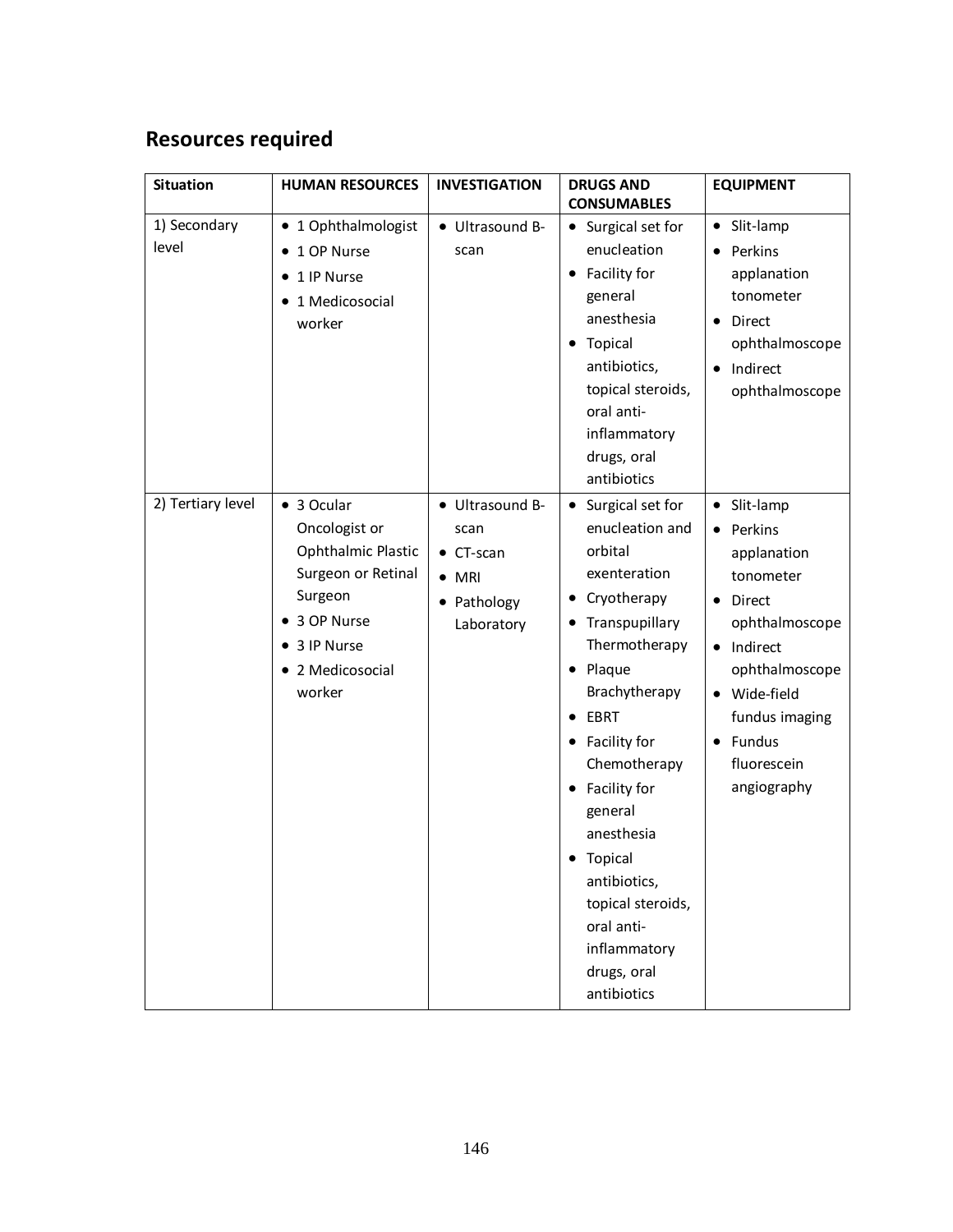## Resources required

| Situation | HUMAN RESOURCES | INVESTIGATION | DRUGS AND CONSUMABLES | EQUIPMENT |
|---|---|---|---|---|
| 1) Secondary level | • 1 Ophthalmologist<br>• 1 OP Nurse<br>• 1 IP Nurse<br>• 1 Medicosocial worker | • Ultrasound B-scan | • Surgical set for enucleation<br>• Facility for general anesthesia<br>• Topical antibiotics, topical steroids, oral anti-inflammatory drugs, oral antibiotics | • Slit-lamp<br>• Perkins applanation tonometer<br>• Direct ophthalmoscope<br>• Indirect ophthalmoscope |
| 2) Tertiary level | • 3 Ocular Oncologist or Ophthalmic Plastic Surgeon or Retinal Surgeon<br>• 3 OP Nurse<br>• 3 IP Nurse<br>• 2 Medicosocial worker | • Ultrasound B-scan<br>• CT-scan<br>• MRI<br>• Pathology Laboratory | • Surgical set for enucleation and orbital exenteration<br>• Cryotherapy<br>• Transpupillary Thermotherapy<br>• Plaque Brachytherapy<br>• EBRT<br>• Facility for Chemotherapy<br>• Facility for general anesthesia<br>• Topical antibiotics, topical steroids, oral anti-inflammatory drugs, oral antibiotics | • Slit-lamp<br>• Perkins applanation tonometer<br>• Direct ophthalmoscope<br>• Indirect ophthalmoscope<br>• Wide-field fundus imaging<br>• Fundus fluorescein angiography |